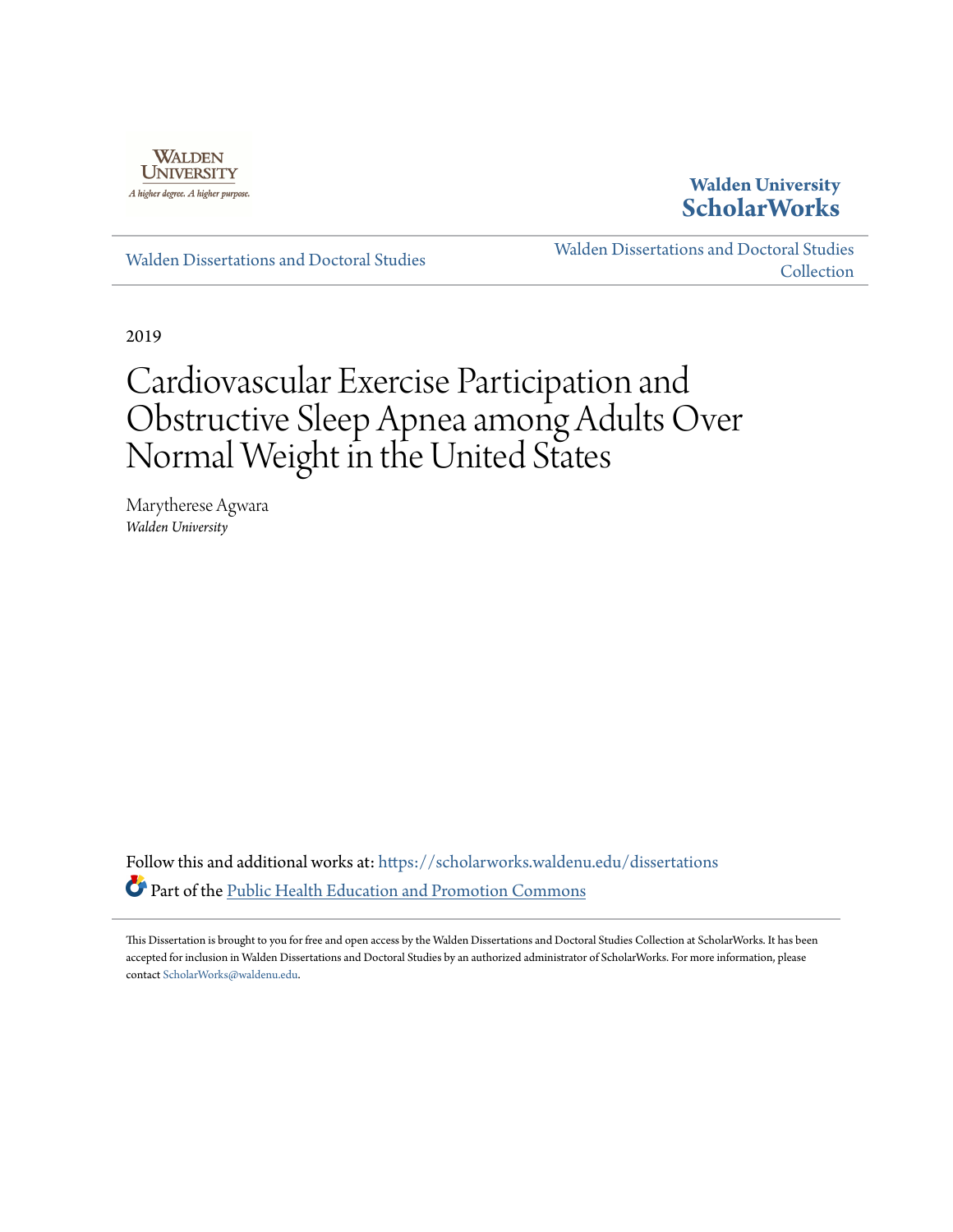Walden University

A higher degree. A higher purpose.

**Walden University ScholarWorks**

Walden Dissertations and Doctoral Studies

Walden Dissertations and Doctoral Studies Collection

2019

# Cardiovascular Exercise Participation and Obstructive Sleep Apnea among Adults Over Normal Weight in the United States

Marytherese Agwara
*Walden University*

Follow this and additional works at: https://scholarworks.waldenu.edu/dissertations

Part of the Public Health Education and Promotion Commons

This Dissertation is brought to you for free and open access by the Walden Dissertations and Doctoral Studies Collection at ScholarWorks. It has been accepted for inclusion in Walden Dissertations and Doctoral Studies by an authorized administrator of ScholarWorks. For more information, please contact ScholarWorks@waldenu.edu.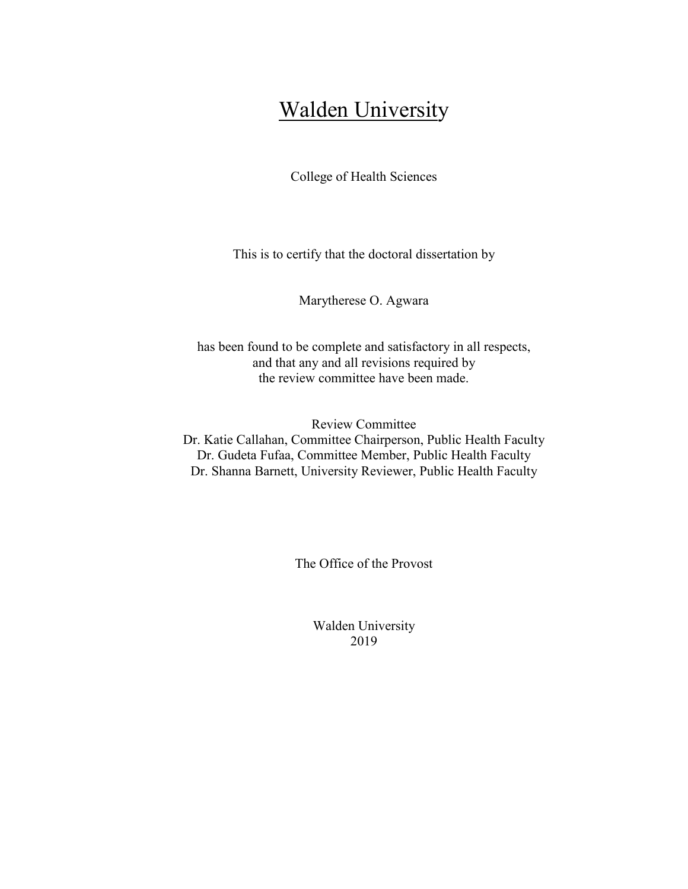# Walden University

College of Health Sciences

This is to certify that the doctoral dissertation by

Marytherese O. Agwara

has been found to be complete and satisfactory in all respects,
and that any and all revisions required by
the review committee have been made.

Review Committee
Dr. Katie Callahan, Committee Chairperson, Public Health Faculty
Dr. Gudeta Fufaa, Committee Member, Public Health Faculty
Dr. Shanna Barnett, University Reviewer, Public Health Faculty

The Office of the Provost

Walden University
2019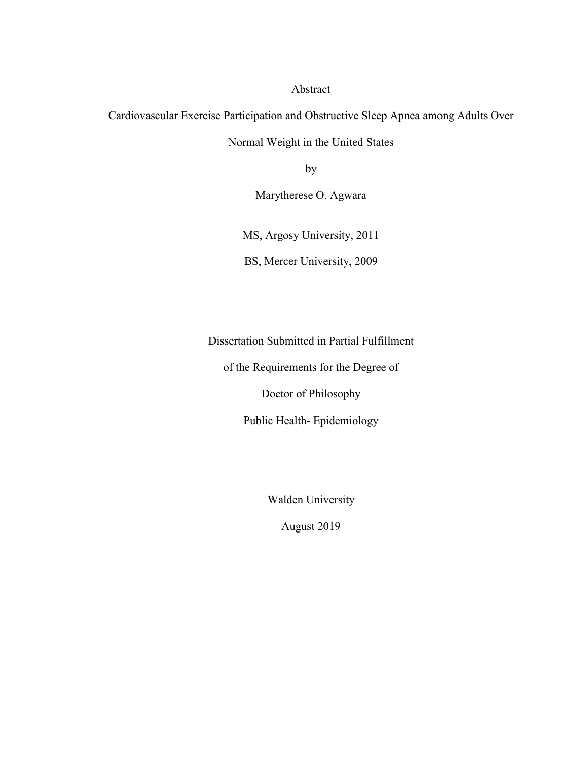Abstract

Cardiovascular Exercise Participation and Obstructive Sleep Apnea among Adults Over Normal Weight in the United States

by

Marytherese O. Agwara

MS, Argosy University, 2011

BS, Mercer University, 2009

Dissertation Submitted in Partial Fulfillment

of the Requirements for the Degree of

Doctor of Philosophy

Public Health- Epidemiology

Walden University

August 2019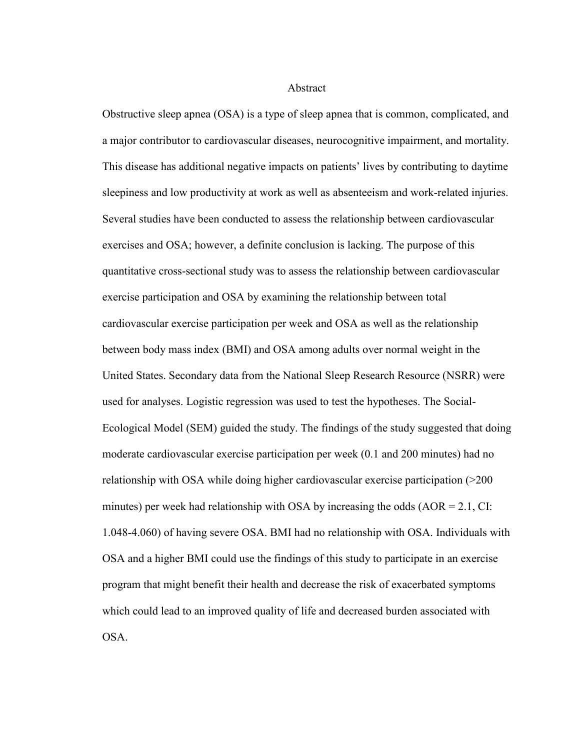# Abstract

Obstructive sleep apnea (OSA) is a type of sleep apnea that is common, complicated, and a major contributor to cardiovascular diseases, neurocognitive impairment, and mortality. This disease has additional negative impacts on patients' lives by contributing to daytime sleepiness and low productivity at work as well as absenteeism and work-related injuries. Several studies have been conducted to assess the relationship between cardiovascular exercises and OSA; however, a definite conclusion is lacking. The purpose of this quantitative cross-sectional study was to assess the relationship between cardiovascular exercise participation and OSA by examining the relationship between total cardiovascular exercise participation per week and OSA as well as the relationship between body mass index (BMI) and OSA among adults over normal weight in the United States. Secondary data from the National Sleep Research Resource (NSRR) were used for analyses. Logistic regression was used to test the hypotheses. The Social-Ecological Model (SEM) guided the study. The findings of the study suggested that doing moderate cardiovascular exercise participation per week (0.1 and 200 minutes) had no relationship with OSA while doing higher cardiovascular exercise participation (>200 minutes) per week had relationship with OSA by increasing the odds (AOR = 2.1, CI: 1.048-4.060) of having severe OSA. BMI had no relationship with OSA. Individuals with OSA and a higher BMI could use the findings of this study to participate in an exercise program that might benefit their health and decrease the risk of exacerbated symptoms which could lead to an improved quality of life and decreased burden associated with OSA.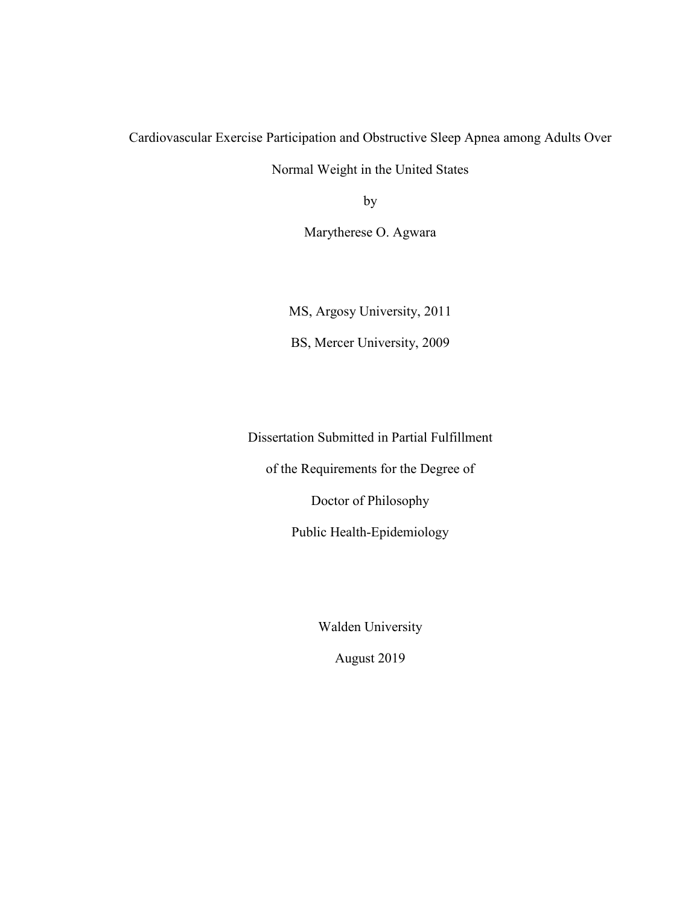Cardiovascular Exercise Participation and Obstructive Sleep Apnea among Adults Over Normal Weight in the United States

by

Marytherese O. Agwara

MS, Argosy University, 2011

BS, Mercer University, 2009

Dissertation Submitted in Partial Fulfillment

of the Requirements for the Degree of

Doctor of Philosophy

Public Health-Epidemiology

Walden University

August 2019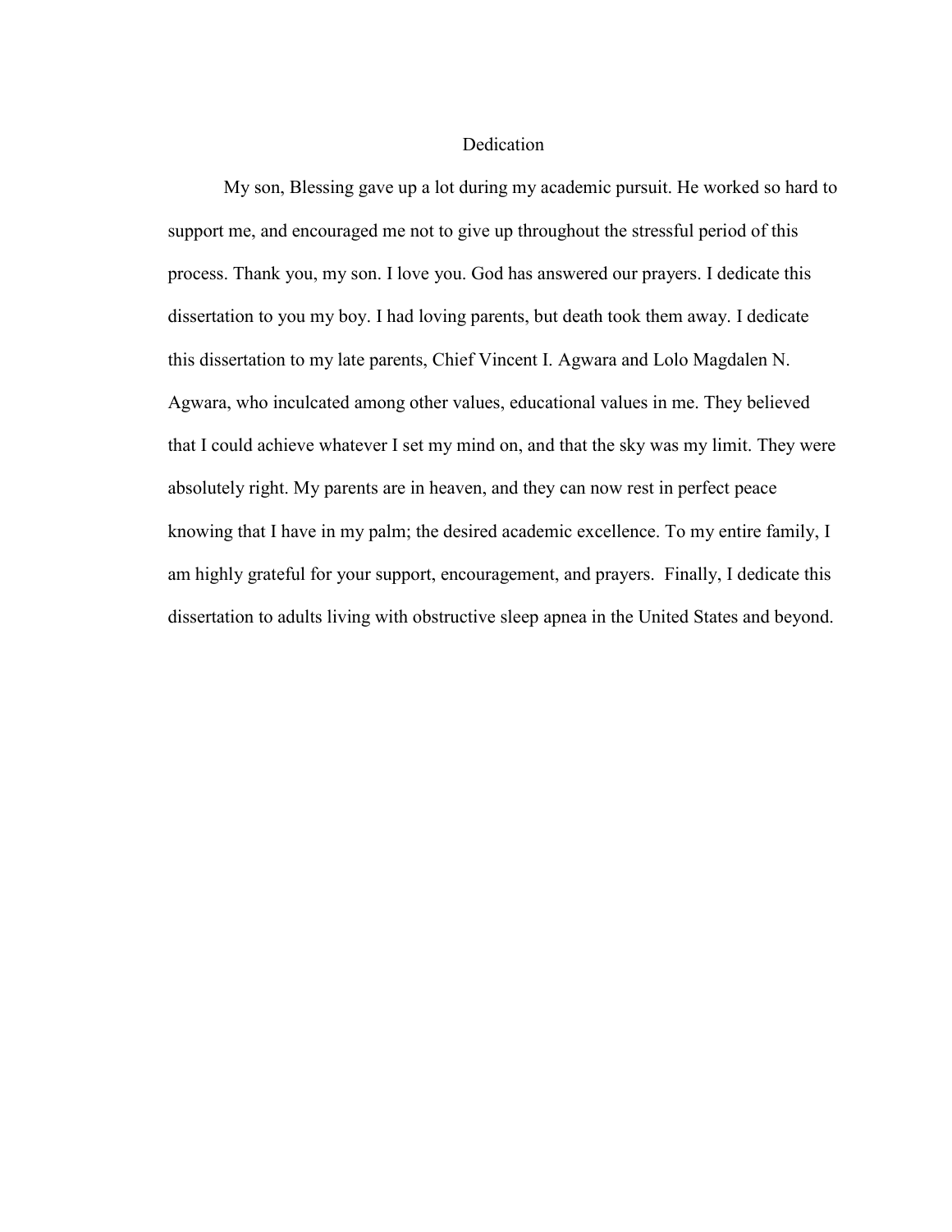# Dedication

My son, Blessing gave up a lot during my academic pursuit. He worked so hard to support me, and encouraged me not to give up throughout the stressful period of this process. Thank you, my son. I love you. God has answered our prayers. I dedicate this dissertation to you my boy. I had loving parents, but death took them away. I dedicate this dissertation to my late parents, Chief Vincent I. Agwara and Lolo Magdalen N. Agwara, who inculcated among other values, educational values in me. They believed that I could achieve whatever I set my mind on, and that the sky was my limit. They were absolutely right. My parents are in heaven, and they can now rest in perfect peace knowing that I have in my palm; the desired academic excellence. To my entire family, I am highly grateful for your support, encouragement, and prayers. Finally, I dedicate this dissertation to adults living with obstructive sleep apnea in the United States and beyond.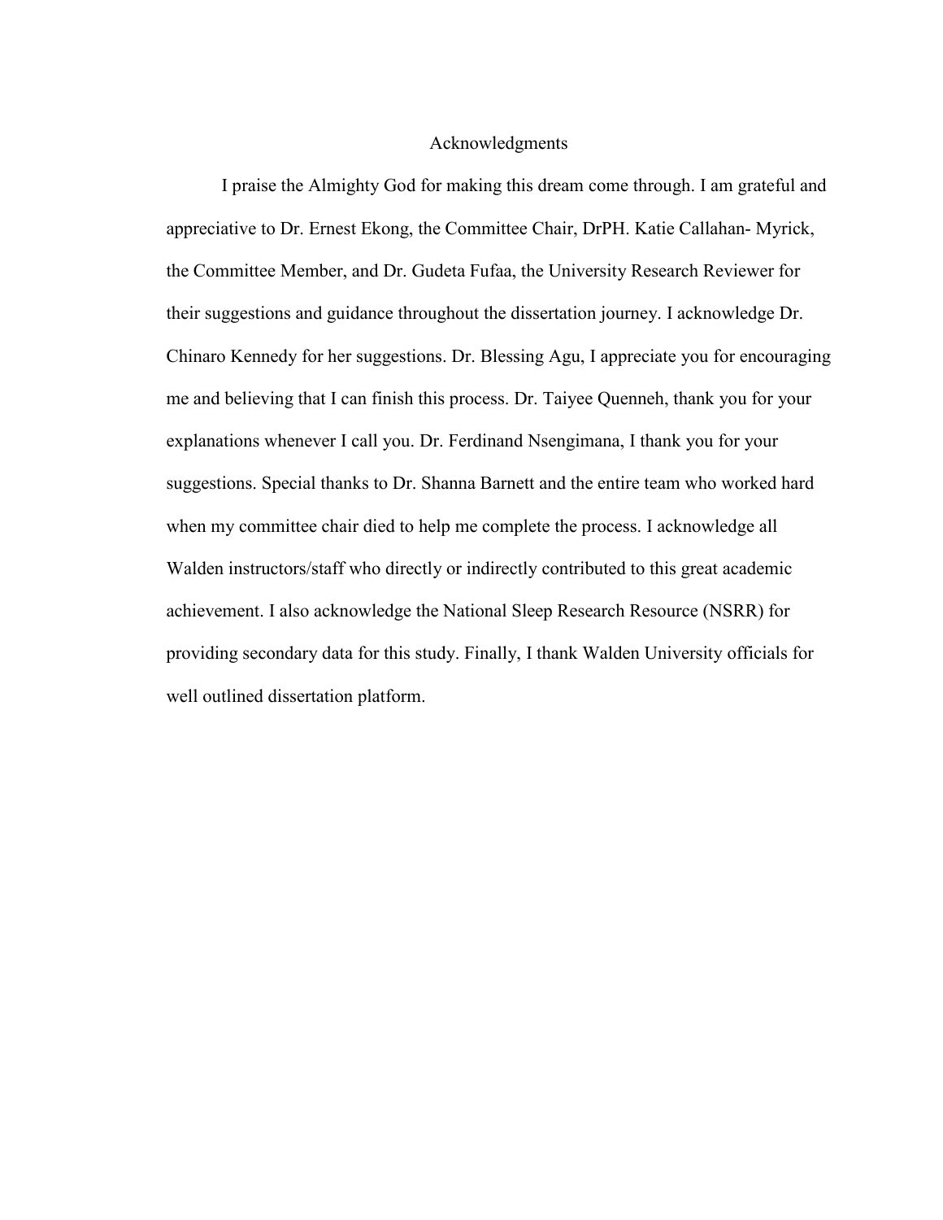# Acknowledgments

I praise the Almighty God for making this dream come through. I am grateful and appreciative to Dr. Ernest Ekong, the Committee Chair, DrPH. Katie Callahan- Myrick, the Committee Member, and Dr. Gudeta Fufaa, the University Research Reviewer for their suggestions and guidance throughout the dissertation journey. I acknowledge Dr. Chinaro Kennedy for her suggestions. Dr. Blessing Agu, I appreciate you for encouraging me and believing that I can finish this process. Dr. Taiyee Quenneh, thank you for your explanations whenever I call you. Dr. Ferdinand Nsengimana, I thank you for your suggestions. Special thanks to Dr. Shanna Barnett and the entire team who worked hard when my committee chair died to help me complete the process. I acknowledge all Walden instructors/staff who directly or indirectly contributed to this great academic achievement. I also acknowledge the National Sleep Research Resource (NSRR) for providing secondary data for this study. Finally, I thank Walden University officials for well outlined dissertation platform.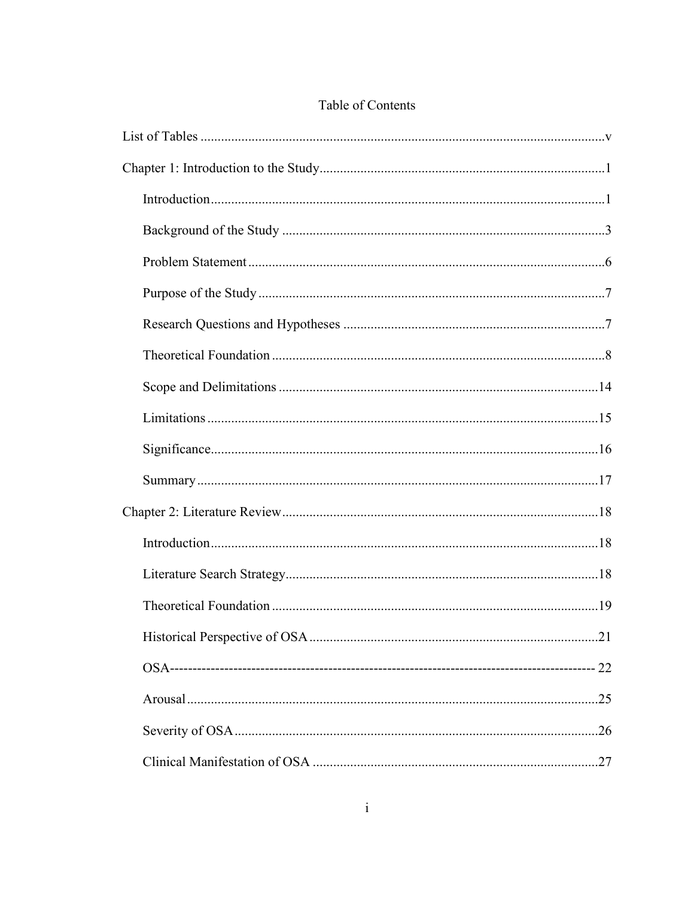# Table of Contents

List of Tables .......................................................................................................................v

Chapter 1: Introduction to the Study...................................................................................1

- Introduction...................................................................................................................1
- Background of the Study ...............................................................................................3
- Problem Statement .........................................................................................................6
- Purpose of the Study ......................................................................................................7
- Research Questions and Hypotheses .............................................................................7
- Theoretical Foundation ..................................................................................................8
- Scope and Delimitations ..............................................................................................14
- Limitations ...................................................................................................................15
- Significance..................................................................................................................16
- Summary ......................................................................................................................17

Chapter 2: Literature Review.............................................................................................18

- Introduction..................................................................................................................18
- Literature Search Strategy............................................................................................18
- Theoretical Foundation ................................................................................................19
- Historical Perspective of OSA .....................................................................................21
- OSA------------------------------------------------------------------------------------------ 22
- Arousal.........................................................................................................................25
- Severity of OSA...........................................................................................................26
- Clinical Manifestation of OSA ....................................................................................27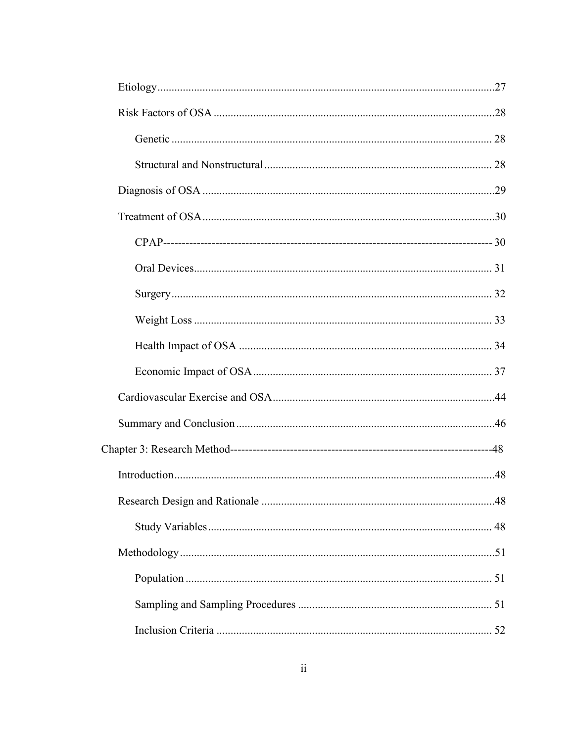Etiology.......................................................................................................................27

Risk Factors of OSA ...................................................................................................28

Genetic ................................................................................................................. 28

Structural and Nonstructural ................................................................................ 28

Diagnosis of OSA .......................................................................................................29

Treatment of OSA.......................................................................................................30

CPAP--------------------------------------------------------------------------------- 30

Oral Devices......................................................................................................... 31

Surgery................................................................................................................. 32

Weight Loss ......................................................................................................... 33

Health Impact of OSA ......................................................................................... 34

Economic Impact of OSA.................................................................................... 37

Cardiovascular Exercise and OSA..............................................................................44

Summary and Conclusion...........................................................................................46

Chapter 3: Research Method--------------------------------------------------------------------48

Introduction.................................................................................................................48

Research Design and Rationale ..................................................................................48

Study Variables.................................................................................................... 48

Methodology...............................................................................................................51

Population ............................................................................................................ 51

Sampling and Sampling Procedures .................................................................... 51

Inclusion Criteria ................................................................................................. 52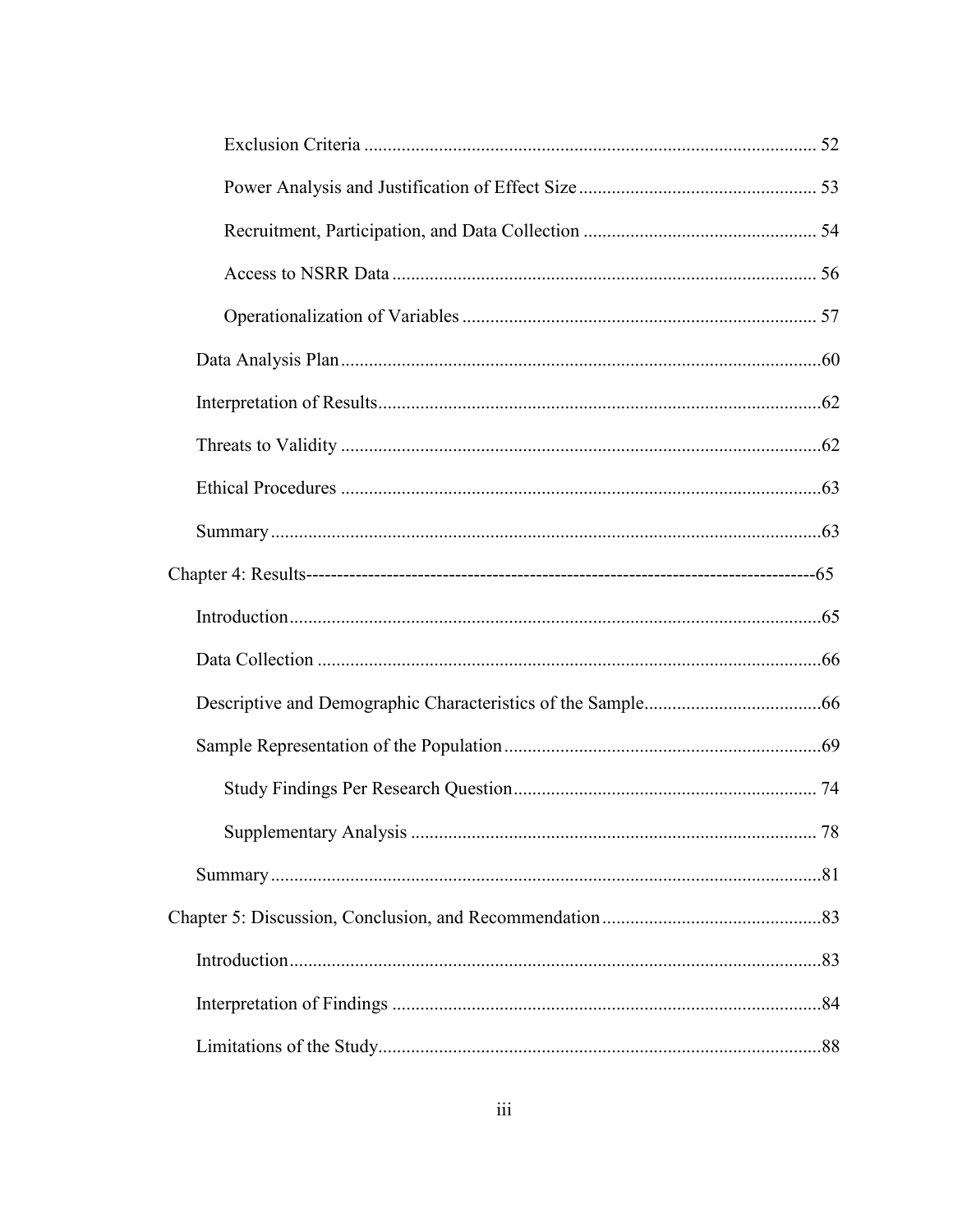Exclusion Criteria ........................................................................................... 52

Power Analysis and Justification of Effect Size .................................................. 53

Recruitment, Participation, and Data Collection ................................................. 54

Access to NSRR Data ........................................................................................ 56

Operationalization of Variables ........................................................................... 57

Data Analysis Plan ..................................................................................................60

Interpretation of Results ..........................................................................................62

Threats to Validity ...................................................................................................62

Ethical Procedures ...................................................................................................63

Summary ..................................................................................................................63

Chapter 4: Results------------------------------------------------------------------------------------65

Introduction ..............................................................................................................65

Data Collection ........................................................................................................66

Descriptive and Demographic Characteristics of the Sample ......................................66

Sample Representation of the Population ...................................................................69

Study Findings Per Research Question ................................................................ 74

Supplementary Analysis ...................................................................................... 78

Summary ..................................................................................................................81

Chapter 5: Discussion, Conclusion, and Recommendation ..............................................83

Introduction ..............................................................................................................83

Interpretation of Findings .........................................................................................84

Limitations of the Study ............................................................................................88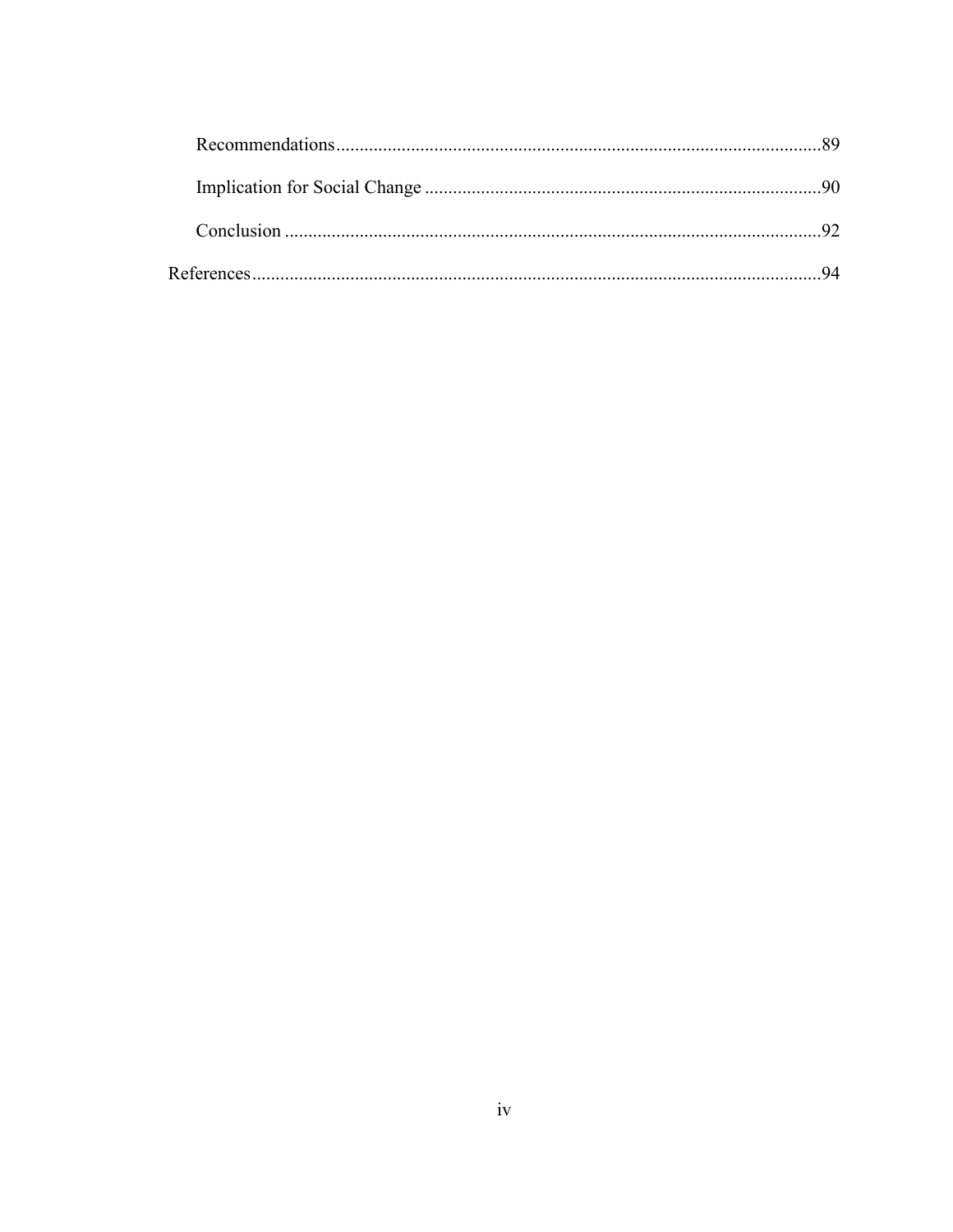Recommendations ... 89

Implication for Social Change ... 90

Conclusion ... 92

References ... 94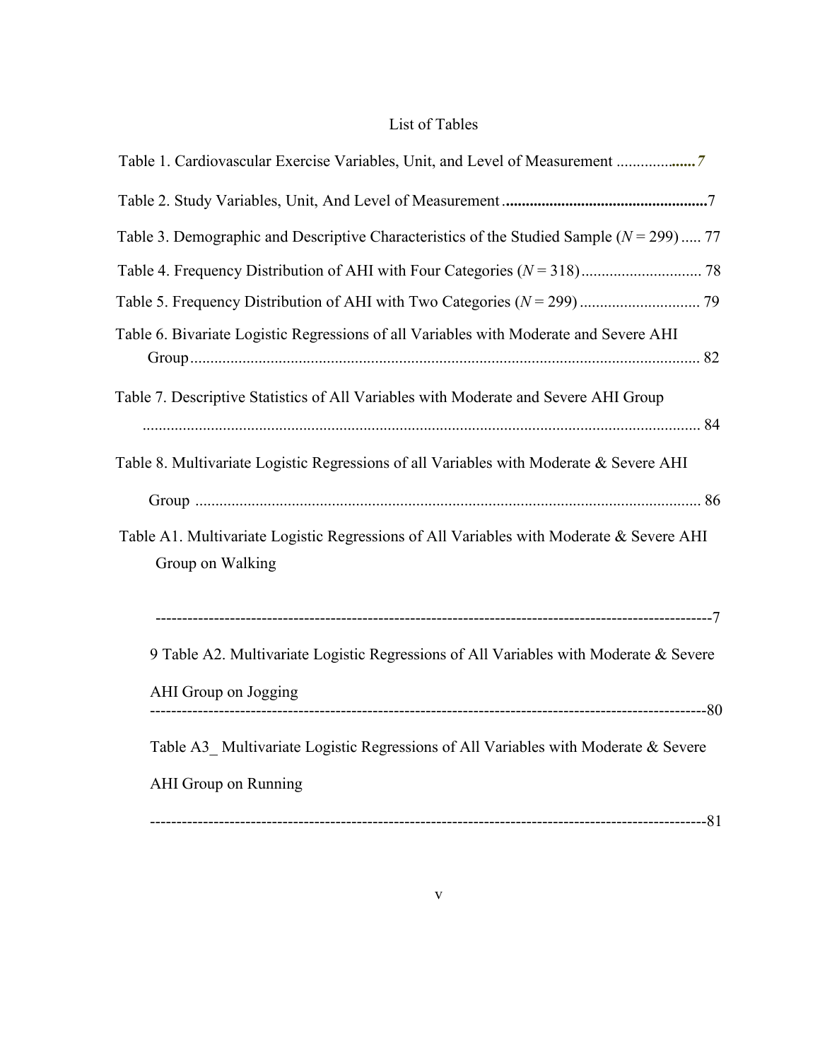List of Tables

Table 1. Cardiovascular Exercise Variables, Unit, and Level of Measurement .....................7

Table 2. Study Variables, Unit, And Level of Measurement .....................................................7

Table 3. Demographic and Descriptive Characteristics of the Studied Sample (*N* = 299) ..... 77

Table 4. Frequency Distribution of AHI with Four Categories (*N* = 318) .............................. 78

Table 5. Frequency Distribution of AHI with Two Categories (*N* = 299) .............................. 79

Table 6. Bivariate Logistic Regressions of all Variables with Moderate and Severe AHI Group ............................................................................................................................... 82

Table 7. Descriptive Statistics of All Variables with Moderate and Severe AHI Group ............................................................................................................................... 84

Table 8. Multivariate Logistic Regressions of all Variables with Moderate & Severe AHI Group ............................................................................................................................... 86

Table A1. Multivariate Logistic Regressions of All Variables with Moderate & Severe AHI Group on Walking

-----------------------------------------------------------------------------------------------------7

9 Table A2. Multivariate Logistic Regressions of All Variables with Moderate & Severe AHI Group on Jogging
-----------------------------------------------------------------------------------------------------80

Table A3_ Multivariate Logistic Regressions of All Variables with Moderate & Severe AHI Group on Running

-----------------------------------------------------------------------------------------------------81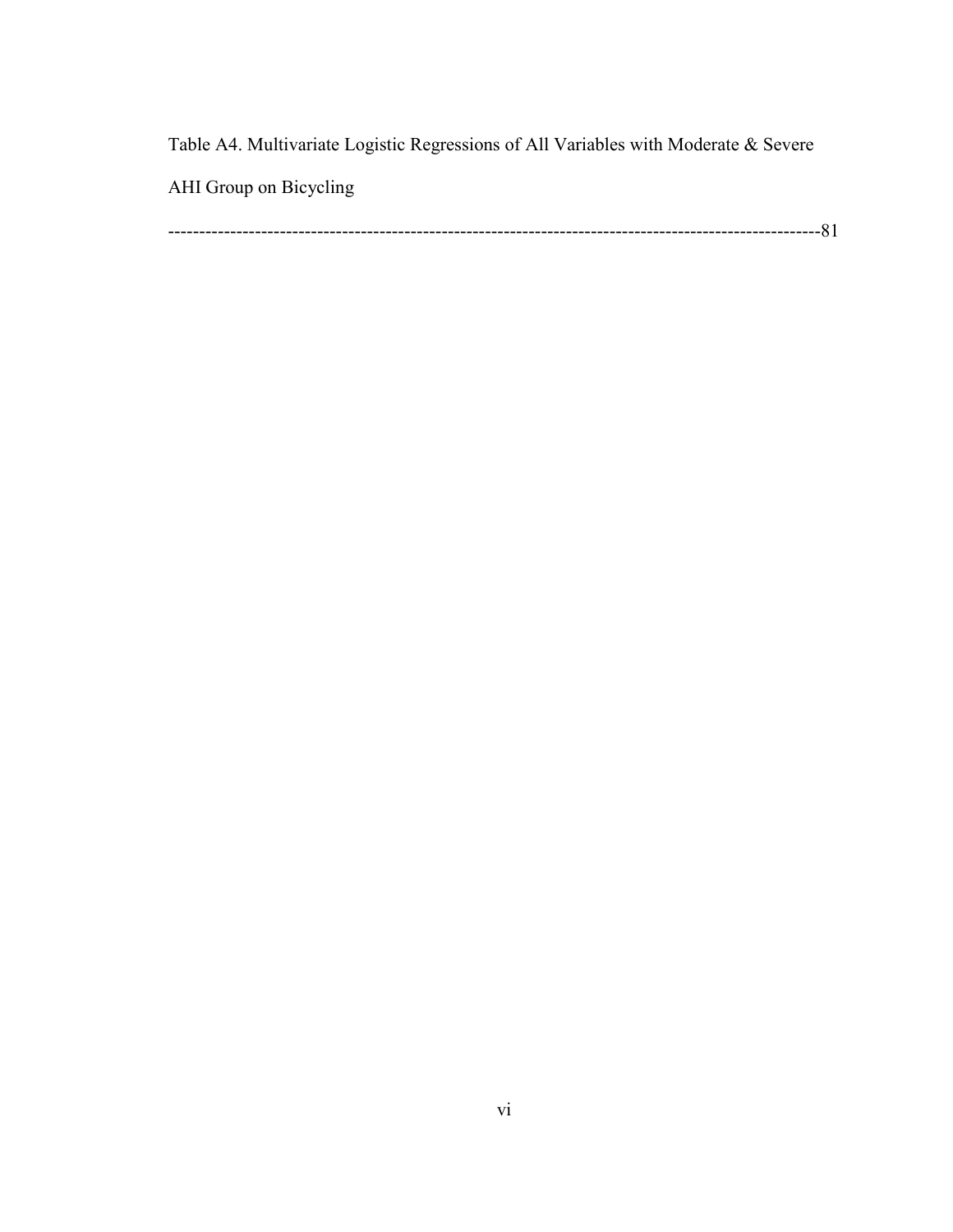Table A4. Multivariate Logistic Regressions of All Variables with Moderate & Severe AHI Group on Bicycling

-----------------------------------------------------------------------------------------------------81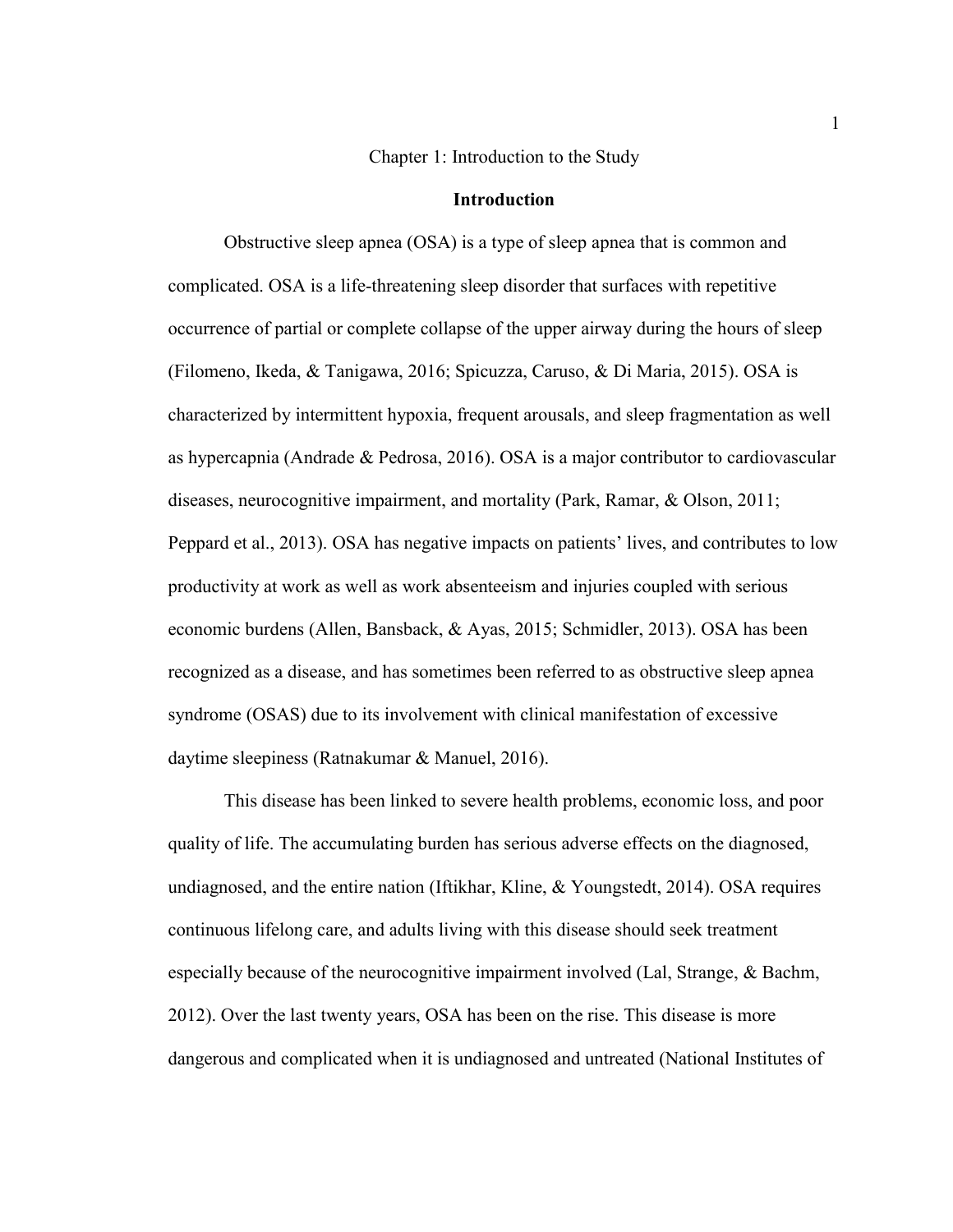# Chapter 1: Introduction to the Study

## Introduction

Obstructive sleep apnea (OSA) is a type of sleep apnea that is common and complicated. OSA is a life-threatening sleep disorder that surfaces with repetitive occurrence of partial or complete collapse of the upper airway during the hours of sleep (Filomeno, Ikeda, & Tanigawa, 2016; Spicuzza, Caruso, & Di Maria, 2015). OSA is characterized by intermittent hypoxia, frequent arousals, and sleep fragmentation as well as hypercapnia (Andrade & Pedrosa, 2016). OSA is a major contributor to cardiovascular diseases, neurocognitive impairment, and mortality (Park, Ramar, & Olson, 2011; Peppard et al., 2013). OSA has negative impacts on patients' lives, and contributes to low productivity at work as well as work absenteeism and injuries coupled with serious economic burdens (Allen, Bansback, & Ayas, 2015; Schmidler, 2013). OSA has been recognized as a disease, and has sometimes been referred to as obstructive sleep apnea syndrome (OSAS) due to its involvement with clinical manifestation of excessive daytime sleepiness (Ratnakumar & Manuel, 2016).

This disease has been linked to severe health problems, economic loss, and poor quality of life. The accumulating burden has serious adverse effects on the diagnosed, undiagnosed, and the entire nation (Iftikhar, Kline, & Youngstedt, 2014). OSA requires continuous lifelong care, and adults living with this disease should seek treatment especially because of the neurocognitive impairment involved (Lal, Strange, & Bachm, 2012). Over the last twenty years, OSA has been on the rise. This disease is more dangerous and complicated when it is undiagnosed and untreated (National Institutes of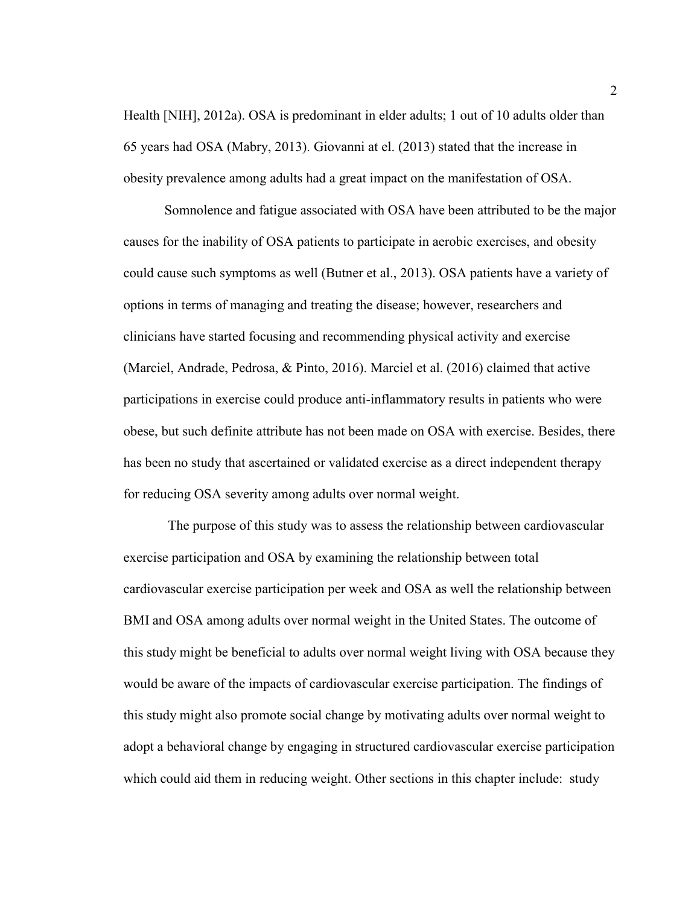Health [NIH], 2012a). OSA is predominant in elder adults; 1 out of 10 adults older than 65 years had OSA (Mabry, 2013). Giovanni at el. (2013) stated that the increase in obesity prevalence among adults had a great impact on the manifestation of OSA.

Somnolence and fatigue associated with OSA have been attributed to be the major causes for the inability of OSA patients to participate in aerobic exercises, and obesity could cause such symptoms as well (Butner et al., 2013). OSA patients have a variety of options in terms of managing and treating the disease; however, researchers and clinicians have started focusing and recommending physical activity and exercise (Marciel, Andrade, Pedrosa, & Pinto, 2016). Marciel et al. (2016) claimed that active participations in exercise could produce anti-inflammatory results in patients who were obese, but such definite attribute has not been made on OSA with exercise. Besides, there has been no study that ascertained or validated exercise as a direct independent therapy for reducing OSA severity among adults over normal weight.

The purpose of this study was to assess the relationship between cardiovascular exercise participation and OSA by examining the relationship between total cardiovascular exercise participation per week and OSA as well the relationship between BMI and OSA among adults over normal weight in the United States. The outcome of this study might be beneficial to adults over normal weight living with OSA because they would be aware of the impacts of cardiovascular exercise participation. The findings of this study might also promote social change by motivating adults over normal weight to adopt a behavioral change by engaging in structured cardiovascular exercise participation which could aid them in reducing weight. Other sections in this chapter include: study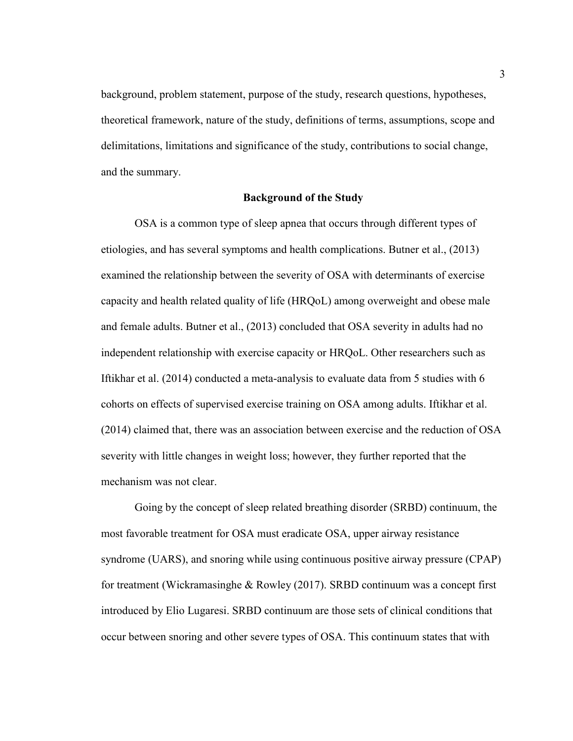background, problem statement, purpose of the study, research questions, hypotheses, theoretical framework, nature of the study, definitions of terms, assumptions, scope and delimitations, limitations and significance of the study, contributions to social change, and the summary.

## Background of the Study

OSA is a common type of sleep apnea that occurs through different types of etiologies, and has several symptoms and health complications. Butner et al., (2013) examined the relationship between the severity of OSA with determinants of exercise capacity and health related quality of life (HRQoL) among overweight and obese male and female adults. Butner et al., (2013) concluded that OSA severity in adults had no independent relationship with exercise capacity or HRQoL. Other researchers such as Iftikhar et al. (2014) conducted a meta-analysis to evaluate data from 5 studies with 6 cohorts on effects of supervised exercise training on OSA among adults. Iftikhar et al. (2014) claimed that, there was an association between exercise and the reduction of OSA severity with little changes in weight loss; however, they further reported that the mechanism was not clear.

Going by the concept of sleep related breathing disorder (SRBD) continuum, the most favorable treatment for OSA must eradicate OSA, upper airway resistance syndrome (UARS), and snoring while using continuous positive airway pressure (CPAP) for treatment (Wickramasinghe & Rowley (2017). SRBD continuum was a concept first introduced by Elio Lugaresi. SRBD continuum are those sets of clinical conditions that occur between snoring and other severe types of OSA. This continuum states that with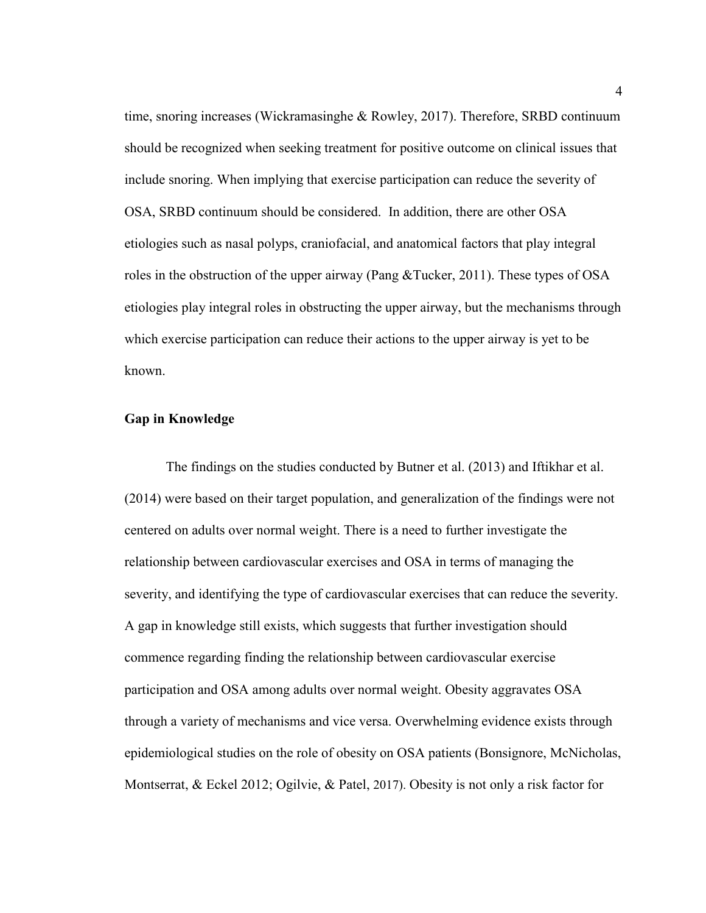time, snoring increases (Wickramasinghe & Rowley, 2017). Therefore, SRBD continuum should be recognized when seeking treatment for positive outcome on clinical issues that include snoring. When implying that exercise participation can reduce the severity of OSA, SRBD continuum should be considered. In addition, there are other OSA etiologies such as nasal polyps, craniofacial, and anatomical factors that play integral roles in the obstruction of the upper airway (Pang &Tucker, 2011). These types of OSA etiologies play integral roles in obstructing the upper airway, but the mechanisms through which exercise participation can reduce their actions to the upper airway is yet to be known.

### Gap in Knowledge

The findings on the studies conducted by Butner et al. (2013) and Iftikhar et al. (2014) were based on their target population, and generalization of the findings were not centered on adults over normal weight. There is a need to further investigate the relationship between cardiovascular exercises and OSA in terms of managing the severity, and identifying the type of cardiovascular exercises that can reduce the severity. A gap in knowledge still exists, which suggests that further investigation should commence regarding finding the relationship between cardiovascular exercise participation and OSA among adults over normal weight. Obesity aggravates OSA through a variety of mechanisms and vice versa. Overwhelming evidence exists through epidemiological studies on the role of obesity on OSA patients (Bonsignore, McNicholas, Montserrat, & Eckel 2012; Ogilvie, & Patel, 2017). Obesity is not only a risk factor for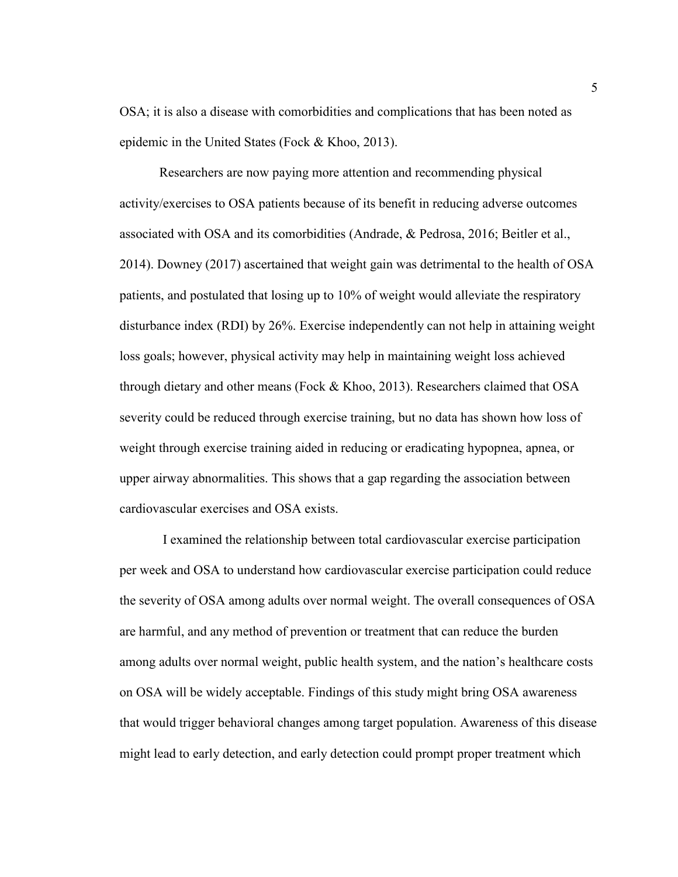OSA; it is also a disease with comorbidities and complications that has been noted as epidemic in the United States (Fock & Khoo, 2013).

Researchers are now paying more attention and recommending physical activity/exercises to OSA patients because of its benefit in reducing adverse outcomes associated with OSA and its comorbidities (Andrade, & Pedrosa, 2016; Beitler et al., 2014). Downey (2017) ascertained that weight gain was detrimental to the health of OSA patients, and postulated that losing up to 10% of weight would alleviate the respiratory disturbance index (RDI) by 26%. Exercise independently can not help in attaining weight loss goals; however, physical activity may help in maintaining weight loss achieved through dietary and other means (Fock & Khoo, 2013). Researchers claimed that OSA severity could be reduced through exercise training, but no data has shown how loss of weight through exercise training aided in reducing or eradicating hypopnea, apnea, or upper airway abnormalities. This shows that a gap regarding the association between cardiovascular exercises and OSA exists.

I examined the relationship between total cardiovascular exercise participation per week and OSA to understand how cardiovascular exercise participation could reduce the severity of OSA among adults over normal weight. The overall consequences of OSA are harmful, and any method of prevention or treatment that can reduce the burden among adults over normal weight, public health system, and the nation's healthcare costs on OSA will be widely acceptable. Findings of this study might bring OSA awareness that would trigger behavioral changes among target population. Awareness of this disease might lead to early detection, and early detection could prompt proper treatment which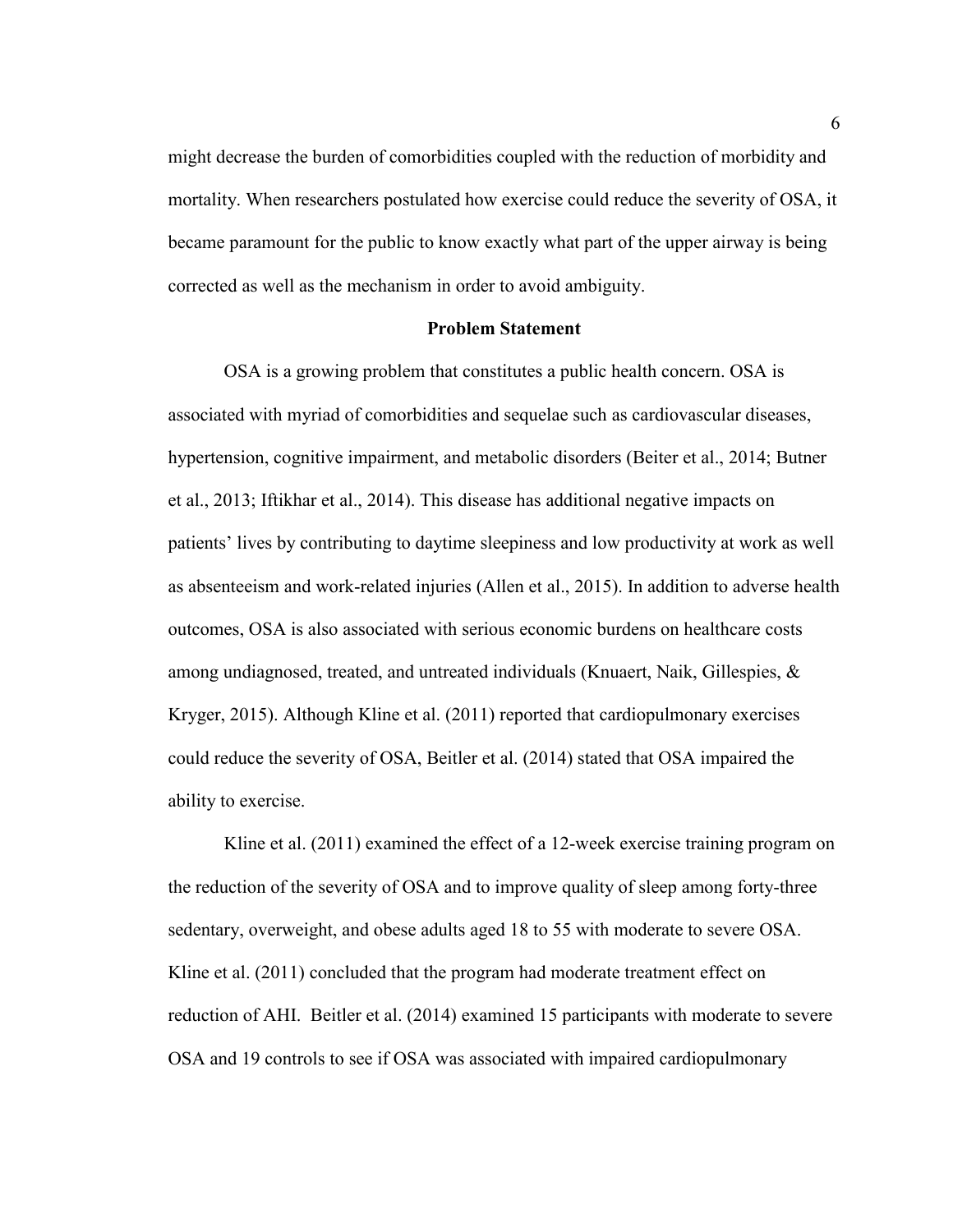might decrease the burden of comorbidities coupled with the reduction of morbidity and mortality. When researchers postulated how exercise could reduce the severity of OSA, it became paramount for the public to know exactly what part of the upper airway is being corrected as well as the mechanism in order to avoid ambiguity.

## Problem Statement

OSA is a growing problem that constitutes a public health concern. OSA is associated with myriad of comorbidities and sequelae such as cardiovascular diseases, hypertension, cognitive impairment, and metabolic disorders (Beiter et al., 2014; Butner et al., 2013; Iftikhar et al., 2014). This disease has additional negative impacts on patients' lives by contributing to daytime sleepiness and low productivity at work as well as absenteeism and work-related injuries (Allen et al., 2015). In addition to adverse health outcomes, OSA is also associated with serious economic burdens on healthcare costs among undiagnosed, treated, and untreated individuals (Knuaert, Naik, Gillespies, & Kryger, 2015). Although Kline et al. (2011) reported that cardiopulmonary exercises could reduce the severity of OSA, Beitler et al. (2014) stated that OSA impaired the ability to exercise.

Kline et al. (2011) examined the effect of a 12-week exercise training program on the reduction of the severity of OSA and to improve quality of sleep among forty-three sedentary, overweight, and obese adults aged 18 to 55 with moderate to severe OSA. Kline et al. (2011) concluded that the program had moderate treatment effect on reduction of AHI. Beitler et al. (2014) examined 15 participants with moderate to severe OSA and 19 controls to see if OSA was associated with impaired cardiopulmonary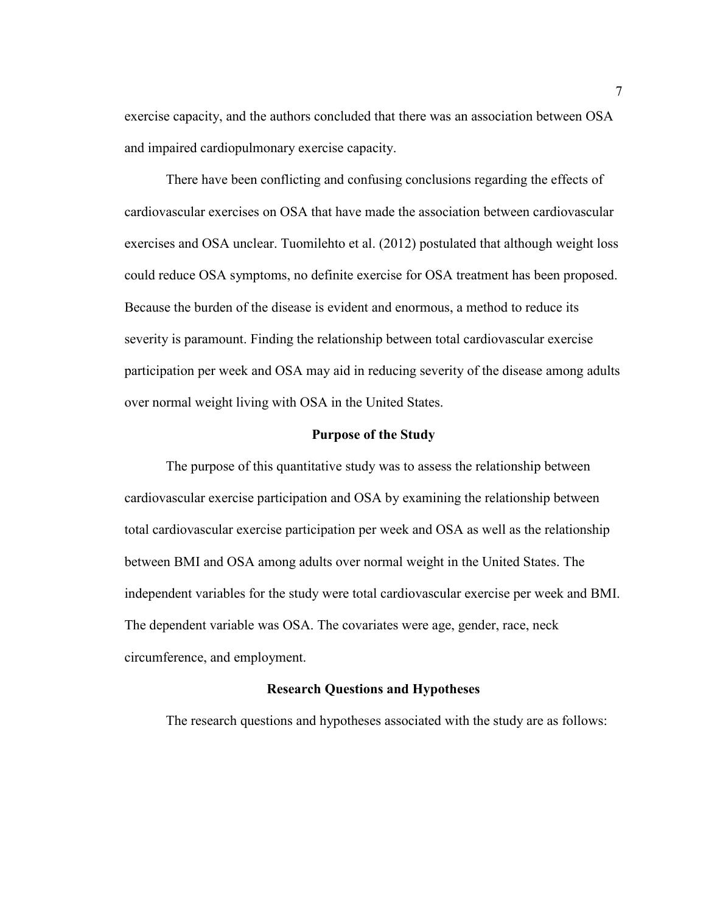exercise capacity, and the authors concluded that there was an association between OSA and impaired cardiopulmonary exercise capacity.

There have been conflicting and confusing conclusions regarding the effects of cardiovascular exercises on OSA that have made the association between cardiovascular exercises and OSA unclear. Tuomilehto et al. (2012) postulated that although weight loss could reduce OSA symptoms, no definite exercise for OSA treatment has been proposed. Because the burden of the disease is evident and enormous, a method to reduce its severity is paramount. Finding the relationship between total cardiovascular exercise participation per week and OSA may aid in reducing severity of the disease among adults over normal weight living with OSA in the United States.

## Purpose of the Study

The purpose of this quantitative study was to assess the relationship between cardiovascular exercise participation and OSA by examining the relationship between total cardiovascular exercise participation per week and OSA as well as the relationship between BMI and OSA among adults over normal weight in the United States. The independent variables for the study were total cardiovascular exercise per week and BMI. The dependent variable was OSA. The covariates were age, gender, race, neck circumference, and employment.

## Research Questions and Hypotheses

The research questions and hypotheses associated with the study are as follows: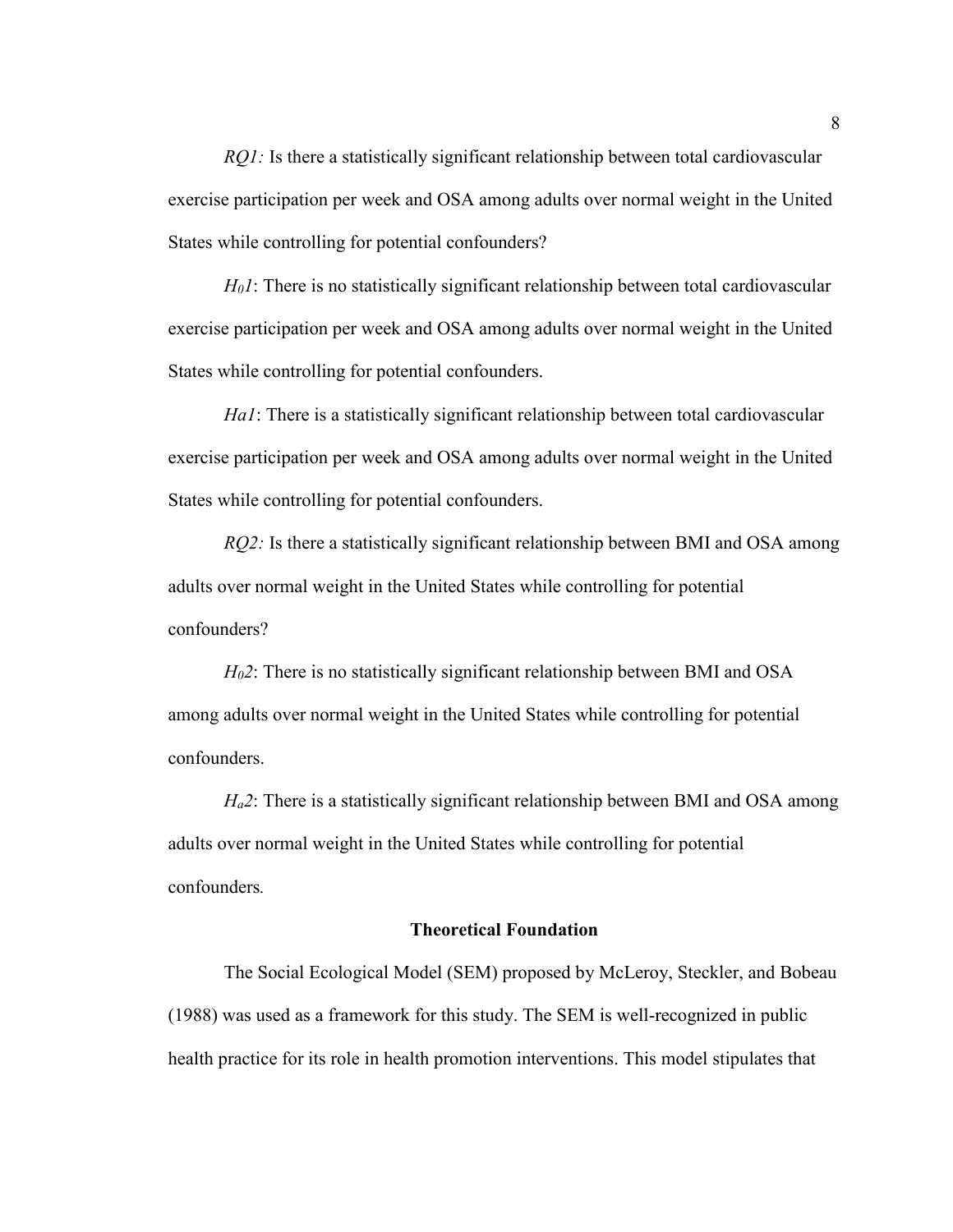*RQ1:* Is there a statistically significant relationship between total cardiovascular exercise participation per week and OSA among adults over normal weight in the United States while controlling for potential confounders?

$H_01$: There is no statistically significant relationship between total cardiovascular exercise participation per week and OSA among adults over normal weight in the United States while controlling for potential confounders.

*Ha1*: There is a statistically significant relationship between total cardiovascular exercise participation per week and OSA among adults over normal weight in the United States while controlling for potential confounders.

*RQ2:* Is there a statistically significant relationship between BMI and OSA among adults over normal weight in the United States while controlling for potential confounders?

$H_02$: There is no statistically significant relationship between BMI and OSA among adults over normal weight in the United States while controlling for potential confounders.

$H_a2$: There is a statistically significant relationship between BMI and OSA among adults over normal weight in the United States while controlling for potential confounders.

## Theoretical Foundation

The Social Ecological Model (SEM) proposed by McLeroy, Steckler, and Bobeau (1988) was used as a framework for this study. The SEM is well-recognized in public health practice for its role in health promotion interventions. This model stipulates that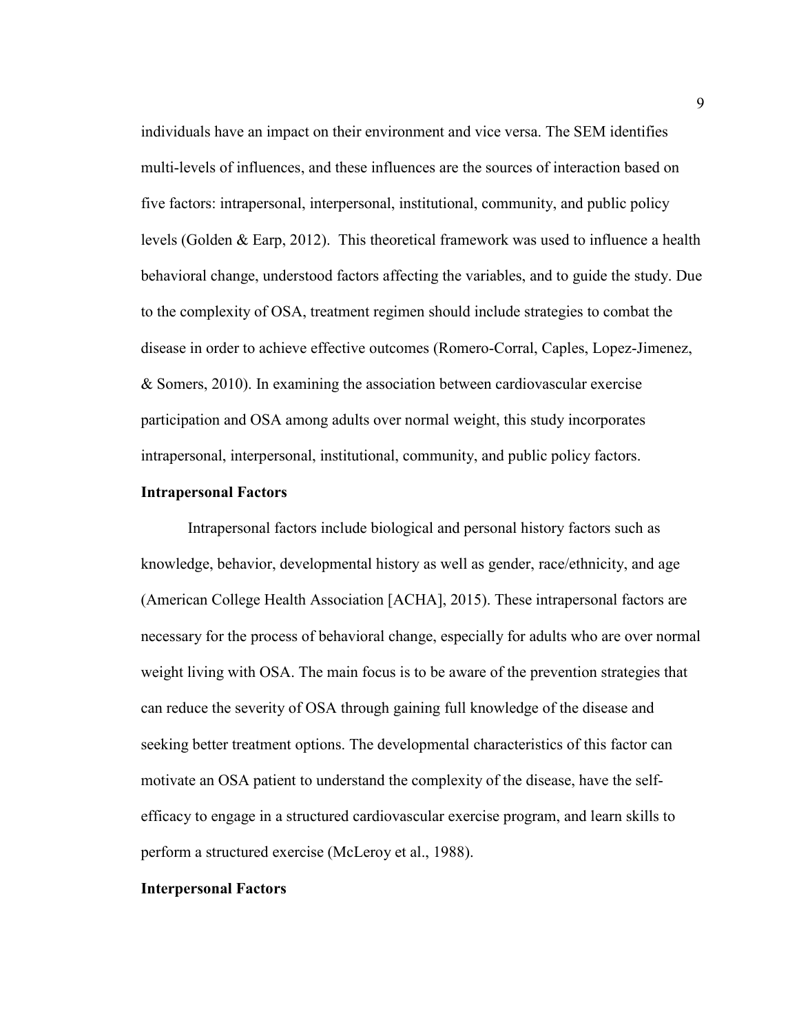individuals have an impact on their environment and vice versa. The SEM identifies multi-levels of influences, and these influences are the sources of interaction based on five factors: intrapersonal, interpersonal, institutional, community, and public policy levels (Golden & Earp, 2012). This theoretical framework was used to influence a health behavioral change, understood factors affecting the variables, and to guide the study. Due to the complexity of OSA, treatment regimen should include strategies to combat the disease in order to achieve effective outcomes (Romero-Corral, Caples, Lopez-Jimenez, & Somers, 2010). In examining the association between cardiovascular exercise participation and OSA among adults over normal weight, this study incorporates intrapersonal, interpersonal, institutional, community, and public policy factors.

### Intrapersonal Factors

Intrapersonal factors include biological and personal history factors such as knowledge, behavior, developmental history as well as gender, race/ethnicity, and age (American College Health Association [ACHA], 2015). These intrapersonal factors are necessary for the process of behavioral change, especially for adults who are over normal weight living with OSA. The main focus is to be aware of the prevention strategies that can reduce the severity of OSA through gaining full knowledge of the disease and seeking better treatment options. The developmental characteristics of this factor can motivate an OSA patient to understand the complexity of the disease, have the self-efficacy to engage in a structured cardiovascular exercise program, and learn skills to perform a structured exercise (McLeroy et al., 1988).

### Interpersonal Factors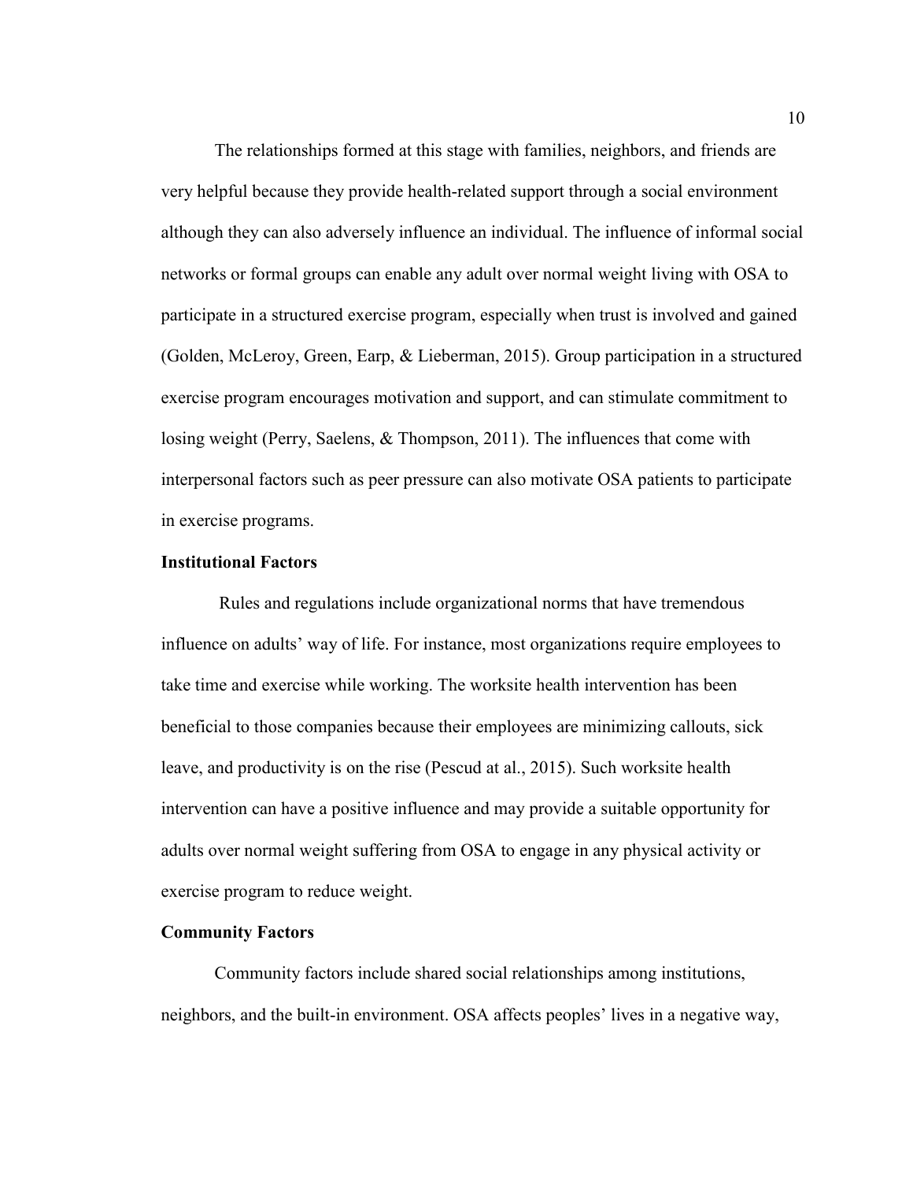The relationships formed at this stage with families, neighbors, and friends are very helpful because they provide health-related support through a social environment although they can also adversely influence an individual. The influence of informal social networks or formal groups can enable any adult over normal weight living with OSA to participate in a structured exercise program, especially when trust is involved and gained (Golden, McLeroy, Green, Earp, & Lieberman, 2015). Group participation in a structured exercise program encourages motivation and support, and can stimulate commitment to losing weight (Perry, Saelens, & Thompson, 2011). The influences that come with interpersonal factors such as peer pressure can also motivate OSA patients to participate in exercise programs.

**Institutional Factors**

Rules and regulations include organizational norms that have tremendous influence on adults' way of life. For instance, most organizations require employees to take time and exercise while working. The worksite health intervention has been beneficial to those companies because their employees are minimizing callouts, sick leave, and productivity is on the rise (Pescud at al., 2015). Such worksite health intervention can have a positive influence and may provide a suitable opportunity for adults over normal weight suffering from OSA to engage in any physical activity or exercise program to reduce weight.

**Community Factors**

Community factors include shared social relationships among institutions, neighbors, and the built-in environment. OSA affects peoples' lives in a negative way,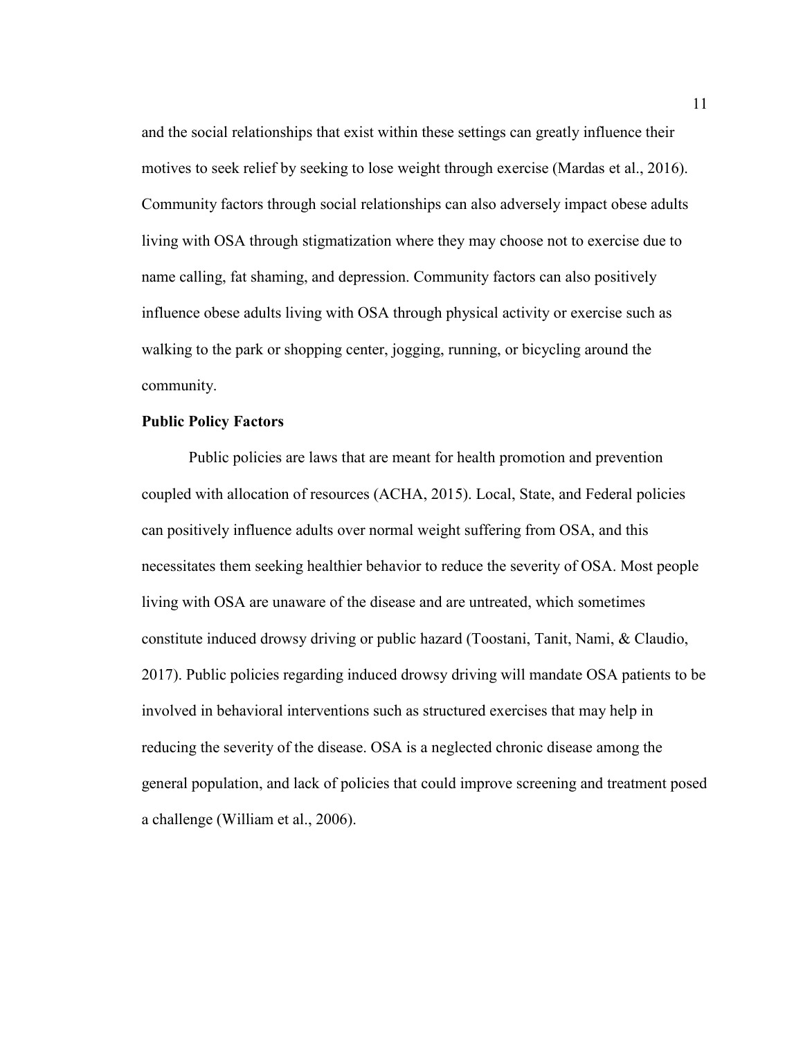and the social relationships that exist within these settings can greatly influence their motives to seek relief by seeking to lose weight through exercise (Mardas et al., 2016). Community factors through social relationships can also adversely impact obese adults living with OSA through stigmatization where they may choose not to exercise due to name calling, fat shaming, and depression. Community factors can also positively influence obese adults living with OSA through physical activity or exercise such as walking to the park or shopping center, jogging, running, or bicycling around the community.

**Public Policy Factors**

Public policies are laws that are meant for health promotion and prevention coupled with allocation of resources (ACHA, 2015). Local, State, and Federal policies can positively influence adults over normal weight suffering from OSA, and this necessitates them seeking healthier behavior to reduce the severity of OSA. Most people living with OSA are unaware of the disease and are untreated, which sometimes constitute induced drowsy driving or public hazard (Toostani, Tanit, Nami, & Claudio, 2017). Public policies regarding induced drowsy driving will mandate OSA patients to be involved in behavioral interventions such as structured exercises that may help in reducing the severity of the disease. OSA is a neglected chronic disease among the general population, and lack of policies that could improve screening and treatment posed a challenge (William et al., 2006).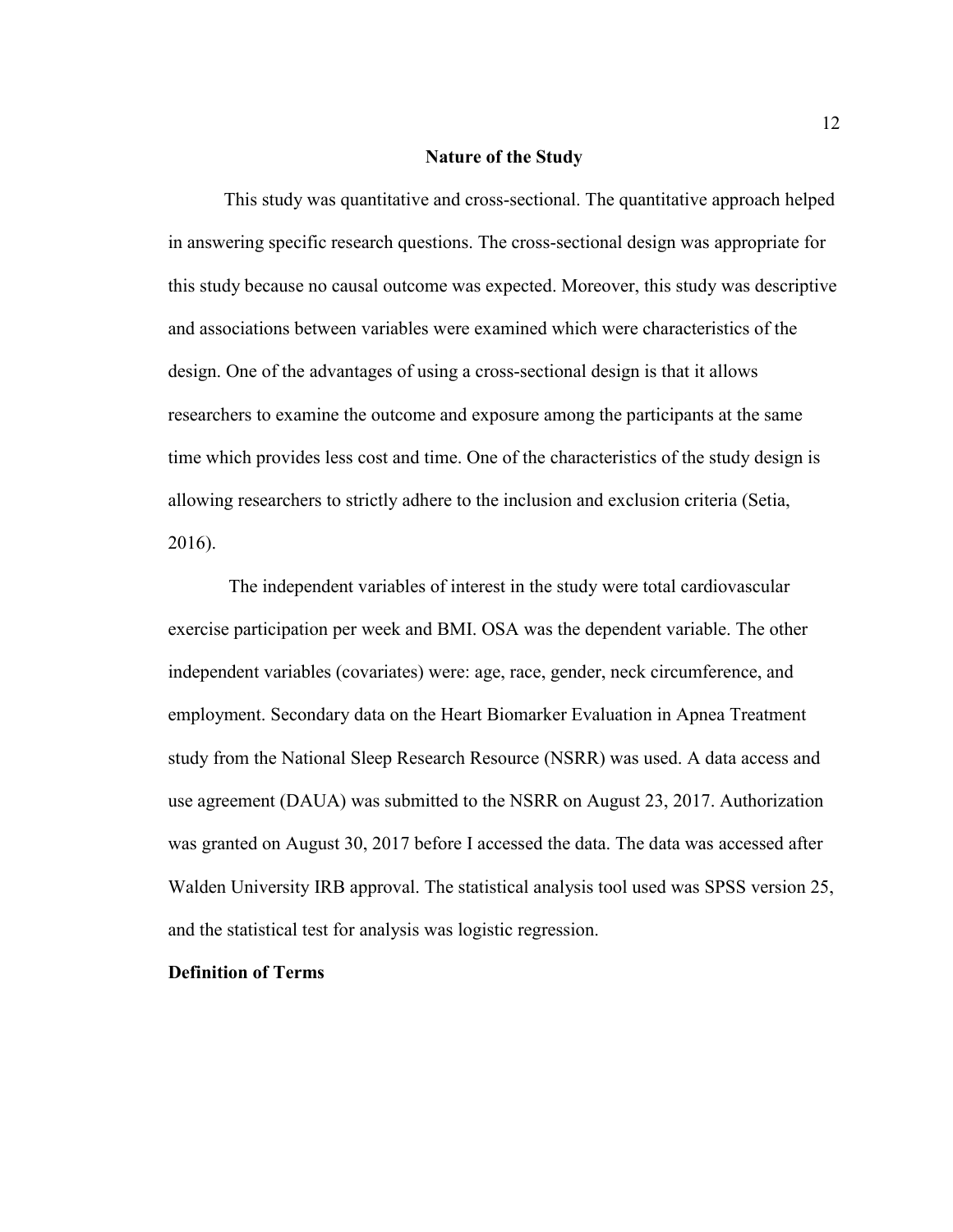## Nature of the Study

This study was quantitative and cross-sectional. The quantitative approach helped in answering specific research questions. The cross-sectional design was appropriate for this study because no causal outcome was expected. Moreover, this study was descriptive and associations between variables were examined which were characteristics of the design. One of the advantages of using a cross-sectional design is that it allows researchers to examine the outcome and exposure among the participants at the same time which provides less cost and time. One of the characteristics of the study design is allowing researchers to strictly adhere to the inclusion and exclusion criteria (Setia, 2016).

The independent variables of interest in the study were total cardiovascular exercise participation per week and BMI. OSA was the dependent variable. The other independent variables (covariates) were: age, race, gender, neck circumference, and employment. Secondary data on the Heart Biomarker Evaluation in Apnea Treatment study from the National Sleep Research Resource (NSRR) was used. A data access and use agreement (DAUA) was submitted to the NSRR on August 23, 2017. Authorization was granted on August 30, 2017 before I accessed the data. The data was accessed after Walden University IRB approval. The statistical analysis tool used was SPSS version 25, and the statistical test for analysis was logistic regression.

## Definition of Terms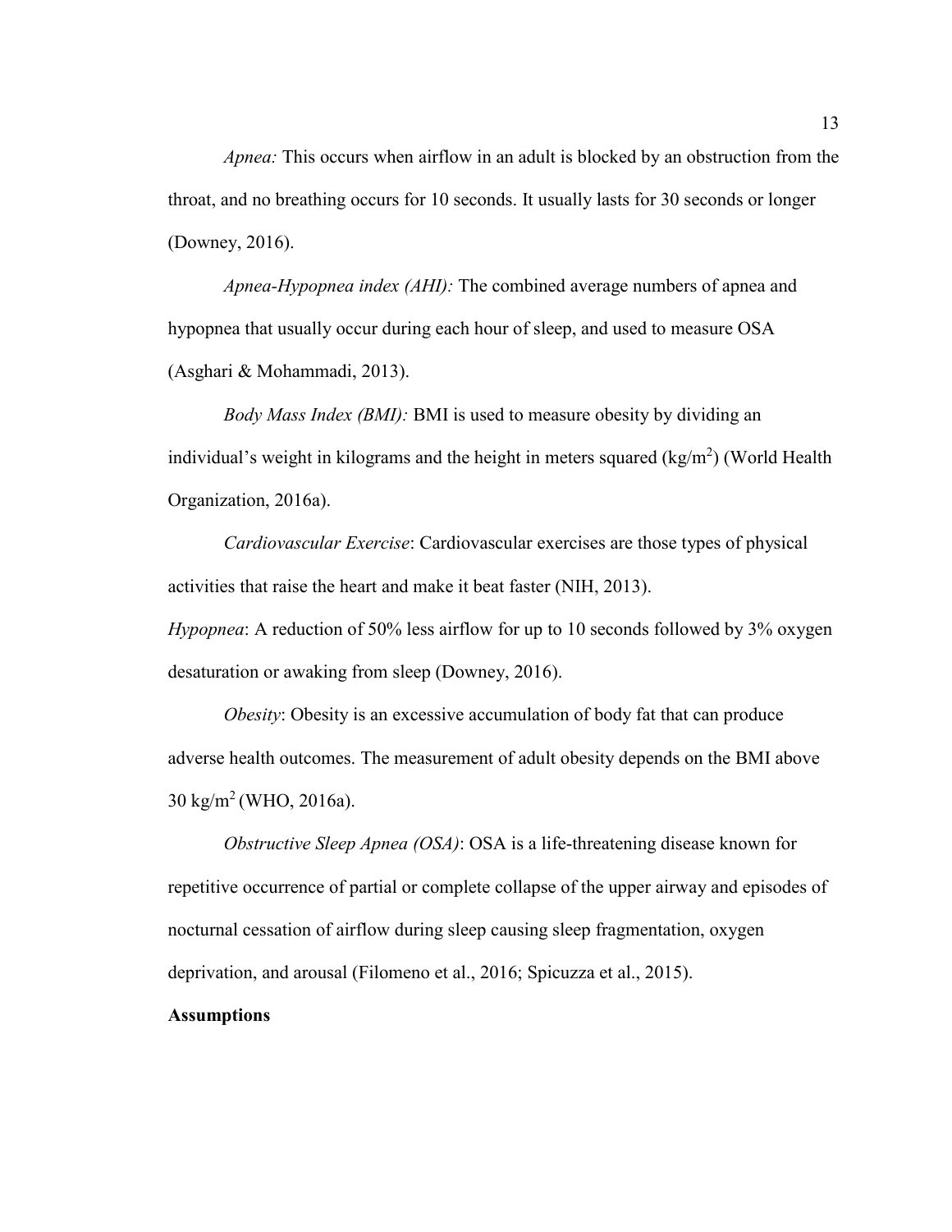*Apnea:* This occurs when airflow in an adult is blocked by an obstruction from the throat, and no breathing occurs for 10 seconds. It usually lasts for 30 seconds or longer (Downey, 2016).

*Apnea-Hypopnea index (AHI):* The combined average numbers of apnea and hypopnea that usually occur during each hour of sleep, and used to measure OSA (Asghari & Mohammadi, 2013).

*Body Mass Index (BMI):* BMI is used to measure obesity by dividing an individual's weight in kilograms and the height in meters squared ($kg/m^2$) (World Health Organization, 2016a).

*Cardiovascular Exercise*: Cardiovascular exercises are those types of physical activities that raise the heart and make it beat faster (NIH, 2013).

*Hypopnea*: A reduction of 50% less airflow for up to 10 seconds followed by 3% oxygen desaturation or awaking from sleep (Downey, 2016).

*Obesity*: Obesity is an excessive accumulation of body fat that can produce adverse health outcomes. The measurement of adult obesity depends on the BMI above 30 $kg/m^2$ (WHO, 2016a).

*Obstructive Sleep Apnea (OSA)*: OSA is a life-threatening disease known for repetitive occurrence of partial or complete collapse of the upper airway and episodes of nocturnal cessation of airflow during sleep causing sleep fragmentation, oxygen deprivation, and arousal (Filomeno et al., 2016; Spicuzza et al., 2015).

## Assumptions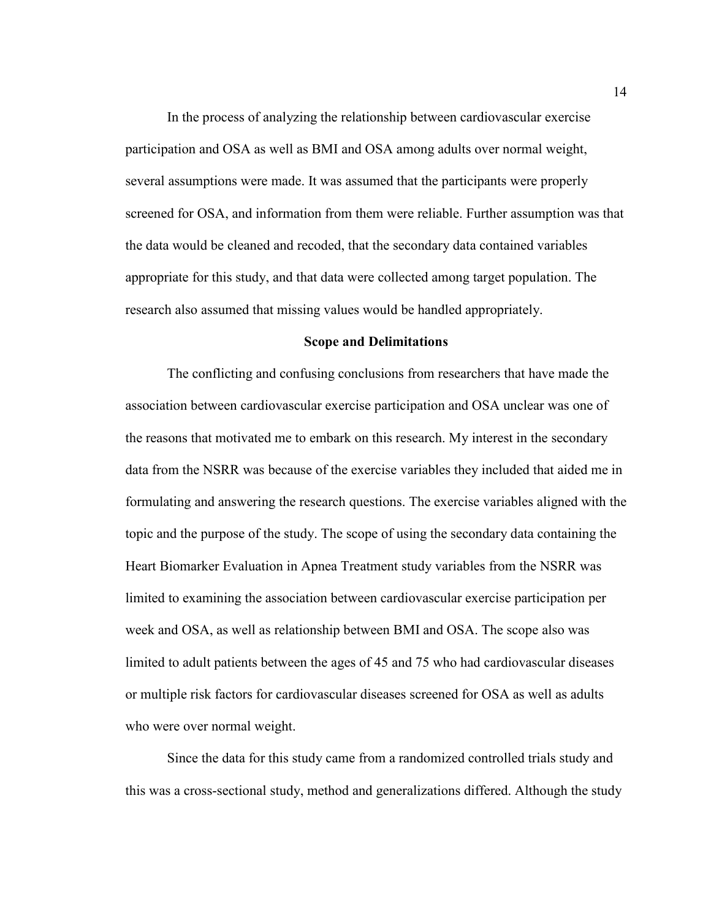In the process of analyzing the relationship between cardiovascular exercise participation and OSA as well as BMI and OSA among adults over normal weight, several assumptions were made. It was assumed that the participants were properly screened for OSA, and information from them were reliable. Further assumption was that the data would be cleaned and recoded, that the secondary data contained variables appropriate for this study, and that data were collected among target population. The research also assumed that missing values would be handled appropriately.

## Scope and Delimitations

The conflicting and confusing conclusions from researchers that have made the association between cardiovascular exercise participation and OSA unclear was one of the reasons that motivated me to embark on this research. My interest in the secondary data from the NSRR was because of the exercise variables they included that aided me in formulating and answering the research questions. The exercise variables aligned with the topic and the purpose of the study. The scope of using the secondary data containing the Heart Biomarker Evaluation in Apnea Treatment study variables from the NSRR was limited to examining the association between cardiovascular exercise participation per week and OSA, as well as relationship between BMI and OSA. The scope also was limited to adult patients between the ages of 45 and 75 who had cardiovascular diseases or multiple risk factors for cardiovascular diseases screened for OSA as well as adults who were over normal weight.

Since the data for this study came from a randomized controlled trials study and this was a cross-sectional study, method and generalizations differed. Although the study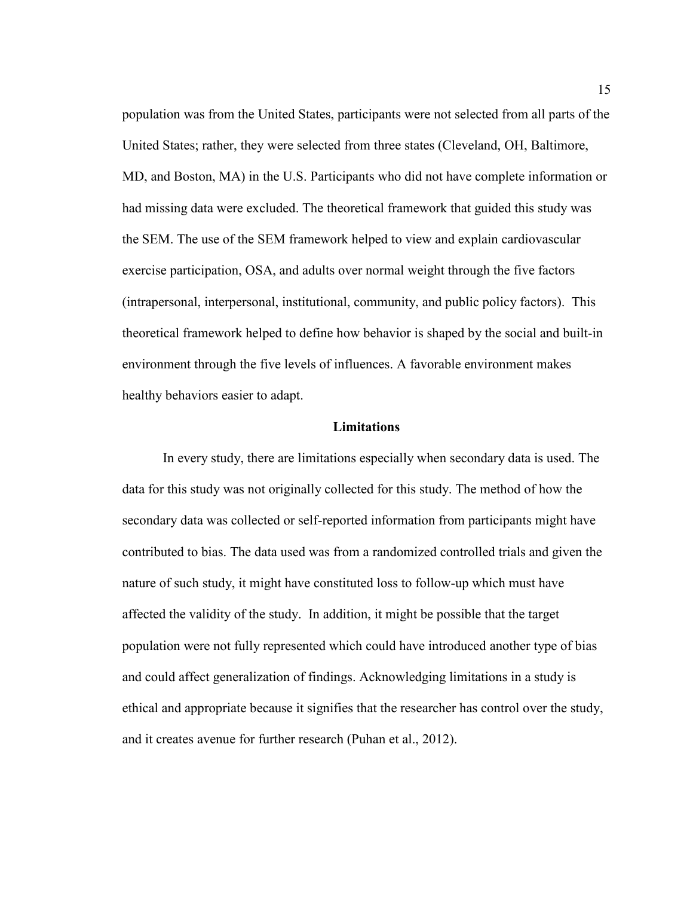population was from the United States, participants were not selected from all parts of the United States; rather, they were selected from three states (Cleveland, OH, Baltimore, MD, and Boston, MA) in the U.S. Participants who did not have complete information or had missing data were excluded. The theoretical framework that guided this study was the SEM. The use of the SEM framework helped to view and explain cardiovascular exercise participation, OSA, and adults over normal weight through the five factors (intrapersonal, interpersonal, institutional, community, and public policy factors). This theoretical framework helped to define how behavior is shaped by the social and built-in environment through the five levels of influences. A favorable environment makes healthy behaviors easier to adapt.

## Limitations

In every study, there are limitations especially when secondary data is used. The data for this study was not originally collected for this study. The method of how the secondary data was collected or self-reported information from participants might have contributed to bias. The data used was from a randomized controlled trials and given the nature of such study, it might have constituted loss to follow-up which must have affected the validity of the study. In addition, it might be possible that the target population were not fully represented which could have introduced another type of bias and could affect generalization of findings. Acknowledging limitations in a study is ethical and appropriate because it signifies that the researcher has control over the study, and it creates avenue for further research (Puhan et al., 2012).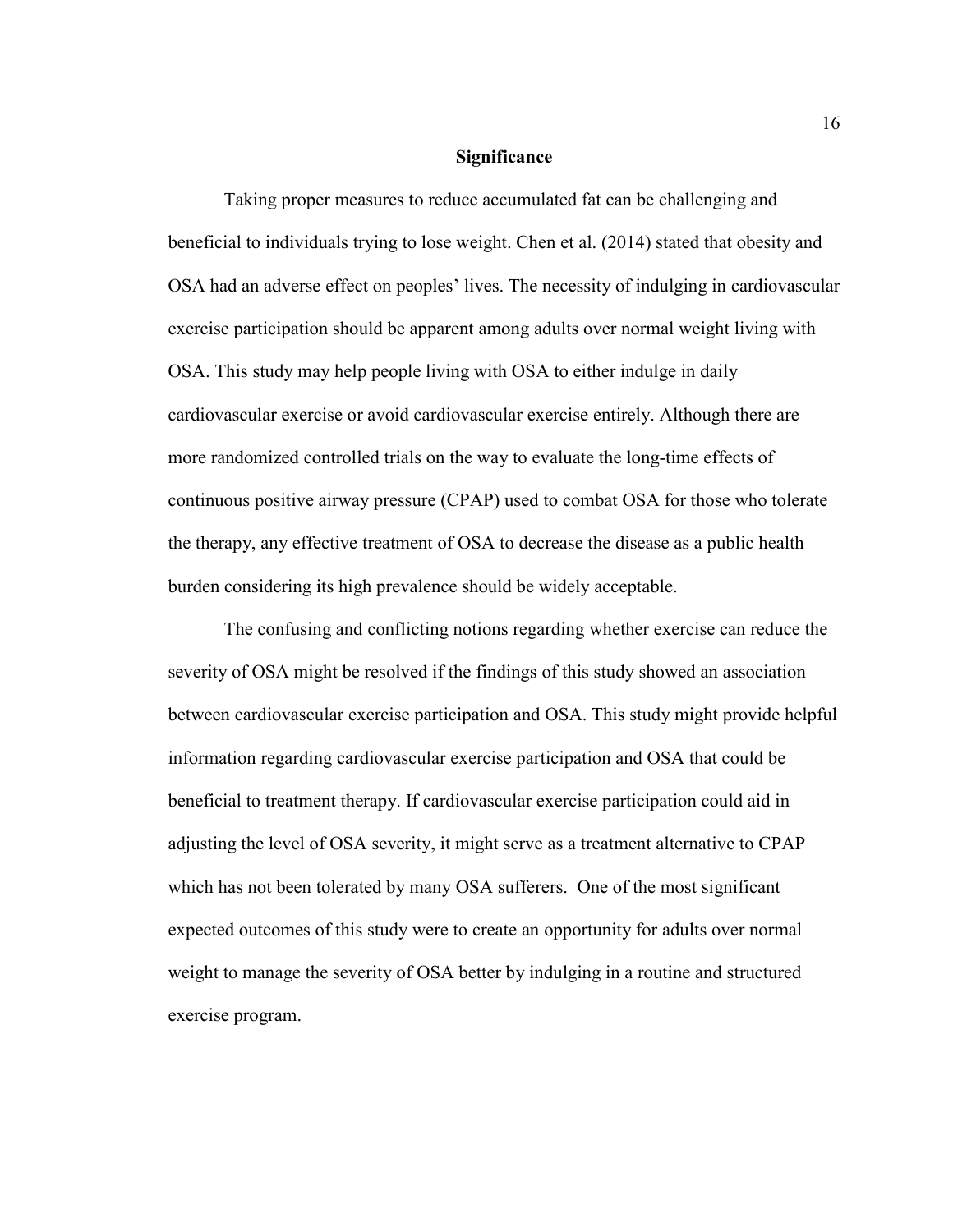## Significance

Taking proper measures to reduce accumulated fat can be challenging and beneficial to individuals trying to lose weight. Chen et al. (2014) stated that obesity and OSA had an adverse effect on peoples' lives. The necessity of indulging in cardiovascular exercise participation should be apparent among adults over normal weight living with OSA. This study may help people living with OSA to either indulge in daily cardiovascular exercise or avoid cardiovascular exercise entirely. Although there are more randomized controlled trials on the way to evaluate the long-time effects of continuous positive airway pressure (CPAP) used to combat OSA for those who tolerate the therapy, any effective treatment of OSA to decrease the disease as a public health burden considering its high prevalence should be widely acceptable.

The confusing and conflicting notions regarding whether exercise can reduce the severity of OSA might be resolved if the findings of this study showed an association between cardiovascular exercise participation and OSA. This study might provide helpful information regarding cardiovascular exercise participation and OSA that could be beneficial to treatment therapy. If cardiovascular exercise participation could aid in adjusting the level of OSA severity, it might serve as a treatment alternative to CPAP which has not been tolerated by many OSA sufferers. One of the most significant expected outcomes of this study were to create an opportunity for adults over normal weight to manage the severity of OSA better by indulging in a routine and structured exercise program.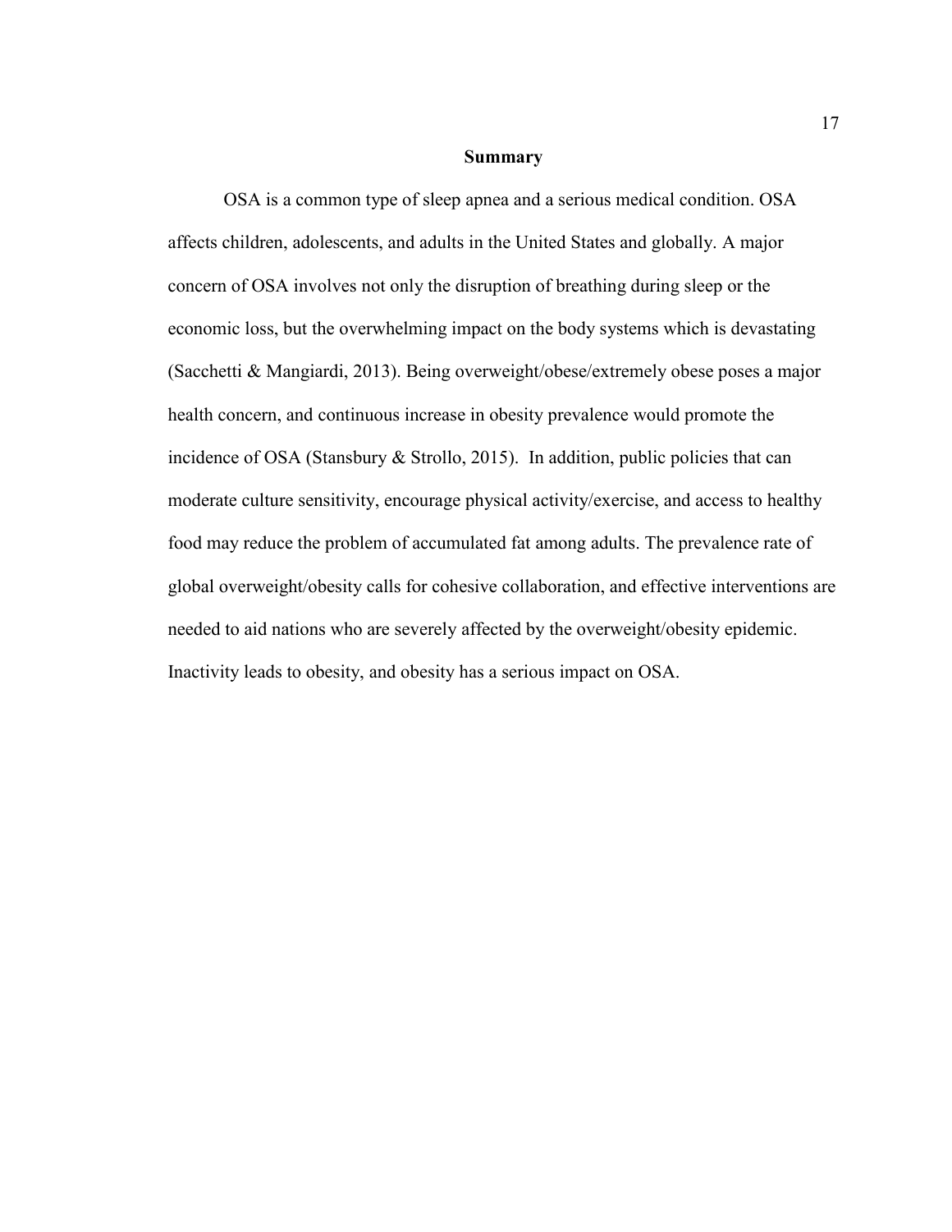## Summary

OSA is a common type of sleep apnea and a serious medical condition. OSA affects children, adolescents, and adults in the United States and globally. A major concern of OSA involves not only the disruption of breathing during sleep or the economic loss, but the overwhelming impact on the body systems which is devastating (Sacchetti & Mangiardi, 2013). Being overweight/obese/extremely obese poses a major health concern, and continuous increase in obesity prevalence would promote the incidence of OSA (Stansbury & Strollo, 2015). In addition, public policies that can moderate culture sensitivity, encourage physical activity/exercise, and access to healthy food may reduce the problem of accumulated fat among adults. The prevalence rate of global overweight/obesity calls for cohesive collaboration, and effective interventions are needed to aid nations who are severely affected by the overweight/obesity epidemic. Inactivity leads to obesity, and obesity has a serious impact on OSA.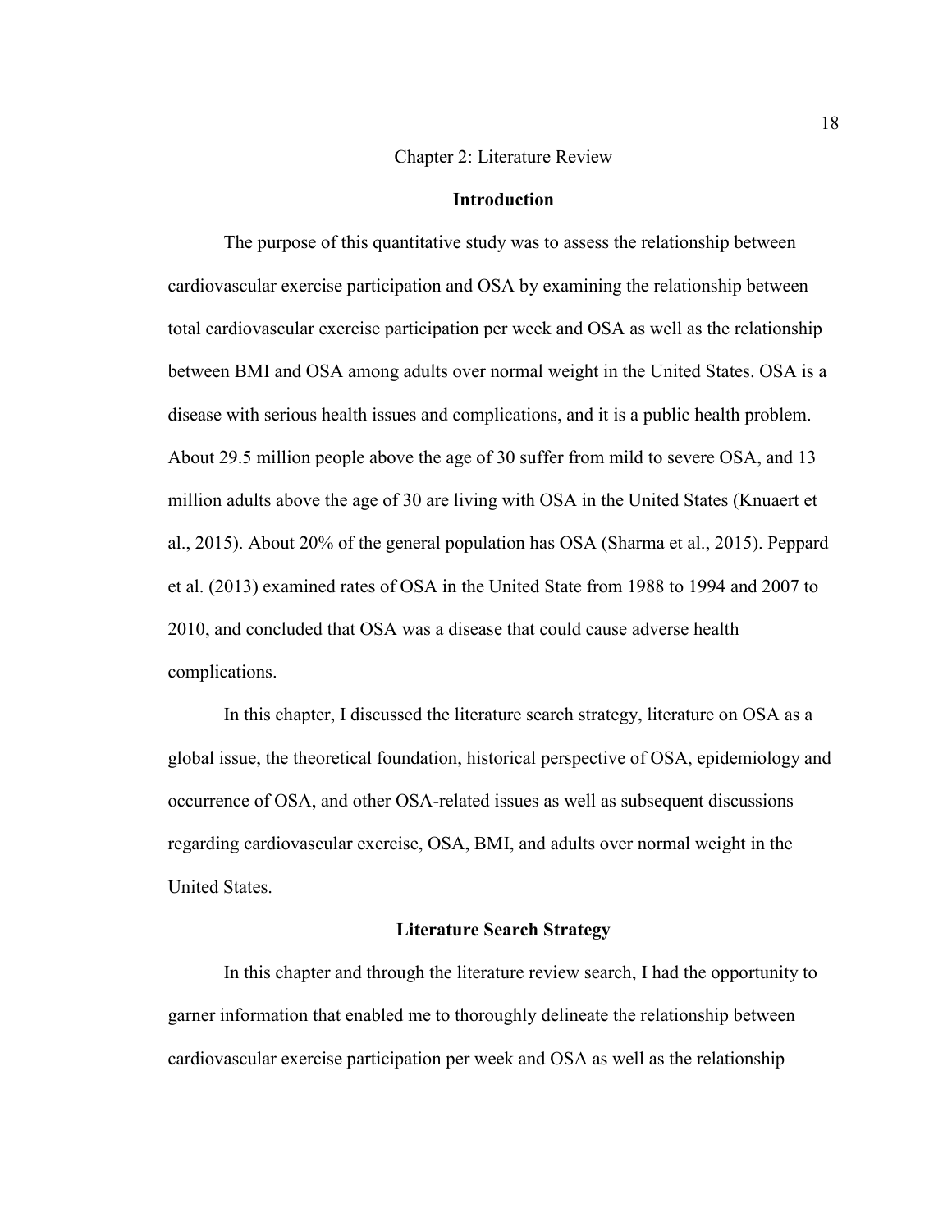# Chapter 2: Literature Review

## Introduction

The purpose of this quantitative study was to assess the relationship between cardiovascular exercise participation and OSA by examining the relationship between total cardiovascular exercise participation per week and OSA as well as the relationship between BMI and OSA among adults over normal weight in the United States. OSA is a disease with serious health issues and complications, and it is a public health problem. About 29.5 million people above the age of 30 suffer from mild to severe OSA, and 13 million adults above the age of 30 are living with OSA in the United States (Knuaert et al., 2015). About 20% of the general population has OSA (Sharma et al., 2015). Peppard et al. (2013) examined rates of OSA in the United State from 1988 to 1994 and 2007 to 2010, and concluded that OSA was a disease that could cause adverse health complications.

In this chapter, I discussed the literature search strategy, literature on OSA as a global issue, the theoretical foundation, historical perspective of OSA, epidemiology and occurrence of OSA, and other OSA-related issues as well as subsequent discussions regarding cardiovascular exercise, OSA, BMI, and adults over normal weight in the United States.

## Literature Search Strategy

In this chapter and through the literature review search, I had the opportunity to garner information that enabled me to thoroughly delineate the relationship between cardiovascular exercise participation per week and OSA as well as the relationship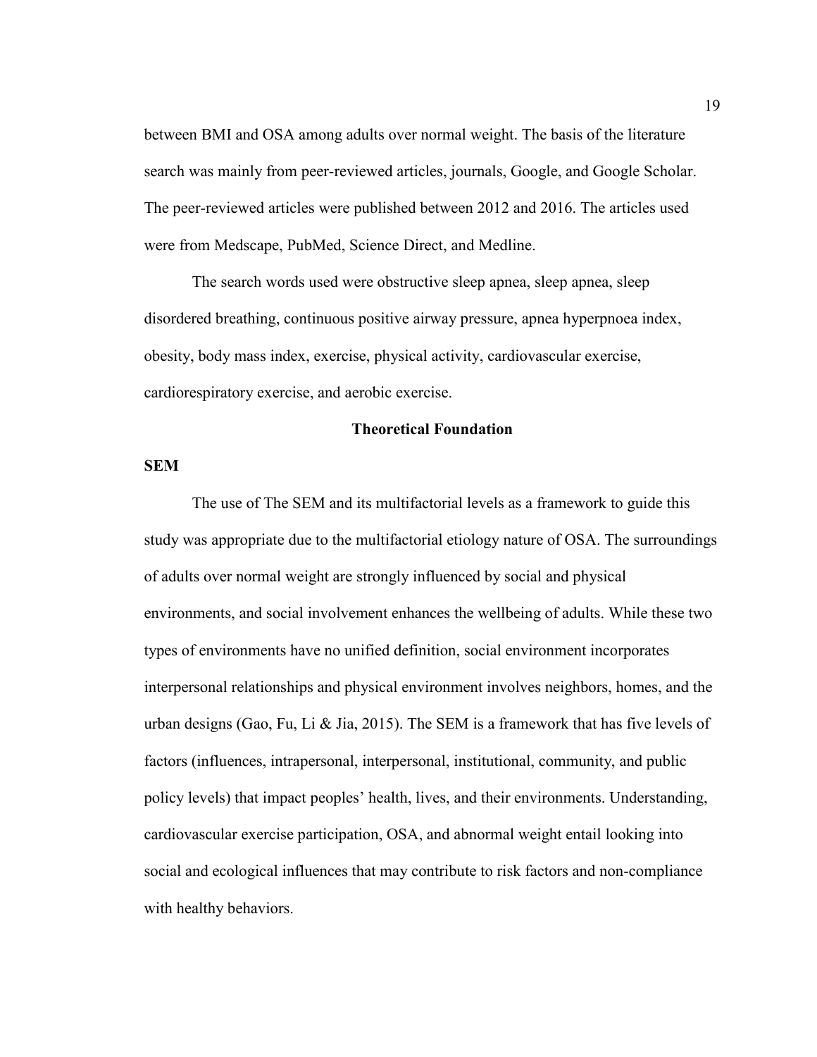between BMI and OSA among adults over normal weight. The basis of the literature search was mainly from peer-reviewed articles, journals, Google, and Google Scholar. The peer-reviewed articles were published between 2012 and 2016. The articles used were from Medscape, PubMed, Science Direct, and Medline.

The search words used were obstructive sleep apnea, sleep apnea, sleep disordered breathing, continuous positive airway pressure, apnea hyperpnoea index, obesity, body mass index, exercise, physical activity, cardiovascular exercise, cardiorespiratory exercise, and aerobic exercise.

## Theoretical Foundation

### SEM

The use of The SEM and its multifactorial levels as a framework to guide this study was appropriate due to the multifactorial etiology nature of OSA. The surroundings of adults over normal weight are strongly influenced by social and physical environments, and social involvement enhances the wellbeing of adults. While these two types of environments have no unified definition, social environment incorporates interpersonal relationships and physical environment involves neighbors, homes, and the urban designs (Gao, Fu, Li & Jia, 2015). The SEM is a framework that has five levels of factors (influences, intrapersonal, interpersonal, institutional, community, and public policy levels) that impact peoples' health, lives, and their environments. Understanding, cardiovascular exercise participation, OSA, and abnormal weight entail looking into social and ecological influences that may contribute to risk factors and non-compliance with healthy behaviors.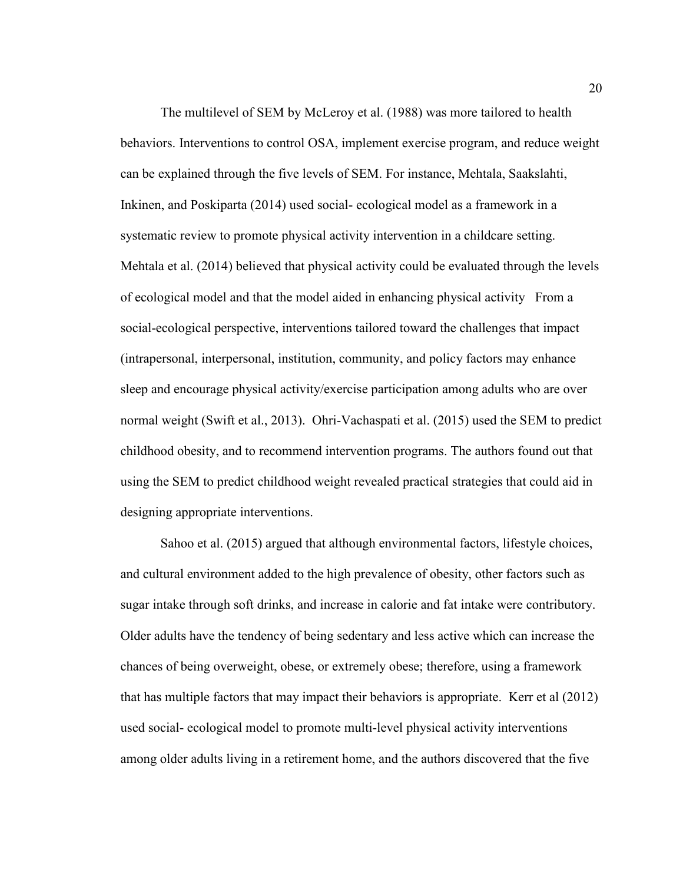The multilevel of SEM by McLeroy et al. (1988) was more tailored to health behaviors. Interventions to control OSA, implement exercise program, and reduce weight can be explained through the five levels of SEM. For instance, Mehtala, Saakslahti, Inkinen, and Poskiparta (2014) used social- ecological model as a framework in a systematic review to promote physical activity intervention in a childcare setting. Mehtala et al. (2014) believed that physical activity could be evaluated through the levels of ecological model and that the model aided in enhancing physical activity   From a social-ecological perspective, interventions tailored toward the challenges that impact (intrapersonal, interpersonal, institution, community, and policy factors may enhance sleep and encourage physical activity/exercise participation among adults who are over normal weight (Swift et al., 2013).  Ohri-Vachaspati et al. (2015) used the SEM to predict childhood obesity, and to recommend intervention programs. The authors found out that using the SEM to predict childhood weight revealed practical strategies that could aid in designing appropriate interventions.

Sahoo et al. (2015) argued that although environmental factors, lifestyle choices, and cultural environment added to the high prevalence of obesity, other factors such as sugar intake through soft drinks, and increase in calorie and fat intake were contributory. Older adults have the tendency of being sedentary and less active which can increase the chances of being overweight, obese, or extremely obese; therefore, using a framework that has multiple factors that may impact their behaviors is appropriate.  Kerr et al (2012) used social- ecological model to promote multi-level physical activity interventions among older adults living in a retirement home, and the authors discovered that the five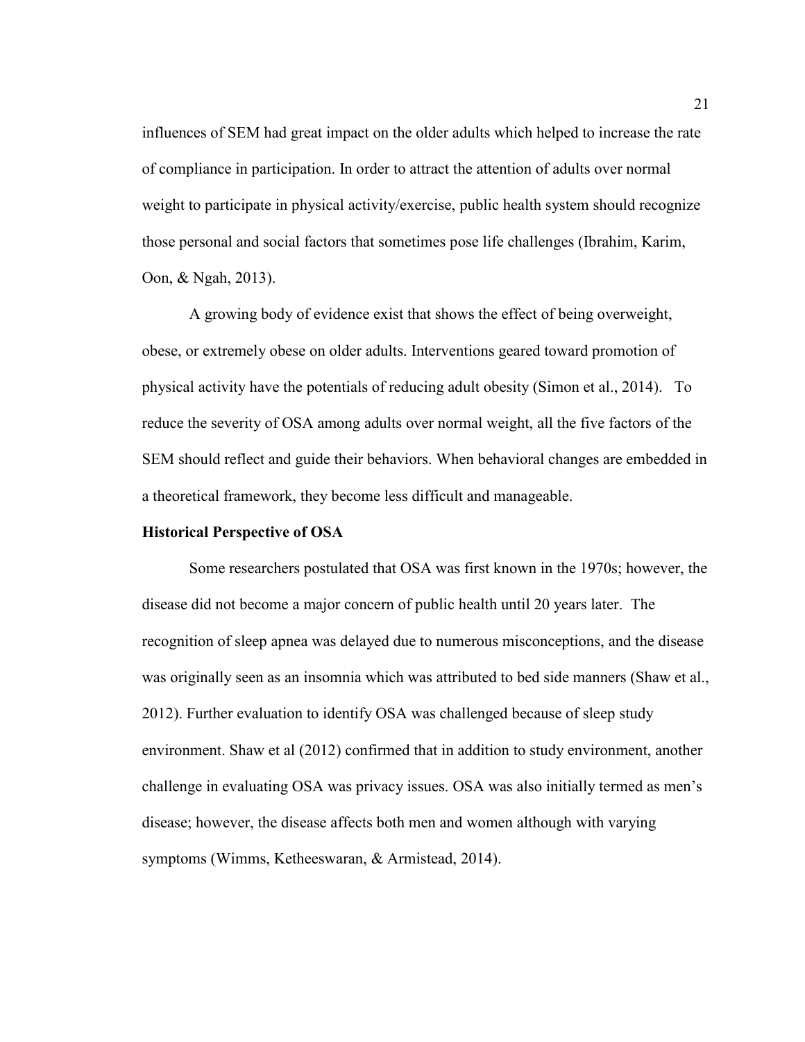influences of SEM had great impact on the older adults which helped to increase the rate of compliance in participation. In order to attract the attention of adults over normal weight to participate in physical activity/exercise, public health system should recognize those personal and social factors that sometimes pose life challenges (Ibrahim, Karim, Oon, & Ngah, 2013).

A growing body of evidence exist that shows the effect of being overweight, obese, or extremely obese on older adults. Interventions geared toward promotion of physical activity have the potentials of reducing adult obesity (Simon et al., 2014). To reduce the severity of OSA among adults over normal weight, all the five factors of the SEM should reflect and guide their behaviors. When behavioral changes are embedded in a theoretical framework, they become less difficult and manageable.

**Historical Perspective of OSA**

Some researchers postulated that OSA was first known in the 1970s; however, the disease did not become a major concern of public health until 20 years later. The recognition of sleep apnea was delayed due to numerous misconceptions, and the disease was originally seen as an insomnia which was attributed to bed side manners (Shaw et al., 2012). Further evaluation to identify OSA was challenged because of sleep study environment. Shaw et al (2012) confirmed that in addition to study environment, another challenge in evaluating OSA was privacy issues. OSA was also initially termed as men's disease; however, the disease affects both men and women although with varying symptoms (Wimms, Ketheeswaran, & Armistead, 2014).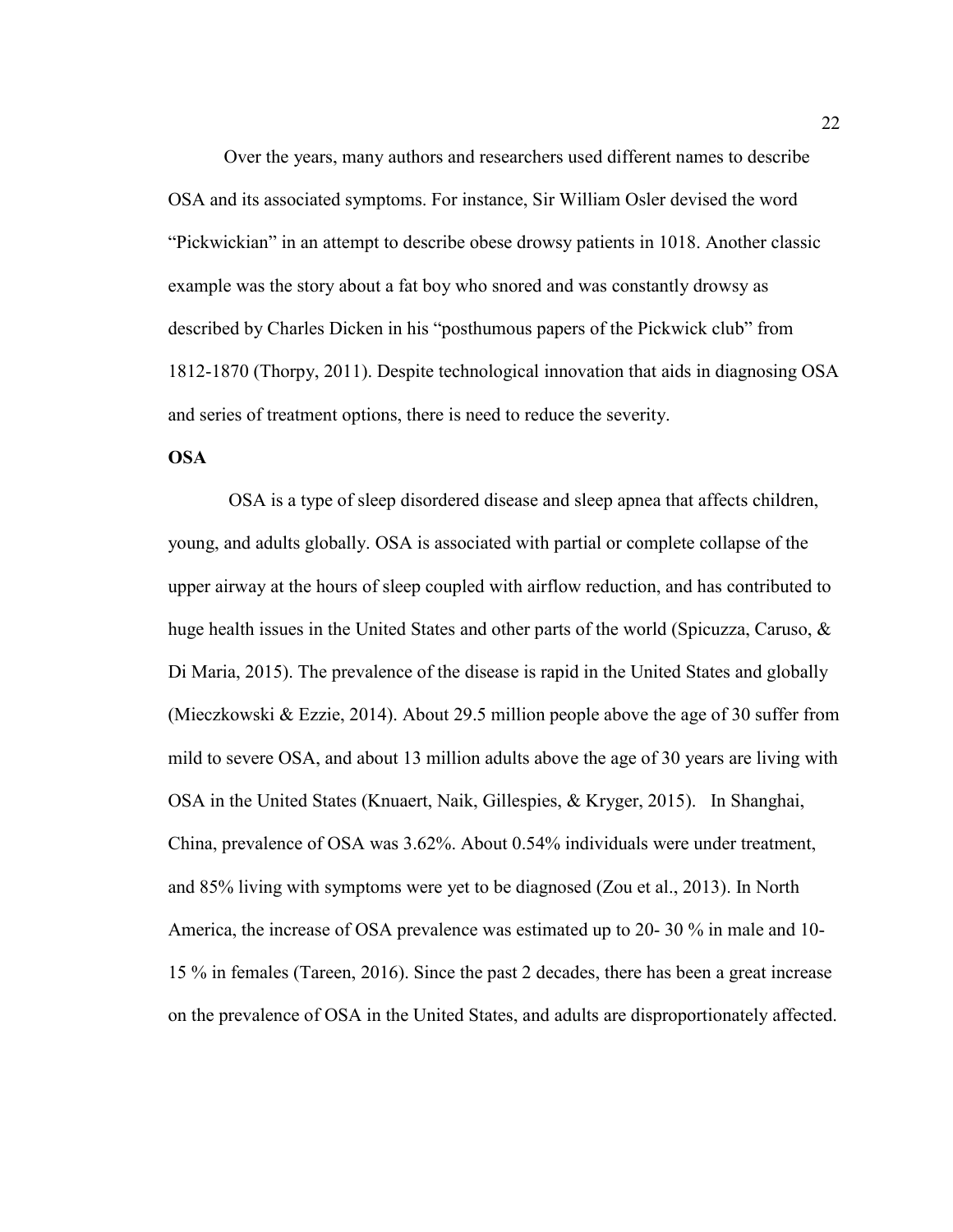Over the years, many authors and researchers used different names to describe OSA and its associated symptoms. For instance, Sir William Osler devised the word "Pickwickian" in an attempt to describe obese drowsy patients in 1018. Another classic example was the story about a fat boy who snored and was constantly drowsy as described by Charles Dicken in his "posthumous papers of the Pickwick club" from 1812-1870 (Thorpy, 2011). Despite technological innovation that aids in diagnosing OSA and series of treatment options, there is need to reduce the severity.

**OSA**

OSA is a type of sleep disordered disease and sleep apnea that affects children, young, and adults globally. OSA is associated with partial or complete collapse of the upper airway at the hours of sleep coupled with airflow reduction, and has contributed to huge health issues in the United States and other parts of the world (Spicuzza, Caruso, & Di Maria, 2015). The prevalence of the disease is rapid in the United States and globally (Mieczkowski & Ezzie, 2014). About 29.5 million people above the age of 30 suffer from mild to severe OSA, and about 13 million adults above the age of 30 years are living with OSA in the United States (Knuaert, Naik, Gillespies, & Kryger, 2015). In Shanghai, China, prevalence of OSA was 3.62%. About 0.54% individuals were under treatment, and 85% living with symptoms were yet to be diagnosed (Zou et al., 2013). In North America, the increase of OSA prevalence was estimated up to 20- 30 % in male and 10- 15 % in females (Tareen, 2016). Since the past 2 decades, there has been a great increase on the prevalence of OSA in the United States, and adults are disproportionately affected.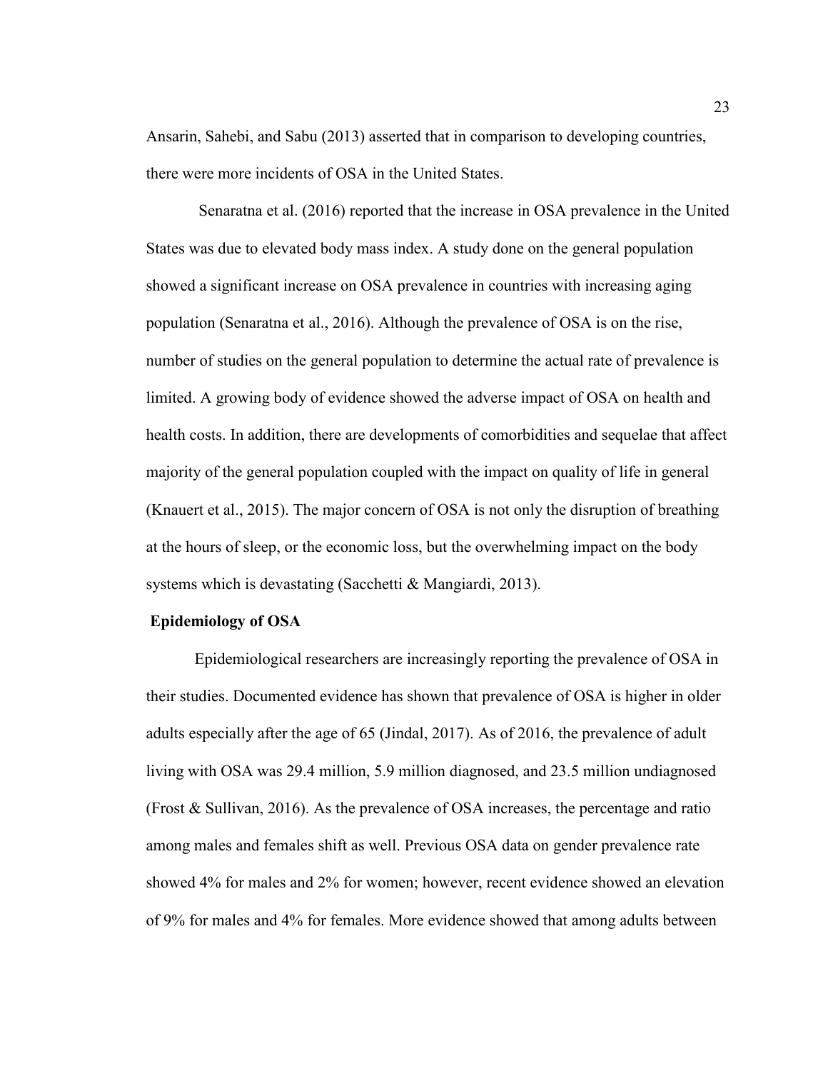Ansarin, Sahebi, and Sabu (2013) asserted that in comparison to developing countries, there were more incidents of OSA in the United States.

Senaratna et al. (2016) reported that the increase in OSA prevalence in the United States was due to elevated body mass index. A study done on the general population showed a significant increase on OSA prevalence in countries with increasing aging population (Senaratna et al., 2016). Although the prevalence of OSA is on the rise, number of studies on the general population to determine the actual rate of prevalence is limited. A growing body of evidence showed the adverse impact of OSA on health and health costs. In addition, there are developments of comorbidities and sequelae that affect majority of the general population coupled with the impact on quality of life in general (Knauert et al., 2015). The major concern of OSA is not only the disruption of breathing at the hours of sleep, or the economic loss, but the overwhelming impact on the body systems which is devastating (Sacchetti & Mangiardi, 2013).

**Epidemiology of OSA**

Epidemiological researchers are increasingly reporting the prevalence of OSA in their studies. Documented evidence has shown that prevalence of OSA is higher in older adults especially after the age of 65 (Jindal, 2017). As of 2016, the prevalence of adult living with OSA was 29.4 million, 5.9 million diagnosed, and 23.5 million undiagnosed (Frost & Sullivan, 2016). As the prevalence of OSA increases, the percentage and ratio among males and females shift as well. Previous OSA data on gender prevalence rate showed 4% for males and 2% for women; however, recent evidence showed an elevation of 9% for males and 4% for females. More evidence showed that among adults between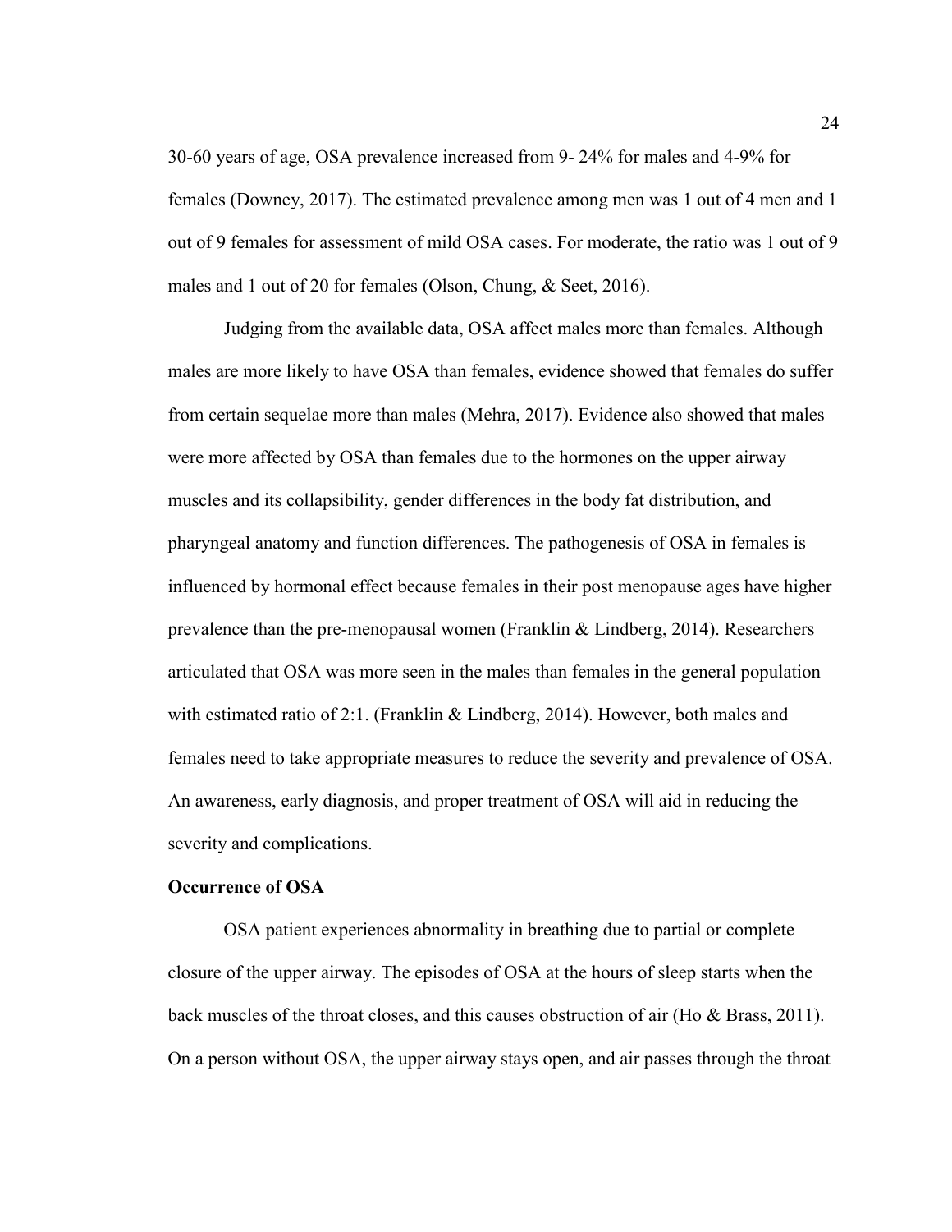30-60 years of age, OSA prevalence increased from 9- 24% for males and 4-9% for females (Downey, 2017). The estimated prevalence among men was 1 out of 4 men and 1 out of 9 females for assessment of mild OSA cases. For moderate, the ratio was 1 out of 9 males and 1 out of 20 for females (Olson, Chung, & Seet, 2016).

Judging from the available data, OSA affect males more than females. Although males are more likely to have OSA than females, evidence showed that females do suffer from certain sequelae more than males (Mehra, 2017). Evidence also showed that males were more affected by OSA than females due to the hormones on the upper airway muscles and its collapsibility, gender differences in the body fat distribution, and pharyngeal anatomy and function differences. The pathogenesis of OSA in females is influenced by hormonal effect because females in their post menopause ages have higher prevalence than the pre-menopausal women (Franklin & Lindberg, 2014). Researchers articulated that OSA was more seen in the males than females in the general population with estimated ratio of 2:1. (Franklin & Lindberg, 2014). However, both males and females need to take appropriate measures to reduce the severity and prevalence of OSA. An awareness, early diagnosis, and proper treatment of OSA will aid in reducing the severity and complications.

**Occurrence of OSA**

OSA patient experiences abnormality in breathing due to partial or complete closure of the upper airway. The episodes of OSA at the hours of sleep starts when the back muscles of the throat closes, and this causes obstruction of air (Ho & Brass, 2011). On a person without OSA, the upper airway stays open, and air passes through the throat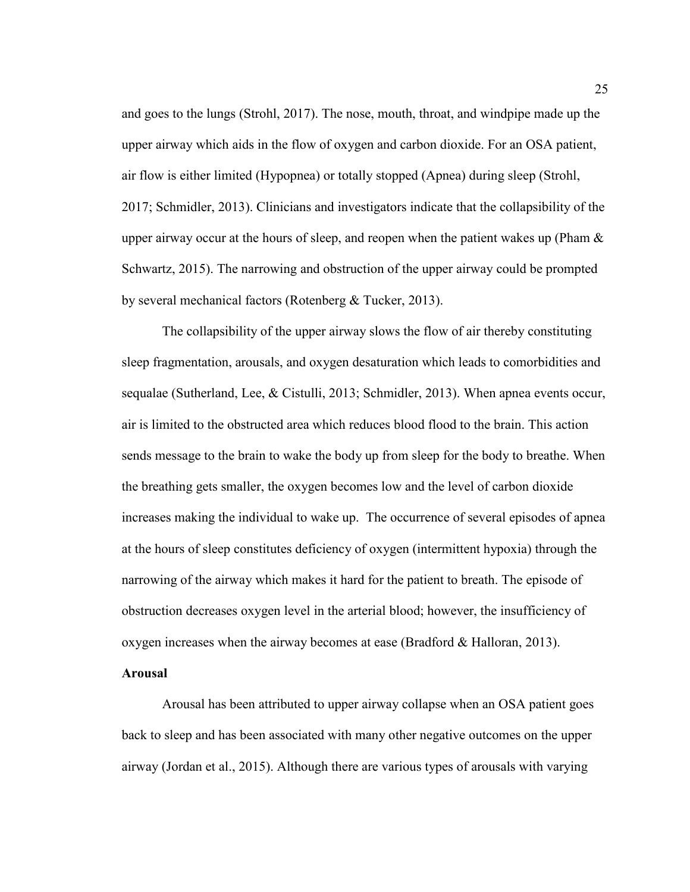and goes to the lungs (Strohl, 2017). The nose, mouth, throat, and windpipe made up the upper airway which aids in the flow of oxygen and carbon dioxide. For an OSA patient, air flow is either limited (Hypopnea) or totally stopped (Apnea) during sleep (Strohl, 2017; Schmidler, 2013). Clinicians and investigators indicate that the collapsibility of the upper airway occur at the hours of sleep, and reopen when the patient wakes up (Pham & Schwartz, 2015). The narrowing and obstruction of the upper airway could be prompted by several mechanical factors (Rotenberg & Tucker, 2013).

The collapsibility of the upper airway slows the flow of air thereby constituting sleep fragmentation, arousals, and oxygen desaturation which leads to comorbidities and sequalae (Sutherland, Lee, & Cistulli, 2013; Schmidler, 2013). When apnea events occur, air is limited to the obstructed area which reduces blood flood to the brain. This action sends message to the brain to wake the body up from sleep for the body to breathe. When the breathing gets smaller, the oxygen becomes low and the level of carbon dioxide increases making the individual to wake up. The occurrence of several episodes of apnea at the hours of sleep constitutes deficiency of oxygen (intermittent hypoxia) through the narrowing of the airway which makes it hard for the patient to breath. The episode of obstruction decreases oxygen level in the arterial blood; however, the insufficiency of oxygen increases when the airway becomes at ease (Bradford & Halloran, 2013).

**Arousal**

Arousal has been attributed to upper airway collapse when an OSA patient goes back to sleep and has been associated with many other negative outcomes on the upper airway (Jordan et al., 2015). Although there are various types of arousals with varying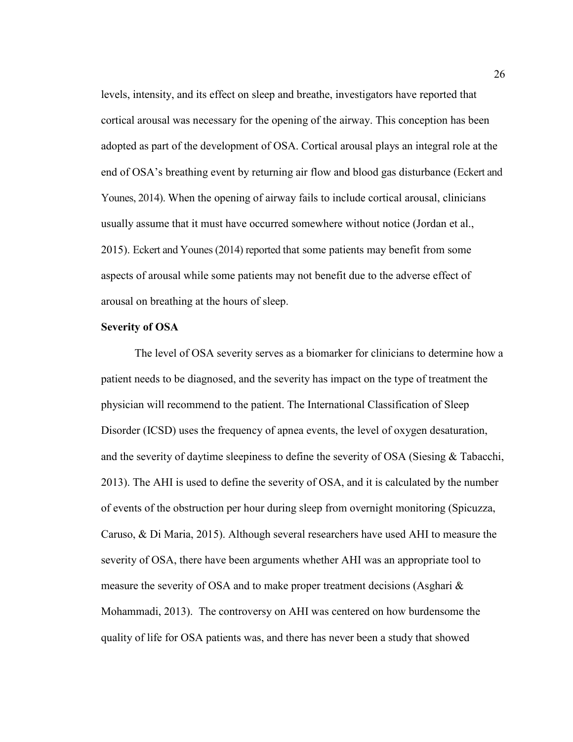levels, intensity, and its effect on sleep and breathe, investigators have reported that cortical arousal was necessary for the opening of the airway. This conception has been adopted as part of the development of OSA. Cortical arousal plays an integral role at the end of OSA's breathing event by returning air flow and blood gas disturbance (Eckert and Younes, 2014). When the opening of airway fails to include cortical arousal, clinicians usually assume that it must have occurred somewhere without notice (Jordan et al., 2015). Eckert and Younes (2014) reported that some patients may benefit from some aspects of arousal while some patients may not benefit due to the adverse effect of arousal on breathing at the hours of sleep.

**Severity of OSA**

The level of OSA severity serves as a biomarker for clinicians to determine how a patient needs to be diagnosed, and the severity has impact on the type of treatment the physician will recommend to the patient. The International Classification of Sleep Disorder (ICSD) uses the frequency of apnea events, the level of oxygen desaturation, and the severity of daytime sleepiness to define the severity of OSA (Siesing & Tabacchi, 2013). The AHI is used to define the severity of OSA, and it is calculated by the number of events of the obstruction per hour during sleep from overnight monitoring (Spicuzza, Caruso, & Di Maria, 2015). Although several researchers have used AHI to measure the severity of OSA, there have been arguments whether AHI was an appropriate tool to measure the severity of OSA and to make proper treatment decisions (Asghari & Mohammadi, 2013). The controversy on AHI was centered on how burdensome the quality of life for OSA patients was, and there has never been a study that showed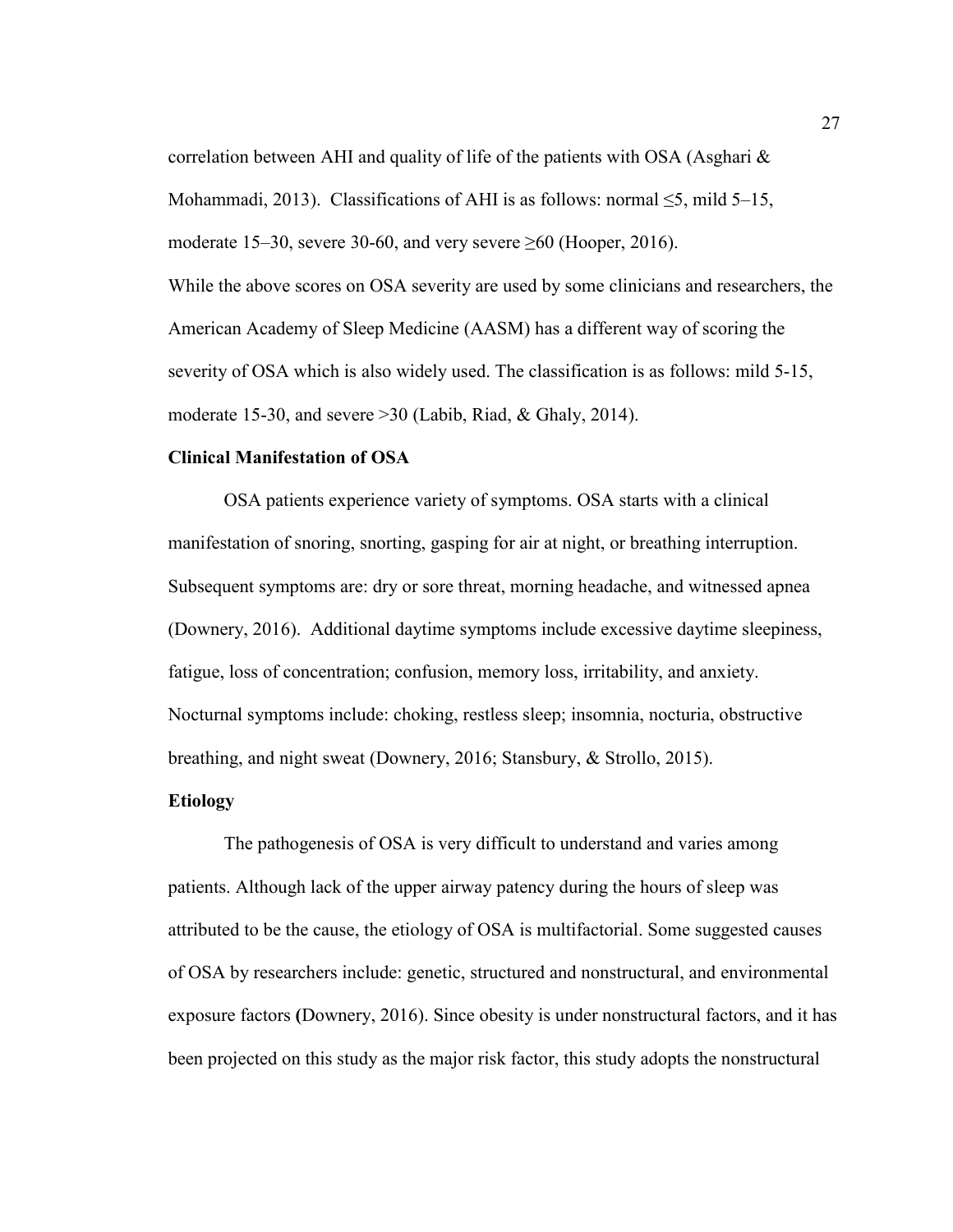correlation between AHI and quality of life of the patients with OSA (Asghari & Mohammadi, 2013). Classifications of AHI is as follows: normal ≤5, mild 5–15, moderate 15–30, severe 30-60, and very severe ≥60 (Hooper, 2016).

While the above scores on OSA severity are used by some clinicians and researchers, the American Academy of Sleep Medicine (AASM) has a different way of scoring the severity of OSA which is also widely used. The classification is as follows: mild 5-15, moderate 15-30, and severe >30 (Labib, Riad, & Ghaly, 2014).

**Clinical Manifestation of OSA**

OSA patients experience variety of symptoms. OSA starts with a clinical manifestation of snoring, snorting, gasping for air at night, or breathing interruption. Subsequent symptoms are: dry or sore threat, morning headache, and witnessed apnea (Downery, 2016). Additional daytime symptoms include excessive daytime sleepiness, fatigue, loss of concentration; confusion, memory loss, irritability, and anxiety. Nocturnal symptoms include: choking, restless sleep; insomnia, nocturia, obstructive breathing, and night sweat (Downery, 2016; Stansbury, & Strollo, 2015).

**Etiology**

The pathogenesis of OSA is very difficult to understand and varies among patients. Although lack of the upper airway patency during the hours of sleep was attributed to be the cause, the etiology of OSA is multifactorial. Some suggested causes of OSA by researchers include: genetic, structured and nonstructural, and environmental exposure factors **(**Downery, 2016). Since obesity is under nonstructural factors, and it has been projected on this study as the major risk factor, this study adopts the nonstructural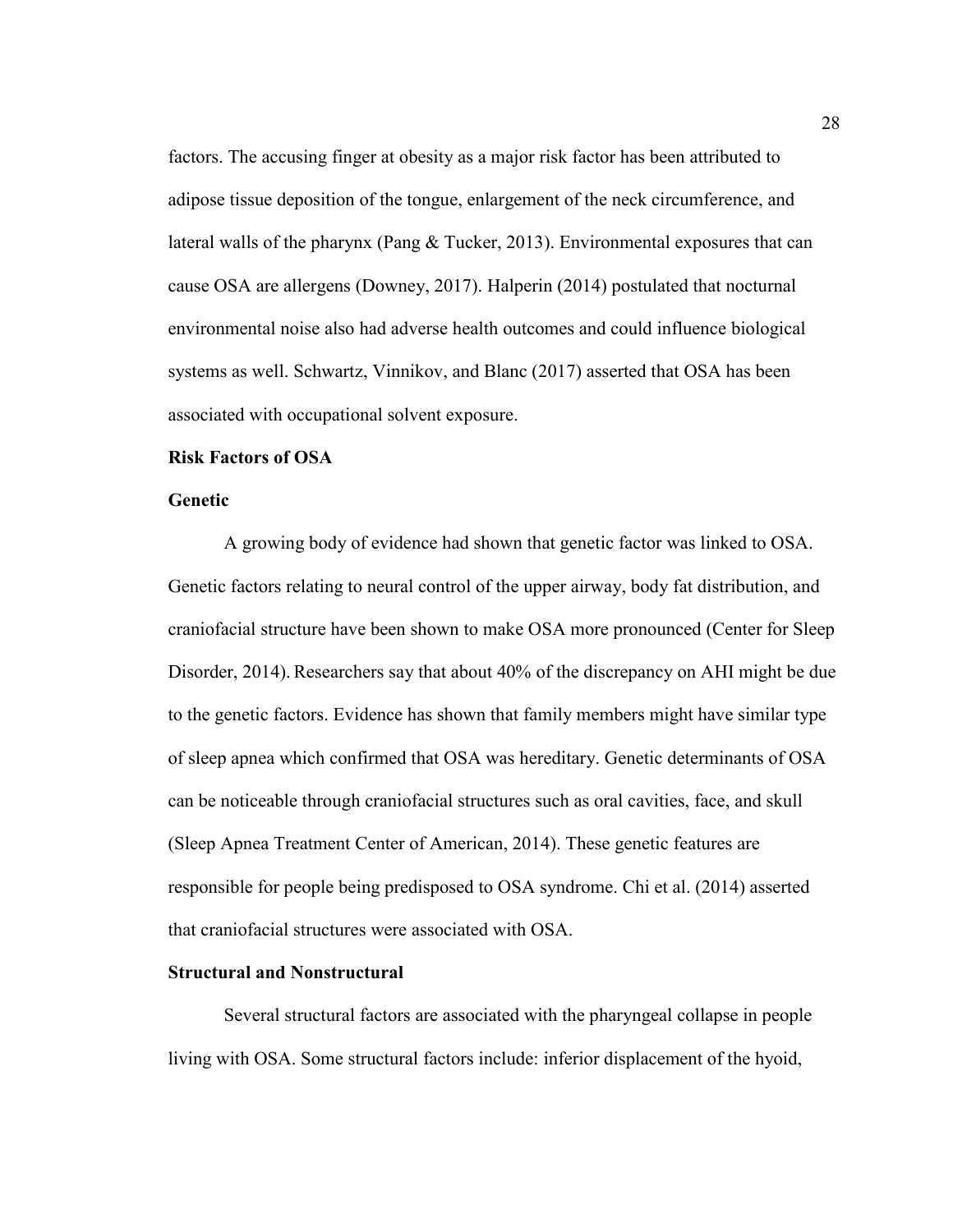factors. The accusing finger at obesity as a major risk factor has been attributed to adipose tissue deposition of the tongue, enlargement of the neck circumference, and lateral walls of the pharynx (Pang & Tucker, 2013). Environmental exposures that can cause OSA are allergens (Downey, 2017). Halperin (2014) postulated that nocturnal environmental noise also had adverse health outcomes and could influence biological systems as well. Schwartz, Vinnikov, and Blanc (2017) asserted that OSA has been associated with occupational solvent exposure.

## Risk Factors of OSA

### Genetic

A growing body of evidence had shown that genetic factor was linked to OSA. Genetic factors relating to neural control of the upper airway, body fat distribution, and craniofacial structure have been shown to make OSA more pronounced (Center for Sleep Disorder, 2014). Researchers say that about 40% of the discrepancy on AHI might be due to the genetic factors. Evidence has shown that family members might have similar type of sleep apnea which confirmed that OSA was hereditary. Genetic determinants of OSA can be noticeable through craniofacial structures such as oral cavities, face, and skull (Sleep Apnea Treatment Center of American, 2014). These genetic features are responsible for people being predisposed to OSA syndrome. Chi et al. (2014) asserted that craniofacial structures were associated with OSA.

### Structural and Nonstructural

Several structural factors are associated with the pharyngeal collapse in people living with OSA. Some structural factors include: inferior displacement of the hyoid,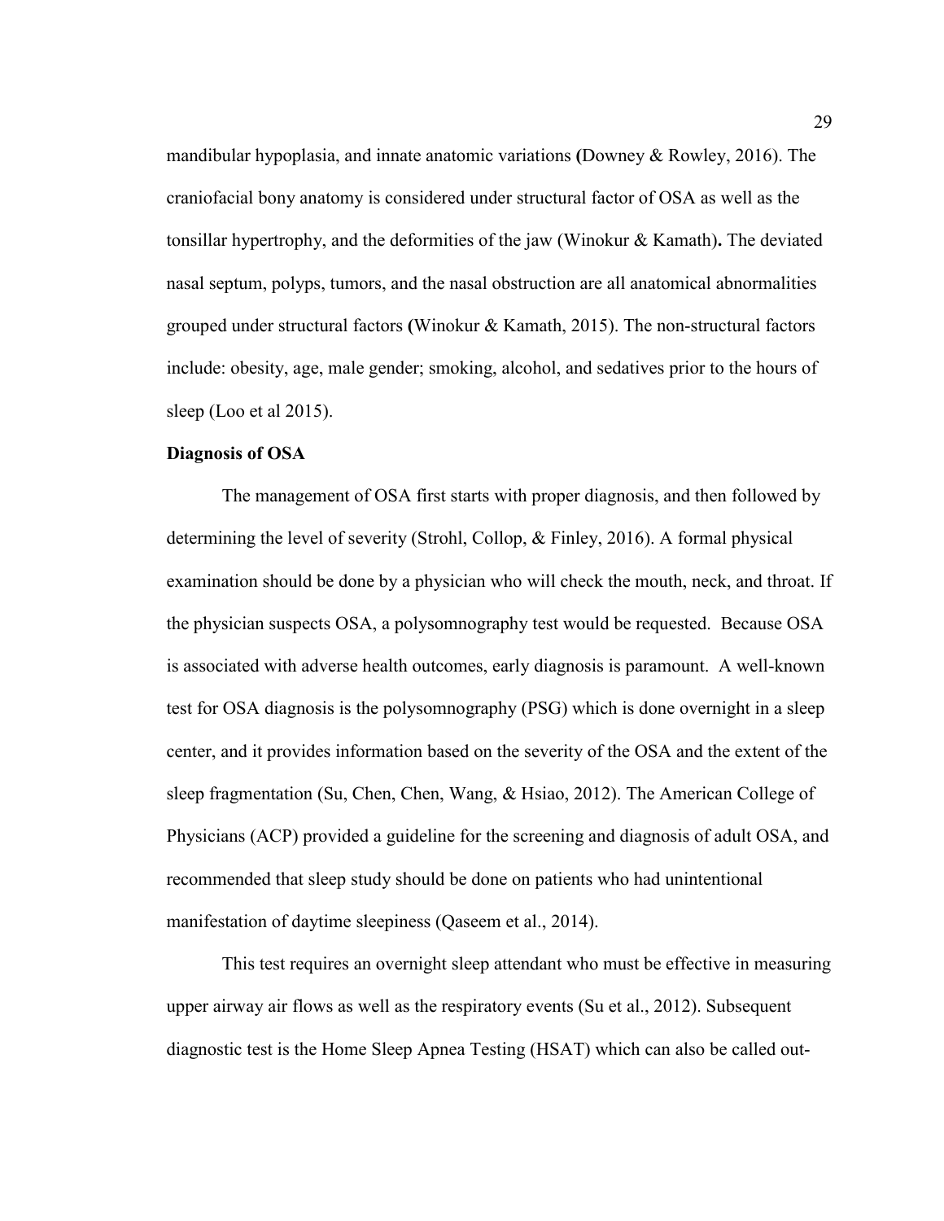mandibular hypoplasia, and innate anatomic variations (Downey & Rowley, 2016). The craniofacial bony anatomy is considered under structural factor of OSA as well as the tonsillar hypertrophy, and the deformities of the jaw (Winokur & Kamath). The deviated nasal septum, polyps, tumors, and the nasal obstruction are all anatomical abnormalities grouped under structural factors (Winokur & Kamath, 2015). The non-structural factors include: obesity, age, male gender; smoking, alcohol, and sedatives prior to the hours of sleep (Loo et al 2015).

**Diagnosis of OSA**

The management of OSA first starts with proper diagnosis, and then followed by determining the level of severity (Strohl, Collop, & Finley, 2016). A formal physical examination should be done by a physician who will check the mouth, neck, and throat. If the physician suspects OSA, a polysomnography test would be requested. Because OSA is associated with adverse health outcomes, early diagnosis is paramount. A well-known test for OSA diagnosis is the polysomnography (PSG) which is done overnight in a sleep center, and it provides information based on the severity of the OSA and the extent of the sleep fragmentation (Su, Chen, Chen, Wang, & Hsiao, 2012). The American College of Physicians (ACP) provided a guideline for the screening and diagnosis of adult OSA, and recommended that sleep study should be done on patients who had unintentional manifestation of daytime sleepiness (Qaseem et al., 2014).

This test requires an overnight sleep attendant who must be effective in measuring upper airway air flows as well as the respiratory events (Su et al., 2012). Subsequent diagnostic test is the Home Sleep Apnea Testing (HSAT) which can also be called out-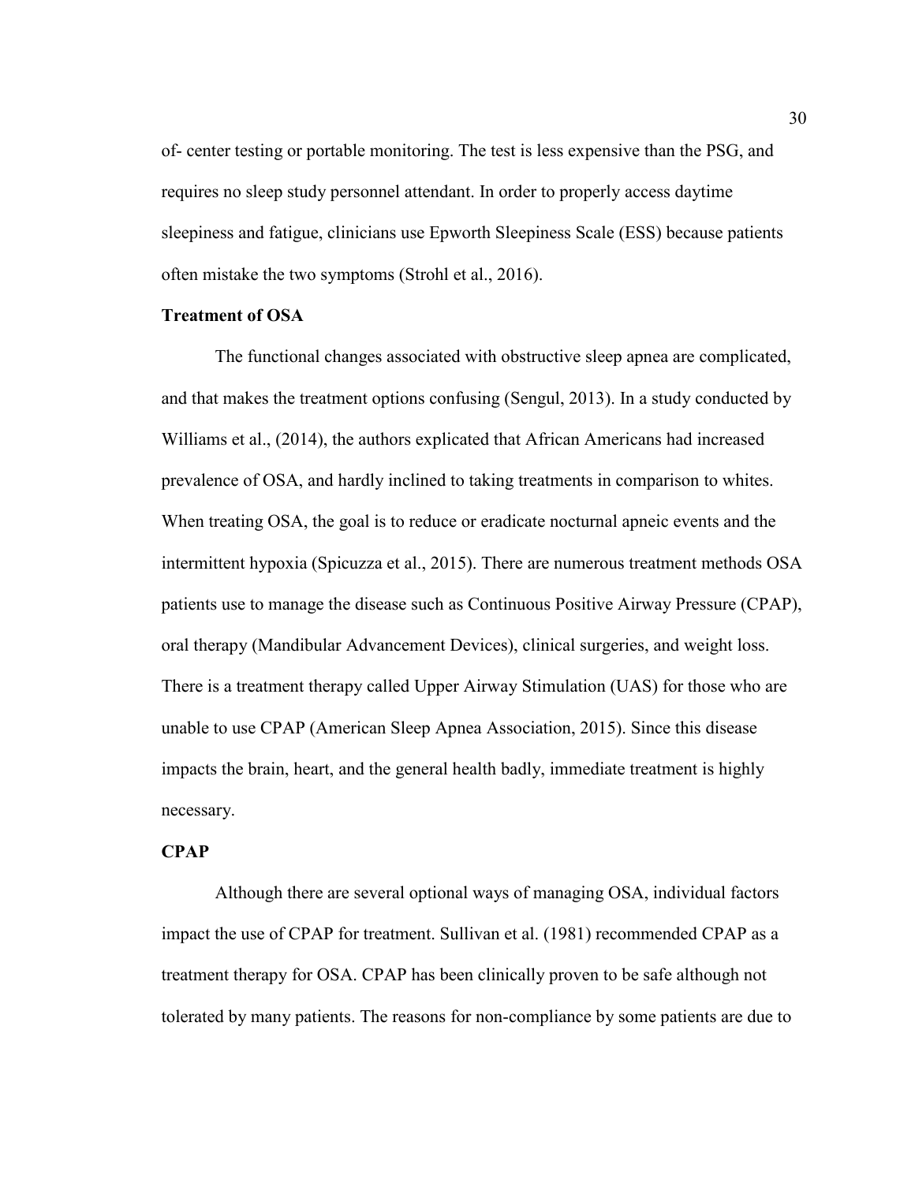of- center testing or portable monitoring. The test is less expensive than the PSG, and requires no sleep study personnel attendant. In order to properly access daytime sleepiness and fatigue, clinicians use Epworth Sleepiness Scale (ESS) because patients often mistake the two symptoms (Strohl et al., 2016).

**Treatment of OSA**

The functional changes associated with obstructive sleep apnea are complicated, and that makes the treatment options confusing (Sengul, 2013). In a study conducted by Williams et al., (2014), the authors explicated that African Americans had increased prevalence of OSA, and hardly inclined to taking treatments in comparison to whites. When treating OSA, the goal is to reduce or eradicate nocturnal apneic events and the intermittent hypoxia (Spicuzza et al., 2015). There are numerous treatment methods OSA patients use to manage the disease such as Continuous Positive Airway Pressure (CPAP), oral therapy (Mandibular Advancement Devices), clinical surgeries, and weight loss. There is a treatment therapy called Upper Airway Stimulation (UAS) for those who are unable to use CPAP (American Sleep Apnea Association, 2015). Since this disease impacts the brain, heart, and the general health badly, immediate treatment is highly necessary.

**CPAP**

Although there are several optional ways of managing OSA, individual factors impact the use of CPAP for treatment. Sullivan et al. (1981) recommended CPAP as a treatment therapy for OSA. CPAP has been clinically proven to be safe although not tolerated by many patients. The reasons for non-compliance by some patients are due to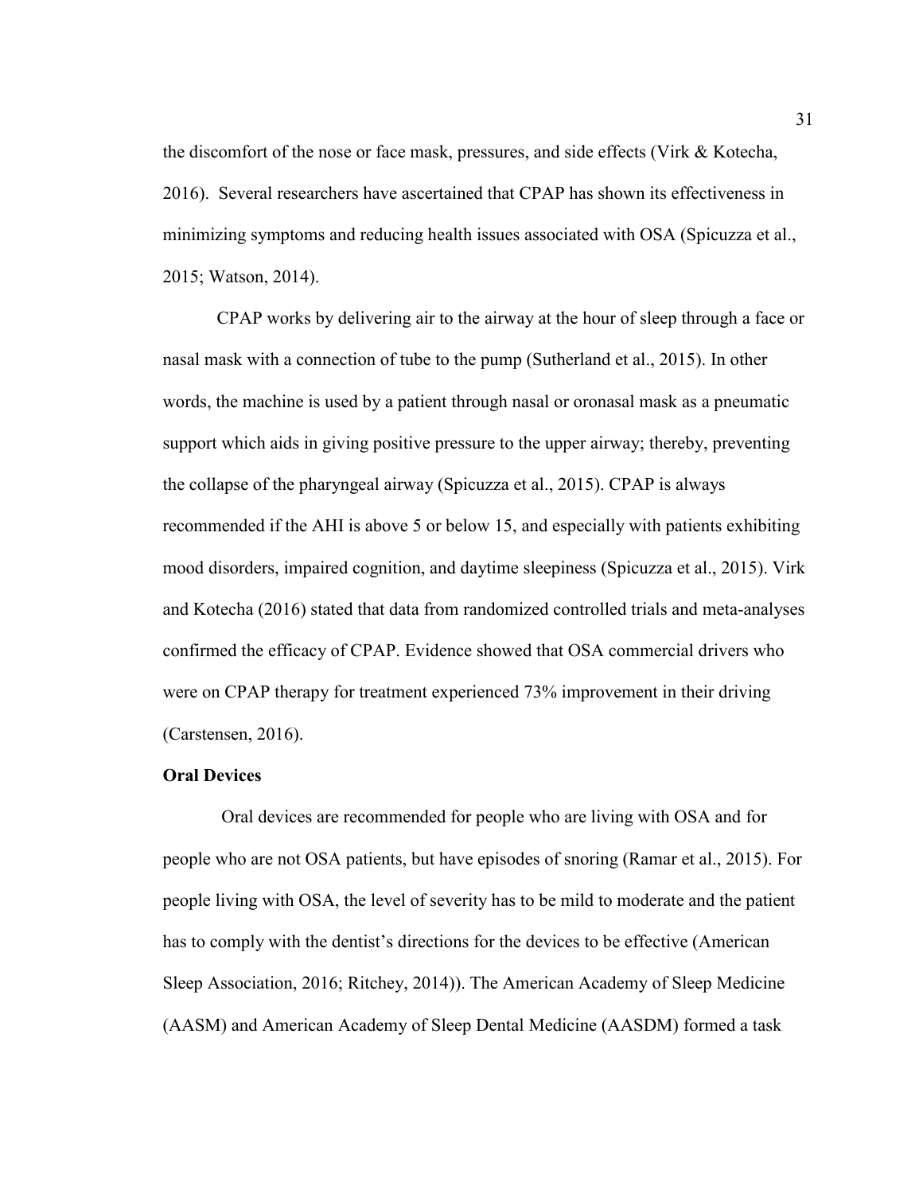the discomfort of the nose or face mask, pressures, and side effects (Virk & Kotecha, 2016). Several researchers have ascertained that CPAP has shown its effectiveness in minimizing symptoms and reducing health issues associated with OSA (Spicuzza et al., 2015; Watson, 2014).

CPAP works by delivering air to the airway at the hour of sleep through a face or nasal mask with a connection of tube to the pump (Sutherland et al., 2015). In other words, the machine is used by a patient through nasal or oronasal mask as a pneumatic support which aids in giving positive pressure to the upper airway; thereby, preventing the collapse of the pharyngeal airway (Spicuzza et al., 2015). CPAP is always recommended if the AHI is above 5 or below 15, and especially with patients exhibiting mood disorders, impaired cognition, and daytime sleepiness (Spicuzza et al., 2015). Virk and Kotecha (2016) stated that data from randomized controlled trials and meta-analyses confirmed the efficacy of CPAP. Evidence showed that OSA commercial drivers who were on CPAP therapy for treatment experienced 73% improvement in their driving (Carstensen, 2016).

**Oral Devices**

Oral devices are recommended for people who are living with OSA and for people who are not OSA patients, but have episodes of snoring (Ramar et al., 2015). For people living with OSA, the level of severity has to be mild to moderate and the patient has to comply with the dentist's directions for the devices to be effective (American Sleep Association, 2016; Ritchey, 2014)). The American Academy of Sleep Medicine (AASM) and American Academy of Sleep Dental Medicine (AASDM) formed a task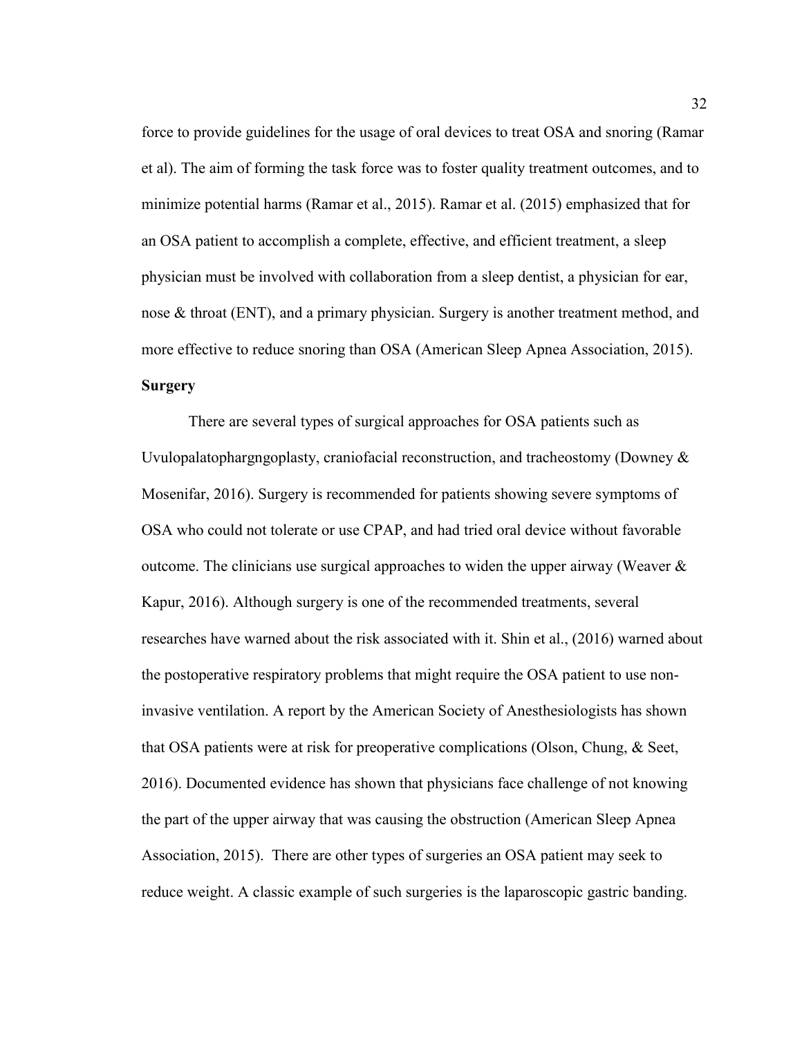force to provide guidelines for the usage of oral devices to treat OSA and snoring (Ramar et al). The aim of forming the task force was to foster quality treatment outcomes, and to minimize potential harms (Ramar et al., 2015). Ramar et al. (2015) emphasized that for an OSA patient to accomplish a complete, effective, and efficient treatment, a sleep physician must be involved with collaboration from a sleep dentist, a physician for ear, nose & throat (ENT), and a primary physician. Surgery is another treatment method, and more effective to reduce snoring than OSA (American Sleep Apnea Association, 2015).

**Surgery**

There are several types of surgical approaches for OSA patients such as Uvulopalatophargngoplasty, craniofacial reconstruction, and tracheostomy (Downey & Mosenifar, 2016). Surgery is recommended for patients showing severe symptoms of OSA who could not tolerate or use CPAP, and had tried oral device without favorable outcome. The clinicians use surgical approaches to widen the upper airway (Weaver & Kapur, 2016). Although surgery is one of the recommended treatments, several researches have warned about the risk associated with it. Shin et al., (2016) warned about the postoperative respiratory problems that might require the OSA patient to use non-invasive ventilation. A report by the American Society of Anesthesiologists has shown that OSA patients were at risk for preoperative complications (Olson, Chung, & Seet, 2016). Documented evidence has shown that physicians face challenge of not knowing the part of the upper airway that was causing the obstruction (American Sleep Apnea Association, 2015). There are other types of surgeries an OSA patient may seek to reduce weight. A classic example of such surgeries is the laparoscopic gastric banding.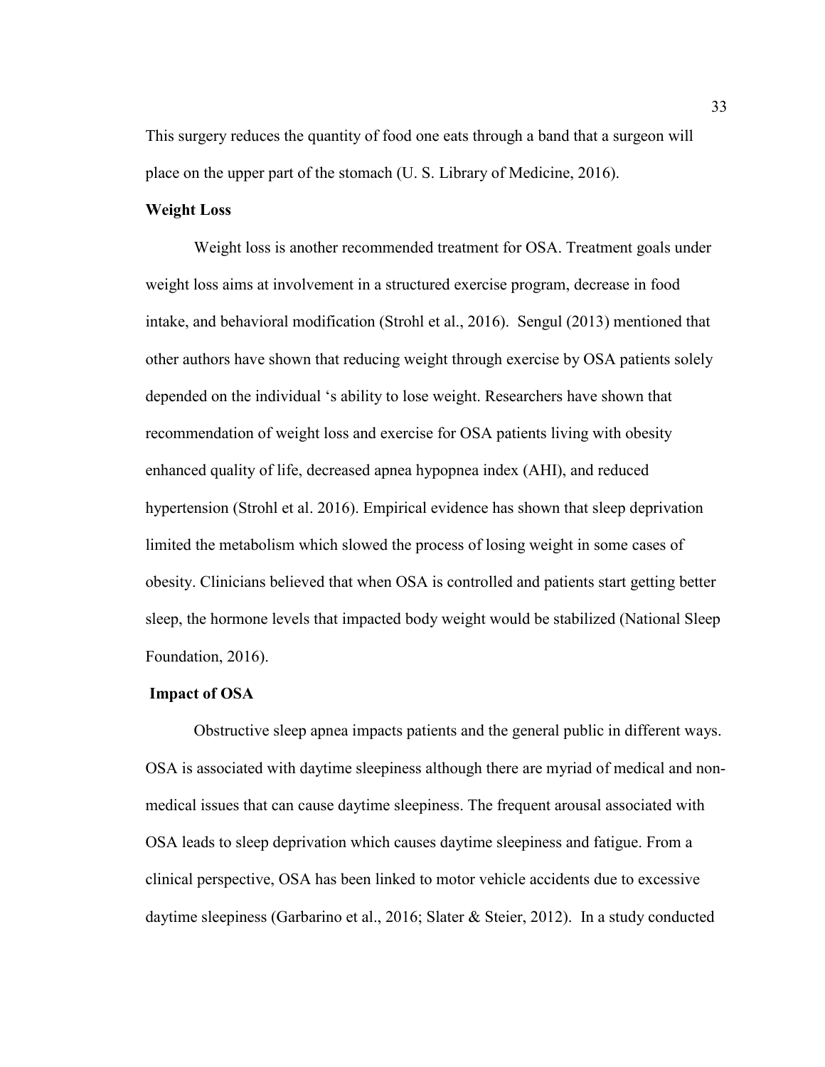This surgery reduces the quantity of food one eats through a band that a surgeon will place on the upper part of the stomach (U. S. Library of Medicine, 2016).

**Weight Loss**

Weight loss is another recommended treatment for OSA. Treatment goals under weight loss aims at involvement in a structured exercise program, decrease in food intake, and behavioral modification (Strohl et al., 2016). Sengul (2013) mentioned that other authors have shown that reducing weight through exercise by OSA patients solely depended on the individual 's ability to lose weight. Researchers have shown that recommendation of weight loss and exercise for OSA patients living with obesity enhanced quality of life, decreased apnea hypopnea index (AHI), and reduced hypertension (Strohl et al. 2016). Empirical evidence has shown that sleep deprivation limited the metabolism which slowed the process of losing weight in some cases of obesity. Clinicians believed that when OSA is controlled and patients start getting better sleep, the hormone levels that impacted body weight would be stabilized (National Sleep Foundation, 2016).

**Impact of OSA**

Obstructive sleep apnea impacts patients and the general public in different ways. OSA is associated with daytime sleepiness although there are myriad of medical and non-medical issues that can cause daytime sleepiness. The frequent arousal associated with OSA leads to sleep deprivation which causes daytime sleepiness and fatigue. From a clinical perspective, OSA has been linked to motor vehicle accidents due to excessive daytime sleepiness (Garbarino et al., 2016; Slater & Steier, 2012). In a study conducted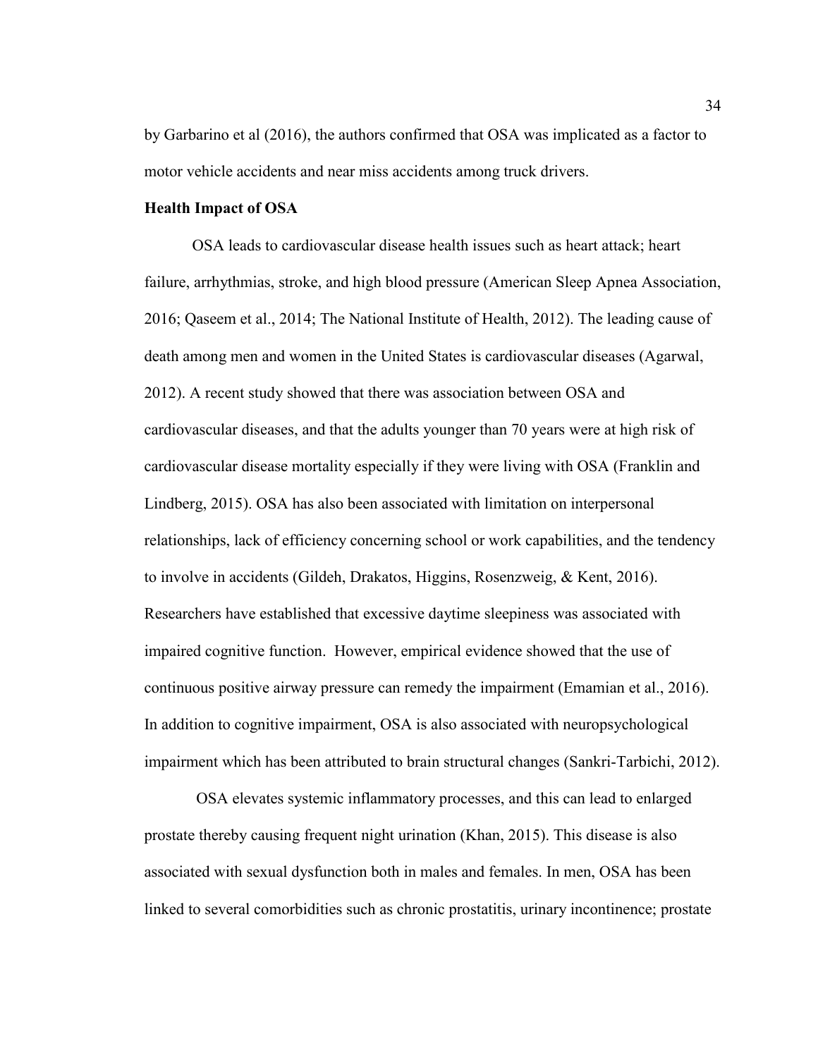by Garbarino et al (2016), the authors confirmed that OSA was implicated as a factor to motor vehicle accidents and near miss accidents among truck drivers.

**Health Impact of OSA**

OSA leads to cardiovascular disease health issues such as heart attack; heart failure, arrhythmias, stroke, and high blood pressure (American Sleep Apnea Association, 2016; Qaseem et al., 2014; The National Institute of Health, 2012). The leading cause of death among men and women in the United States is cardiovascular diseases (Agarwal, 2012). A recent study showed that there was association between OSA and cardiovascular diseases, and that the adults younger than 70 years were at high risk of cardiovascular disease mortality especially if they were living with OSA (Franklin and Lindberg, 2015). OSA has also been associated with limitation on interpersonal relationships, lack of efficiency concerning school or work capabilities, and the tendency to involve in accidents (Gildeh, Drakatos, Higgins, Rosenzweig, & Kent, 2016). Researchers have established that excessive daytime sleepiness was associated with impaired cognitive function. However, empirical evidence showed that the use of continuous positive airway pressure can remedy the impairment (Emamian et al., 2016). In addition to cognitive impairment, OSA is also associated with neuropsychological impairment which has been attributed to brain structural changes (Sankri-Tarbichi, 2012).

OSA elevates systemic inflammatory processes, and this can lead to enlarged prostate thereby causing frequent night urination (Khan, 2015). This disease is also associated with sexual dysfunction both in males and females. In men, OSA has been linked to several comorbidities such as chronic prostatitis, urinary incontinence; prostate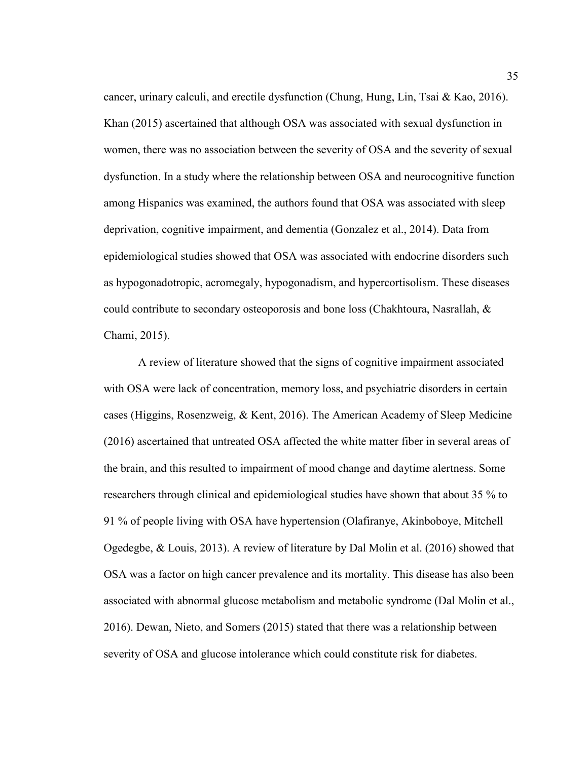cancer, urinary calculi, and erectile dysfunction (Chung, Hung, Lin, Tsai & Kao, 2016). Khan (2015) ascertained that although OSA was associated with sexual dysfunction in women, there was no association between the severity of OSA and the severity of sexual dysfunction. In a study where the relationship between OSA and neurocognitive function among Hispanics was examined, the authors found that OSA was associated with sleep deprivation, cognitive impairment, and dementia (Gonzalez et al., 2014). Data from epidemiological studies showed that OSA was associated with endocrine disorders such as hypogonadotropic, acromegaly, hypogonadism, and hypercortisolism. These diseases could contribute to secondary osteoporosis and bone loss (Chakhtoura, Nasrallah, & Chami, 2015).

A review of literature showed that the signs of cognitive impairment associated with OSA were lack of concentration, memory loss, and psychiatric disorders in certain cases (Higgins, Rosenzweig, & Kent, 2016). The American Academy of Sleep Medicine (2016) ascertained that untreated OSA affected the white matter fiber in several areas of the brain, and this resulted to impairment of mood change and daytime alertness. Some researchers through clinical and epidemiological studies have shown that about 35 % to 91 % of people living with OSA have hypertension (Olafiranye, Akinboboye, Mitchell Ogedegbe, & Louis, 2013). A review of literature by Dal Molin et al. (2016) showed that OSA was a factor on high cancer prevalence and its mortality. This disease has also been associated with abnormal glucose metabolism and metabolic syndrome (Dal Molin et al., 2016). Dewan, Nieto, and Somers (2015) stated that there was a relationship between severity of OSA and glucose intolerance which could constitute risk for diabetes.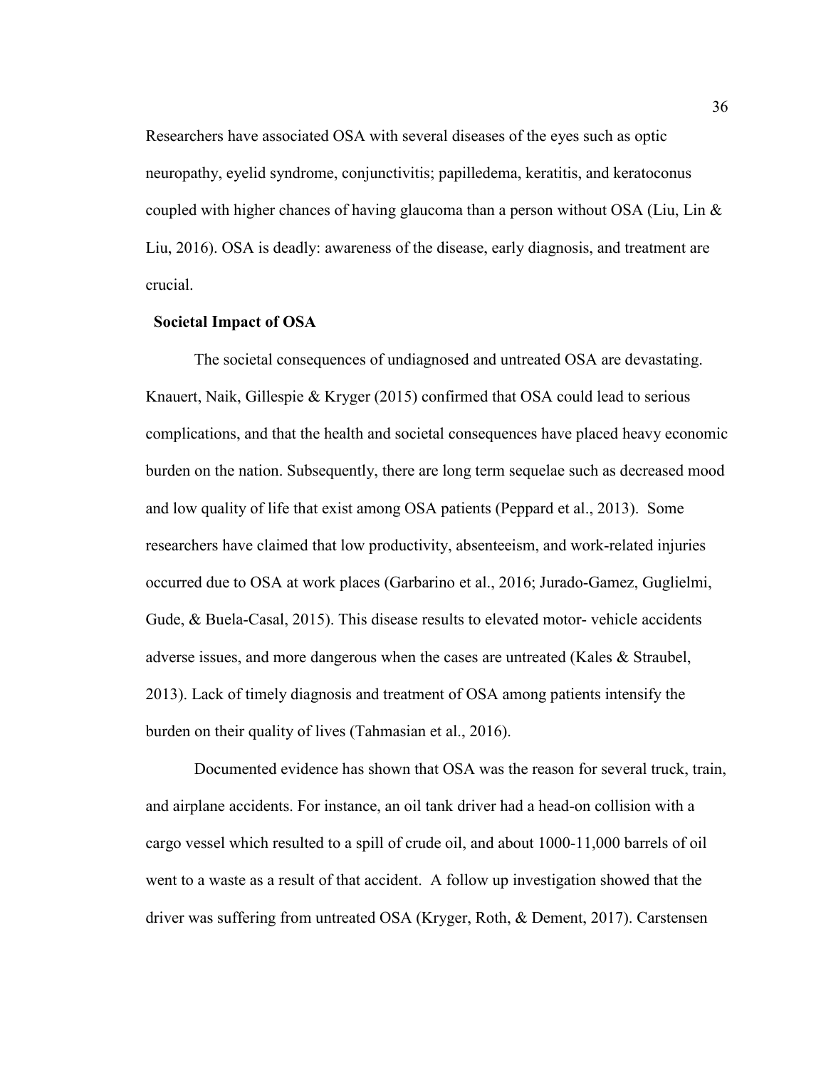Researchers have associated OSA with several diseases of the eyes such as optic neuropathy, eyelid syndrome, conjunctivitis; papilledema, keratitis, and keratoconus coupled with higher chances of having glaucoma than a person without OSA (Liu, Lin & Liu, 2016). OSA is deadly: awareness of the disease, early diagnosis, and treatment are crucial.

## Societal Impact of OSA

The societal consequences of undiagnosed and untreated OSA are devastating. Knauert, Naik, Gillespie & Kryger (2015) confirmed that OSA could lead to serious complications, and that the health and societal consequences have placed heavy economic burden on the nation. Subsequently, there are long term sequelae such as decreased mood and low quality of life that exist among OSA patients (Peppard et al., 2013). Some researchers have claimed that low productivity, absenteeism, and work-related injuries occurred due to OSA at work places (Garbarino et al., 2016; Jurado-Gamez, Guglielmi, Gude, & Buela-Casal, 2015). This disease results to elevated motor- vehicle accidents adverse issues, and more dangerous when the cases are untreated (Kales & Straubel, 2013). Lack of timely diagnosis and treatment of OSA among patients intensify the burden on their quality of lives (Tahmasian et al., 2016).

Documented evidence has shown that OSA was the reason for several truck, train, and airplane accidents. For instance, an oil tank driver had a head-on collision with a cargo vessel which resulted to a spill of crude oil, and about 1000-11,000 barrels of oil went to a waste as a result of that accident. A follow up investigation showed that the driver was suffering from untreated OSA (Kryger, Roth, & Dement, 2017). Carstensen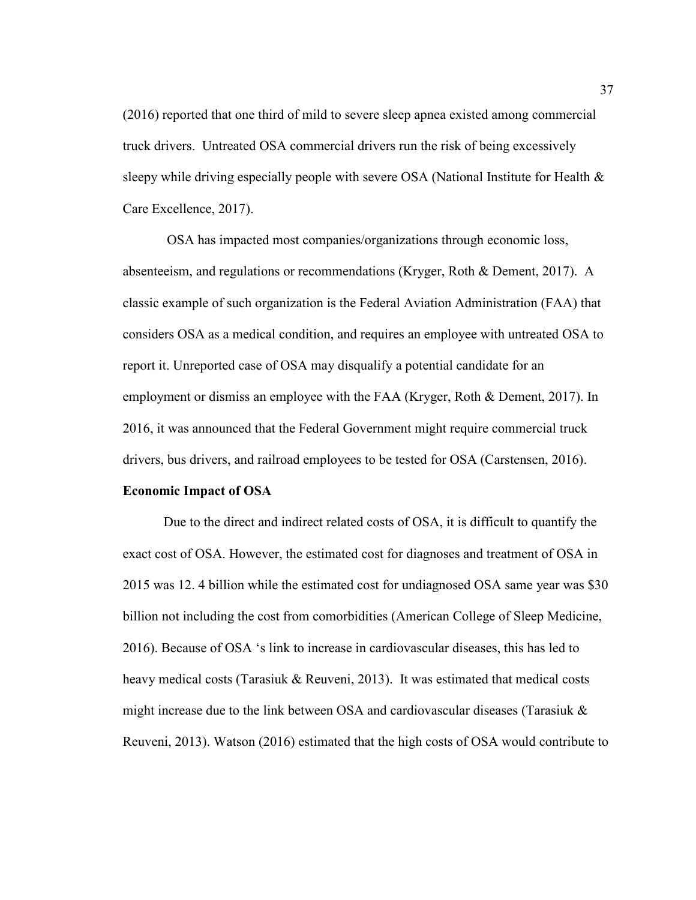(2016) reported that one third of mild to severe sleep apnea existed among commercial truck drivers. Untreated OSA commercial drivers run the risk of being excessively sleepy while driving especially people with severe OSA (National Institute for Health & Care Excellence, 2017).

OSA has impacted most companies/organizations through economic loss, absenteeism, and regulations or recommendations (Kryger, Roth & Dement, 2017). A classic example of such organization is the Federal Aviation Administration (FAA) that considers OSA as a medical condition, and requires an employee with untreated OSA to report it. Unreported case of OSA may disqualify a potential candidate for an employment or dismiss an employee with the FAA (Kryger, Roth & Dement, 2017). In 2016, it was announced that the Federal Government might require commercial truck drivers, bus drivers, and railroad employees to be tested for OSA (Carstensen, 2016).

**Economic Impact of OSA**

Due to the direct and indirect related costs of OSA, it is difficult to quantify the exact cost of OSA. However, the estimated cost for diagnoses and treatment of OSA in 2015 was 12. 4 billion while the estimated cost for undiagnosed OSA same year was $30 billion not including the cost from comorbidities (American College of Sleep Medicine, 2016). Because of OSA 's link to increase in cardiovascular diseases, this has led to heavy medical costs (Tarasiuk & Reuveni, 2013). It was estimated that medical costs might increase due to the link between OSA and cardiovascular diseases (Tarasiuk & Reuveni, 2013). Watson (2016) estimated that the high costs of OSA would contribute to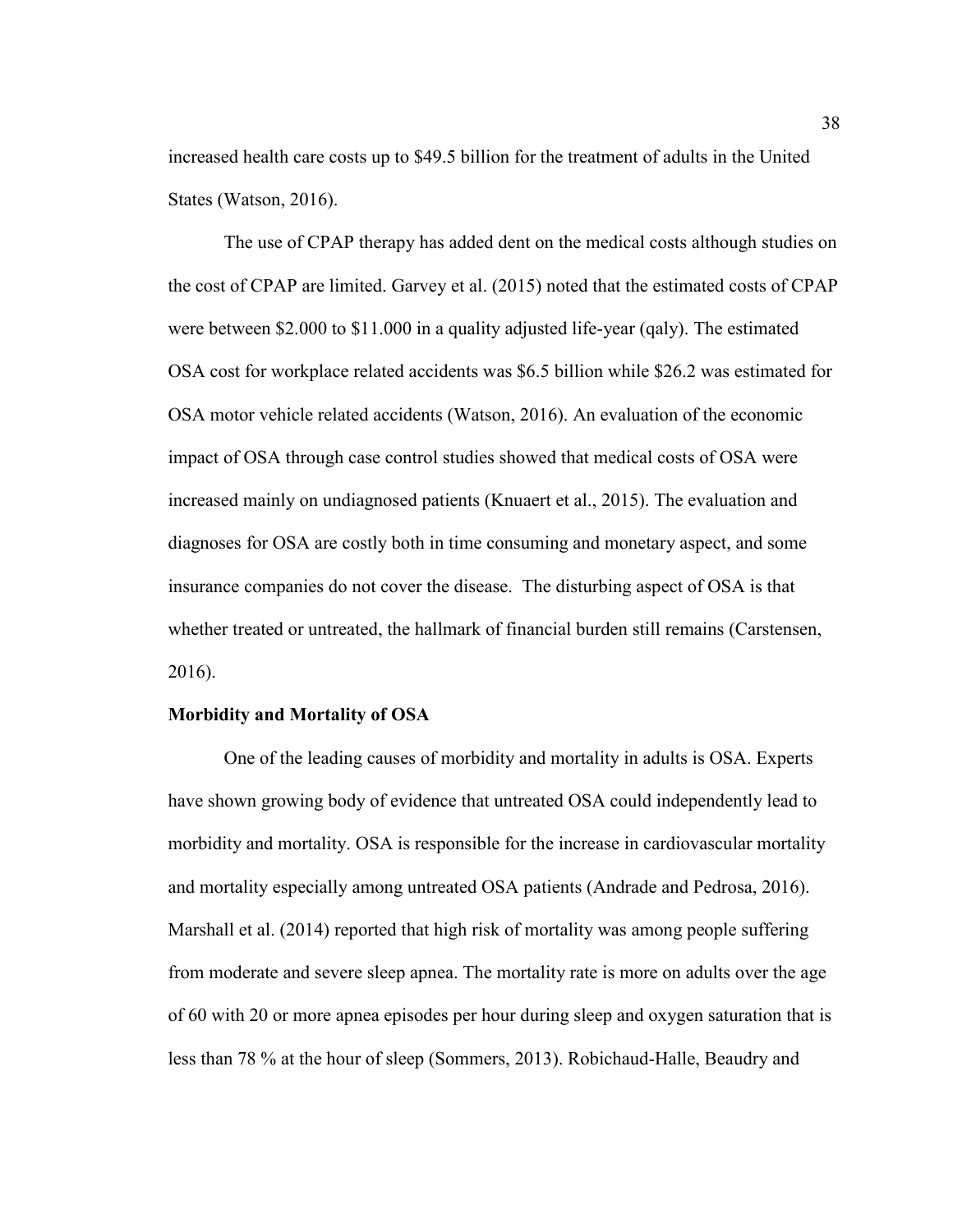increased health care costs up to $49.5 billion for the treatment of adults in the United States (Watson, 2016).

The use of CPAP therapy has added dent on the medical costs although studies on the cost of CPAP are limited. Garvey et al. (2015) noted that the estimated costs of CPAP were between $2.000 to $11.000 in a quality adjusted life-year (qaly). The estimated OSA cost for workplace related accidents was $6.5 billion while $26.2 was estimated for OSA motor vehicle related accidents (Watson, 2016). An evaluation of the economic impact of OSA through case control studies showed that medical costs of OSA were increased mainly on undiagnosed patients (Knuaert et al., 2015). The evaluation and diagnoses for OSA are costly both in time consuming and monetary aspect, and some insurance companies do not cover the disease. The disturbing aspect of OSA is that whether treated or untreated, the hallmark of financial burden still remains (Carstensen, 2016).

**Morbidity and Mortality of OSA**

One of the leading causes of morbidity and mortality in adults is OSA. Experts have shown growing body of evidence that untreated OSA could independently lead to morbidity and mortality. OSA is responsible for the increase in cardiovascular mortality and mortality especially among untreated OSA patients (Andrade and Pedrosa, 2016). Marshall et al. (2014) reported that high risk of mortality was among people suffering from moderate and severe sleep apnea. The mortality rate is more on adults over the age of 60 with 20 or more apnea episodes per hour during sleep and oxygen saturation that is less than 78 % at the hour of sleep (Sommers, 2013). Robichaud-Halle, Beaudry and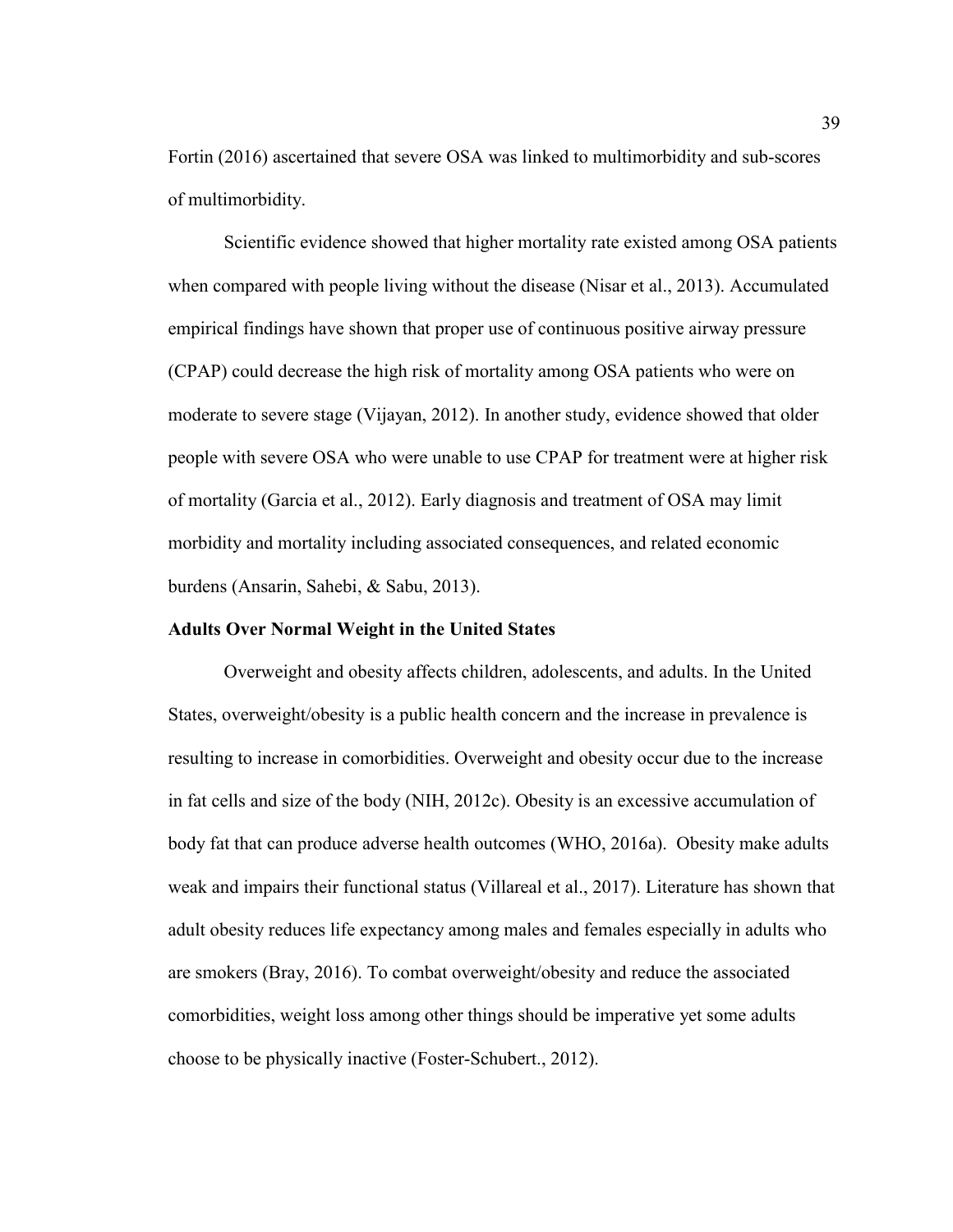Fortin (2016) ascertained that severe OSA was linked to multimorbidity and sub-scores of multimorbidity.

Scientific evidence showed that higher mortality rate existed among OSA patients when compared with people living without the disease (Nisar et al., 2013). Accumulated empirical findings have shown that proper use of continuous positive airway pressure (CPAP) could decrease the high risk of mortality among OSA patients who were on moderate to severe stage (Vijayan, 2012). In another study, evidence showed that older people with severe OSA who were unable to use CPAP for treatment were at higher risk of mortality (Garcia et al., 2012). Early diagnosis and treatment of OSA may limit morbidity and mortality including associated consequences, and related economic burdens (Ansarin, Sahebi, & Sabu, 2013).

**Adults Over Normal Weight in the United States**

Overweight and obesity affects children, adolescents, and adults. In the United States, overweight/obesity is a public health concern and the increase in prevalence is resulting to increase in comorbidities. Overweight and obesity occur due to the increase in fat cells and size of the body (NIH, 2012c). Obesity is an excessive accumulation of body fat that can produce adverse health outcomes (WHO, 2016a). Obesity make adults weak and impairs their functional status (Villareal et al., 2017). Literature has shown that adult obesity reduces life expectancy among males and females especially in adults who are smokers (Bray, 2016). To combat overweight/obesity and reduce the associated comorbidities, weight loss among other things should be imperative yet some adults choose to be physically inactive (Foster-Schubert., 2012).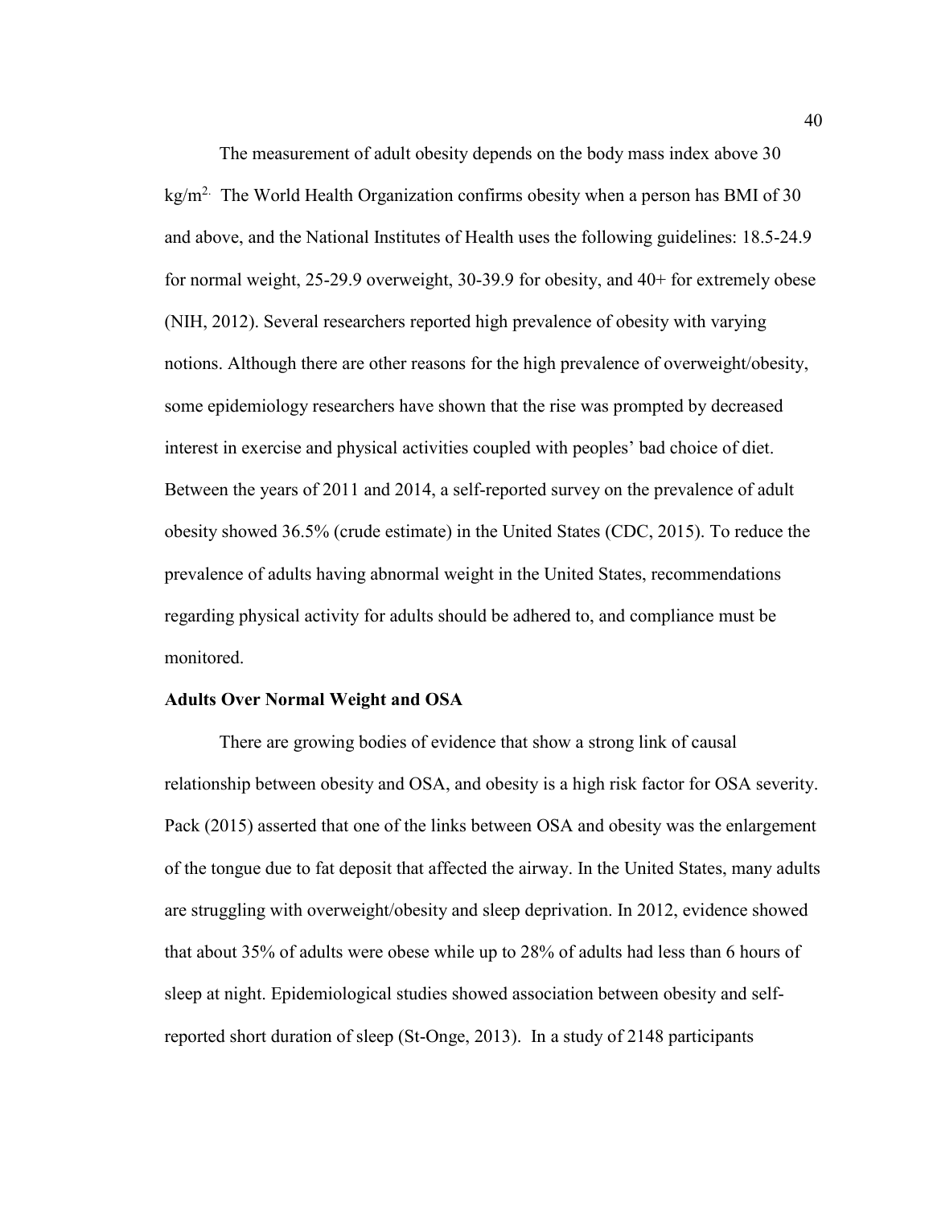The measurement of adult obesity depends on the body mass index above 30 $kg/m^2$. The World Health Organization confirms obesity when a person has BMI of 30 and above, and the National Institutes of Health uses the following guidelines: 18.5-24.9 for normal weight, 25-29.9 overweight, 30-39.9 for obesity, and 40+ for extremely obese (NIH, 2012). Several researchers reported high prevalence of obesity with varying notions. Although there are other reasons for the high prevalence of overweight/obesity, some epidemiology researchers have shown that the rise was prompted by decreased interest in exercise and physical activities coupled with peoples' bad choice of diet. Between the years of 2011 and 2014, a self-reported survey on the prevalence of adult obesity showed 36.5% (crude estimate) in the United States (CDC, 2015). To reduce the prevalence of adults having abnormal weight in the United States, recommendations regarding physical activity for adults should be adhered to, and compliance must be monitored.

**Adults Over Normal Weight and OSA**

There are growing bodies of evidence that show a strong link of causal relationship between obesity and OSA, and obesity is a high risk factor for OSA severity. Pack (2015) asserted that one of the links between OSA and obesity was the enlargement of the tongue due to fat deposit that affected the airway. In the United States, many adults are struggling with overweight/obesity and sleep deprivation. In 2012, evidence showed that about 35% of adults were obese while up to 28% of adults had less than 6 hours of sleep at night. Epidemiological studies showed association between obesity and self-reported short duration of sleep (St-Onge, 2013). In a study of 2148 participants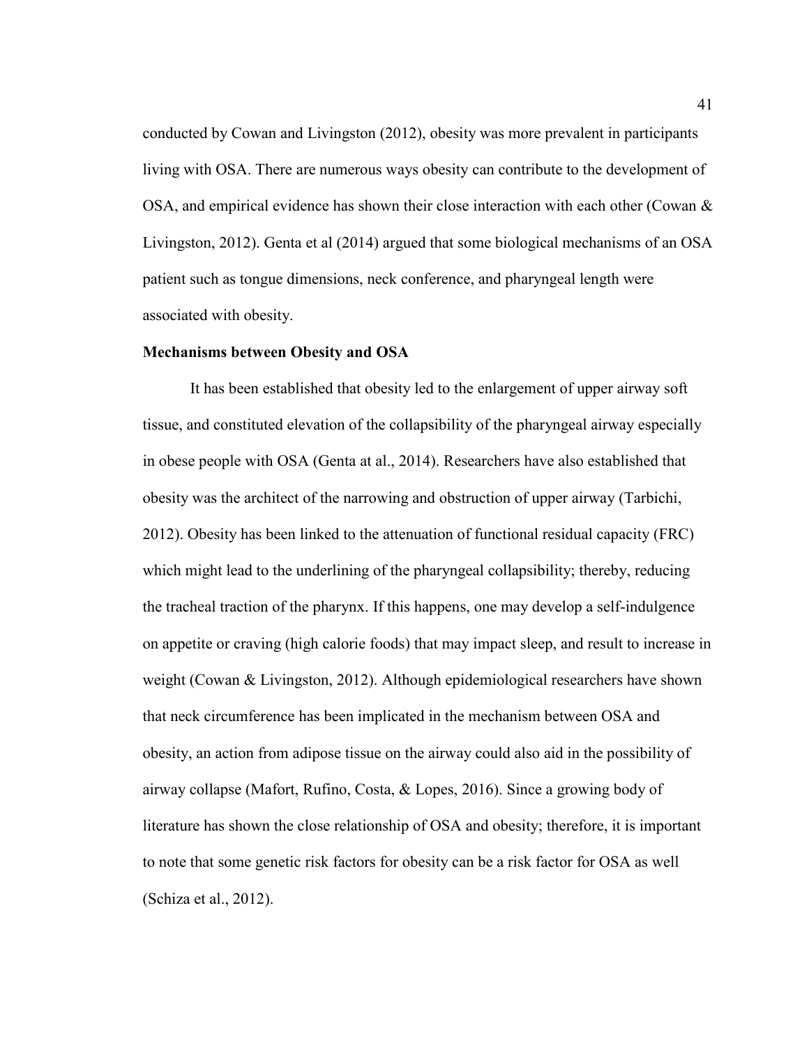conducted by Cowan and Livingston (2012), obesity was more prevalent in participants living with OSA. There are numerous ways obesity can contribute to the development of OSA, and empirical evidence has shown their close interaction with each other (Cowan & Livingston, 2012). Genta et al (2014) argued that some biological mechanisms of an OSA patient such as tongue dimensions, neck conference, and pharyngeal length were associated with obesity.

**Mechanisms between Obesity and OSA**

It has been established that obesity led to the enlargement of upper airway soft tissue, and constituted elevation of the collapsibility of the pharyngeal airway especially in obese people with OSA (Genta at al., 2014). Researchers have also established that obesity was the architect of the narrowing and obstruction of upper airway (Tarbichi, 2012). Obesity has been linked to the attenuation of functional residual capacity (FRC) which might lead to the underlining of the pharyngeal collapsibility; thereby, reducing the tracheal traction of the pharynx. If this happens, one may develop a self-indulgence on appetite or craving (high calorie foods) that may impact sleep, and result to increase in weight (Cowan & Livingston, 2012). Although epidemiological researchers have shown that neck circumference has been implicated in the mechanism between OSA and obesity, an action from adipose tissue on the airway could also aid in the possibility of airway collapse (Mafort, Rufino, Costa, & Lopes, 2016). Since a growing body of literature has shown the close relationship of OSA and obesity; therefore, it is important to note that some genetic risk factors for obesity can be a risk factor for OSA as well (Schiza et al., 2012).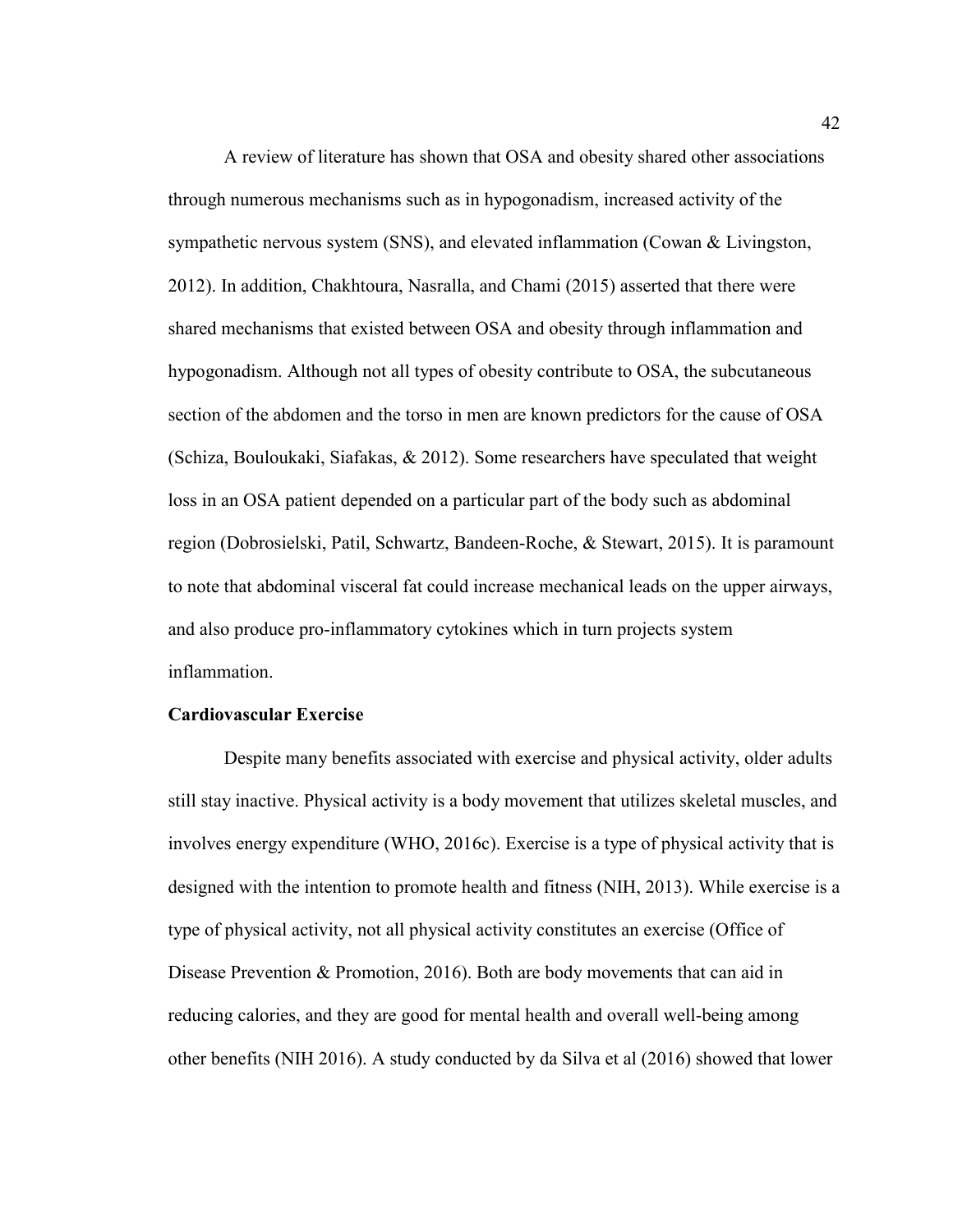A review of literature has shown that OSA and obesity shared other associations through numerous mechanisms such as in hypogonadism, increased activity of the sympathetic nervous system (SNS), and elevated inflammation (Cowan & Livingston, 2012). In addition, Chakhtoura, Nasralla, and Chami (2015) asserted that there were shared mechanisms that existed between OSA and obesity through inflammation and hypogonadism. Although not all types of obesity contribute to OSA, the subcutaneous section of the abdomen and the torso in men are known predictors for the cause of OSA (Schiza, Bouloukaki, Siafakas, & 2012). Some researchers have speculated that weight loss in an OSA patient depended on a particular part of the body such as abdominal region (Dobrosielski, Patil, Schwartz, Bandeen-Roche, & Stewart, 2015). It is paramount to note that abdominal visceral fat could increase mechanical leads on the upper airways, and also produce pro-inflammatory cytokines which in turn projects system inflammation.

**Cardiovascular Exercise**

Despite many benefits associated with exercise and physical activity, older adults still stay inactive. Physical activity is a body movement that utilizes skeletal muscles, and involves energy expenditure (WHO, 2016c). Exercise is a type of physical activity that is designed with the intention to promote health and fitness (NIH, 2013). While exercise is a type of physical activity, not all physical activity constitutes an exercise (Office of Disease Prevention & Promotion, 2016). Both are body movements that can aid in reducing calories, and they are good for mental health and overall well-being among other benefits (NIH 2016). A study conducted by da Silva et al (2016) showed that lower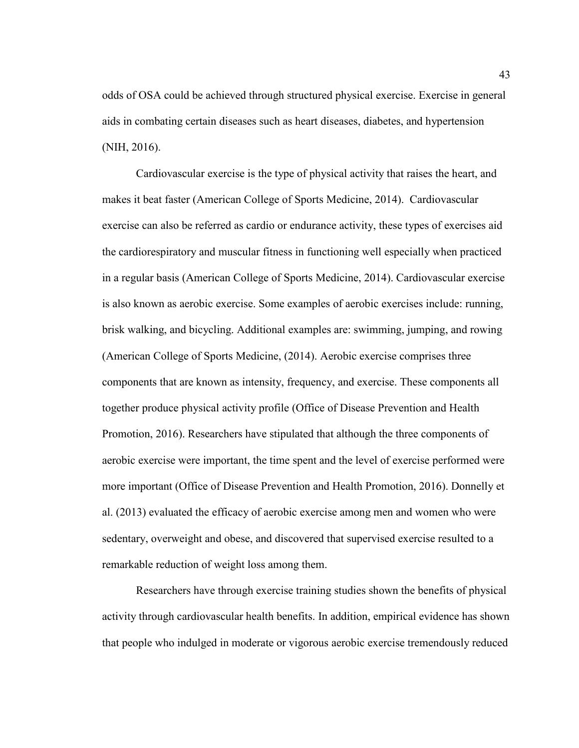odds of OSA could be achieved through structured physical exercise. Exercise in general aids in combating certain diseases such as heart diseases, diabetes, and hypertension (NIH, 2016).

Cardiovascular exercise is the type of physical activity that raises the heart, and makes it beat faster (American College of Sports Medicine, 2014). Cardiovascular exercise can also be referred as cardio or endurance activity, these types of exercises aid the cardiorespiratory and muscular fitness in functioning well especially when practiced in a regular basis (American College of Sports Medicine, 2014). Cardiovascular exercise is also known as aerobic exercise. Some examples of aerobic exercises include: running, brisk walking, and bicycling. Additional examples are: swimming, jumping, and rowing (American College of Sports Medicine, (2014). Aerobic exercise comprises three components that are known as intensity, frequency, and exercise. These components all together produce physical activity profile (Office of Disease Prevention and Health Promotion, 2016). Researchers have stipulated that although the three components of aerobic exercise were important, the time spent and the level of exercise performed were more important (Office of Disease Prevention and Health Promotion, 2016). Donnelly et al. (2013) evaluated the efficacy of aerobic exercise among men and women who were sedentary, overweight and obese, and discovered that supervised exercise resulted to a remarkable reduction of weight loss among them.

Researchers have through exercise training studies shown the benefits of physical activity through cardiovascular health benefits. In addition, empirical evidence has shown that people who indulged in moderate or vigorous aerobic exercise tremendously reduced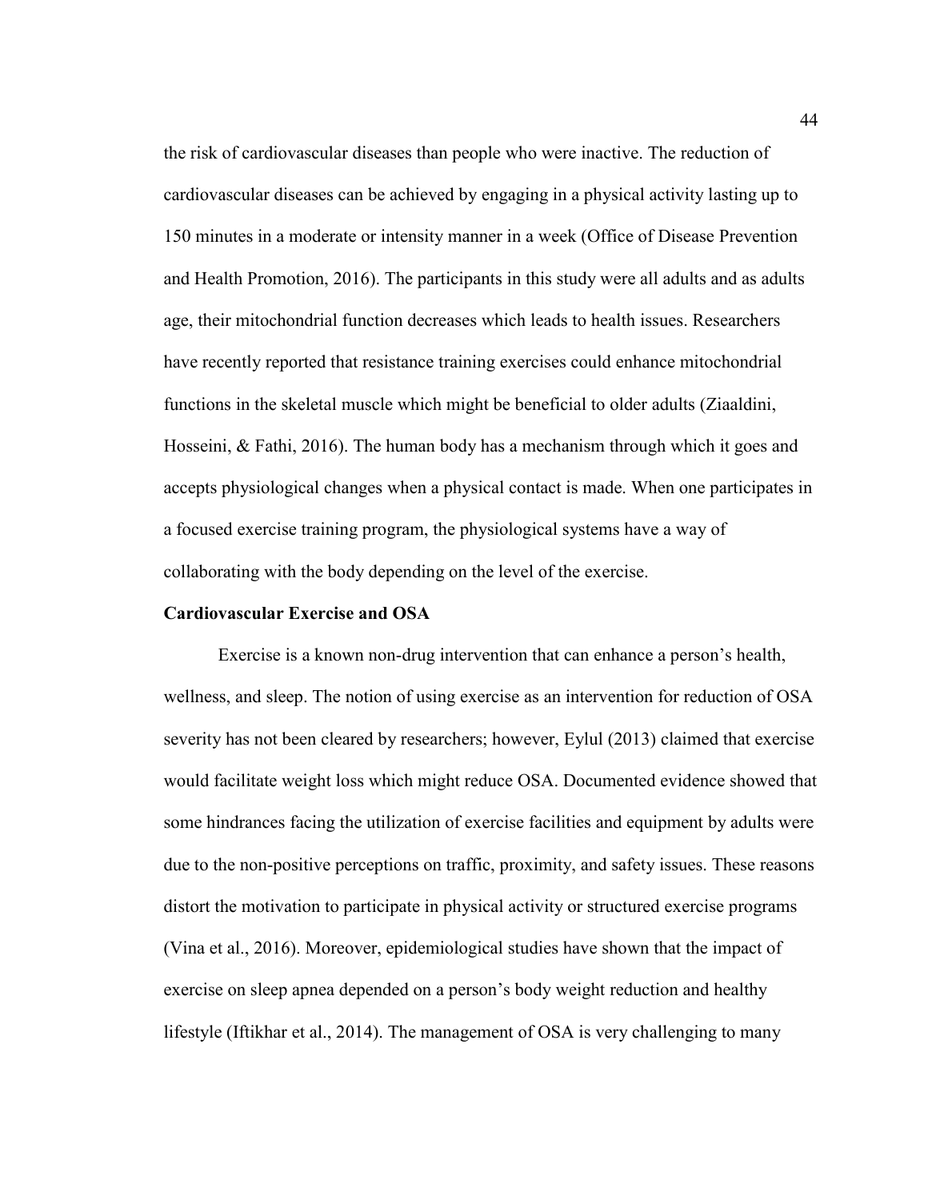the risk of cardiovascular diseases than people who were inactive. The reduction of cardiovascular diseases can be achieved by engaging in a physical activity lasting up to 150 minutes in a moderate or intensity manner in a week (Office of Disease Prevention and Health Promotion, 2016). The participants in this study were all adults and as adults age, their mitochondrial function decreases which leads to health issues. Researchers have recently reported that resistance training exercises could enhance mitochondrial functions in the skeletal muscle which might be beneficial to older adults (Ziaaldini, Hosseini, & Fathi, 2016). The human body has a mechanism through which it goes and accepts physiological changes when a physical contact is made. When one participates in a focused exercise training program, the physiological systems have a way of collaborating with the body depending on the level of the exercise.

**Cardiovascular Exercise and OSA**

Exercise is a known non-drug intervention that can enhance a person's health, wellness, and sleep. The notion of using exercise as an intervention for reduction of OSA severity has not been cleared by researchers; however, Eylul (2013) claimed that exercise would facilitate weight loss which might reduce OSA. Documented evidence showed that some hindrances facing the utilization of exercise facilities and equipment by adults were due to the non-positive perceptions on traffic, proximity, and safety issues. These reasons distort the motivation to participate in physical activity or structured exercise programs (Vina et al., 2016). Moreover, epidemiological studies have shown that the impact of exercise on sleep apnea depended on a person's body weight reduction and healthy lifestyle (Iftikhar et al., 2014). The management of OSA is very challenging to many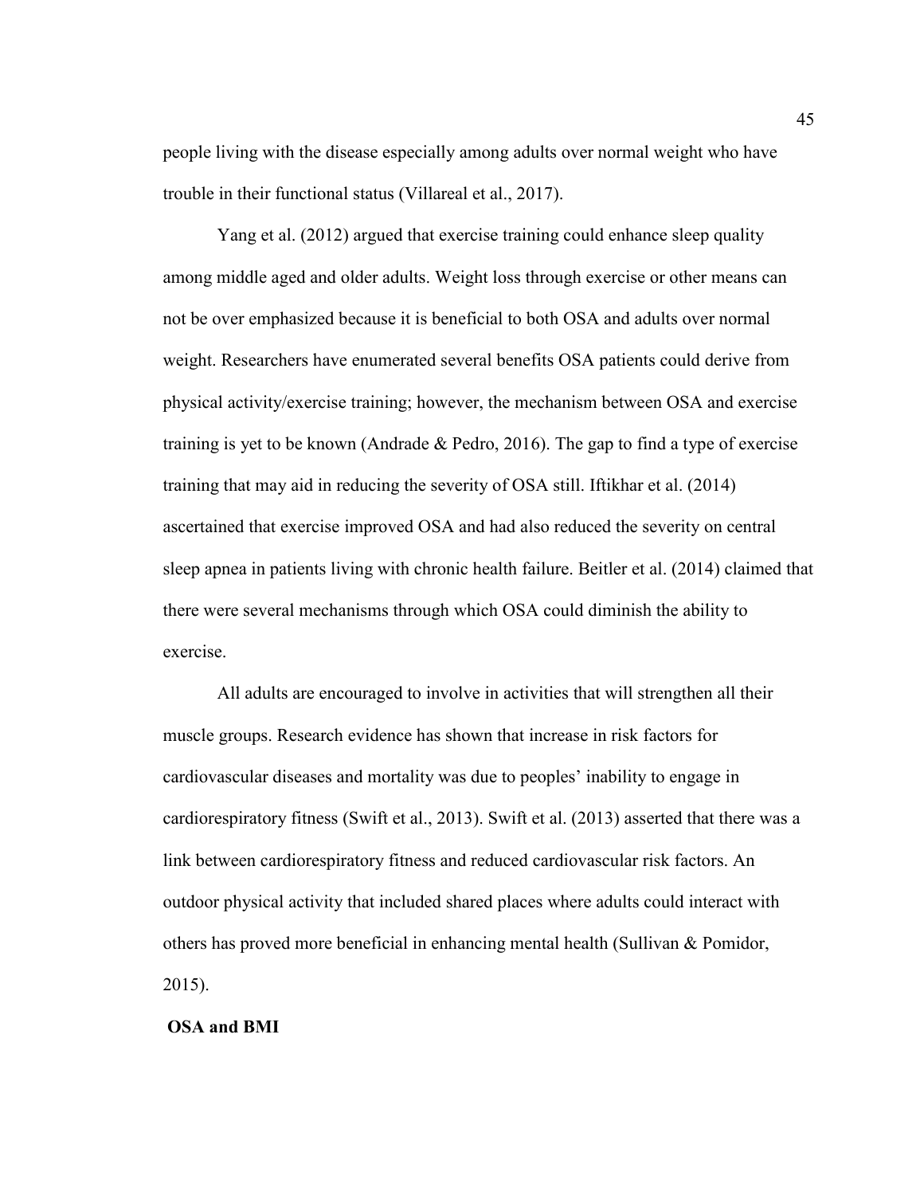people living with the disease especially among adults over normal weight who have trouble in their functional status (Villareal et al., 2017).

Yang et al. (2012) argued that exercise training could enhance sleep quality among middle aged and older adults. Weight loss through exercise or other means can not be over emphasized because it is beneficial to both OSA and adults over normal weight. Researchers have enumerated several benefits OSA patients could derive from physical activity/exercise training; however, the mechanism between OSA and exercise training is yet to be known (Andrade & Pedro, 2016). The gap to find a type of exercise training that may aid in reducing the severity of OSA still. Iftikhar et al. (2014) ascertained that exercise improved OSA and had also reduced the severity on central sleep apnea in patients living with chronic health failure. Beitler et al. (2014) claimed that there were several mechanisms through which OSA could diminish the ability to exercise.

All adults are encouraged to involve in activities that will strengthen all their muscle groups. Research evidence has shown that increase in risk factors for cardiovascular diseases and mortality was due to peoples' inability to engage in cardiorespiratory fitness (Swift et al., 2013). Swift et al. (2013) asserted that there was a link between cardiorespiratory fitness and reduced cardiovascular risk factors. An outdoor physical activity that included shared places where adults could interact with others has proved more beneficial in enhancing mental health (Sullivan & Pomidor, 2015).

**OSA and BMI**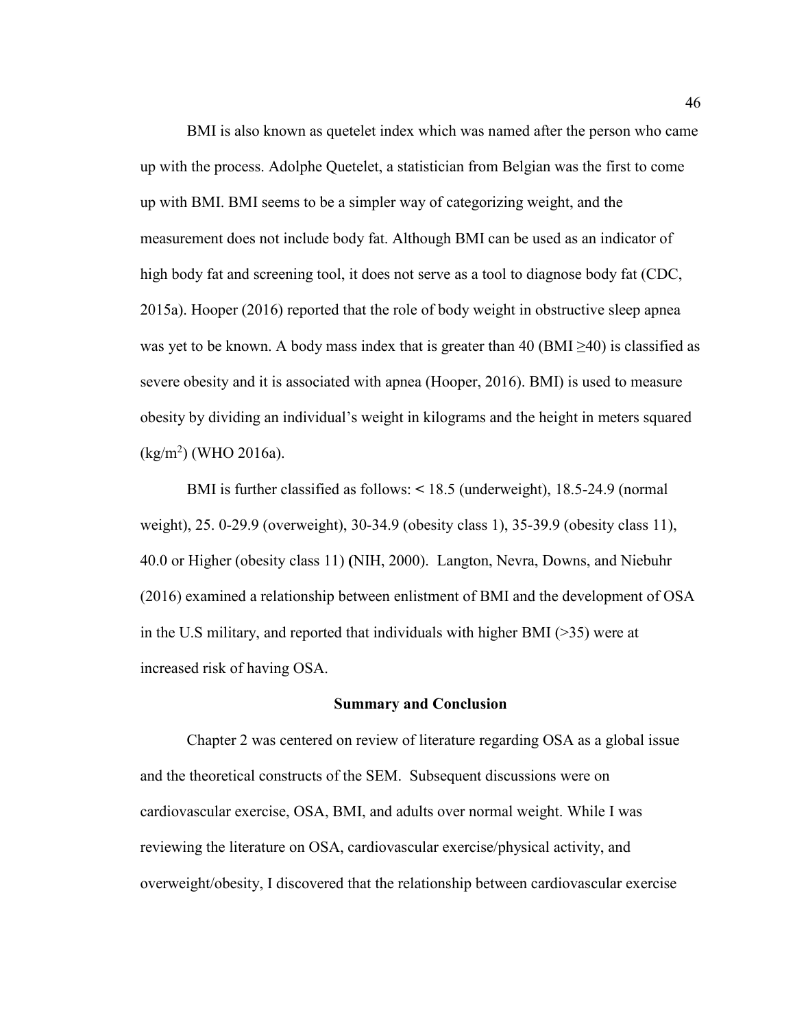BMI is also known as quetelet index which was named after the person who came up with the process. Adolphe Quetelet, a statistician from Belgian was the first to come up with BMI. BMI seems to be a simpler way of categorizing weight, and the measurement does not include body fat. Although BMI can be used as an indicator of high body fat and screening tool, it does not serve as a tool to diagnose body fat (CDC, 2015a). Hooper (2016) reported that the role of body weight in obstructive sleep apnea was yet to be known. A body mass index that is greater than 40 (BMI ≥40) is classified as severe obesity and it is associated with apnea (Hooper, 2016). BMI) is used to measure obesity by dividing an individual's weight in kilograms and the height in meters squared ($kg/m^2$) (WHO 2016a).

BMI is further classified as follows: < 18.5 (underweight), 18.5-24.9 (normal weight), 25. 0-29.9 (overweight), 30-34.9 (obesity class 1), 35-39.9 (obesity class 11), 40.0 or Higher (obesity class 11) (NIH, 2000). Langton, Nevra, Downs, and Niebuhr (2016) examined a relationship between enlistment of BMI and the development of OSA in the U.S military, and reported that individuals with higher BMI (>35) were at increased risk of having OSA.

### Summary and Conclusion

Chapter 2 was centered on review of literature regarding OSA as a global issue and the theoretical constructs of the SEM. Subsequent discussions were on cardiovascular exercise, OSA, BMI, and adults over normal weight. While I was reviewing the literature on OSA, cardiovascular exercise/physical activity, and overweight/obesity, I discovered that the relationship between cardiovascular exercise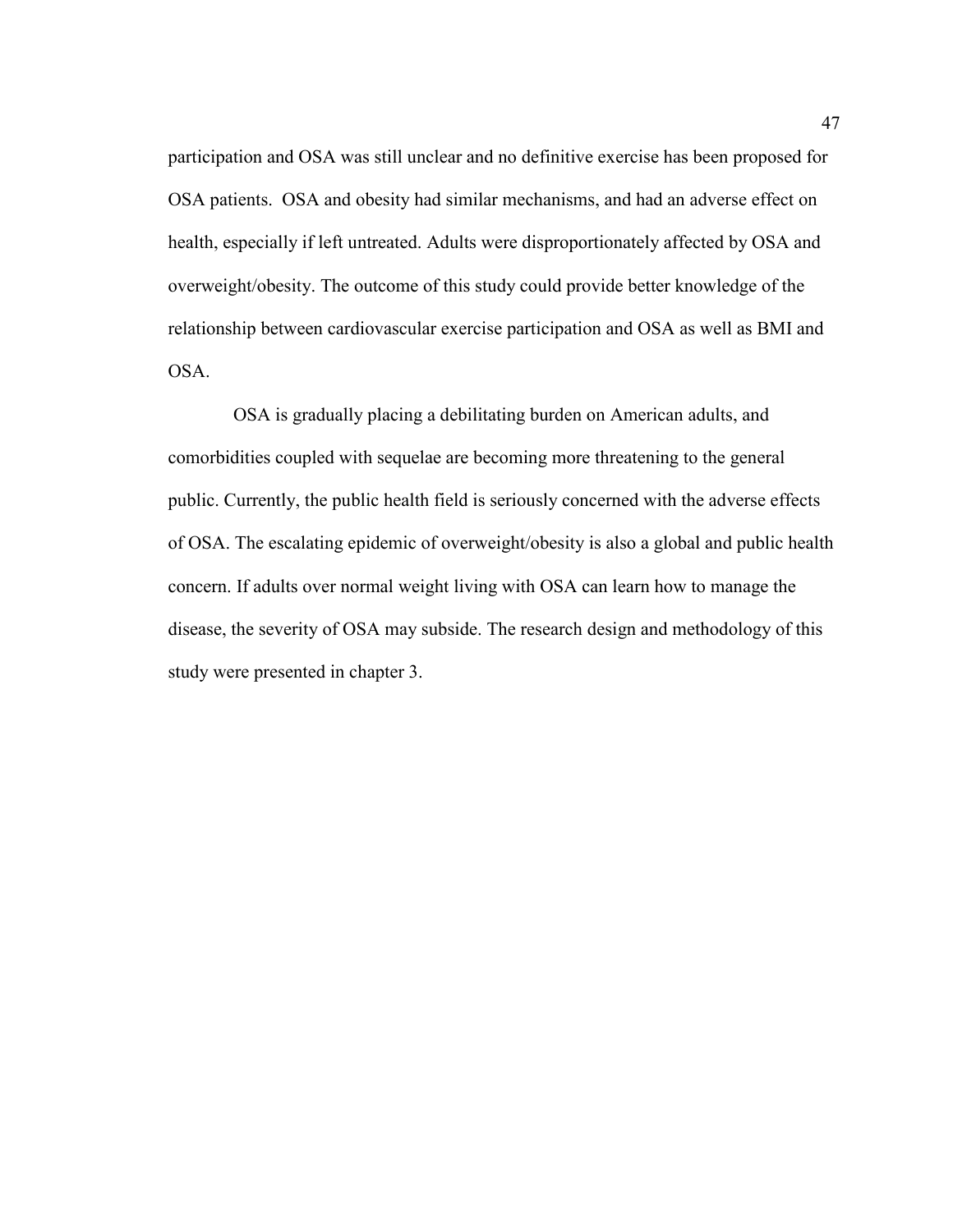participation and OSA was still unclear and no definitive exercise has been proposed for OSA patients.  OSA and obesity had similar mechanisms, and had an adverse effect on health, especially if left untreated. Adults were disproportionately affected by OSA and overweight/obesity. The outcome of this study could provide better knowledge of the relationship between cardiovascular exercise participation and OSA as well as BMI and OSA.

OSA is gradually placing a debilitating burden on American adults, and comorbidities coupled with sequelae are becoming more threatening to the general public. Currently, the public health field is seriously concerned with the adverse effects of OSA. The escalating epidemic of overweight/obesity is also a global and public health concern. If adults over normal weight living with OSA can learn how to manage the disease, the severity of OSA may subside. The research design and methodology of this study were presented in chapter 3.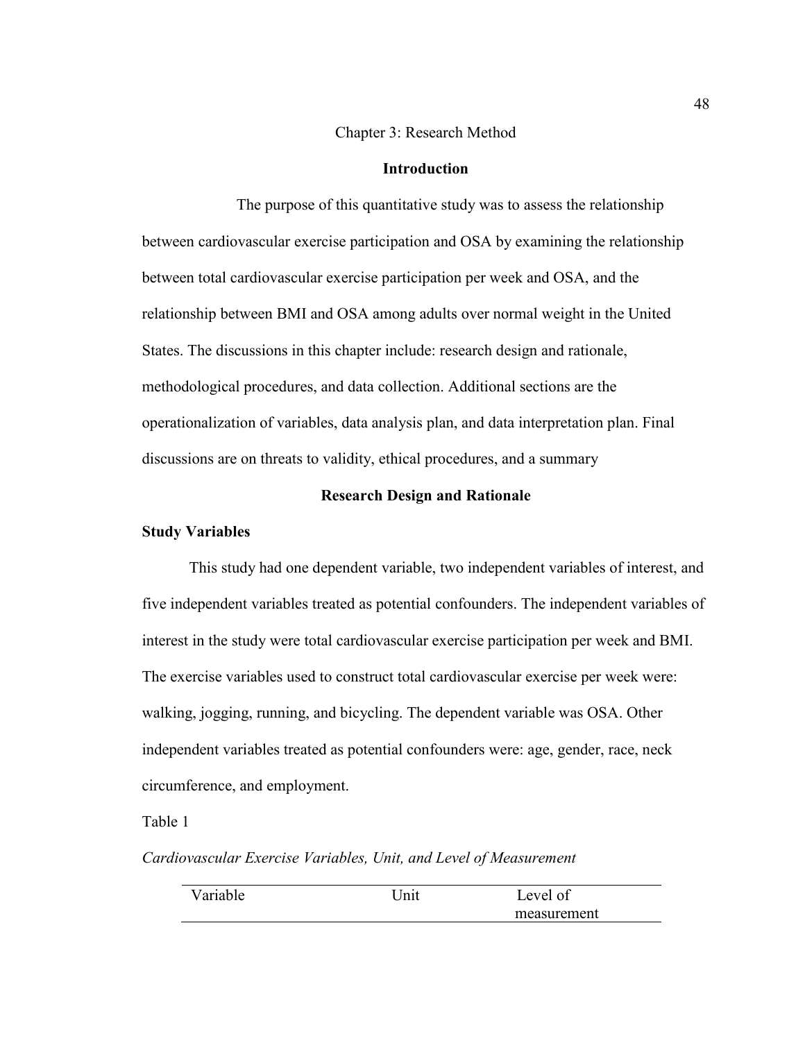# Chapter 3: Research Method

## Introduction

The purpose of this quantitative study was to assess the relationship between cardiovascular exercise participation and OSA by examining the relationship between total cardiovascular exercise participation per week and OSA, and the relationship between BMI and OSA among adults over normal weight in the United States. The discussions in this chapter include: research design and rationale, methodological procedures, and data collection. Additional sections are the operationalization of variables, data analysis plan, and data interpretation plan. Final discussions are on threats to validity, ethical procedures, and a summary

## Research Design and Rationale

### Study Variables

This study had one dependent variable, two independent variables of interest, and five independent variables treated as potential confounders. The independent variables of interest in the study were total cardiovascular exercise participation per week and BMI. The exercise variables used to construct total cardiovascular exercise per week were: walking, jogging, running, and bicycling. The dependent variable was OSA. Other independent variables treated as potential confounders were: age, gender, race, neck circumference, and employment.

Table 1

*Cardiovascular Exercise Variables, Unit, and Level of Measurement*

| Variable | Unit | Level of measurement |
|---|---|---|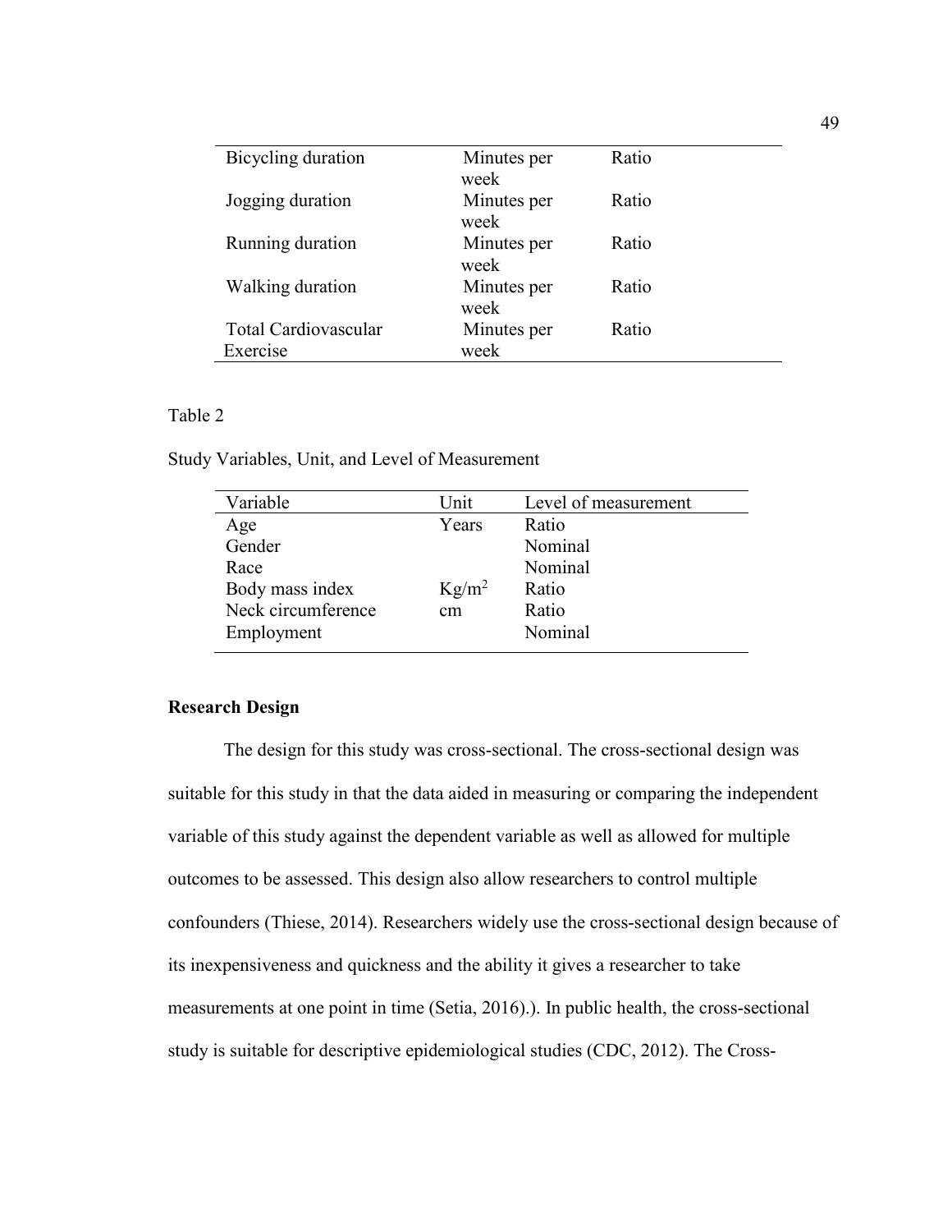| | | |
|---|---|---|
| Bicycling duration | Minutes per week | Ratio |
| Jogging duration | Minutes per week | Ratio |
| Running duration | Minutes per week | Ratio |
| Walking duration | Minutes per week | Ratio |
| Total Cardiovascular Exercise | Minutes per week | Ratio |

Table 2

Study Variables, Unit, and Level of Measurement

| Variable | Unit | Level of measurement |
|---|---|---|
| Age | Years | Ratio |
| Gender | | Nominal |
| Race | | Nominal |
| Body mass index | $Kg/m^2$ | Ratio |
| Neck circumference | cm | Ratio |
| Employment | | Nominal |

**Research Design**

The design for this study was cross-sectional. The cross-sectional design was suitable for this study in that the data aided in measuring or comparing the independent variable of this study against the dependent variable as well as allowed for multiple outcomes to be assessed. This design also allow researchers to control multiple confounders (Thiese, 2014). Researchers widely use the cross-sectional design because of its inexpensiveness and quickness and the ability it gives a researcher to take measurements at one point in time (Setia, 2016).). In public health, the cross-sectional study is suitable for descriptive epidemiological studies (CDC, 2012). The Cross-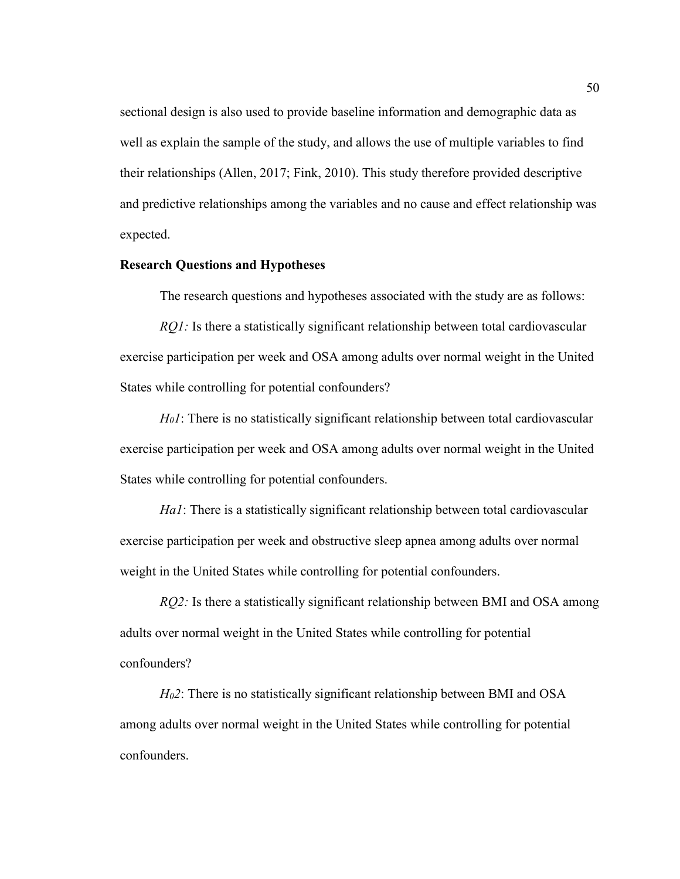sectional design is also used to provide baseline information and demographic data as well as explain the sample of the study, and allows the use of multiple variables to find their relationships (Allen, 2017; Fink, 2010). This study therefore provided descriptive and predictive relationships among the variables and no cause and effect relationship was expected.

**Research Questions and Hypotheses**

The research questions and hypotheses associated with the study are as follows:

*RQ1:* Is there a statistically significant relationship between total cardiovascular exercise participation per week and OSA among adults over normal weight in the United States while controlling for potential confounders?

$H_01$: There is no statistically significant relationship between total cardiovascular exercise participation per week and OSA among adults over normal weight in the United States while controlling for potential confounders.

*Ha1*: There is a statistically significant relationship between total cardiovascular exercise participation per week and obstructive sleep apnea among adults over normal weight in the United States while controlling for potential confounders.

*RQ2:* Is there a statistically significant relationship between BMI and OSA among adults over normal weight in the United States while controlling for potential confounders?

$H_02$: There is no statistically significant relationship between BMI and OSA among adults over normal weight in the United States while controlling for potential confounders.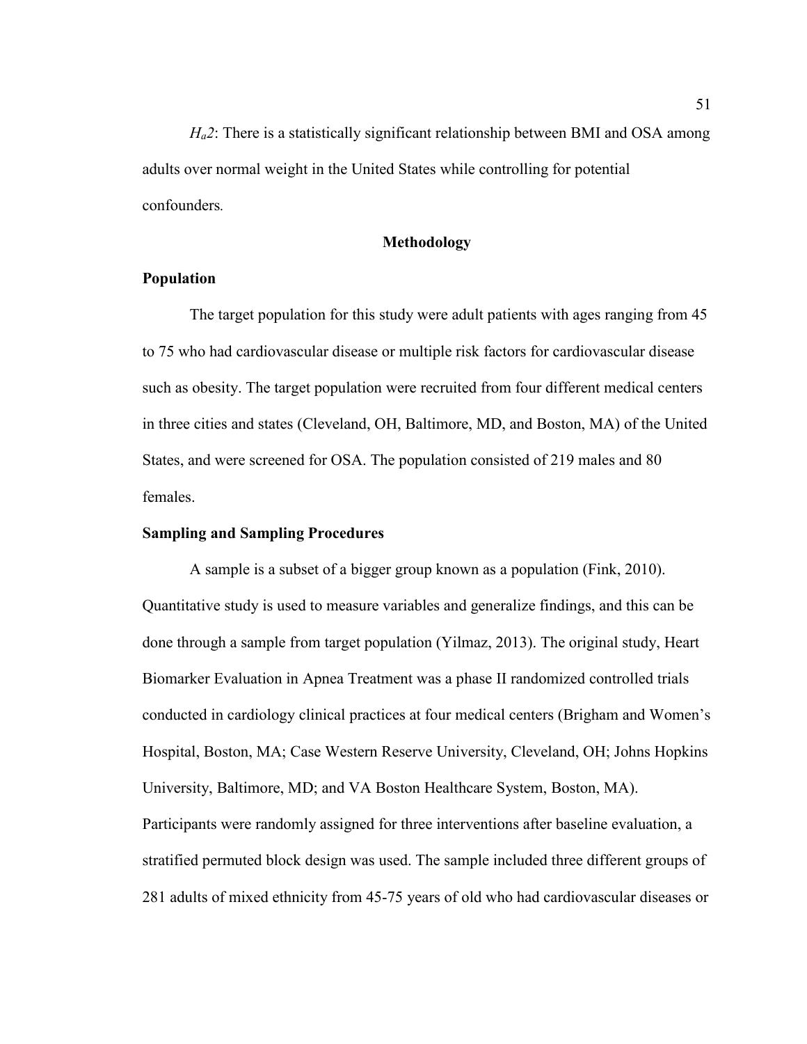*H<sub>a</sub>2*: There is a statistically significant relationship between BMI and OSA among adults over normal weight in the United States while controlling for potential confounders.

## Methodology

### Population

The target population for this study were adult patients with ages ranging from 45 to 75 who had cardiovascular disease or multiple risk factors for cardiovascular disease such as obesity. The target population were recruited from four different medical centers in three cities and states (Cleveland, OH, Baltimore, MD, and Boston, MA) of the United States, and were screened for OSA. The population consisted of 219 males and 80 females.

### Sampling and Sampling Procedures

A sample is a subset of a bigger group known as a population (Fink, 2010). Quantitative study is used to measure variables and generalize findings, and this can be done through a sample from target population (Yilmaz, 2013). The original study, Heart Biomarker Evaluation in Apnea Treatment was a phase II randomized controlled trials conducted in cardiology clinical practices at four medical centers (Brigham and Women's Hospital, Boston, MA; Case Western Reserve University, Cleveland, OH; Johns Hopkins University, Baltimore, MD; and VA Boston Healthcare System, Boston, MA). Participants were randomly assigned for three interventions after baseline evaluation, a stratified permuted block design was used. The sample included three different groups of 281 adults of mixed ethnicity from 45-75 years of old who had cardiovascular diseases or

*$H_a2$*: There is a statistically significant relationship between BMI and OSA among adults over normal weight in the United States while controlling for potential confounders.

## Methodology

### Population

The target population for this study were adult patients with ages ranging from 45 to 75 who had cardiovascular disease or multiple risk factors for cardiovascular disease such as obesity. The target population were recruited from four different medical centers in three cities and states (Cleveland, OH, Baltimore, MD, and Boston, MA) of the United States, and were screened for OSA. The population consisted of 219 males and 80 females.

### Sampling and Sampling Procedures

A sample is a subset of a bigger group known as a population (Fink, 2010). Quantitative study is used to measure variables and generalize findings, and this can be done through a sample from target population (Yilmaz, 2013). The original study, Heart Biomarker Evaluation in Apnea Treatment was a phase II randomized controlled trials conducted in cardiology clinical practices at four medical centers (Brigham and Women's Hospital, Boston, MA; Case Western Reserve University, Cleveland, OH; Johns Hopkins University, Baltimore, MD; and VA Boston Healthcare System, Boston, MA). Participants were randomly assigned for three interventions after baseline evaluation, a stratified permuted block design was used. The sample included three different groups of 281 adults of mixed ethnicity from 45-75 years of old who had cardiovascular diseases or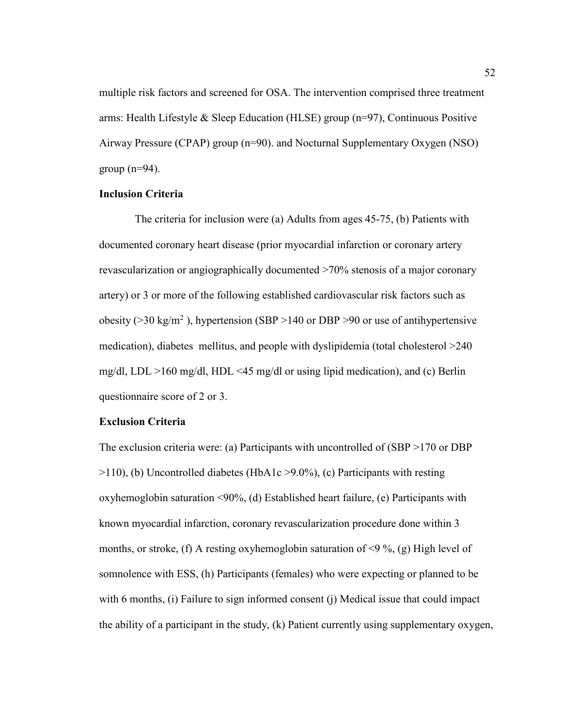multiple risk factors and screened for OSA. The intervention comprised three treatment arms: Health Lifestyle & Sleep Education (HLSE) group (n=97), Continuous Positive Airway Pressure (CPAP) group (n=90). and Nocturnal Supplementary Oxygen (NSO) group (n=94).

### Inclusion Criteria

The criteria for inclusion were (a) Adults from ages 45-75, (b) Patients with documented coronary heart disease (prior myocardial infarction or coronary artery revascularization or angiographically documented >70% stenosis of a major coronary artery) or 3 or more of the following established cardiovascular risk factors such as obesity (>30 kg/m$^2$ ), hypertension (SBP >140 or DBP >90 or use of antihypertensive medication), diabetes mellitus, and people with dyslipidemia (total cholesterol >240 mg/dl, LDL >160 mg/dl, HDL <45 mg/dl or using lipid medication), and (c) Berlin questionnaire score of 2 or 3.

### Exclusion Criteria

The exclusion criteria were: (a) Participants with uncontrolled of (SBP >170 or DBP >110), (b) Uncontrolled diabetes (HbA1c >9.0%), (c) Participants with resting oxyhemoglobin saturation <90%, (d) Established heart failure, (e) Participants with known myocardial infarction, coronary revascularization procedure done within 3 months, or stroke, (f) A resting oxyhemoglobin saturation of <9 %, (g) High level of somnolence with ESS, (h) Participants (females) who were expecting or planned to be with 6 months, (i) Failure to sign informed consent (j) Medical issue that could impact the ability of a participant in the study, (k) Patient currently using supplementary oxygen,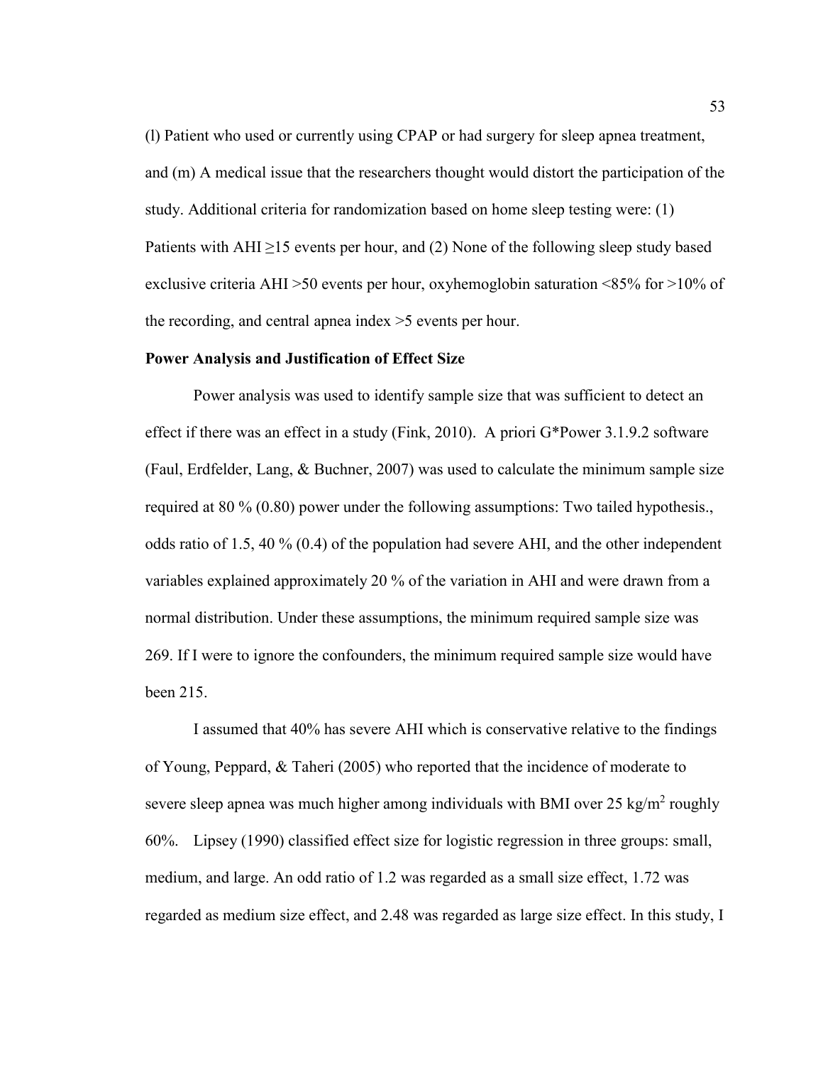(l) Patient who used or currently using CPAP or had surgery for sleep apnea treatment, and (m) A medical issue that the researchers thought would distort the participation of the study. Additional criteria for randomization based on home sleep testing were: (1) Patients with AHI ≥15 events per hour, and (2) None of the following sleep study based exclusive criteria AHI >50 events per hour, oxyhemoglobin saturation <85% for >10% of the recording, and central apnea index >5 events per hour.

**Power Analysis and Justification of Effect Size**

Power analysis was used to identify sample size that was sufficient to detect an effect if there was an effect in a study (Fink, 2010). A priori G*Power 3.1.9.2 software (Faul, Erdfelder, Lang, & Buchner, 2007) was used to calculate the minimum sample size required at 80 % (0.80) power under the following assumptions: Two tailed hypothesis., odds ratio of 1.5, 40 % (0.4) of the population had severe AHI, and the other independent variables explained approximately 20 % of the variation in AHI and were drawn from a normal distribution. Under these assumptions, the minimum required sample size was 269. If I were to ignore the confounders, the minimum required sample size would have been 215.

I assumed that 40% has severe AHI which is conservative relative to the findings of Young, Peppard, & Taheri (2005) who reported that the incidence of moderate to severe sleep apnea was much higher among individuals with BMI over 25 $kg/m^2$ roughly 60%. Lipsey (1990) classified effect size for logistic regression in three groups: small, medium, and large. An odd ratio of 1.2 was regarded as a small size effect, 1.72 was regarded as medium size effect, and 2.48 was regarded as large size effect. In this study, I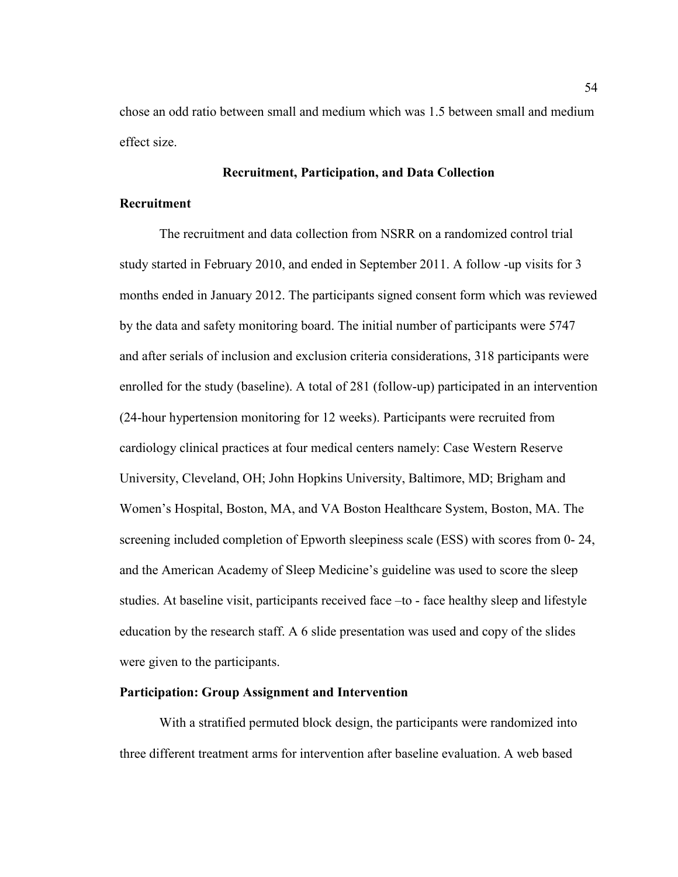chose an odd ratio between small and medium which was 1.5 between small and medium effect size.

## Recruitment, Participation, and Data Collection

### Recruitment

The recruitment and data collection from NSRR on a randomized control trial study started in February 2010, and ended in September 2011. A follow -up visits for 3 months ended in January 2012. The participants signed consent form which was reviewed by the data and safety monitoring board. The initial number of participants were 5747 and after serials of inclusion and exclusion criteria considerations, 318 participants were enrolled for the study (baseline). A total of 281 (follow-up) participated in an intervention (24-hour hypertension monitoring for 12 weeks). Participants were recruited from cardiology clinical practices at four medical centers namely: Case Western Reserve University, Cleveland, OH; John Hopkins University, Baltimore, MD; Brigham and Women's Hospital, Boston, MA, and VA Boston Healthcare System, Boston, MA. The screening included completion of Epworth sleepiness scale (ESS) with scores from 0- 24, and the American Academy of Sleep Medicine's guideline was used to score the sleep studies. At baseline visit, participants received face –to - face healthy sleep and lifestyle education by the research staff. A 6 slide presentation was used and copy of the slides were given to the participants.

### Participation: Group Assignment and Intervention

With a stratified permuted block design, the participants were randomized into three different treatment arms for intervention after baseline evaluation. A web based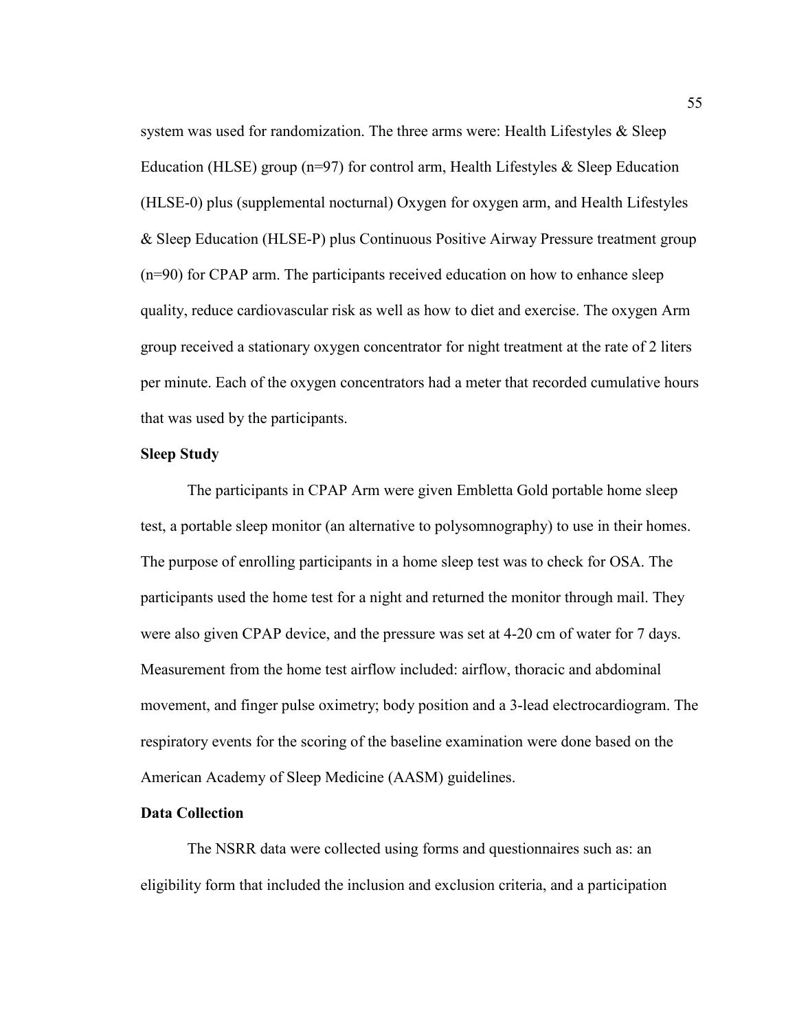system was used for randomization. The three arms were: Health Lifestyles & Sleep Education (HLSE) group (n=97) for control arm, Health Lifestyles & Sleep Education (HLSE-0) plus (supplemental nocturnal) Oxygen for oxygen arm, and Health Lifestyles & Sleep Education (HLSE-P) plus Continuous Positive Airway Pressure treatment group (n=90) for CPAP arm. The participants received education on how to enhance sleep quality, reduce cardiovascular risk as well as how to diet and exercise. The oxygen Arm group received a stationary oxygen concentrator for night treatment at the rate of 2 liters per minute. Each of the oxygen concentrators had a meter that recorded cumulative hours that was used by the participants.

**Sleep Study**

The participants in CPAP Arm were given Embletta Gold portable home sleep test, a portable sleep monitor (an alternative to polysomnography) to use in their homes. The purpose of enrolling participants in a home sleep test was to check for OSA. The participants used the home test for a night and returned the monitor through mail. They were also given CPAP device, and the pressure was set at 4-20 cm of water for 7 days. Measurement from the home test airflow included: airflow, thoracic and abdominal movement, and finger pulse oximetry; body position and a 3-lead electrocardiogram. The respiratory events for the scoring of the baseline examination were done based on the American Academy of Sleep Medicine (AASM) guidelines.

**Data Collection**

The NSRR data were collected using forms and questionnaires such as: an eligibility form that included the inclusion and exclusion criteria, and a participation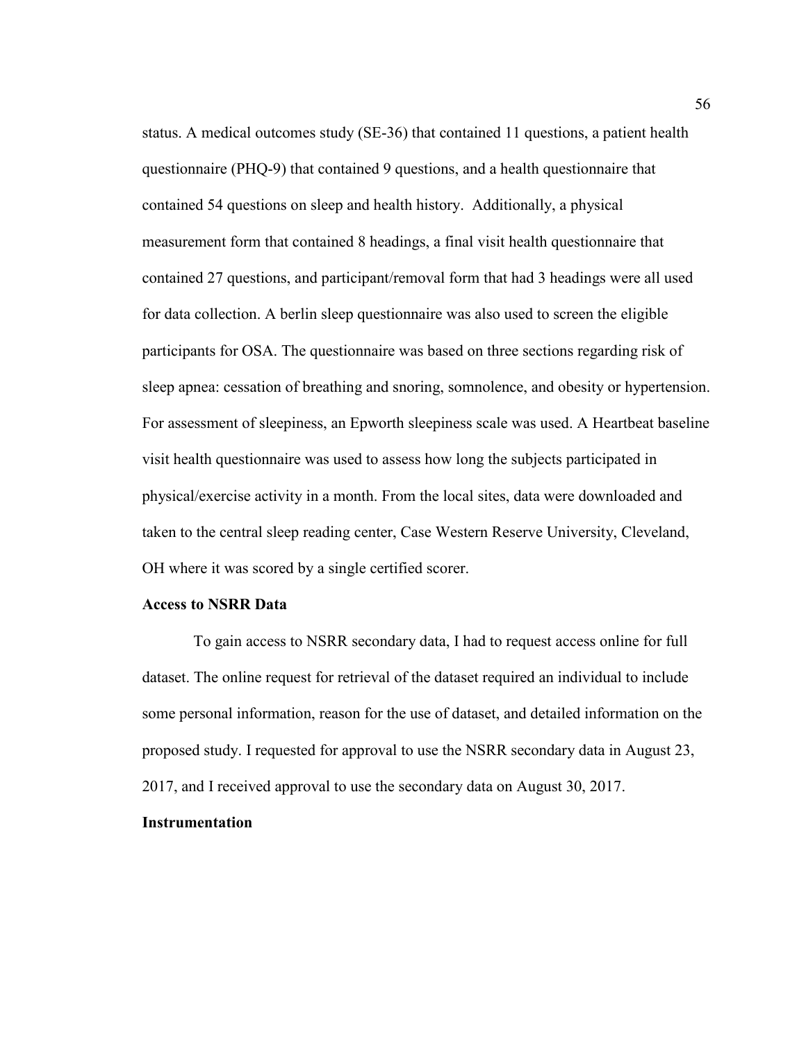status. A medical outcomes study (SE-36) that contained 11 questions, a patient health questionnaire (PHQ-9) that contained 9 questions, and a health questionnaire that contained 54 questions on sleep and health history. Additionally, a physical measurement form that contained 8 headings, a final visit health questionnaire that contained 27 questions, and participant/removal form that had 3 headings were all used for data collection. A berlin sleep questionnaire was also used to screen the eligible participants for OSA. The questionnaire was based on three sections regarding risk of sleep apnea: cessation of breathing and snoring, somnolence, and obesity or hypertension. For assessment of sleepiness, an Epworth sleepiness scale was used. A Heartbeat baseline visit health questionnaire was used to assess how long the subjects participated in physical/exercise activity in a month. From the local sites, data were downloaded and taken to the central sleep reading center, Case Western Reserve University, Cleveland, OH where it was scored by a single certified scorer.

**Access to NSRR Data**

To gain access to NSRR secondary data, I had to request access online for full dataset. The online request for retrieval of the dataset required an individual to include some personal information, reason for the use of dataset, and detailed information on the proposed study. I requested for approval to use the NSRR secondary data in August 23, 2017, and I received approval to use the secondary data on August 30, 2017.

**Instrumentation**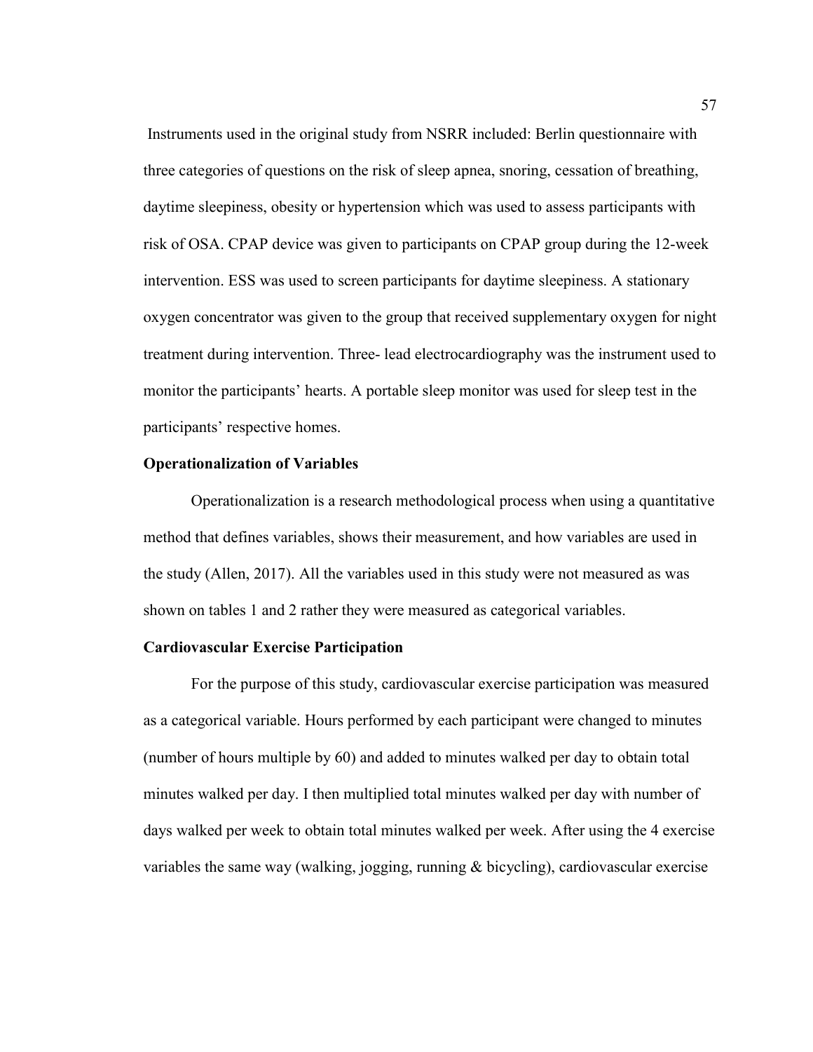Instruments used in the original study from NSRR included: Berlin questionnaire with three categories of questions on the risk of sleep apnea, snoring, cessation of breathing, daytime sleepiness, obesity or hypertension which was used to assess participants with risk of OSA. CPAP device was given to participants on CPAP group during the 12-week intervention. ESS was used to screen participants for daytime sleepiness. A stationary oxygen concentrator was given to the group that received supplementary oxygen for night treatment during intervention. Three- lead electrocardiography was the instrument used to monitor the participants' hearts. A portable sleep monitor was used for sleep test in the participants' respective homes.

**Operationalization of Variables**

Operationalization is a research methodological process when using a quantitative method that defines variables, shows their measurement, and how variables are used in the study (Allen, 2017). All the variables used in this study were not measured as was shown on tables 1 and 2 rather they were measured as categorical variables.

**Cardiovascular Exercise Participation**

For the purpose of this study, cardiovascular exercise participation was measured as a categorical variable. Hours performed by each participant were changed to minutes (number of hours multiple by 60) and added to minutes walked per day to obtain total minutes walked per day. I then multiplied total minutes walked per day with number of days walked per week to obtain total minutes walked per week. After using the 4 exercise variables the same way (walking, jogging, running & bicycling), cardiovascular exercise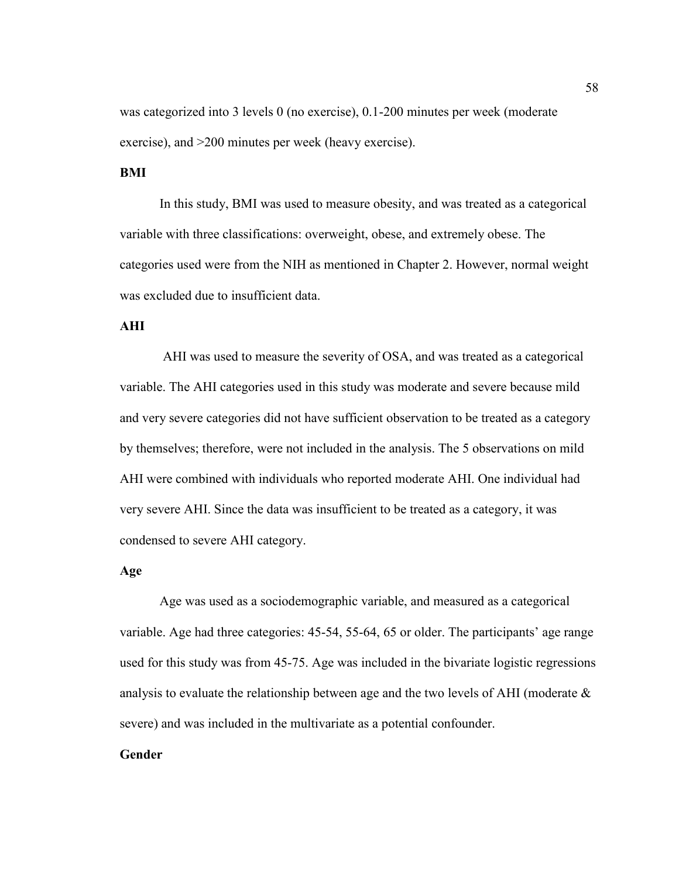was categorized into 3 levels 0 (no exercise), 0.1-200 minutes per week (moderate exercise), and >200 minutes per week (heavy exercise).

**BMI**

In this study, BMI was used to measure obesity, and was treated as a categorical variable with three classifications: overweight, obese, and extremely obese. The categories used were from the NIH as mentioned in Chapter 2. However, normal weight was excluded due to insufficient data.

**AHI**

AHI was used to measure the severity of OSA, and was treated as a categorical variable. The AHI categories used in this study was moderate and severe because mild and very severe categories did not have sufficient observation to be treated as a category by themselves; therefore, were not included in the analysis. The 5 observations on mild AHI were combined with individuals who reported moderate AHI. One individual had very severe AHI. Since the data was insufficient to be treated as a category, it was condensed to severe AHI category.

**Age**

Age was used as a sociodemographic variable, and measured as a categorical variable. Age had three categories: 45-54, 55-64, 65 or older. The participants' age range used for this study was from 45-75. Age was included in the bivariate logistic regressions analysis to evaluate the relationship between age and the two levels of AHI (moderate & severe) and was included in the multivariate as a potential confounder.

**Gender**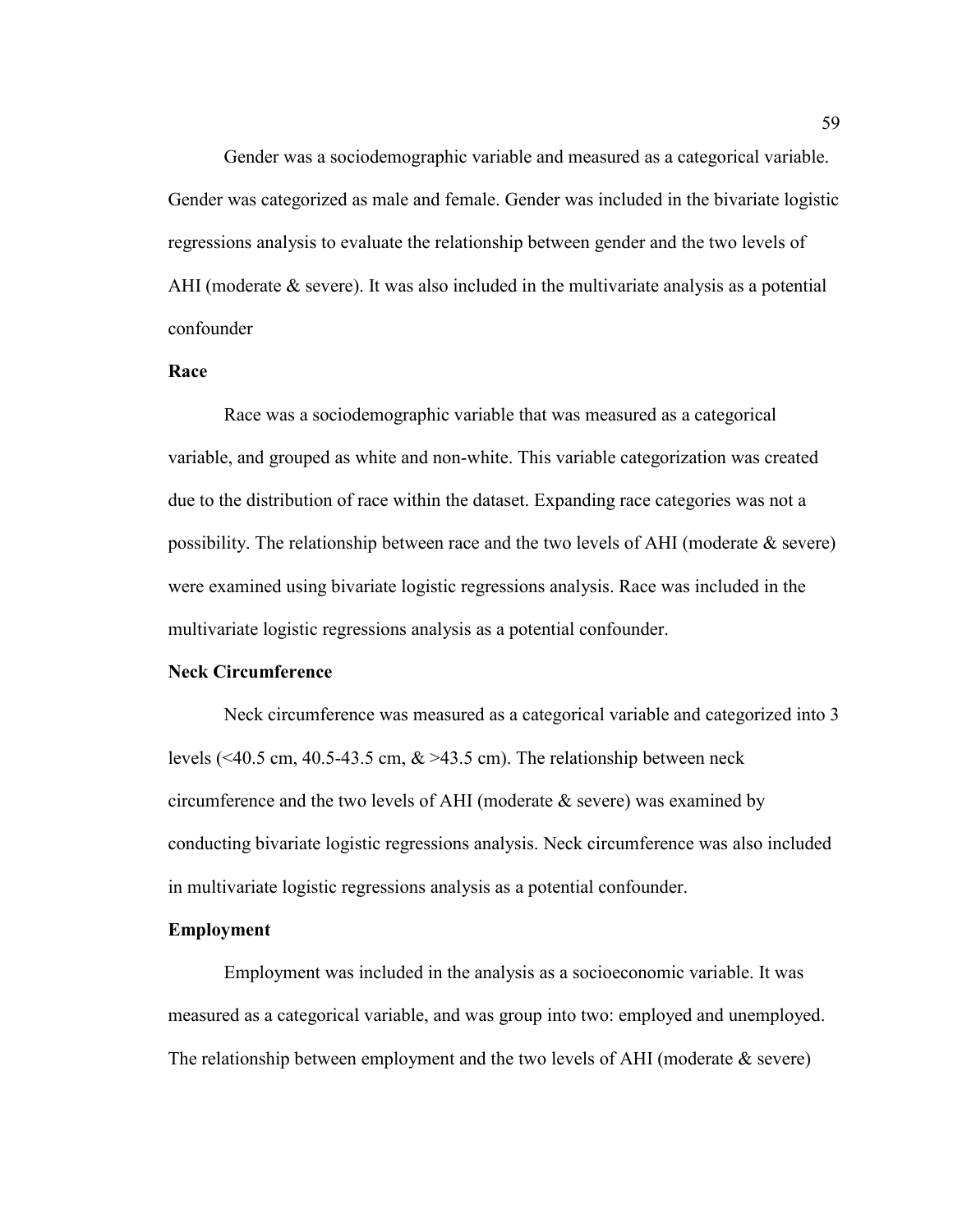Gender was a sociodemographic variable and measured as a categorical variable. Gender was categorized as male and female. Gender was included in the bivariate logistic regressions analysis to evaluate the relationship between gender and the two levels of AHI (moderate & severe). It was also included in the multivariate analysis as a potential confounder

### Race

Race was a sociodemographic variable that was measured as a categorical variable, and grouped as white and non-white. This variable categorization was created due to the distribution of race within the dataset. Expanding race categories was not a possibility. The relationship between race and the two levels of AHI (moderate & severe) were examined using bivariate logistic regressions analysis. Race was included in the multivariate logistic regressions analysis as a potential confounder.

### Neck Circumference

Neck circumference was measured as a categorical variable and categorized into 3 levels (<40.5 cm, 40.5-43.5 cm, & >43.5 cm). The relationship between neck circumference and the two levels of AHI (moderate & severe) was examined by conducting bivariate logistic regressions analysis. Neck circumference was also included in multivariate logistic regressions analysis as a potential confounder.

### Employment

Employment was included in the analysis as a socioeconomic variable. It was measured as a categorical variable, and was group into two: employed and unemployed. The relationship between employment and the two levels of AHI (moderate & severe)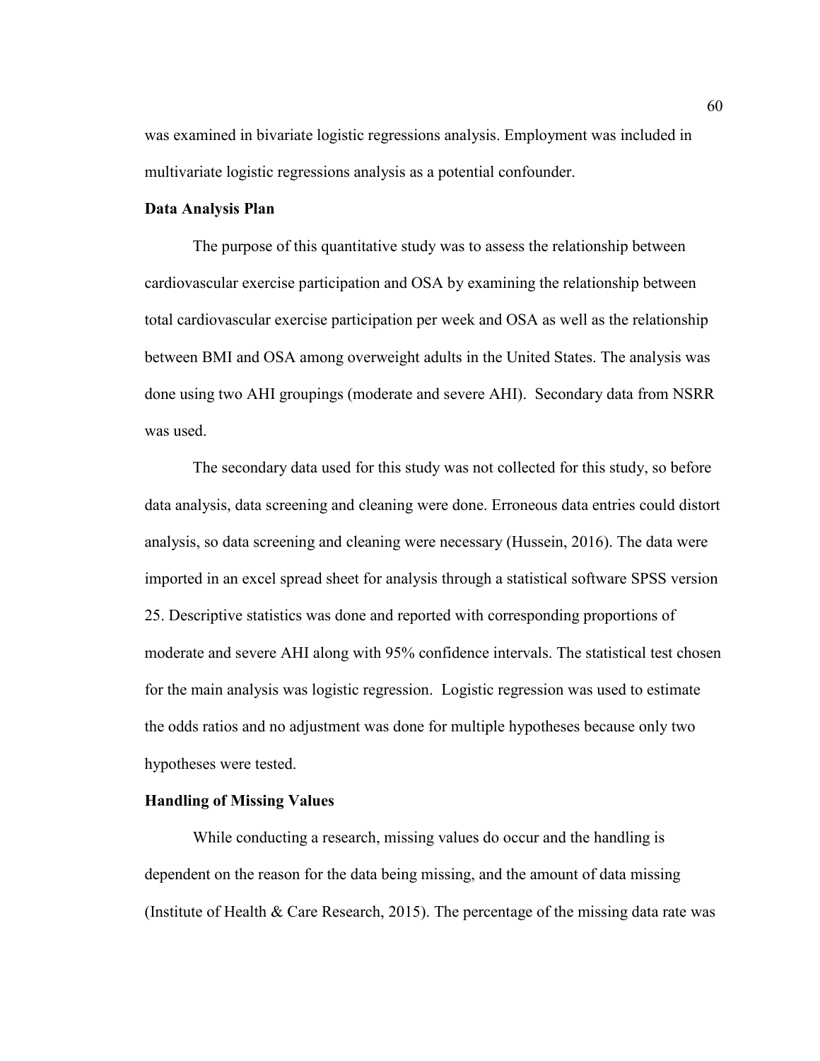was examined in bivariate logistic regressions analysis. Employment was included in multivariate logistic regressions analysis as a potential confounder.

### Data Analysis Plan

The purpose of this quantitative study was to assess the relationship between cardiovascular exercise participation and OSA by examining the relationship between total cardiovascular exercise participation per week and OSA as well as the relationship between BMI and OSA among overweight adults in the United States. The analysis was done using two AHI groupings (moderate and severe AHI). Secondary data from NSRR was used.

The secondary data used for this study was not collected for this study, so before data analysis, data screening and cleaning were done. Erroneous data entries could distort analysis, so data screening and cleaning were necessary (Hussein, 2016). The data were imported in an excel spread sheet for analysis through a statistical software SPSS version 25. Descriptive statistics was done and reported with corresponding proportions of moderate and severe AHI along with 95% confidence intervals. The statistical test chosen for the main analysis was logistic regression. Logistic regression was used to estimate the odds ratios and no adjustment was done for multiple hypotheses because only two hypotheses were tested.

### Handling of Missing Values

While conducting a research, missing values do occur and the handling is dependent on the reason for the data being missing, and the amount of data missing (Institute of Health & Care Research, 2015). The percentage of the missing data rate was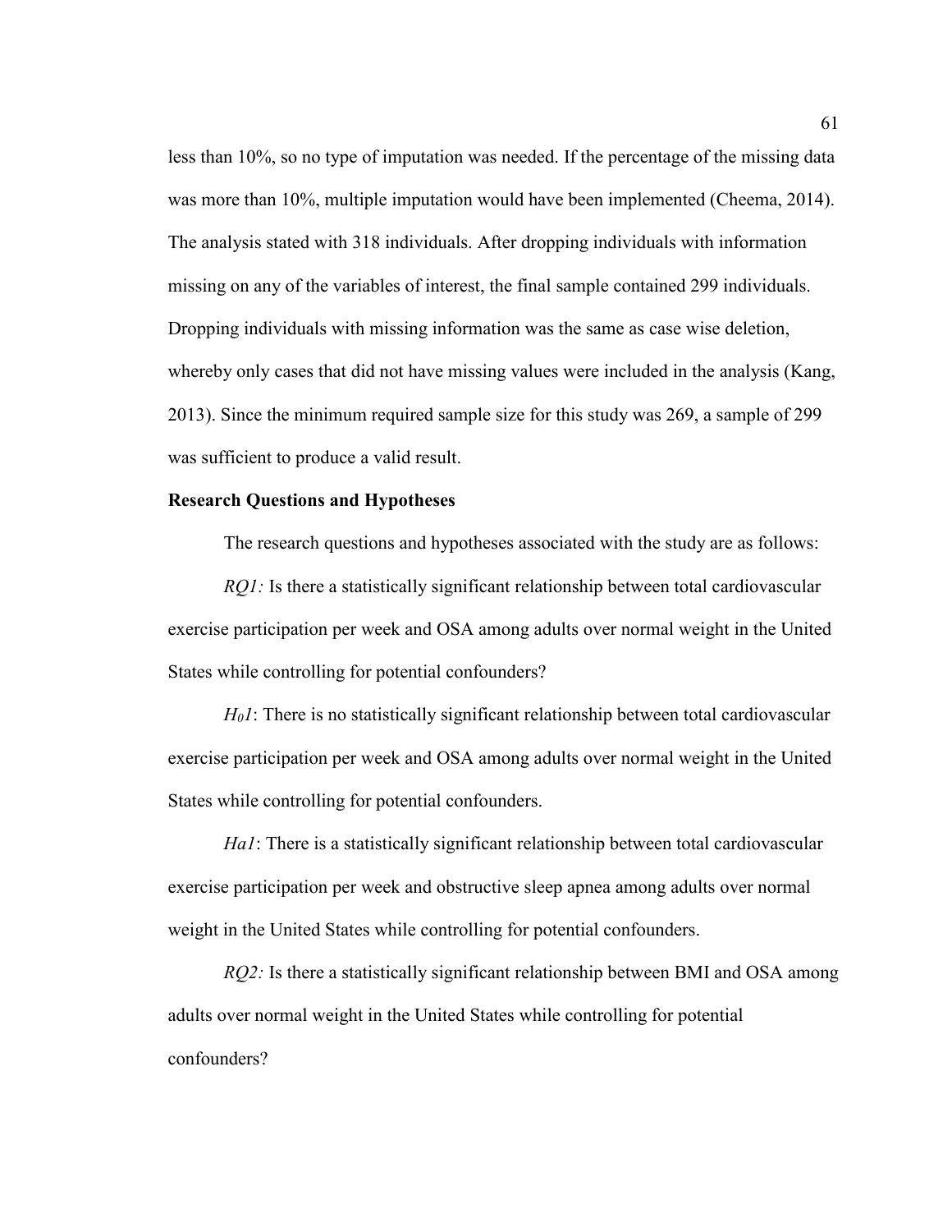less than 10%, so no type of imputation was needed. If the percentage of the missing data was more than 10%, multiple imputation would have been implemented (Cheema, 2014). The analysis stated with 318 individuals. After dropping individuals with information missing on any of the variables of interest, the final sample contained 299 individuals. Dropping individuals with missing information was the same as case wise deletion, whereby only cases that did not have missing values were included in the analysis (Kang, 2013). Since the minimum required sample size for this study was 269, a sample of 299 was sufficient to produce a valid result.

**Research Questions and Hypotheses**

The research questions and hypotheses associated with the study are as follows:

*RQ1:* Is there a statistically significant relationship between total cardiovascular exercise participation per week and OSA among adults over normal weight in the United States while controlling for potential confounders?

$H_01$: There is no statistically significant relationship between total cardiovascular exercise participation per week and OSA among adults over normal weight in the United States while controlling for potential confounders.

*Ha1*: There is a statistically significant relationship between total cardiovascular exercise participation per week and obstructive sleep apnea among adults over normal weight in the United States while controlling for potential confounders.

*RQ2:* Is there a statistically significant relationship between BMI and OSA among adults over normal weight in the United States while controlling for potential confounders?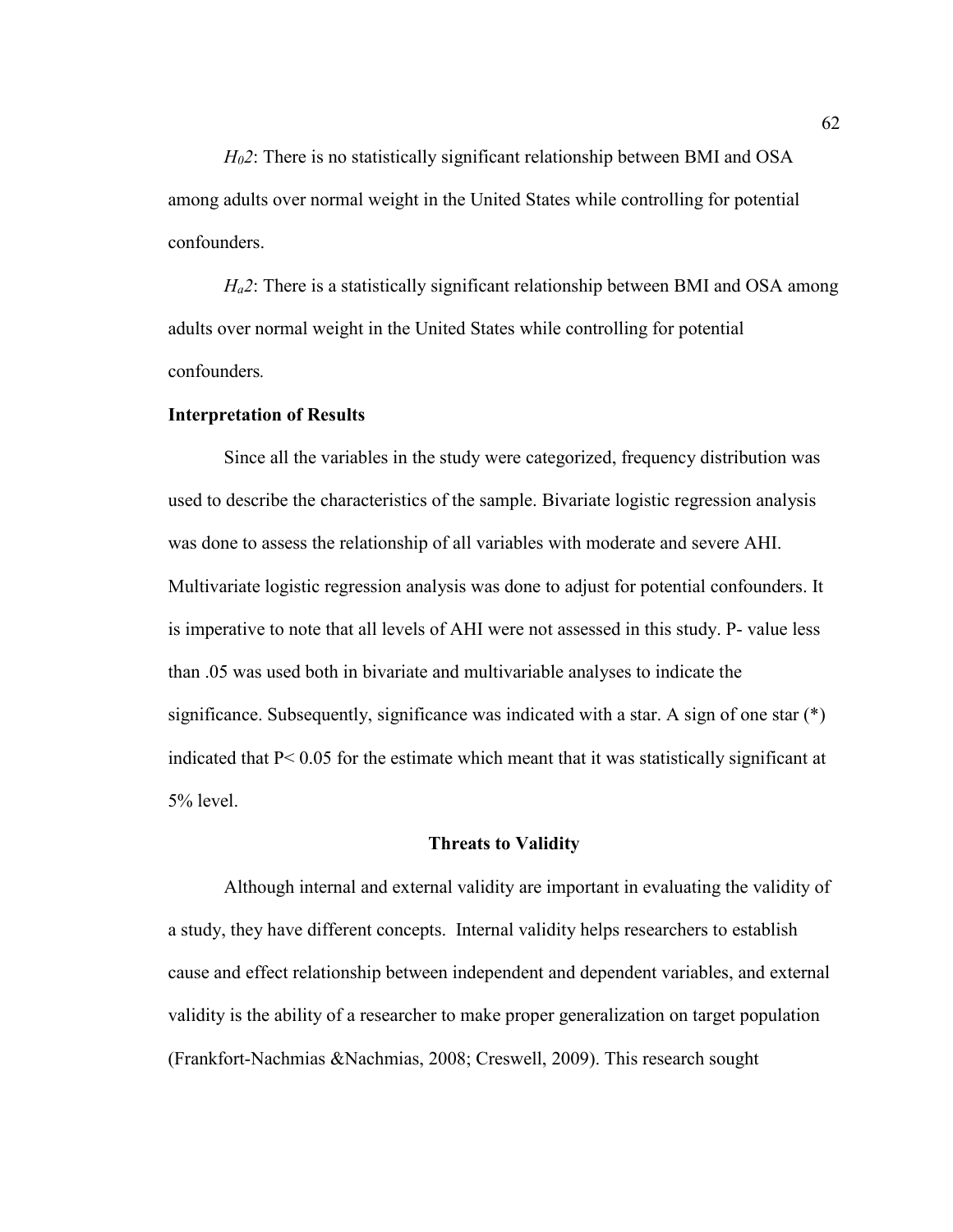*$H_0 2$*: There is no statistically significant relationship between BMI and OSA among adults over normal weight in the United States while controlling for potential confounders.

*$H_a 2$*: There is a statistically significant relationship between BMI and OSA among adults over normal weight in the United States while controlling for potential confounders.

**Interpretation of Results**

Since all the variables in the study were categorized, frequency distribution was used to describe the characteristics of the sample. Bivariate logistic regression analysis was done to assess the relationship of all variables with moderate and severe AHI. Multivariate logistic regression analysis was done to adjust for potential confounders. It is imperative to note that all levels of AHI were not assessed in this study. P- value less than .05 was used both in bivariate and multivariable analyses to indicate the significance. Subsequently, significance was indicated with a star. A sign of one star (*) indicated that $P < 0.05$ for the estimate which meant that it was statistically significant at 5% level.

## Threats to Validity

Although internal and external validity are important in evaluating the validity of a study, they have different concepts. Internal validity helps researchers to establish cause and effect relationship between independent and dependent variables, and external validity is the ability of a researcher to make proper generalization on target population (Frankfort-Nachmias &Nachmias, 2008; Creswell, 2009). This research sought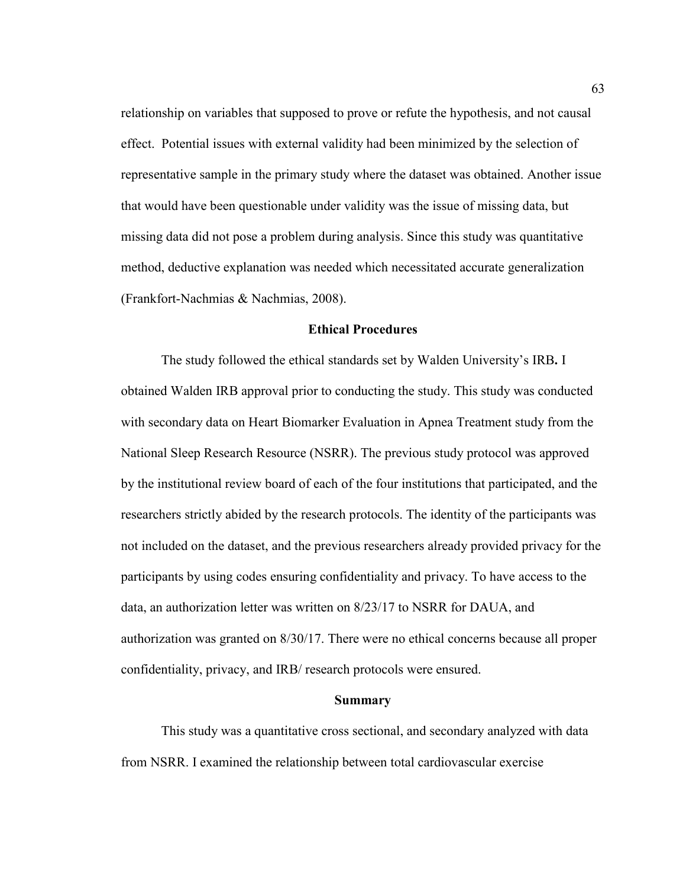relationship on variables that supposed to prove or refute the hypothesis, and not causal effect. Potential issues with external validity had been minimized by the selection of representative sample in the primary study where the dataset was obtained. Another issue that would have been questionable under validity was the issue of missing data, but missing data did not pose a problem during analysis. Since this study was quantitative method, deductive explanation was needed which necessitated accurate generalization (Frankfort-Nachmias & Nachmias, 2008).

## Ethical Procedures

The study followed the ethical standards set by Walden University's IRB**.** I obtained Walden IRB approval prior to conducting the study. This study was conducted with secondary data on Heart Biomarker Evaluation in Apnea Treatment study from the National Sleep Research Resource (NSRR). The previous study protocol was approved by the institutional review board of each of the four institutions that participated, and the researchers strictly abided by the research protocols. The identity of the participants was not included on the dataset, and the previous researchers already provided privacy for the participants by using codes ensuring confidentiality and privacy. To have access to the data, an authorization letter was written on 8/23/17 to NSRR for DAUA, and authorization was granted on 8/30/17. There were no ethical concerns because all proper confidentiality, privacy, and IRB/ research protocols were ensured.

## Summary

This study was a quantitative cross sectional, and secondary analyzed with data from NSRR. I examined the relationship between total cardiovascular exercise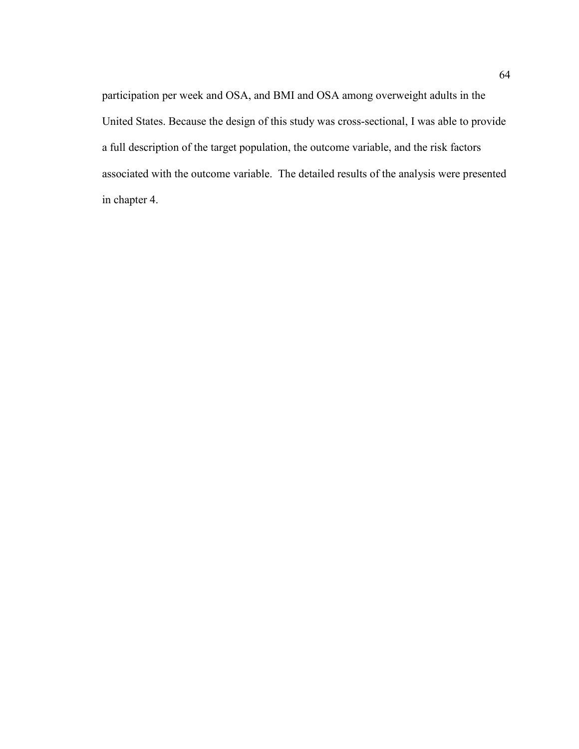participation per week and OSA, and BMI and OSA among overweight adults in the United States. Because the design of this study was cross-sectional, I was able to provide a full description of the target population, the outcome variable, and the risk factors associated with the outcome variable. The detailed results of the analysis were presented in chapter 4.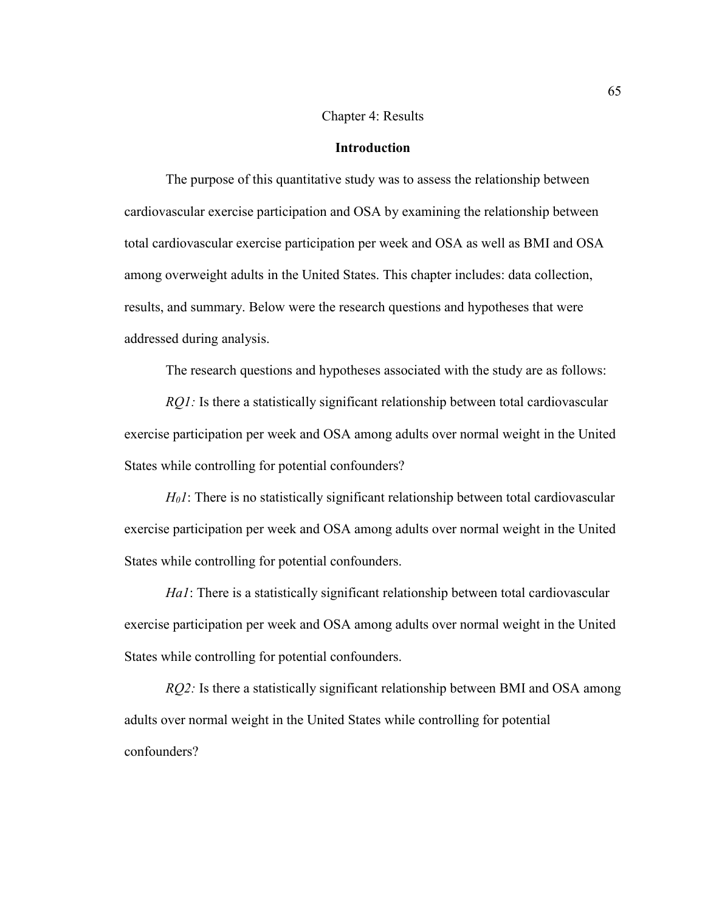# Chapter 4: Results

## Introduction

The purpose of this quantitative study was to assess the relationship between cardiovascular exercise participation and OSA by examining the relationship between total cardiovascular exercise participation per week and OSA as well as BMI and OSA among overweight adults in the United States. This chapter includes: data collection, results, and summary. Below were the research questions and hypotheses that were addressed during analysis.

The research questions and hypotheses associated with the study are as follows:

*RQ1:* Is there a statistically significant relationship between total cardiovascular exercise participation per week and OSA among adults over normal weight in the United States while controlling for potential confounders?

$H_01$: There is no statistically significant relationship between total cardiovascular exercise participation per week and OSA among adults over normal weight in the United States while controlling for potential confounders.

*Ha1*: There is a statistically significant relationship between total cardiovascular exercise participation per week and OSA among adults over normal weight in the United States while controlling for potential confounders.

*RQ2:* Is there a statistically significant relationship between BMI and OSA among adults over normal weight in the United States while controlling for potential confounders?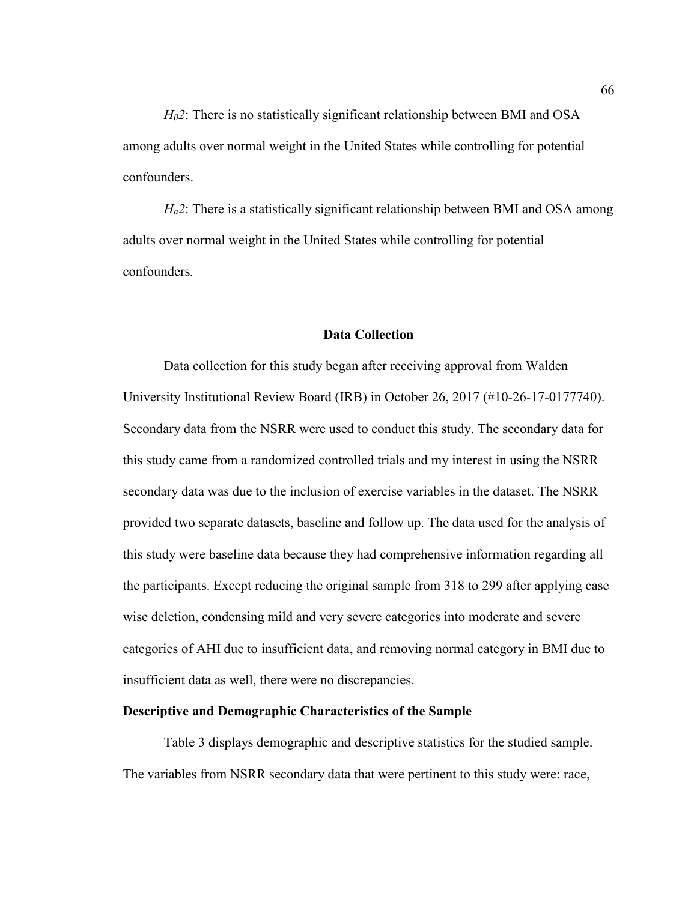*$H_02$*: There is no statistically significant relationship between BMI and OSA among adults over normal weight in the United States while controlling for potential confounders.

*$H_a2$*: There is a statistically significant relationship between BMI and OSA among adults over normal weight in the United States while controlling for potential confounders.

## Data Collection

Data collection for this study began after receiving approval from Walden University Institutional Review Board (IRB) in October 26, 2017 (#10-26-17-0177740). Secondary data from the NSRR were used to conduct this study. The secondary data for this study came from a randomized controlled trials and my interest in using the NSRR secondary data was due to the inclusion of exercise variables in the dataset. The NSRR provided two separate datasets, baseline and follow up. The data used for the analysis of this study were baseline data because they had comprehensive information regarding all the participants. Except reducing the original sample from 318 to 299 after applying case wise deletion, condensing mild and very severe categories into moderate and severe categories of AHI due to insufficient data, and removing normal category in BMI due to insufficient data as well, there were no discrepancies.

### Descriptive and Demographic Characteristics of the Sample

Table 3 displays demographic and descriptive statistics for the studied sample. The variables from NSRR secondary data that were pertinent to this study were: race,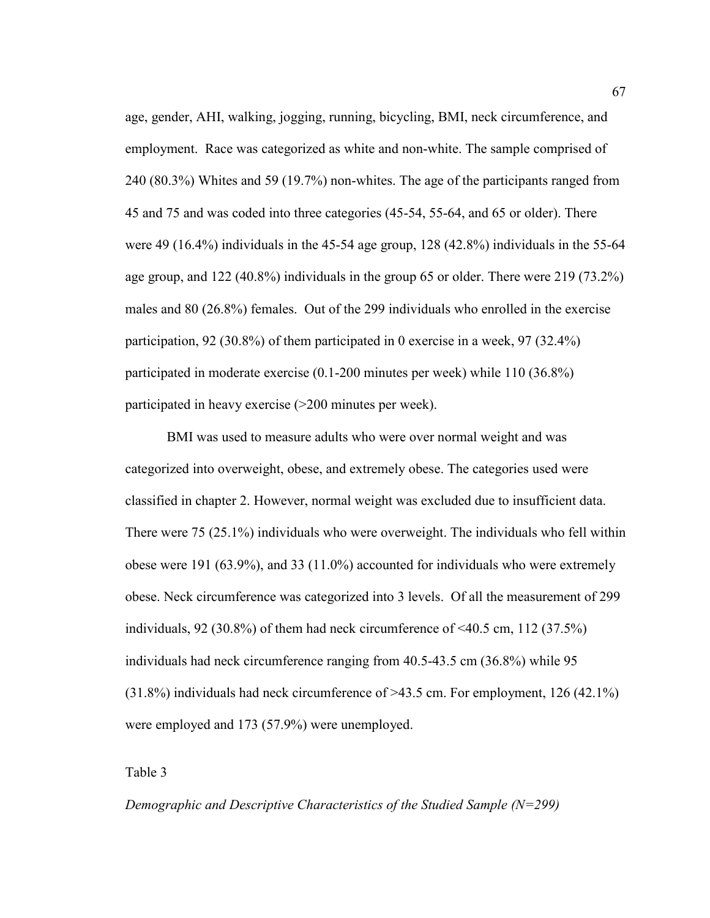age, gender, AHI, walking, jogging, running, bicycling, BMI, neck circumference, and employment. Race was categorized as white and non-white. The sample comprised of 240 (80.3%) Whites and 59 (19.7%) non-whites. The age of the participants ranged from 45 and 75 and was coded into three categories (45-54, 55-64, and 65 or older). There were 49 (16.4%) individuals in the 45-54 age group, 128 (42.8%) individuals in the 55-64 age group, and 122 (40.8%) individuals in the group 65 or older. There were 219 (73.2%) males and 80 (26.8%) females. Out of the 299 individuals who enrolled in the exercise participation, 92 (30.8%) of them participated in 0 exercise in a week, 97 (32.4%) participated in moderate exercise (0.1-200 minutes per week) while 110 (36.8%) participated in heavy exercise (>200 minutes per week).

BMI was used to measure adults who were over normal weight and was categorized into overweight, obese, and extremely obese. The categories used were classified in chapter 2. However, normal weight was excluded due to insufficient data. There were 75 (25.1%) individuals who were overweight. The individuals who fell within obese were 191 (63.9%), and 33 (11.0%) accounted for individuals who were extremely obese. Neck circumference was categorized into 3 levels. Of all the measurement of 299 individuals, 92 (30.8%) of them had neck circumference of <40.5 cm, 112 (37.5%) individuals had neck circumference ranging from 40.5-43.5 cm (36.8%) while 95 (31.8%) individuals had neck circumference of >43.5 cm. For employment, 126 (42.1%) were employed and 173 (57.9%) were unemployed.

Table 3

*Demographic and Descriptive Characteristics of the Studied Sample (N=299)*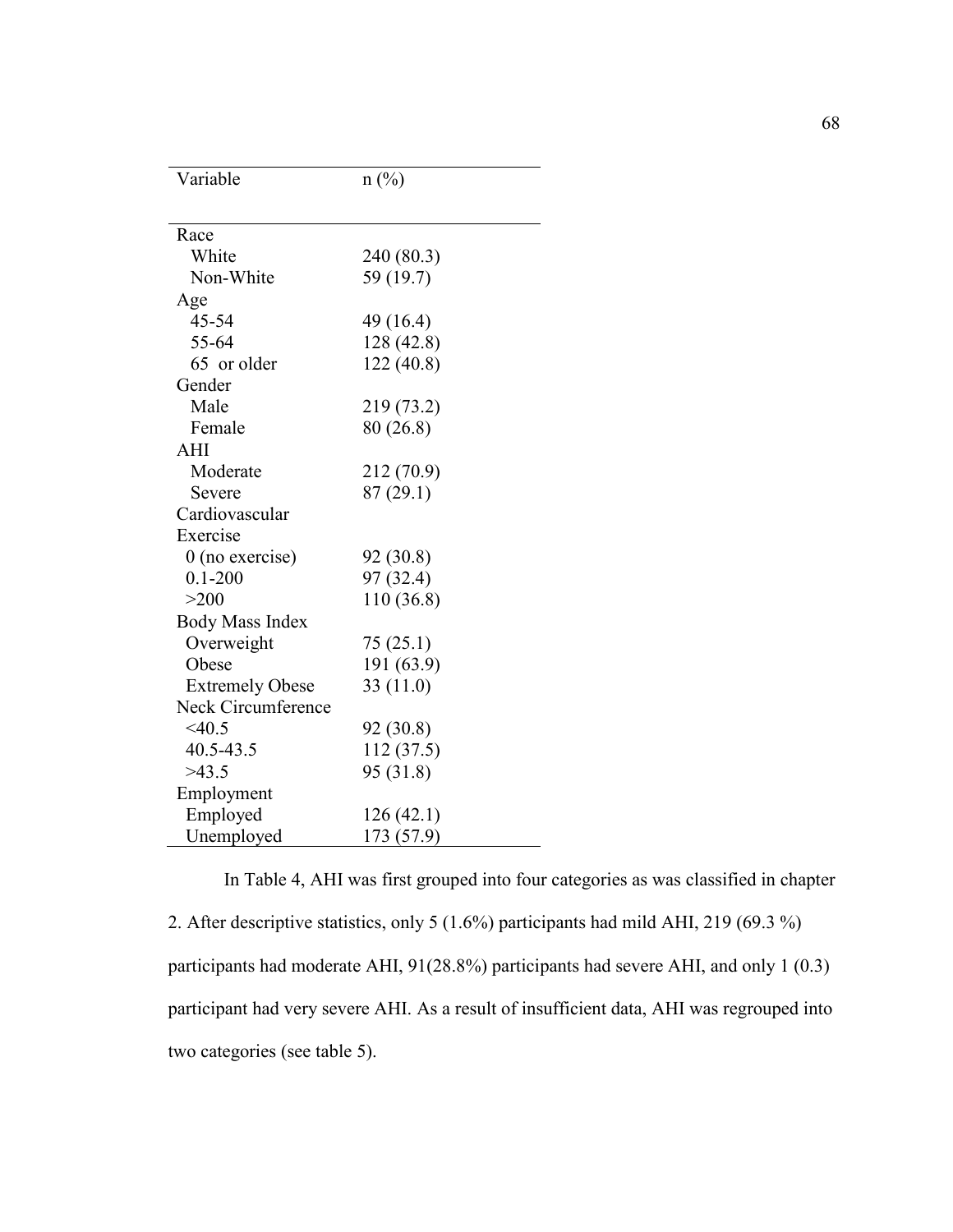| Variable | n (%) |
|---|---|
| Race | |
| White | 240 (80.3) |
| Non-White | 59 (19.7) |
| Age | |
| 45-54 | 49 (16.4) |
| 55-64 | 128 (42.8) |
| 65 or older | 122 (40.8) |
| Gender | |
| Male | 219 (73.2) |
| Female | 80 (26.8) |
| AHI | |
| Moderate | 212 (70.9) |
| Severe | 87 (29.1) |
| Cardiovascular Exercise | |
| 0 (no exercise) | 92 (30.8) |
| 0.1-200 | 97 (32.4) |
| >200 | 110 (36.8) |
| Body Mass Index | |
| Overweight | 75 (25.1) |
| Obese | 191 (63.9) |
| Extremely Obese | 33 (11.0) |
| Neck Circumference | |
| <40.5 | 92 (30.8) |
| 40.5-43.5 | 112 (37.5) |
| >43.5 | 95 (31.8) |
| Employment | |
| Employed | 126 (42.1) |
| Unemployed | 173 (57.9) |

In Table 4, AHI was first grouped into four categories as was classified in chapter 2. After descriptive statistics, only 5 (1.6%) participants had mild AHI, 219 (69.3 %) participants had moderate AHI, 91(28.8%) participants had severe AHI, and only 1 (0.3) participant had very severe AHI. As a result of insufficient data, AHI was regrouped into two categories (see table 5).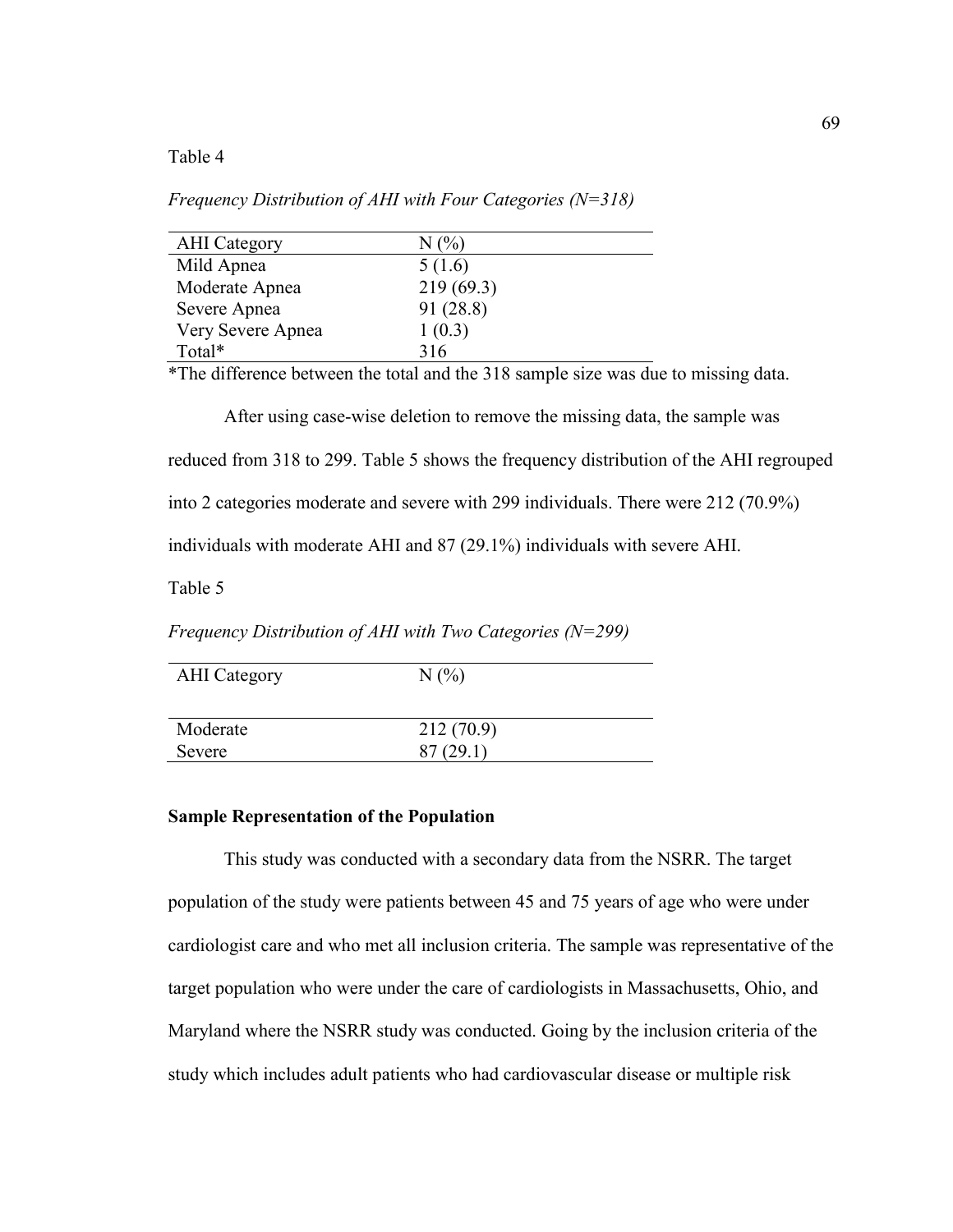Table 4

*Frequency Distribution of AHI with Four Categories (N=318)*

| AHI Category | N (%) |
|---|---|
| Mild Apnea | 5 (1.6) |
| Moderate Apnea | 219 (69.3) |
| Severe Apnea | 91 (28.8) |
| Very Severe Apnea | 1 (0.3) |
| Total* | 316 |

*The difference between the total and the 318 sample size was due to missing data.

After using case-wise deletion to remove the missing data, the sample was reduced from 318 to 299. Table 5 shows the frequency distribution of the AHI regrouped into 2 categories moderate and severe with 299 individuals. There were 212 (70.9%) individuals with moderate AHI and 87 (29.1%) individuals with severe AHI.

Table 5

*Frequency Distribution of AHI with Two Categories (N=299)*

| AHI Category | N (%) |
|---|---|
| Moderate | 212 (70.9) |
| Severe | 87 (29.1) |

**Sample Representation of the Population**

This study was conducted with a secondary data from the NSRR. The target population of the study were patients between 45 and 75 years of age who were under cardiologist care and who met all inclusion criteria. The sample was representative of the target population who were under the care of cardiologists in Massachusetts, Ohio, and Maryland where the NSRR study was conducted. Going by the inclusion criteria of the study which includes adult patients who had cardiovascular disease or multiple risk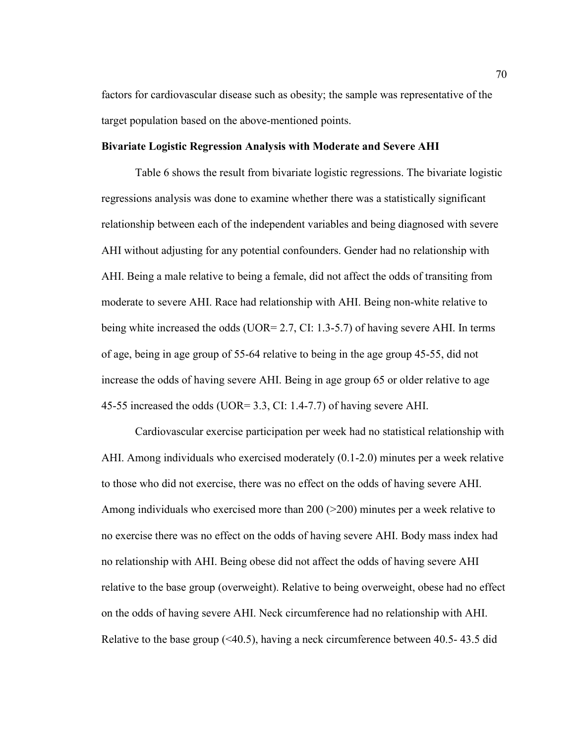factors for cardiovascular disease such as obesity; the sample was representative of the target population based on the above-mentioned points.

**Bivariate Logistic Regression Analysis with Moderate and Severe AHI**

Table 6 shows the result from bivariate logistic regressions. The bivariate logistic regressions analysis was done to examine whether there was a statistically significant relationship between each of the independent variables and being diagnosed with severe AHI without adjusting for any potential confounders. Gender had no relationship with AHI. Being a male relative to being a female, did not affect the odds of transiting from moderate to severe AHI. Race had relationship with AHI. Being non-white relative to being white increased the odds (UOR= 2.7, CI: 1.3-5.7) of having severe AHI. In terms of age, being in age group of 55-64 relative to being in the age group 45-55, did not increase the odds of having severe AHI. Being in age group 65 or older relative to age 45-55 increased the odds (UOR= 3.3, CI: 1.4-7.7) of having severe AHI.

Cardiovascular exercise participation per week had no statistical relationship with AHI. Among individuals who exercised moderately (0.1-2.0) minutes per a week relative to those who did not exercise, there was no effect on the odds of having severe AHI. Among individuals who exercised more than 200 (>200) minutes per a week relative to no exercise there was no effect on the odds of having severe AHI. Body mass index had no relationship with AHI. Being obese did not affect the odds of having severe AHI relative to the base group (overweight). Relative to being overweight, obese had no effect on the odds of having severe AHI. Neck circumference had no relationship with AHI. Relative to the base group (<40.5), having a neck circumference between 40.5- 43.5 did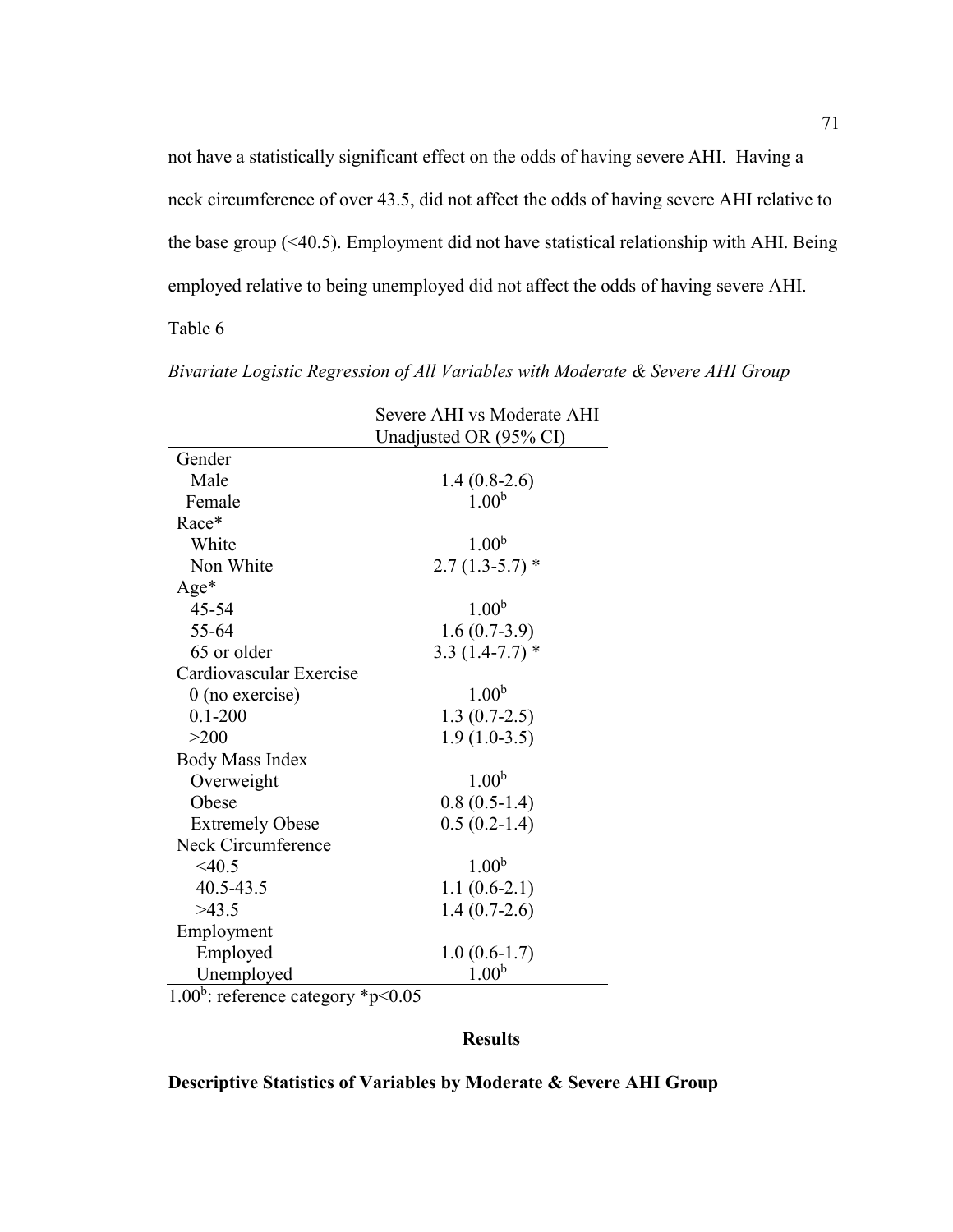not have a statistically significant effect on the odds of having severe AHI. Having a neck circumference of over 43.5, did not affect the odds of having severe AHI relative to the base group (<40.5). Employment did not have statistical relationship with AHI. Being employed relative to being unemployed did not affect the odds of having severe AHI.

Table 6

*Bivariate Logistic Regression of All Variables with Moderate & Severe AHI Group*

| | Severe AHI vs Moderate AHI |
|---|---|
| | Unadjusted OR (95% CI) |
| Gender | |
| Male | 1.4 (0.8-2.6) |
| Female | $1.00^b$ |
| Race* | |
| White | $1.00^b$ |
| Non White | 2.7 (1.3-5.7) * |
| Age* | |
| 45-54 | $1.00^b$ |
| 55-64 | 1.6 (0.7-3.9) |
| 65 or older | 3.3 (1.4-7.7) * |
| Cardiovascular Exercise | |
| 0 (no exercise) | $1.00^b$ |
| 0.1-200 | 1.3 (0.7-2.5) |
| >200 | 1.9 (1.0-3.5) |
| Body Mass Index | |
| Overweight | $1.00^b$ |
| Obese | 0.8 (0.5-1.4) |
| Extremely Obese | 0.5 (0.2-1.4) |
| Neck Circumference | |
| <40.5 | $1.00^b$ |
| 40.5-43.5 | 1.1 (0.6-2.1) |
| >43.5 | 1.4 (0.7-2.6) |
| Employment | |
| Employed | 1.0 (0.6-1.7) |
| Unemployed | $1.00^b$ |

$1.00^b$: reference category *$p<0.05$

## Results

### Descriptive Statistics of Variables by Moderate & Severe AHI Group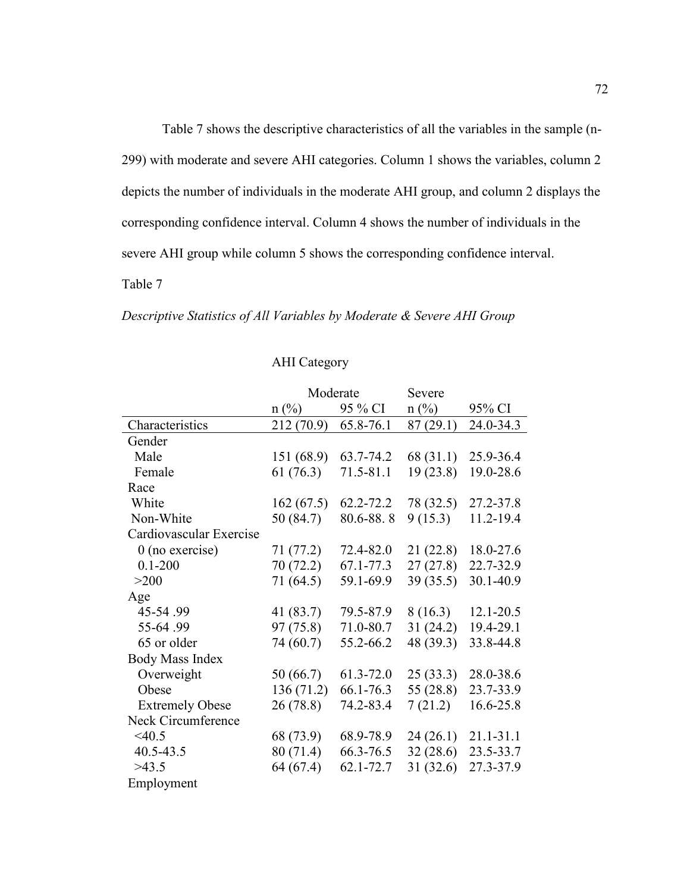Table 7 shows the descriptive characteristics of all the variables in the sample (n-299) with moderate and severe AHI categories. Column 1 shows the variables, column 2 depicts the number of individuals in the moderate AHI group, and column 2 displays the corresponding confidence interval. Column 4 shows the number of individuals in the severe AHI group while column 5 shows the corresponding confidence interval.

Table 7

*Descriptive Statistics of All Variables by Moderate & Severe AHI Group*

| | AHI Category | | | |
|---|---|---|---|---|
| | Moderate | | Severe | |
| | n (%) | 95 % CI | n (%) | 95% CI |
| Characteristics | 212 (70.9) | 65.8-76.1 | 87 (29.1) | 24.0-34.3 |
| Gender | | | | |
| Male | 151 (68.9) | 63.7-74.2 | 68 (31.1) | 25.9-36.4 |
| Female | 61 (76.3) | 71.5-81.1 | 19 (23.8) | 19.0-28.6 |
| Race | | | | |
| White | 162 (67.5) | 62.2-72.2 | 78 (32.5) | 27.2-37.8 |
| Non-White | 50 (84.7) | 80.6-88. 8 | 9 (15.3) | 11.2-19.4 |
| Cardiovascular Exercise | | | | |
| 0 (no exercise) | 71 (77.2) | 72.4-82.0 | 21 (22.8) | 18.0-27.6 |
| 0.1-200 | 70 (72.2) | 67.1-77.3 | 27 (27.8) | 22.7-32.9 |
| >200 | 71 (64.5) | 59.1-69.9 | 39 (35.5) | 30.1-40.9 |
| Age | | | | |
| 45-54 .99 | 41 (83.7) | 79.5-87.9 | 8 (16.3) | 12.1-20.5 |
| 55-64 .99 | 97 (75.8) | 71.0-80.7 | 31 (24.2) | 19.4-29.1 |
| 65 or older | 74 (60.7) | 55.2-66.2 | 48 (39.3) | 33.8-44.8 |
| Body Mass Index | | | | |
| Overweight | 50 (66.7) | 61.3-72.0 | 25 (33.3) | 28.0-38.6 |
| Obese | 136 (71.2) | 66.1-76.3 | 55 (28.8) | 23.7-33.9 |
| Extremely Obese | 26 (78.8) | 74.2-83.4 | 7 (21.2) | 16.6-25.8 |
| Neck Circumference | | | | |
| <40.5 | 68 (73.9) | 68.9-78.9 | 24 (26.1) | 21.1-31.1 |
| 40.5-43.5 | 80 (71.4) | 66.3-76.5 | 32 (28.6) | 23.5-33.7 |
| >43.5 | 64 (67.4) | 62.1-72.7 | 31 (32.6) | 27.3-37.9 |
| Employment | | | | |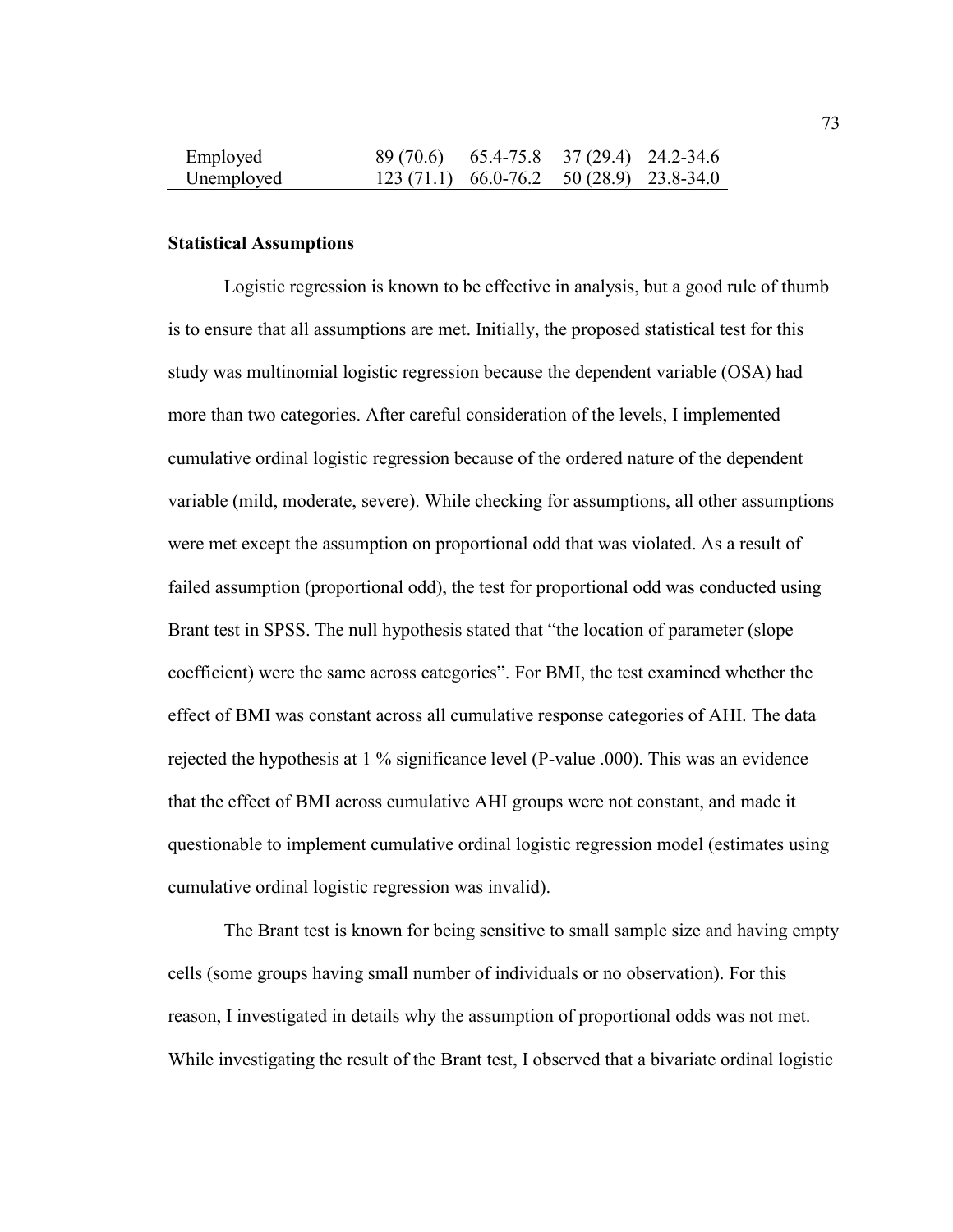| | | | | |
|---|---|---|---|---|
| Employed | 89 (70.6) | 65.4-75.8 | 37 (29.4) | 24.2-34.6 |
| Unemployed | 123 (71.1) | 66.0-76.2 | 50 (28.9) | 23.8-34.0 |

**Statistical Assumptions**

Logistic regression is known to be effective in analysis, but a good rule of thumb is to ensure that all assumptions are met. Initially, the proposed statistical test for this study was multinomial logistic regression because the dependent variable (OSA) had more than two categories. After careful consideration of the levels, I implemented cumulative ordinal logistic regression because of the ordered nature of the dependent variable (mild, moderate, severe). While checking for assumptions, all other assumptions were met except the assumption on proportional odd that was violated. As a result of failed assumption (proportional odd), the test for proportional odd was conducted using Brant test in SPSS. The null hypothesis stated that "the location of parameter (slope coefficient) were the same across categories". For BMI, the test examined whether the effect of BMI was constant across all cumulative response categories of AHI. The data rejected the hypothesis at 1 % significance level (P-value .000). This was an evidence that the effect of BMI across cumulative AHI groups were not constant, and made it questionable to implement cumulative ordinal logistic regression model (estimates using cumulative ordinal logistic regression was invalid).

The Brant test is known for being sensitive to small sample size and having empty cells (some groups having small number of individuals or no observation). For this reason, I investigated in details why the assumption of proportional odds was not met. While investigating the result of the Brant test, I observed that a bivariate ordinal logistic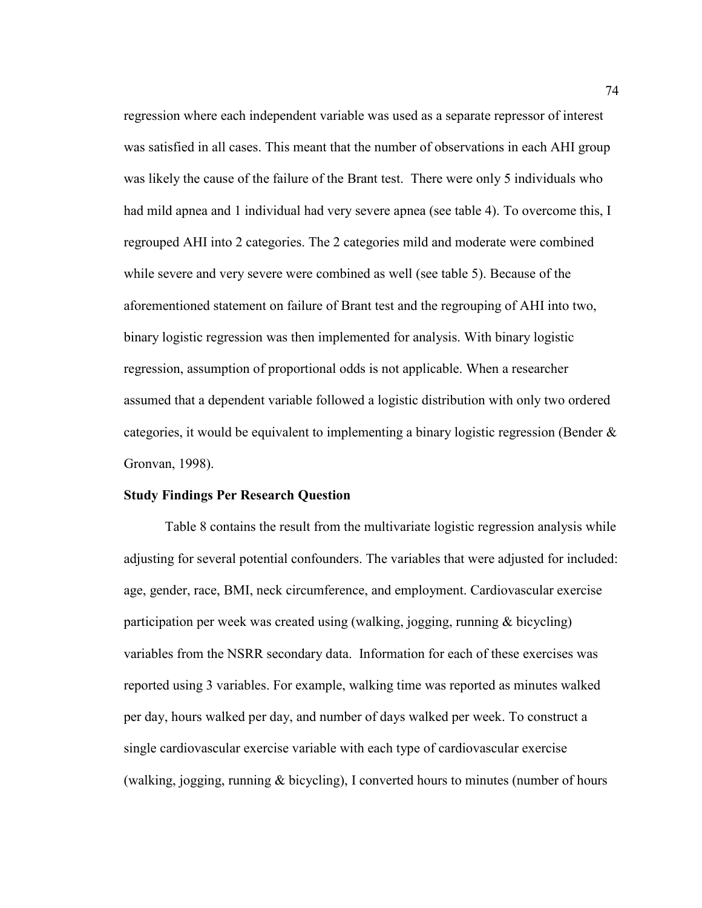regression where each independent variable was used as a separate repressor of interest was satisfied in all cases. This meant that the number of observations in each AHI group was likely the cause of the failure of the Brant test. There were only 5 individuals who had mild apnea and 1 individual had very severe apnea (see table 4). To overcome this, I regrouped AHI into 2 categories. The 2 categories mild and moderate were combined while severe and very severe were combined as well (see table 5). Because of the aforementioned statement on failure of Brant test and the regrouping of AHI into two, binary logistic regression was then implemented for analysis. With binary logistic regression, assumption of proportional odds is not applicable. When a researcher assumed that a dependent variable followed a logistic distribution with only two ordered categories, it would be equivalent to implementing a binary logistic regression (Bender & Gronvan, 1998).

**Study Findings Per Research Question**

Table 8 contains the result from the multivariate logistic regression analysis while adjusting for several potential confounders. The variables that were adjusted for included: age, gender, race, BMI, neck circumference, and employment. Cardiovascular exercise participation per week was created using (walking, jogging, running & bicycling) variables from the NSRR secondary data. Information for each of these exercises was reported using 3 variables. For example, walking time was reported as minutes walked per day, hours walked per day, and number of days walked per week. To construct a single cardiovascular exercise variable with each type of cardiovascular exercise (walking, jogging, running & bicycling), I converted hours to minutes (number of hours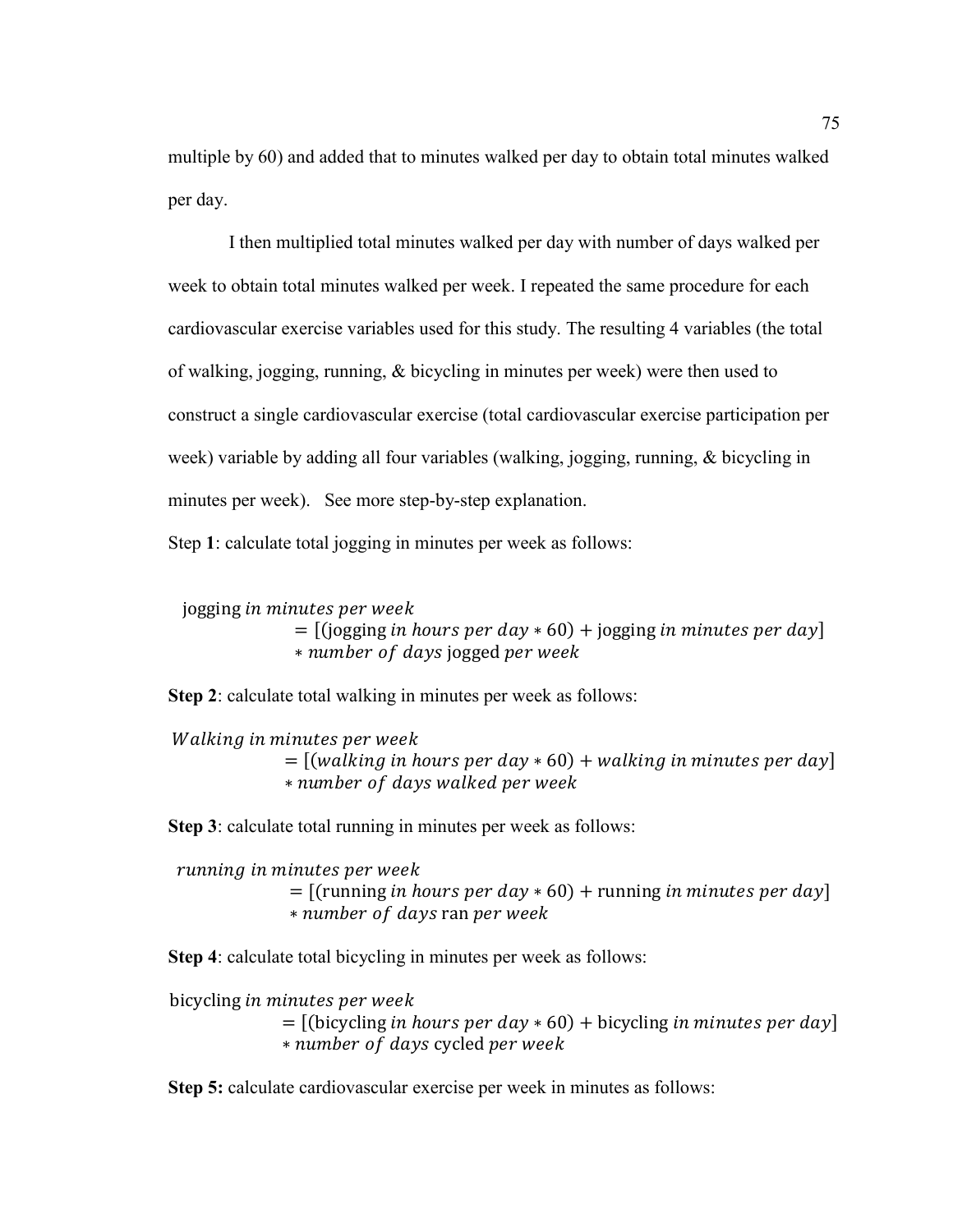multiple by 60) and added that to minutes walked per day to obtain total minutes walked per day.

I then multiplied total minutes walked per day with number of days walked per week to obtain total minutes walked per week. I repeated the same procedure for each cardiovascular exercise variables used for this study. The resulting 4 variables (the total of walking, jogging, running, & bicycling in minutes per week) were then used to construct a single cardiovascular exercise (total cardiovascular exercise participation per week) variable by adding all four variables (walking, jogging, running, & bicycling in minutes per week). See more step-by-step explanation.

Step **1**: calculate total jogging in minutes per week as follows:

$$\text{jogging } \textit{in minutes per week} = [(\text{jogging } \textit{in hours per day} * 60) + \text{jogging } \textit{in minutes per day}] * \textit{number of days} \text{ jogged } \textit{per week}$$

**Step 2**: calculate total walking in minutes per week as follows:

$$\textit{Walking in minutes per week} = [(\textit{walking in hours per day} * 60) + \textit{walking in minutes per day}] * \textit{number of days walked per week}$$

**Step 3**: calculate total running in minutes per week as follows:

$$\textit{running in minutes per week} = [(\text{running } \textit{in hours per day} * 60) + \text{running } \textit{in minutes per day}] * \textit{number of days} \text{ ran } \textit{per week}$$

**Step 4**: calculate total bicycling in minutes per week as follows:

$$\text{bicycling } \textit{in minutes per week} = [(\text{bicycling } \textit{in hours per day} * 60) + \text{bicycling } \textit{in minutes per day}] * \textit{number of days} \text{ cycled } \textit{per week}$$

**Step 5:** calculate cardiovascular exercise per week in minutes as follows: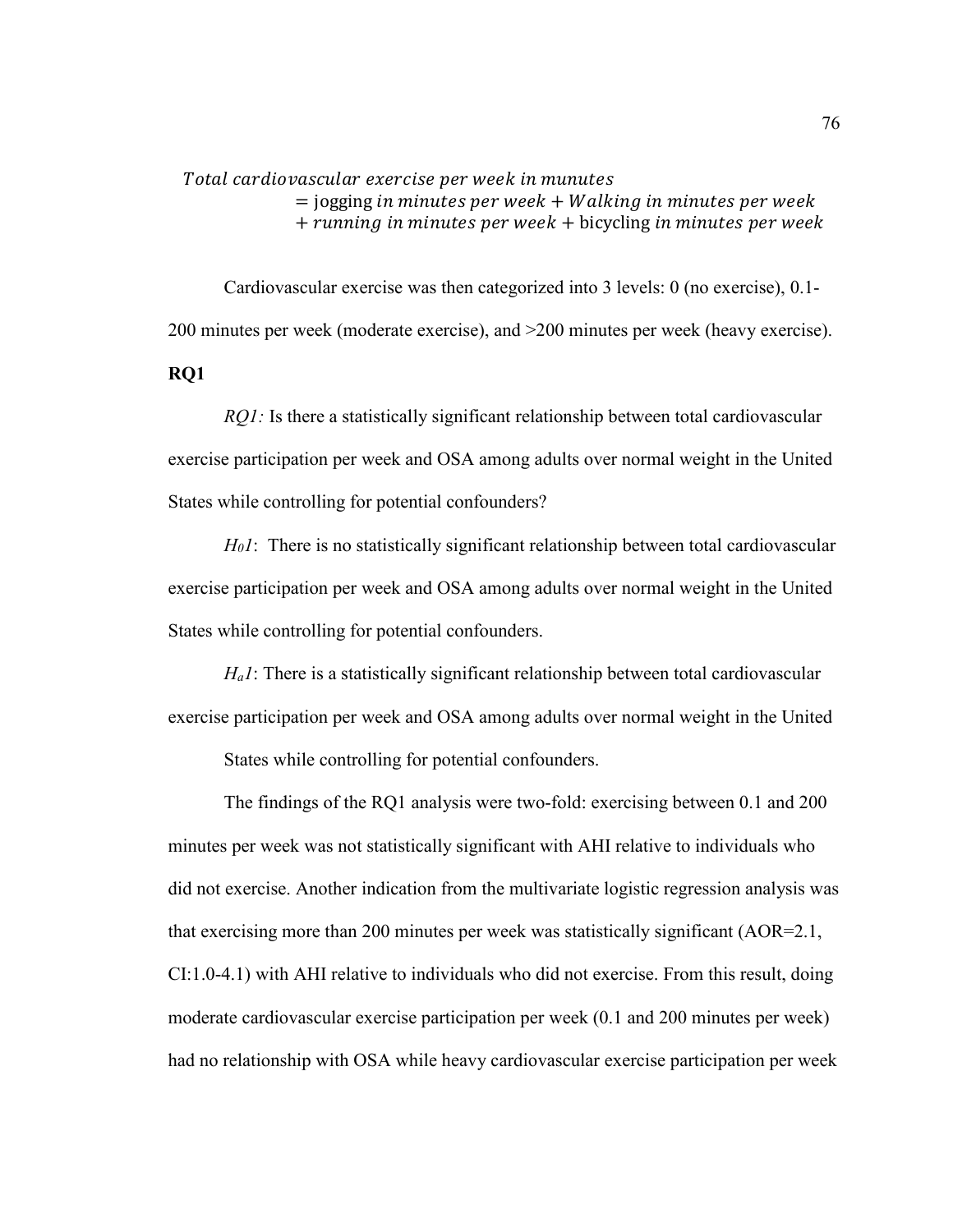$$
\begin{aligned}
\textit{Total cardiovascular exercise per week in munutes} \\
&= \text{jogging } \textit{in minutes per week} + \textit{Walking in minutes per week} \\
&+ \textit{running in minutes per week} + \text{bicycling } \textit{in minutes per week}
\end{aligned}
$$

Cardiovascular exercise was then categorized into 3 levels: 0 (no exercise), 0.1-200 minutes per week (moderate exercise), and >200 minutes per week (heavy exercise).

**RQ1**

*RQ1:* Is there a statistically significant relationship between total cardiovascular exercise participation per week and OSA among adults over normal weight in the United States while controlling for potential confounders?

$H_01$: There is no statistically significant relationship between total cardiovascular exercise participation per week and OSA among adults over normal weight in the United States while controlling for potential confounders.

$H_a1$: There is a statistically significant relationship between total cardiovascular exercise participation per week and OSA among adults over normal weight in the United States while controlling for potential confounders.

The findings of the RQ1 analysis were two-fold: exercising between 0.1 and 200 minutes per week was not statistically significant with AHI relative to individuals who did not exercise. Another indication from the multivariate logistic regression analysis was that exercising more than 200 minutes per week was statistically significant (AOR=2.1, CI:1.0-4.1) with AHI relative to individuals who did not exercise. From this result, doing moderate cardiovascular exercise participation per week (0.1 and 200 minutes per week) had no relationship with OSA while heavy cardiovascular exercise participation per week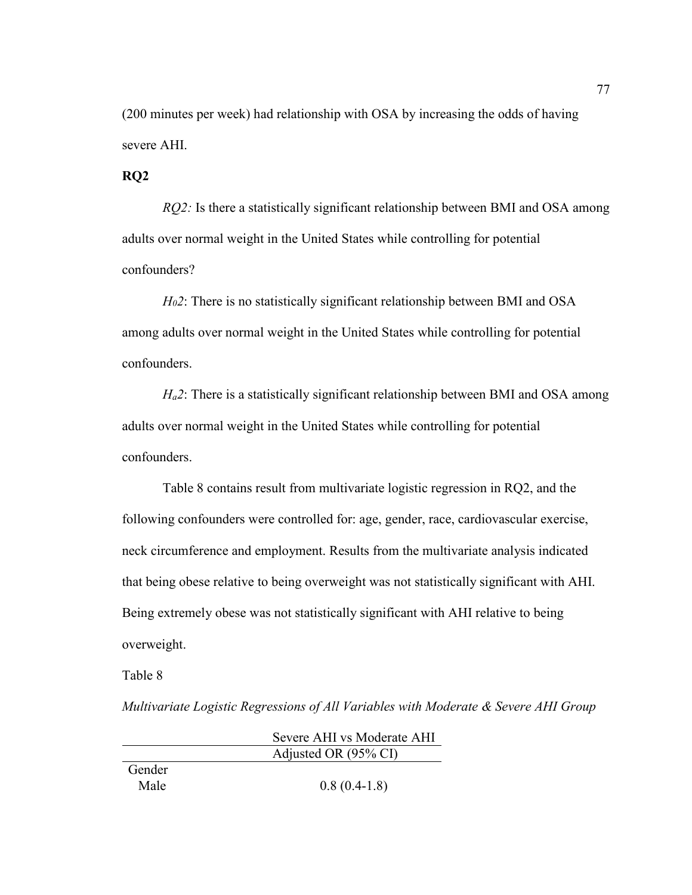(200 minutes per week) had relationship with OSA by increasing the odds of having severe AHI.

**RQ2**

*RQ2:* Is there a statistically significant relationship between BMI and OSA among adults over normal weight in the United States while controlling for potential confounders?

*$H_0$2*: There is no statistically significant relationship between BMI and OSA among adults over normal weight in the United States while controlling for potential confounders.

*$H_a$2*: There is a statistically significant relationship between BMI and OSA among adults over normal weight in the United States while controlling for potential confounders.

Table 8 contains result from multivariate logistic regression in RQ2, and the following confounders were controlled for: age, gender, race, cardiovascular exercise, neck circumference and employment. Results from the multivariate analysis indicated that being obese relative to being overweight was not statistically significant with AHI. Being extremely obese was not statistically significant with AHI relative to being overweight.

Table 8

*Multivariate Logistic Regressions of All Variables with Moderate & Severe AHI Group*

| | Severe AHI vs Moderate AHI |
|---|---|
| | Adjusted OR (95% CI) |
| Gender | |
| Male | 0.8 (0.4-1.8) |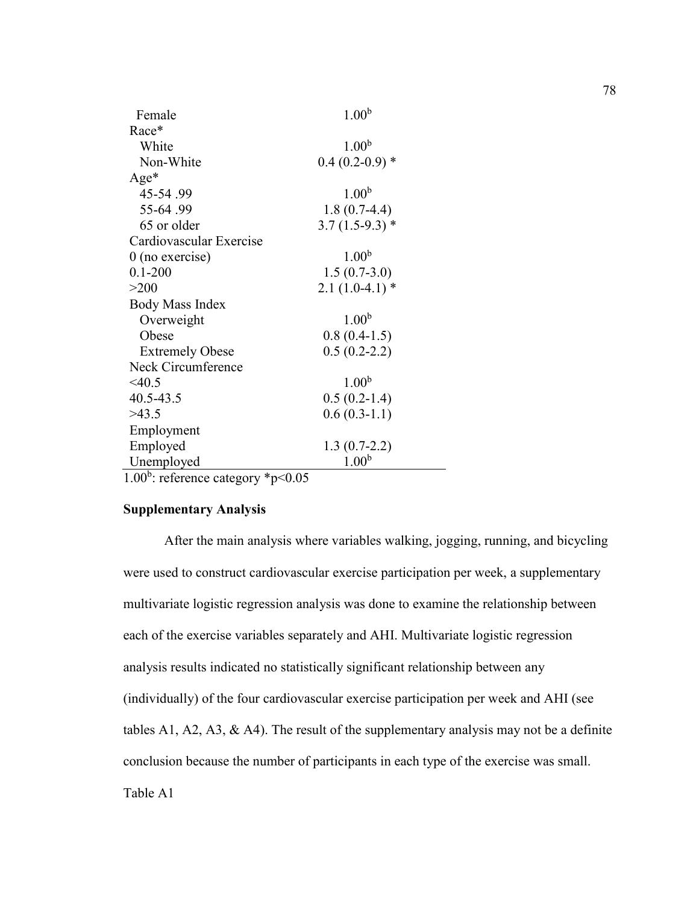| | |
|---|---|
| Female | 1.00[b] |
| Race* | |
| White | 1.00[b] |
| Non-White | 0.4 (0.2-0.9) * |
| Age* | |
| 45-54 .99 | 1.00[b] |
| 55-64 .99 | 1.8 (0.7-4.4) |
| 65 or older | 3.7 (1.5-9.3) * |
| Cardiovascular Exercise | |
| 0 (no exercise) | 1.00[b] |
| 0.1-200 | 1.5 (0.7-3.0) |
| >200 | 2.1 (1.0-4.1) * |
| Body Mass Index | |
| Overweight | 1.00[b] |
| Obese | 0.8 (0.4-1.5) |
| Extremely Obese | 0.5 (0.2-2.2) |
| Neck Circumference | |
| <40.5 | 1.00[b] |
| 40.5-43.5 | 0.5 (0.2-1.4) |
| >43.5 | 0.6 (0.3-1.1) |
| Employment | |
| Employed | 1.3 (0.7-2.2) |
| Unemployed | 1.00[b] |

1.00[b]: reference category *$p<0.05$

**Supplementary Analysis**

After the main analysis where variables walking, jogging, running, and bicycling were used to construct cardiovascular exercise participation per week, a supplementary multivariate logistic regression analysis was done to examine the relationship between each of the exercise variables separately and AHI. Multivariate logistic regression analysis results indicated no statistically significant relationship between any (individually) of the four cardiovascular exercise participation per week and AHI (see tables A1, A2, A3, & A4). The result of the supplementary analysis may not be a definite conclusion because the number of participants in each type of the exercise was small.

Table A1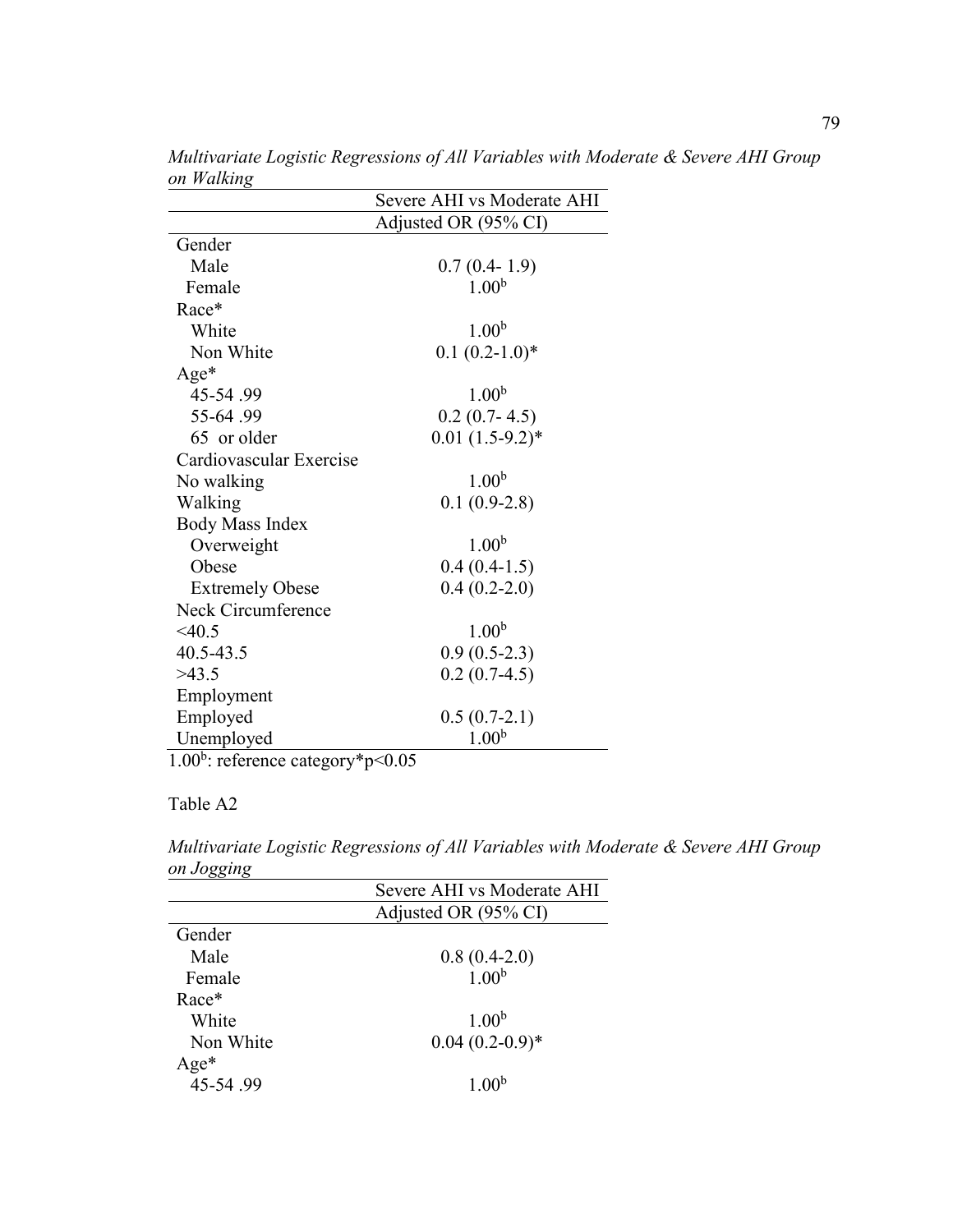*Multivariate Logistic Regressions of All Variables with Moderate & Severe AHI Group on Walking*

| | Severe AHI vs Moderate AHI |
|---|---|
| | Adjusted OR (95% CI) |
| Gender | |
| Male | 0.7 (0.4- 1.9) |
| Female | 1.00b |
| Race* | |
| White | 1.00b |
| Non White | 0.1 (0.2-1.0)* |
| Age* | |
| 45-54 .99 | 1.00b |
| 55-64 .99 | 0.2 (0.7- 4.5) |
| 65 or older | 0.01 (1.5-9.2)* |
| Cardiovascular Exercise | |
| No walking | 1.00b |
| Walking | 0.1 (0.9-2.8) |
| Body Mass Index | |
| Overweight | 1.00b |
| Obese | 0.4 (0.4-1.5) |
| Extremely Obese | 0.4 (0.2-2.0) |
| Neck Circumference | |
| <40.5 | 1.00b |
| 40.5-43.5 | 0.9 (0.5-2.3) |
| >43.5 | 0.2 (0.7-4.5) |
| Employment | |
| Employed | 0.5 (0.7-2.1) |
| Unemployed | 1.00b |

1.00b: reference category*p<0.05

Table A2

*Multivariate Logistic Regressions of All Variables with Moderate & Severe AHI Group on Jogging*

| | Severe AHI vs Moderate AHI |
|---|---|
| | Adjusted OR (95% CI) |
| Gender | |
| Male | 0.8 (0.4-2.0) |
| Female | 1.00b |
| Race* | |
| White | 1.00b |
| Non White | 0.04 (0.2-0.9)* |
| Age* | |
| 45-54 .99 | 1.00b |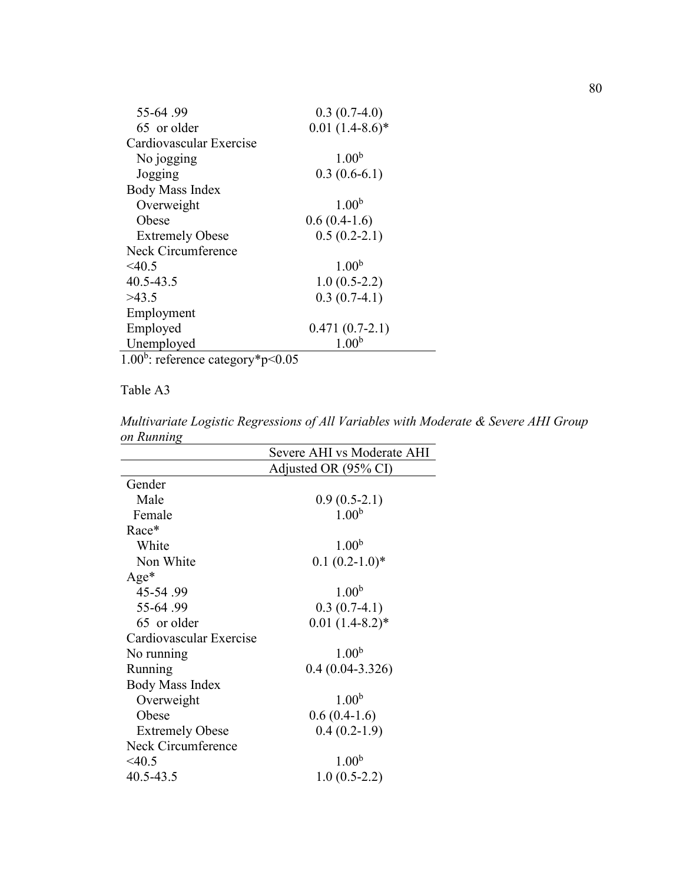| | |
|---|---|
| 55-64 .99 | 0.3 (0.7-4.0) |
| 65 or older | 0.01 (1.4-8.6)* |
| Cardiovascular Exercise | |
| No jogging | 1.00[b] |
| Jogging | 0.3 (0.6-6.1) |
| Body Mass Index | |
| Overweight | 1.00[b] |
| Obese | 0.6 (0.4-1.6) |
| Extremely Obese | 0.5 (0.2-2.1) |
| Neck Circumference | |
| <40.5 | 1.00[b] |
| 40.5-43.5 | 1.0 (0.5-2.2) |
| >43.5 | 0.3 (0.7-4.1) |
| Employment | |
| Employed | 0.471 (0.7-2.1) |
| Unemployed | 1.00[b] |

1.00[b]: reference category*p<0.05

Table A3

*Multivariate Logistic Regressions of All Variables with Moderate & Severe AHI Group on Running*

| | Severe AHI vs Moderate AHI |
|---|---|
| | Adjusted OR (95% CI) |
| Gender | |
| Male | 0.9 (0.5-2.1) |
| Female | 1.00[b] |
| Race* | |
| White | 1.00[b] |
| Non White | 0.1 (0.2-1.0)* |
| Age* | |
| 45-54 .99 | 1.00[b] |
| 55-64 .99 | 0.3 (0.7-4.1) |
| 65 or older | 0.01 (1.4-8.2)* |
| Cardiovascular Exercise | |
| No running | 1.00[b] |
| Running | 0.4 (0.04-3.326) |
| Body Mass Index | |
| Overweight | 1.00[b] |
| Obese | 0.6 (0.4-1.6) |
| Extremely Obese | 0.4 (0.2-1.9) |
| Neck Circumference | |
| <40.5 | 1.00[b] |
| 40.5-43.5 | 1.0 (0.5-2.2) |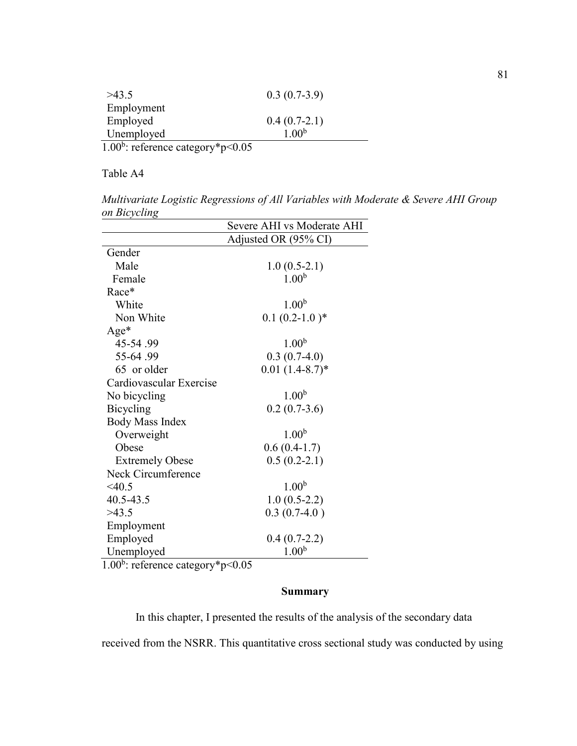| | |
|---|---|
| >43.5 | 0.3 (0.7-3.9) |
| Employment | |
| Employed | 0.4 (0.7-2.1) |
| Unemployed | 1.00[b] |

1.00[b]: reference category*p<0.05

Table A4

*Multivariate Logistic Regressions of All Variables with Moderate & Severe AHI Group on Bicycling*

| | Severe AHI vs Moderate AHI |
|---|---|
| | Adjusted OR (95% CI) |
| Gender | |
| Male | 1.0 (0.5-2.1) |
| Female | 1.00[b] |
| Race* | |
| White | 1.00[b] |
| Non White | 0.1 (0.2-1.0 )* |
| Age* | |
| 45-54 .99 | 1.00[b] |
| 55-64 .99 | 0.3 (0.7-4.0) |
| 65 or older | 0.01 (1.4-8.7)* |
| Cardiovascular Exercise | |
| No bicycling | 1.00[b] |
| Bicycling | 0.2 (0.7-3.6) |
| Body Mass Index | |
| Overweight | 1.00[b] |
| Obese | 0.6 (0.4-1.7) |
| Extremely Obese | 0.5 (0.2-2.1) |
| Neck Circumference | |
| <40.5 | 1.00[b] |
| 40.5-43.5 | 1.0 (0.5-2.2) |
| >43.5 | 0.3 (0.7-4.0 ) |
| Employment | |
| Employed | 0.4 (0.7-2.2) |
| Unemployed | 1.00[b] |

1.00[b]: reference category*p<0.05

## Summary

In this chapter, I presented the results of the analysis of the secondary data received from the NSRR. This quantitative cross sectional study was conducted by using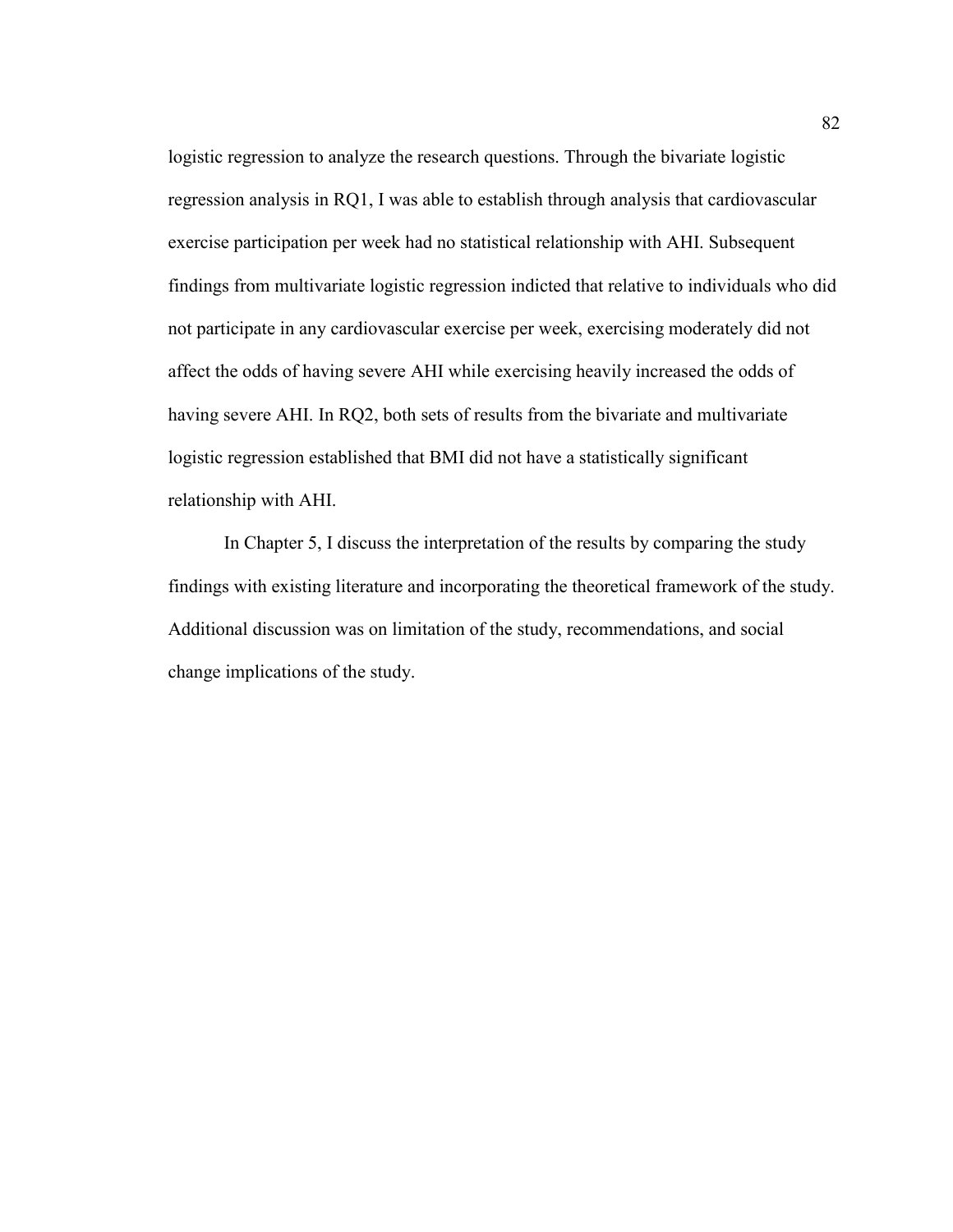logistic regression to analyze the research questions. Through the bivariate logistic regression analysis in RQ1, I was able to establish through analysis that cardiovascular exercise participation per week had no statistical relationship with AHI. Subsequent findings from multivariate logistic regression indicted that relative to individuals who did not participate in any cardiovascular exercise per week, exercising moderately did not affect the odds of having severe AHI while exercising heavily increased the odds of having severe AHI. In RQ2, both sets of results from the bivariate and multivariate logistic regression established that BMI did not have a statistically significant relationship with AHI.

In Chapter 5, I discuss the interpretation of the results by comparing the study findings with existing literature and incorporating the theoretical framework of the study. Additional discussion was on limitation of the study, recommendations, and social change implications of the study.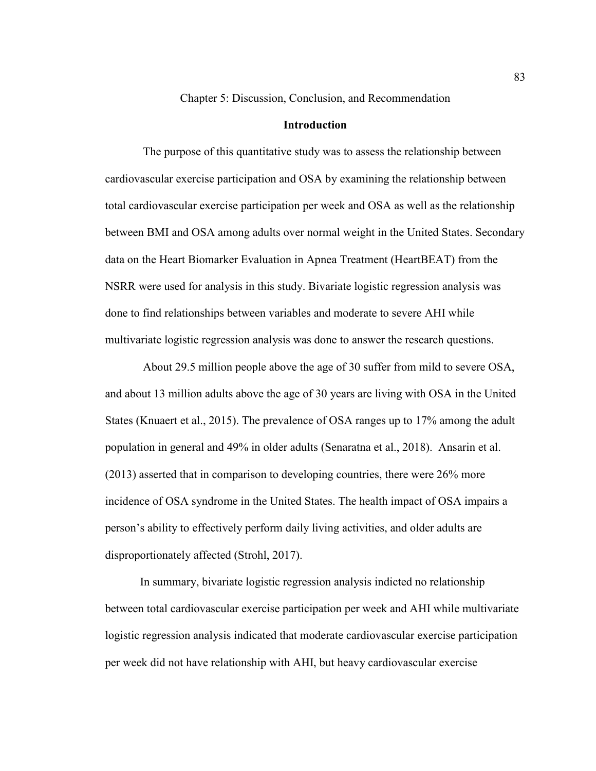# Chapter 5: Discussion, Conclusion, and Recommendation

## Introduction

The purpose of this quantitative study was to assess the relationship between cardiovascular exercise participation and OSA by examining the relationship between total cardiovascular exercise participation per week and OSA as well as the relationship between BMI and OSA among adults over normal weight in the United States. Secondary data on the Heart Biomarker Evaluation in Apnea Treatment (HeartBEAT) from the NSRR were used for analysis in this study. Bivariate logistic regression analysis was done to find relationships between variables and moderate to severe AHI while multivariate logistic regression analysis was done to answer the research questions.

About 29.5 million people above the age of 30 suffer from mild to severe OSA, and about 13 million adults above the age of 30 years are living with OSA in the United States (Knuaert et al., 2015). The prevalence of OSA ranges up to 17% among the adult population in general and 49% in older adults (Senaratna et al., 2018). Ansarin et al. (2013) asserted that in comparison to developing countries, there were 26% more incidence of OSA syndrome in the United States. The health impact of OSA impairs a person's ability to effectively perform daily living activities, and older adults are disproportionately affected (Strohl, 2017).

In summary, bivariate logistic regression analysis indicted no relationship between total cardiovascular exercise participation per week and AHI while multivariate logistic regression analysis indicated that moderate cardiovascular exercise participation per week did not have relationship with AHI, but heavy cardiovascular exercise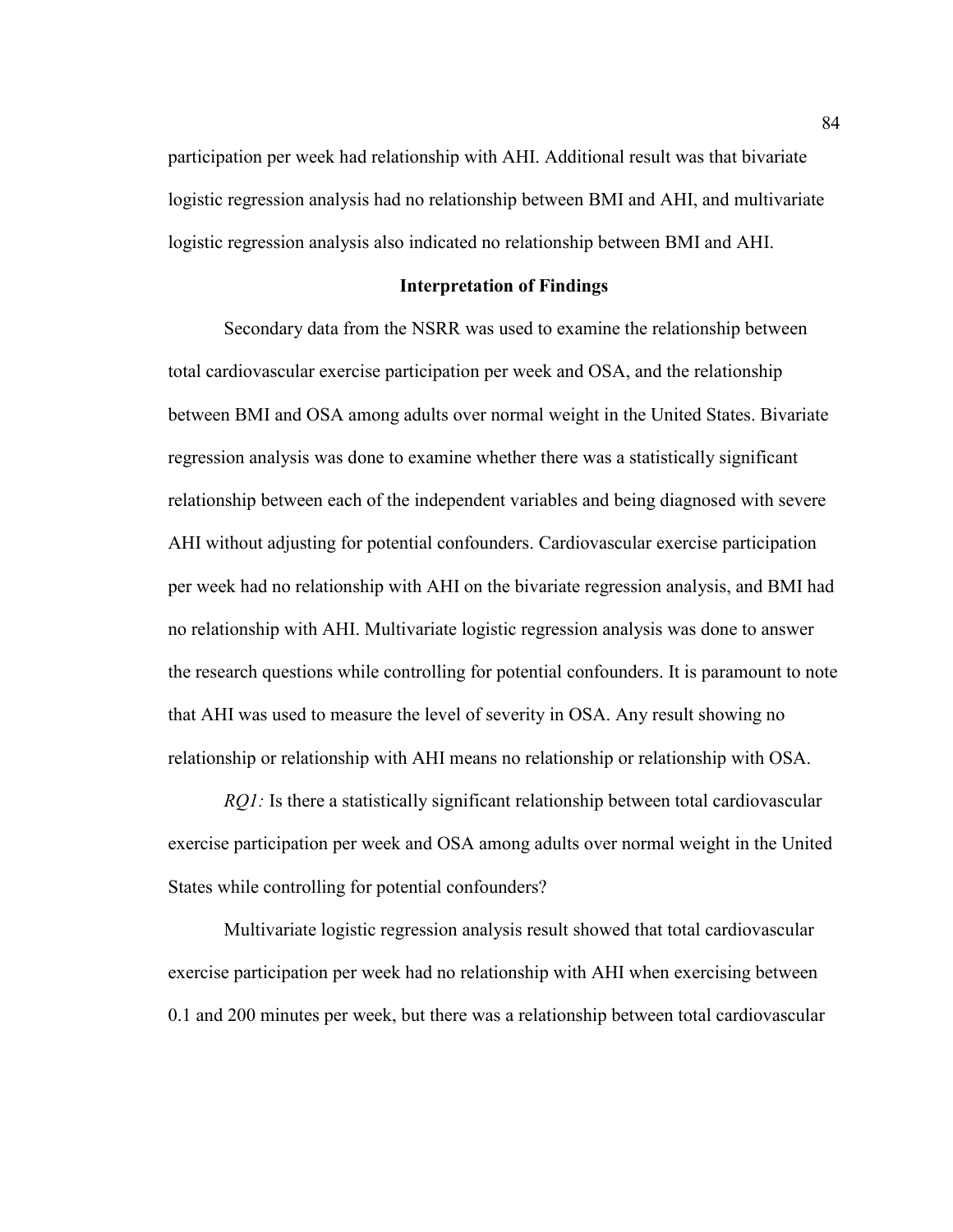participation per week had relationship with AHI. Additional result was that bivariate logistic regression analysis had no relationship between BMI and AHI, and multivariate logistic regression analysis also indicated no relationship between BMI and AHI.

## Interpretation of Findings

Secondary data from the NSRR was used to examine the relationship between total cardiovascular exercise participation per week and OSA, and the relationship between BMI and OSA among adults over normal weight in the United States. Bivariate regression analysis was done to examine whether there was a statistically significant relationship between each of the independent variables and being diagnosed with severe AHI without adjusting for potential confounders. Cardiovascular exercise participation per week had no relationship with AHI on the bivariate regression analysis, and BMI had no relationship with AHI. Multivariate logistic regression analysis was done to answer the research questions while controlling for potential confounders. It is paramount to note that AHI was used to measure the level of severity in OSA. Any result showing no relationship or relationship with AHI means no relationship or relationship with OSA.

*RQ1:* Is there a statistically significant relationship between total cardiovascular exercise participation per week and OSA among adults over normal weight in the United States while controlling for potential confounders?

Multivariate logistic regression analysis result showed that total cardiovascular exercise participation per week had no relationship with AHI when exercising between 0.1 and 200 minutes per week, but there was a relationship between total cardiovascular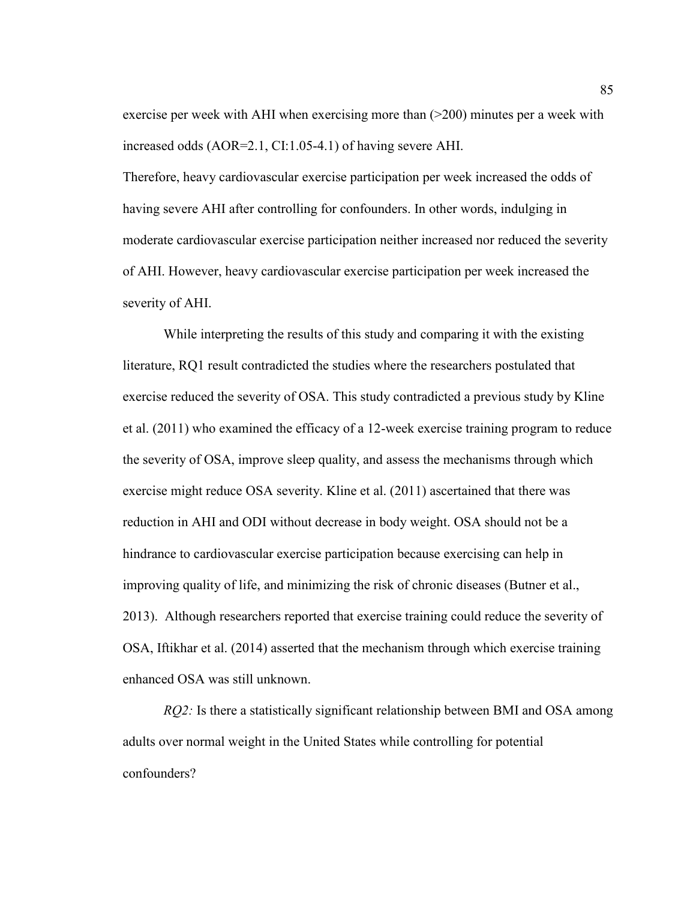exercise per week with AHI when exercising more than (>200) minutes per a week with increased odds (AOR=2.1, CI:1.05-4.1) of having severe AHI.

Therefore, heavy cardiovascular exercise participation per week increased the odds of having severe AHI after controlling for confounders. In other words, indulging in moderate cardiovascular exercise participation neither increased nor reduced the severity of AHI. However, heavy cardiovascular exercise participation per week increased the severity of AHI.

While interpreting the results of this study and comparing it with the existing literature, RQ1 result contradicted the studies where the researchers postulated that exercise reduced the severity of OSA. This study contradicted a previous study by Kline et al. (2011) who examined the efficacy of a 12-week exercise training program to reduce the severity of OSA, improve sleep quality, and assess the mechanisms through which exercise might reduce OSA severity. Kline et al. (2011) ascertained that there was reduction in AHI and ODI without decrease in body weight. OSA should not be a hindrance to cardiovascular exercise participation because exercising can help in improving quality of life, and minimizing the risk of chronic diseases (Butner et al., 2013). Although researchers reported that exercise training could reduce the severity of OSA, Iftikhar et al. (2014) asserted that the mechanism through which exercise training enhanced OSA was still unknown.

*RQ2:* Is there a statistically significant relationship between BMI and OSA among adults over normal weight in the United States while controlling for potential confounders?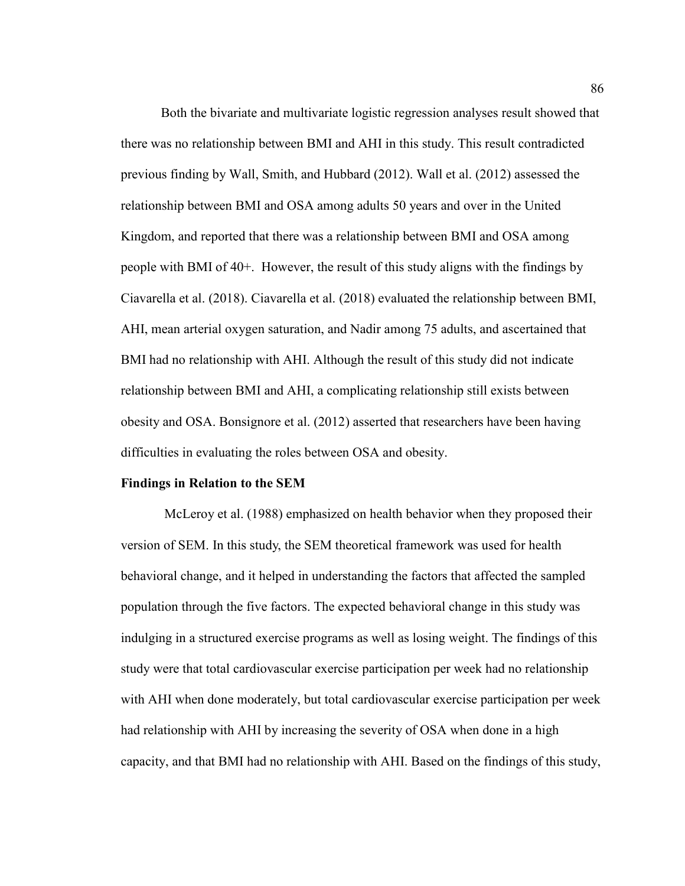Both the bivariate and multivariate logistic regression analyses result showed that there was no relationship between BMI and AHI in this study. This result contradicted previous finding by Wall, Smith, and Hubbard (2012). Wall et al. (2012) assessed the relationship between BMI and OSA among adults 50 years and over in the United Kingdom, and reported that there was a relationship between BMI and OSA among people with BMI of 40+. However, the result of this study aligns with the findings by Ciavarella et al. (2018). Ciavarella et al. (2018) evaluated the relationship between BMI, AHI, mean arterial oxygen saturation, and Nadir among 75 adults, and ascertained that BMI had no relationship with AHI. Although the result of this study did not indicate relationship between BMI and AHI, a complicating relationship still exists between obesity and OSA. Bonsignore et al. (2012) asserted that researchers have been having difficulties in evaluating the roles between OSA and obesity.

**Findings in Relation to the SEM**

McLeroy et al. (1988) emphasized on health behavior when they proposed their version of SEM. In this study, the SEM theoretical framework was used for health behavioral change, and it helped in understanding the factors that affected the sampled population through the five factors. The expected behavioral change in this study was indulging in a structured exercise programs as well as losing weight. The findings of this study were that total cardiovascular exercise participation per week had no relationship with AHI when done moderately, but total cardiovascular exercise participation per week had relationship with AHI by increasing the severity of OSA when done in a high capacity, and that BMI had no relationship with AHI. Based on the findings of this study,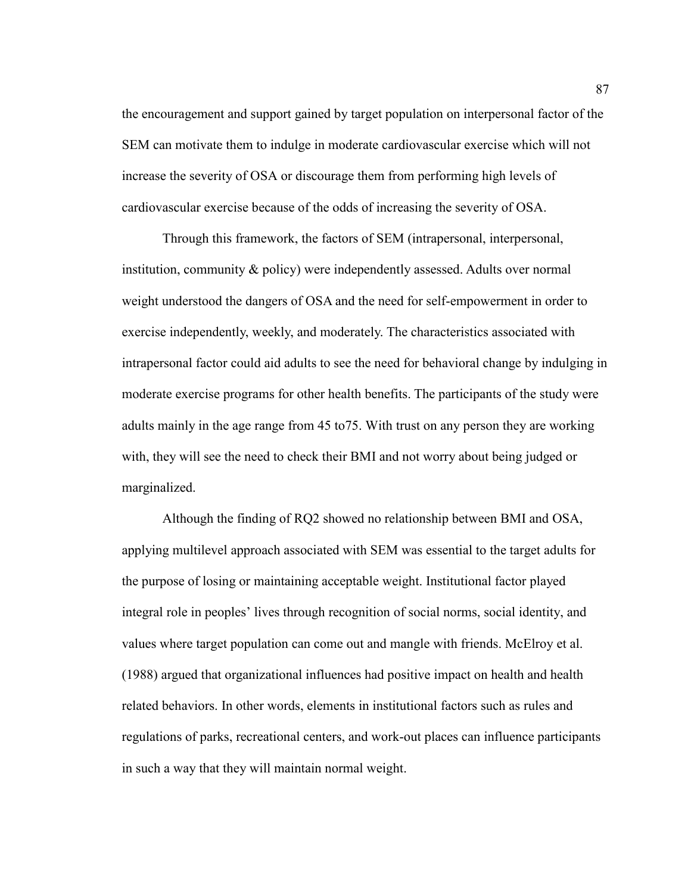the encouragement and support gained by target population on interpersonal factor of the SEM can motivate them to indulge in moderate cardiovascular exercise which will not increase the severity of OSA or discourage them from performing high levels of cardiovascular exercise because of the odds of increasing the severity of OSA.

Through this framework, the factors of SEM (intrapersonal, interpersonal, institution, community & policy) were independently assessed. Adults over normal weight understood the dangers of OSA and the need for self-empowerment in order to exercise independently, weekly, and moderately. The characteristics associated with intrapersonal factor could aid adults to see the need for behavioral change by indulging in moderate exercise programs for other health benefits. The participants of the study were adults mainly in the age range from 45 to75. With trust on any person they are working with, they will see the need to check their BMI and not worry about being judged or marginalized.

Although the finding of RQ2 showed no relationship between BMI and OSA, applying multilevel approach associated with SEM was essential to the target adults for the purpose of losing or maintaining acceptable weight. Institutional factor played integral role in peoples' lives through recognition of social norms, social identity, and values where target population can come out and mangle with friends. McElroy et al. (1988) argued that organizational influences had positive impact on health and health related behaviors. In other words, elements in institutional factors such as rules and regulations of parks, recreational centers, and work-out places can influence participants in such a way that they will maintain normal weight.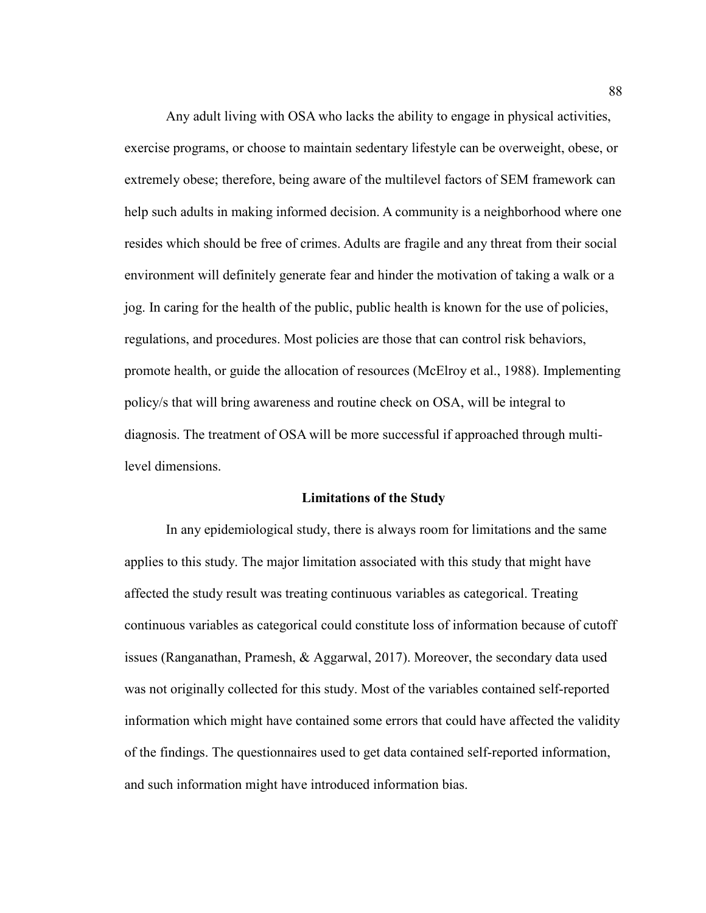Any adult living with OSA who lacks the ability to engage in physical activities, exercise programs, or choose to maintain sedentary lifestyle can be overweight, obese, or extremely obese; therefore, being aware of the multilevel factors of SEM framework can help such adults in making informed decision. A community is a neighborhood where one resides which should be free of crimes. Adults are fragile and any threat from their social environment will definitely generate fear and hinder the motivation of taking a walk or a jog. In caring for the health of the public, public health is known for the use of policies, regulations, and procedures. Most policies are those that can control risk behaviors, promote health, or guide the allocation of resources (McElroy et al., 1988). Implementing policy/s that will bring awareness and routine check on OSA, will be integral to diagnosis. The treatment of OSA will be more successful if approached through multi-level dimensions.

## Limitations of the Study

In any epidemiological study, there is always room for limitations and the same applies to this study. The major limitation associated with this study that might have affected the study result was treating continuous variables as categorical. Treating continuous variables as categorical could constitute loss of information because of cutoff issues (Ranganathan, Pramesh, & Aggarwal, 2017). Moreover, the secondary data used was not originally collected for this study. Most of the variables contained self-reported information which might have contained some errors that could have affected the validity of the findings. The questionnaires used to get data contained self-reported information, and such information might have introduced information bias.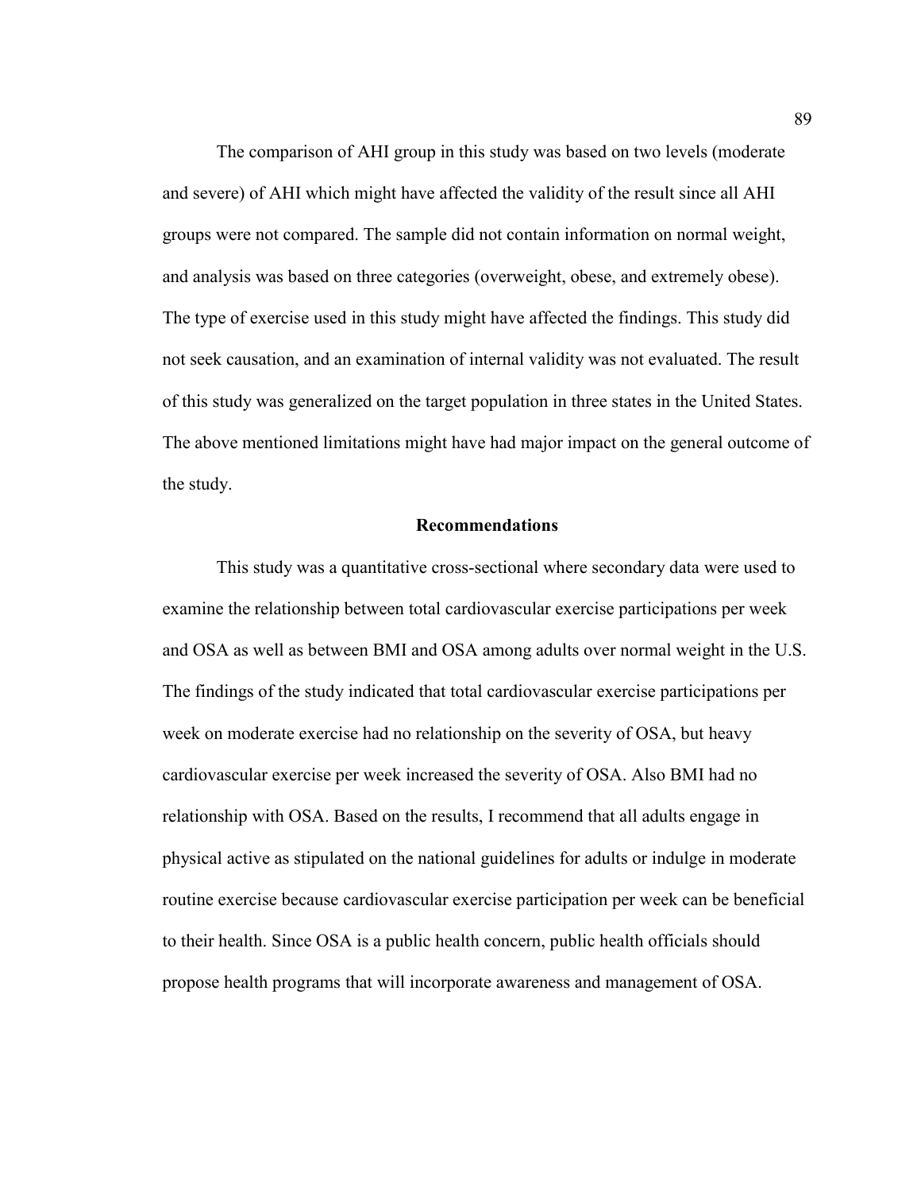The comparison of AHI group in this study was based on two levels (moderate and severe) of AHI which might have affected the validity of the result since all AHI groups were not compared. The sample did not contain information on normal weight, and analysis was based on three categories (overweight, obese, and extremely obese). The type of exercise used in this study might have affected the findings. This study did not seek causation, and an examination of internal validity was not evaluated. The result of this study was generalized on the target population in three states in the United States. The above mentioned limitations might have had major impact on the general outcome of the study.

## Recommendations

This study was a quantitative cross-sectional where secondary data were used to examine the relationship between total cardiovascular exercise participations per week and OSA as well as between BMI and OSA among adults over normal weight in the U.S. The findings of the study indicated that total cardiovascular exercise participations per week on moderate exercise had no relationship on the severity of OSA, but heavy cardiovascular exercise per week increased the severity of OSA. Also BMI had no relationship with OSA. Based on the results, I recommend that all adults engage in physical active as stipulated on the national guidelines for adults or indulge in moderate routine exercise because cardiovascular exercise participation per week can be beneficial to their health. Since OSA is a public health concern, public health officials should propose health programs that will incorporate awareness and management of OSA.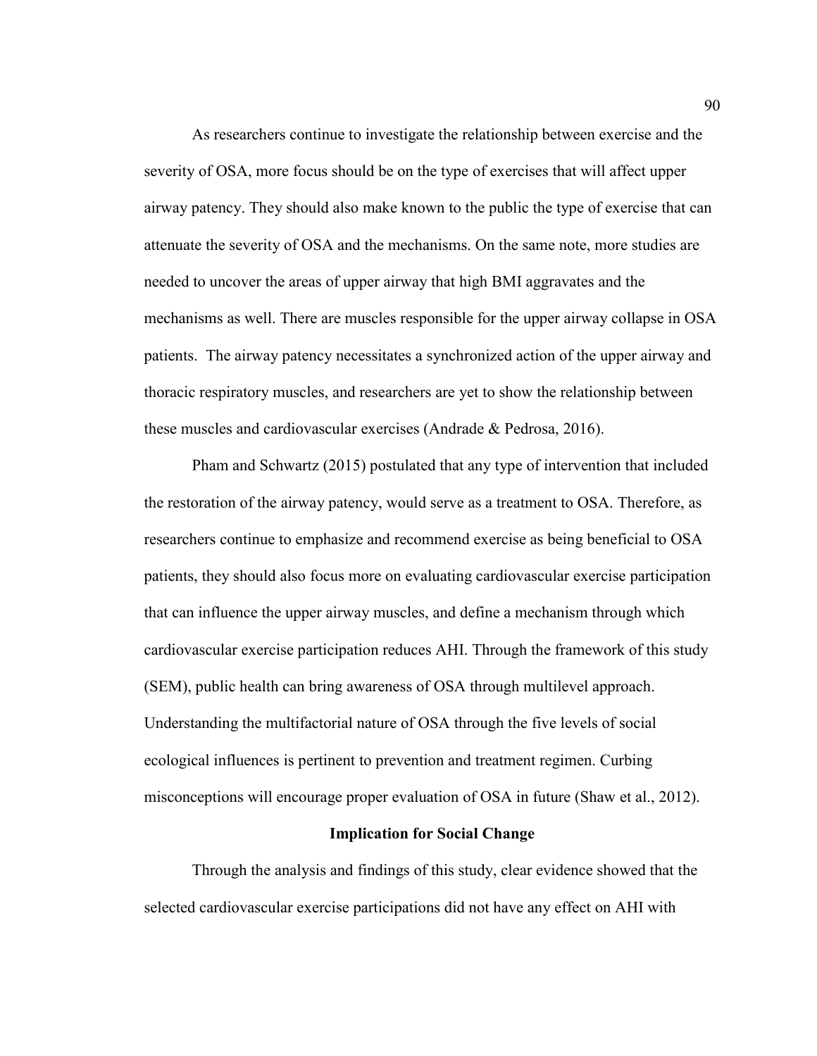As researchers continue to investigate the relationship between exercise and the severity of OSA, more focus should be on the type of exercises that will affect upper airway patency. They should also make known to the public the type of exercise that can attenuate the severity of OSA and the mechanisms. On the same note, more studies are needed to uncover the areas of upper airway that high BMI aggravates and the mechanisms as well. There are muscles responsible for the upper airway collapse in OSA patients. The airway patency necessitates a synchronized action of the upper airway and thoracic respiratory muscles, and researchers are yet to show the relationship between these muscles and cardiovascular exercises (Andrade & Pedrosa, 2016).

Pham and Schwartz (2015) postulated that any type of intervention that included the restoration of the airway patency, would serve as a treatment to OSA. Therefore, as researchers continue to emphasize and recommend exercise as being beneficial to OSA patients, they should also focus more on evaluating cardiovascular exercise participation that can influence the upper airway muscles, and define a mechanism through which cardiovascular exercise participation reduces AHI. Through the framework of this study (SEM), public health can bring awareness of OSA through multilevel approach. Understanding the multifactorial nature of OSA through the five levels of social ecological influences is pertinent to prevention and treatment regimen. Curbing misconceptions will encourage proper evaluation of OSA in future (Shaw et al., 2012).

## Implication for Social Change

Through the analysis and findings of this study, clear evidence showed that the selected cardiovascular exercise participations did not have any effect on AHI with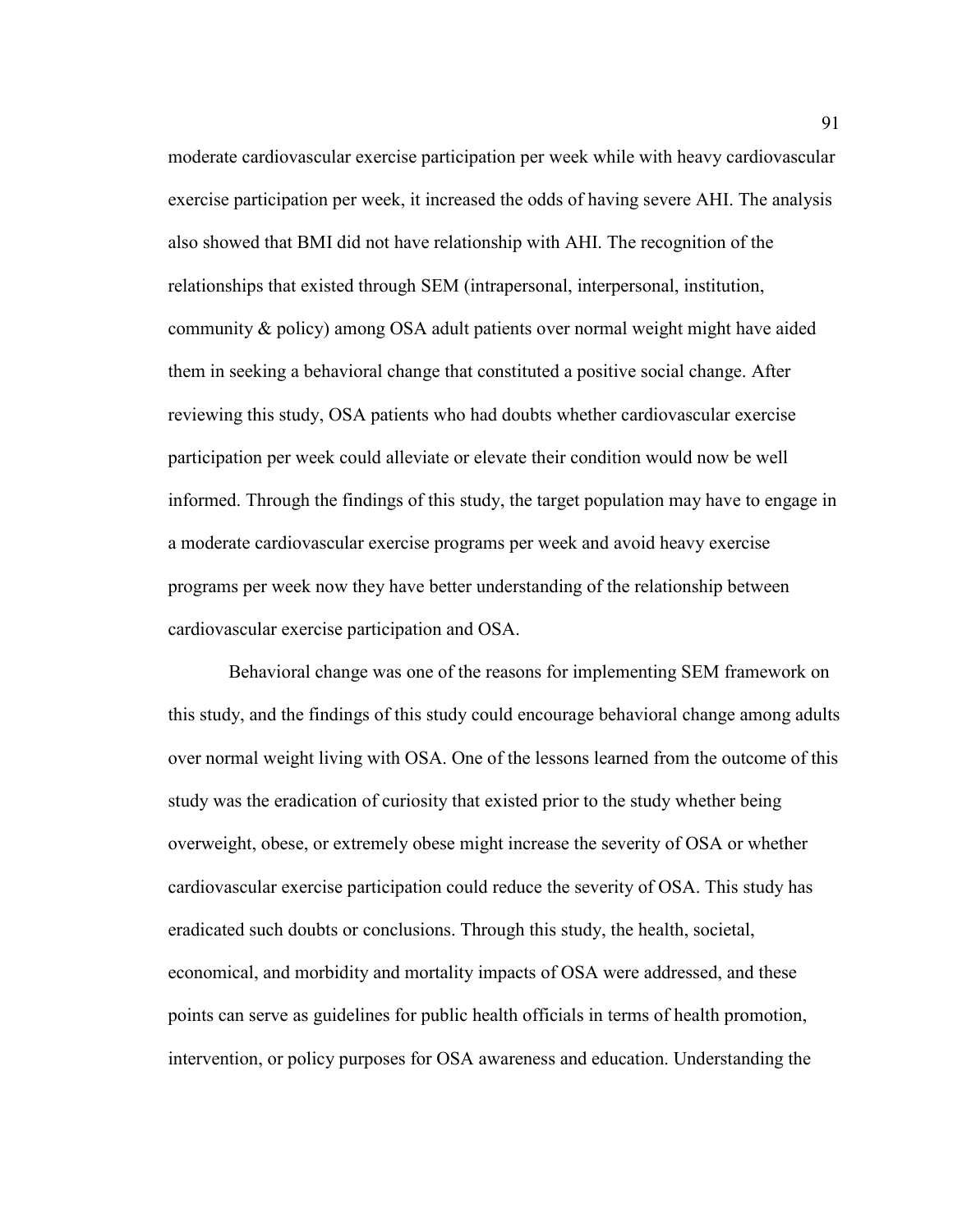moderate cardiovascular exercise participation per week while with heavy cardiovascular exercise participation per week, it increased the odds of having severe AHI. The analysis also showed that BMI did not have relationship with AHI. The recognition of the relationships that existed through SEM (intrapersonal, interpersonal, institution, community & policy) among OSA adult patients over normal weight might have aided them in seeking a behavioral change that constituted a positive social change. After reviewing this study, OSA patients who had doubts whether cardiovascular exercise participation per week could alleviate or elevate their condition would now be well informed. Through the findings of this study, the target population may have to engage in a moderate cardiovascular exercise programs per week and avoid heavy exercise programs per week now they have better understanding of the relationship between cardiovascular exercise participation and OSA.

Behavioral change was one of the reasons for implementing SEM framework on this study, and the findings of this study could encourage behavioral change among adults over normal weight living with OSA. One of the lessons learned from the outcome of this study was the eradication of curiosity that existed prior to the study whether being overweight, obese, or extremely obese might increase the severity of OSA or whether cardiovascular exercise participation could reduce the severity of OSA. This study has eradicated such doubts or conclusions. Through this study, the health, societal, economical, and morbidity and mortality impacts of OSA were addressed, and these points can serve as guidelines for public health officials in terms of health promotion, intervention, or policy purposes for OSA awareness and education. Understanding the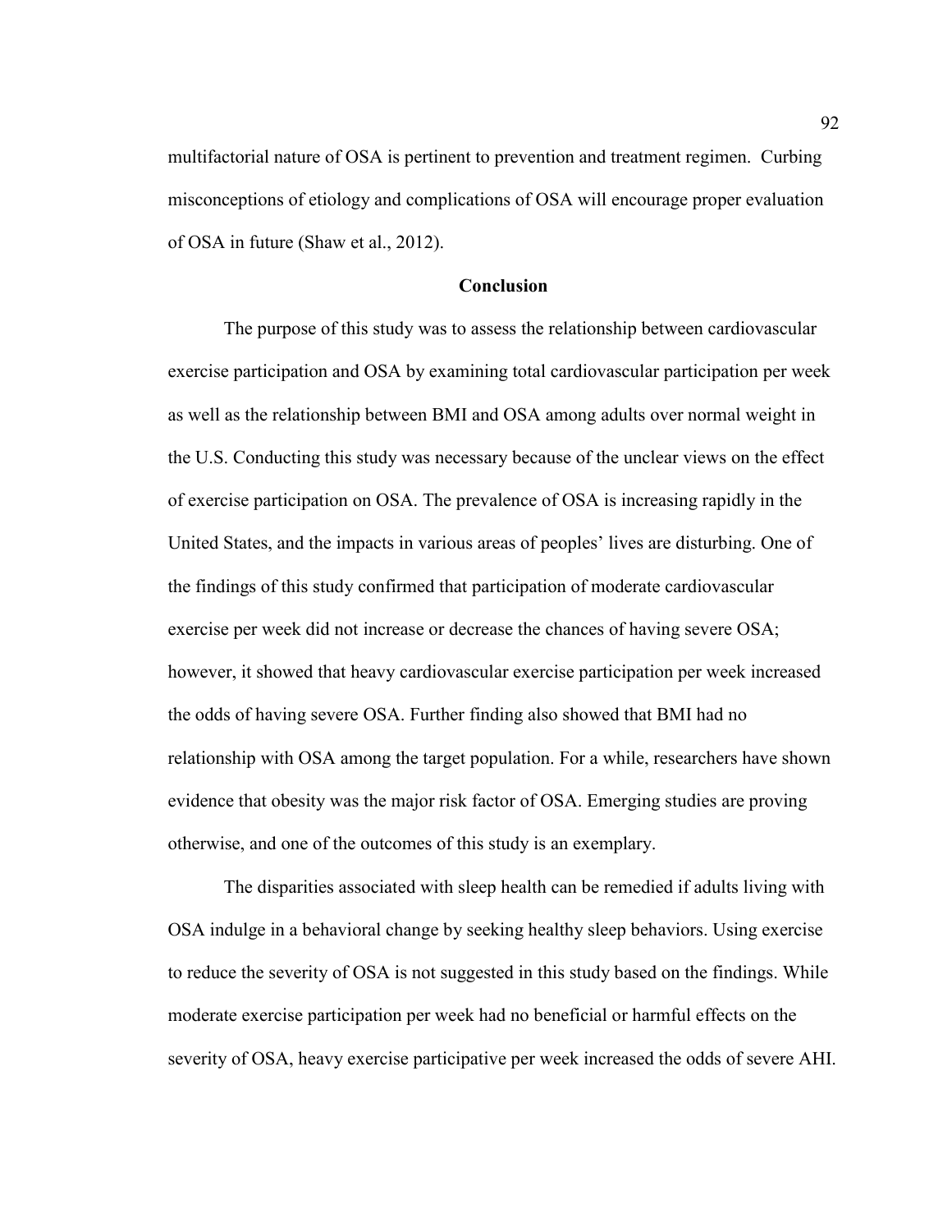multifactorial nature of OSA is pertinent to prevention and treatment regimen. Curbing misconceptions of etiology and complications of OSA will encourage proper evaluation of OSA in future (Shaw et al., 2012).

## Conclusion

The purpose of this study was to assess the relationship between cardiovascular exercise participation and OSA by examining total cardiovascular participation per week as well as the relationship between BMI and OSA among adults over normal weight in the U.S. Conducting this study was necessary because of the unclear views on the effect of exercise participation on OSA. The prevalence of OSA is increasing rapidly in the United States, and the impacts in various areas of peoples' lives are disturbing. One of the findings of this study confirmed that participation of moderate cardiovascular exercise per week did not increase or decrease the chances of having severe OSA; however, it showed that heavy cardiovascular exercise participation per week increased the odds of having severe OSA. Further finding also showed that BMI had no relationship with OSA among the target population. For a while, researchers have shown evidence that obesity was the major risk factor of OSA. Emerging studies are proving otherwise, and one of the outcomes of this study is an exemplary.

The disparities associated with sleep health can be remedied if adults living with OSA indulge in a behavioral change by seeking healthy sleep behaviors. Using exercise to reduce the severity of OSA is not suggested in this study based on the findings. While moderate exercise participation per week had no beneficial or harmful effects on the severity of OSA, heavy exercise participative per week increased the odds of severe AHI.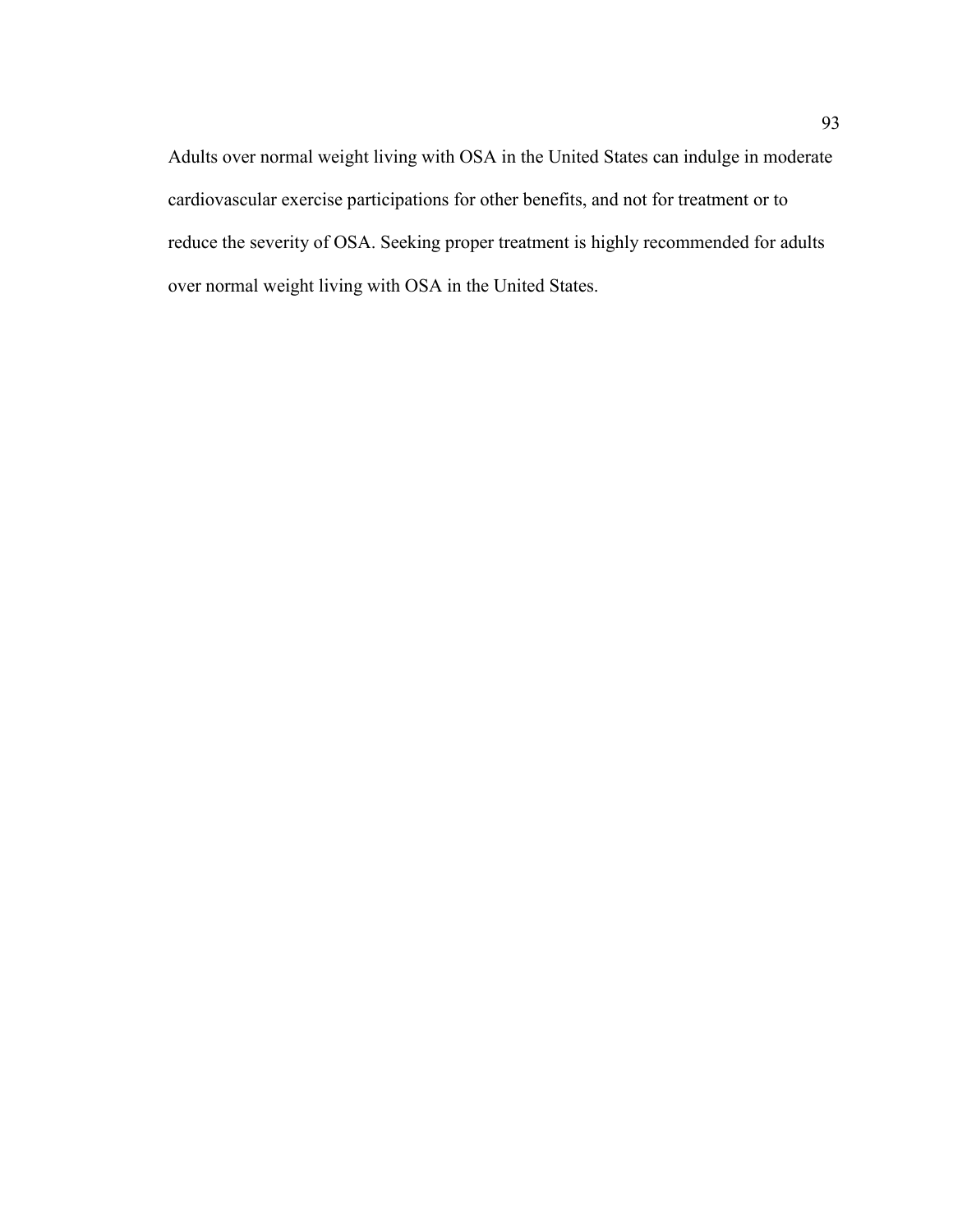Adults over normal weight living with OSA in the United States can indulge in moderate cardiovascular exercise participations for other benefits, and not for treatment or to reduce the severity of OSA. Seeking proper treatment is highly recommended for adults over normal weight living with OSA in the United States.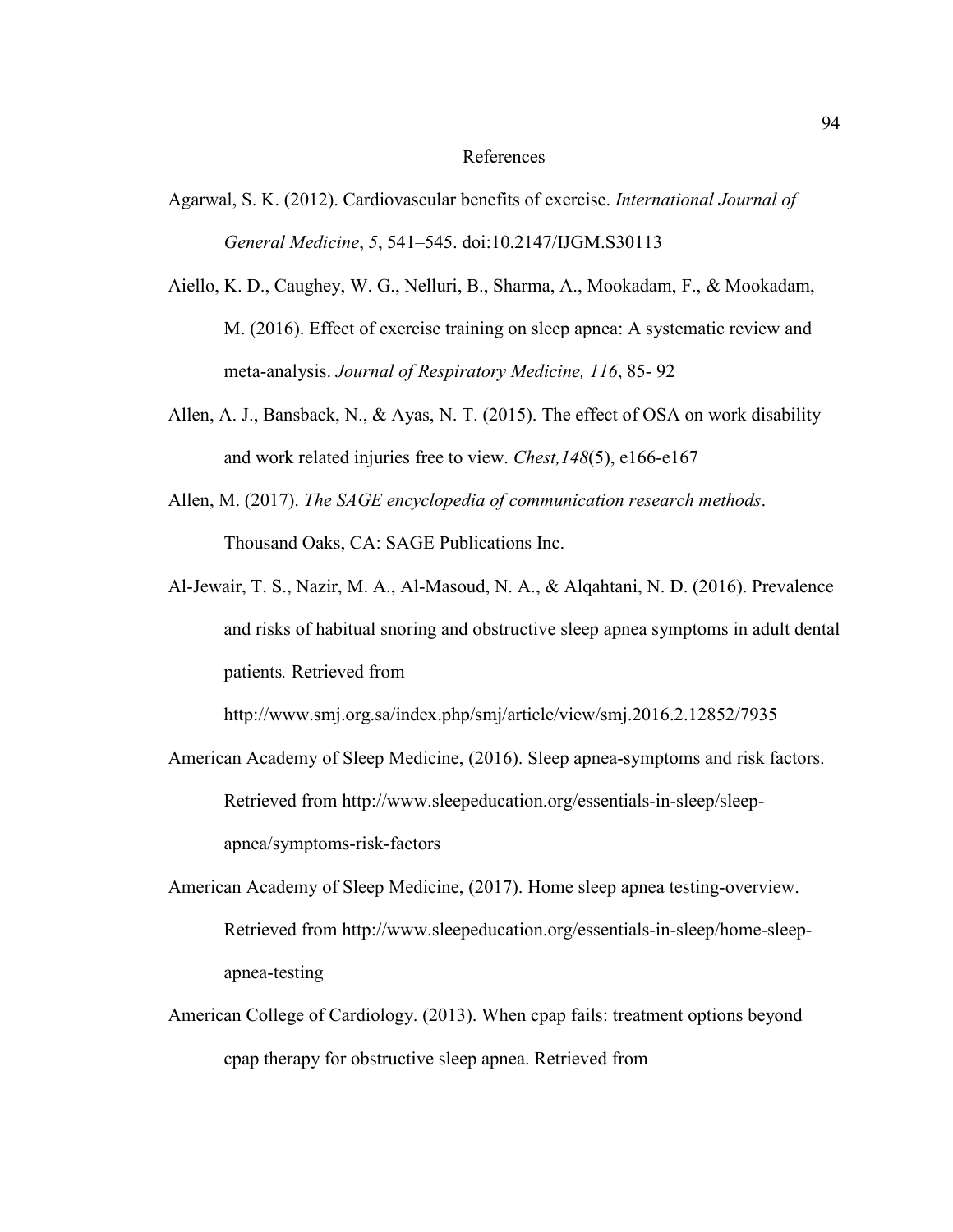# References

Agarwal, S. K. (2012). Cardiovascular benefits of exercise. *International Journal of General Medicine*, *5*, 541–545. doi:10.2147/IJGM.S30113

Aiello, K. D., Caughey, W. G., Nelluri, B., Sharma, A., Mookadam, F., & Mookadam, M. (2016). Effect of exercise training on sleep apnea: A systematic review and meta-analysis. *Journal of Respiratory Medicine, 116*, 85- 92

Allen, A. J., Bansback, N., & Ayas, N. T. (2015). The effect of OSA on work disability and work related injuries free to view. *Chest,148*(5), e166-e167

Allen, M. (2017). *The SAGE encyclopedia of communication research methods*. Thousand Oaks, CA: SAGE Publications Inc.

Al-Jewair, T. S., Nazir, M. A., Al-Masoud, N. A., & Alqahtani, N. D. (2016). Prevalence and risks of habitual snoring and obstructive sleep apnea symptoms in adult dental patients*.* Retrieved from http://www.smj.org.sa/index.php/smj/article/view/smj.2016.2.12852/7935

American Academy of Sleep Medicine, (2016). Sleep apnea-symptoms and risk factors. Retrieved from http://www.sleepeducation.org/essentials-in-sleep/sleep-apnea/symptoms-risk-factors

American Academy of Sleep Medicine, (2017). Home sleep apnea testing-overview. Retrieved from http://www.sleepeducation.org/essentials-in-sleep/home-sleep-apnea-testing

American College of Cardiology. (2013). When cpap fails: treatment options beyond cpap therapy for obstructive sleep apnea. Retrieved from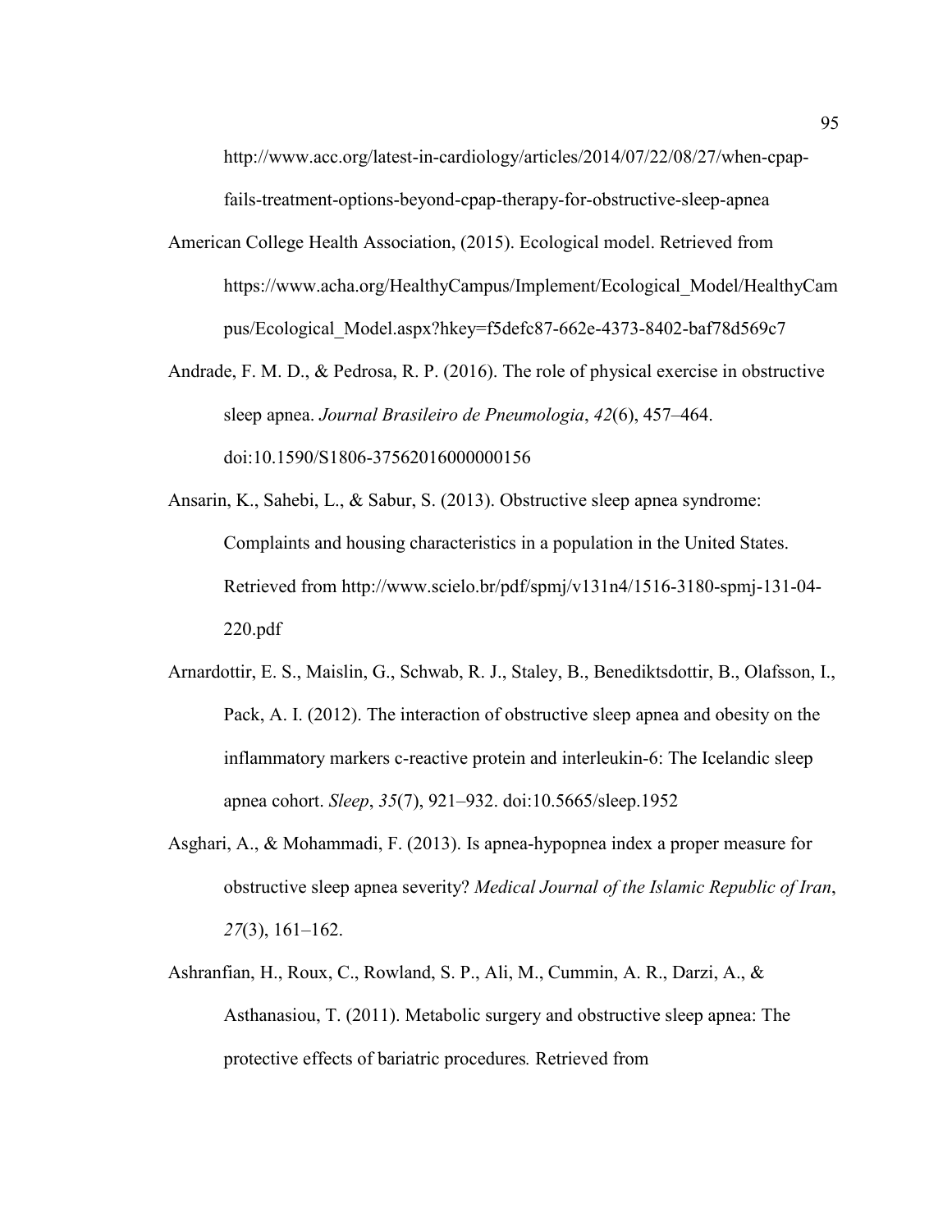http://www.acc.org/latest-in-cardiology/articles/2014/07/22/08/27/when-cpap-fails-treatment-options-beyond-cpap-therapy-for-obstructive-sleep-apnea

American College Health Association, (2015). Ecological model. Retrieved from https://www.acha.org/HealthyCampus/Implement/Ecological_Model/HealthyCampus/Ecological_Model.aspx?hkey=f5defc87-662e-4373-8402-baf78d569c7

Andrade, F. M. D., & Pedrosa, R. P. (2016). The role of physical exercise in obstructive sleep apnea. *Journal Brasileiro de Pneumologia*, *42*(6), 457–464. doi:10.1590/S1806-37562016000000156

Ansarin, K., Sahebi, L., & Sabur, S. (2013). Obstructive sleep apnea syndrome: Complaints and housing characteristics in a population in the United States. Retrieved from http://www.scielo.br/pdf/spmj/v131n4/1516-3180-spmj-131-04-220.pdf

Arnardottir, E. S., Maislin, G., Schwab, R. J., Staley, B., Benediktsdottir, B., Olafsson, I., Pack, A. I. (2012). The interaction of obstructive sleep apnea and obesity on the inflammatory markers c-reactive protein and interleukin-6: The Icelandic sleep apnea cohort. *Sleep*, *35*(7), 921–932. doi:10.5665/sleep.1952

Asghari, A., & Mohammadi, F. (2013). Is apnea-hypopnea index a proper measure for obstructive sleep apnea severity? *Medical Journal of the Islamic Republic of Iran*, *27*(3), 161–162.

Ashranfian, H., Roux, C., Rowland, S. P., Ali, M., Cummin, A. R., Darzi, A., & Asthanasiou, T. (2011). Metabolic surgery and obstructive sleep apnea: The protective effects of bariatric procedures*.* Retrieved from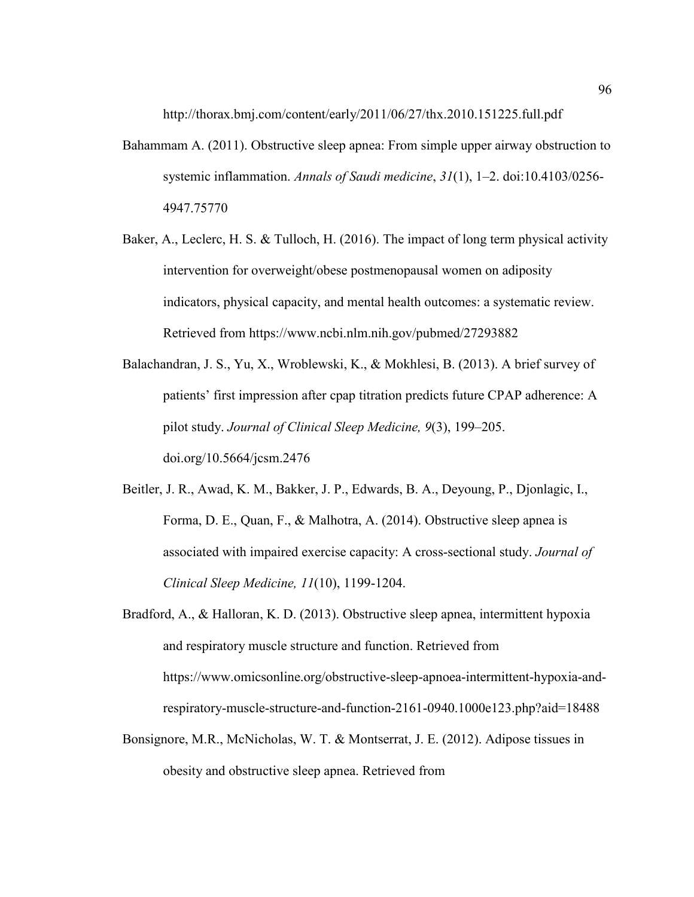http://thorax.bmj.com/content/early/2011/06/27/thx.2010.151225.full.pdf

Bahammam A. (2011). Obstructive sleep apnea: From simple upper airway obstruction to systemic inflammation. *Annals of Saudi medicine*, *31*(1), 1–2. doi:10.4103/0256-4947.75770

Baker, A., Leclerc, H. S. & Tulloch, H. (2016). The impact of long term physical activity intervention for overweight/obese postmenopausal women on adiposity indicators, physical capacity, and mental health outcomes: a systematic review. Retrieved from https://www.ncbi.nlm.nih.gov/pubmed/27293882

Balachandran, J. S., Yu, X., Wroblewski, K., & Mokhlesi, B. (2013). A brief survey of patients' first impression after cpap titration predicts future CPAP adherence: A pilot study. *Journal of Clinical Sleep Medicine, 9*(3), 199–205. doi.org/10.5664/jcsm.2476

Beitler, J. R., Awad, K. M., Bakker, J. P., Edwards, B. A., Deyoung, P., Djonlagic, I., Forma, D. E., Quan, F., & Malhotra, A. (2014). Obstructive sleep apnea is associated with impaired exercise capacity: A cross-sectional study. *Journal of Clinical Sleep Medicine, 11*(10), 1199-1204.

Bradford, A., & Halloran, K. D. (2013). Obstructive sleep apnea, intermittent hypoxia and respiratory muscle structure and function. Retrieved from https://www.omicsonline.org/obstructive-sleep-apnoea-intermittent-hypoxia-and-respiratory-muscle-structure-and-function-2161-0940.1000e123.php?aid=18488

Bonsignore, M.R., McNicholas, W. T. & Montserrat, J. E. (2012). Adipose tissues in obesity and obstructive sleep apnea. Retrieved from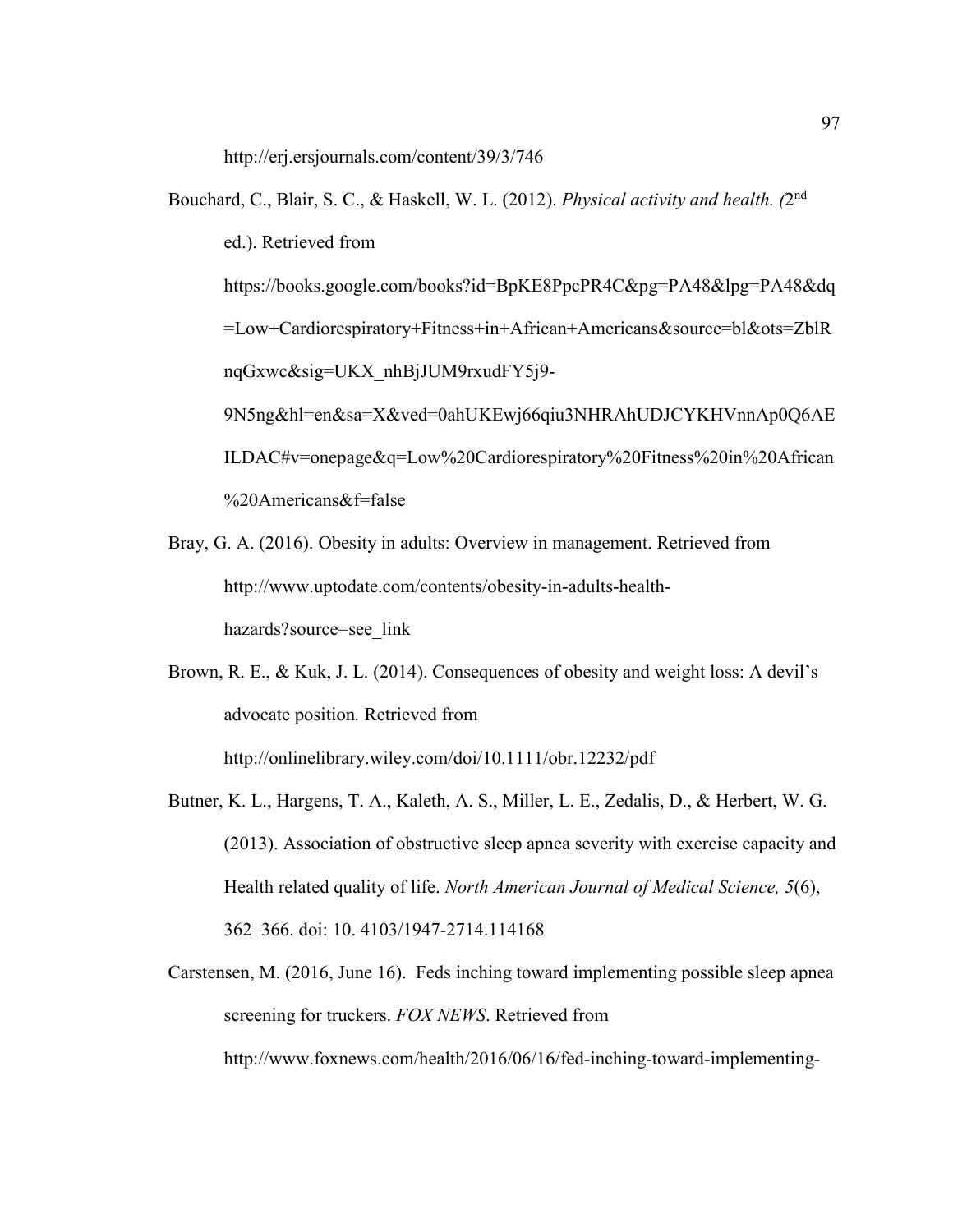http://erj.ersjournals.com/content/39/3/746

Bouchard, C., Blair, S. C., & Haskell, W. L. (2012). *Physical activity and health. (*2nd ed.). Retrieved from https://books.google.com/books?id=BpKE8PpcPR4C&pg=PA48&lpg=PA48&dq=Low+Cardiorespiratory+Fitness+in+African+Americans&source=bl&ots=ZblRnqGxwc&sig=UKX_nhBjJUM9rxudFY5j9-9N5ng&hl=en&sa=X&ved=0ahUKEwj66qiu3NHRAhUDJCYKHVnnAp0Q6AEILDAC#v=onepage&q=Low%20Cardiorespiratory%20Fitness%20in%20African%20Americans&f=false

Bray, G. A. (2016). Obesity in adults: Overview in management. Retrieved from http://www.uptodate.com/contents/obesity-in-adults-health-hazards?source=see_link

Brown, R. E., & Kuk, J. L. (2014). Consequences of obesity and weight loss: A devil's advocate position*.* Retrieved from http://onlinelibrary.wiley.com/doi/10.1111/obr.12232/pdf

Butner, K. L., Hargens, T. A., Kaleth, A. S., Miller, L. E., Zedalis, D., & Herbert, W. G. (2013). Association of obstructive sleep apnea severity with exercise capacity and Health related quality of life. *North American Journal of Medical Science, 5*(6), 362–366. doi: 10. 4103/1947-2714.114168

Carstensen, M. (2016, June 16). Feds inching toward implementing possible sleep apnea screening for truckers. *FOX NEWS*. Retrieved from http://www.foxnews.com/health/2016/06/16/fed-inching-toward-implementing-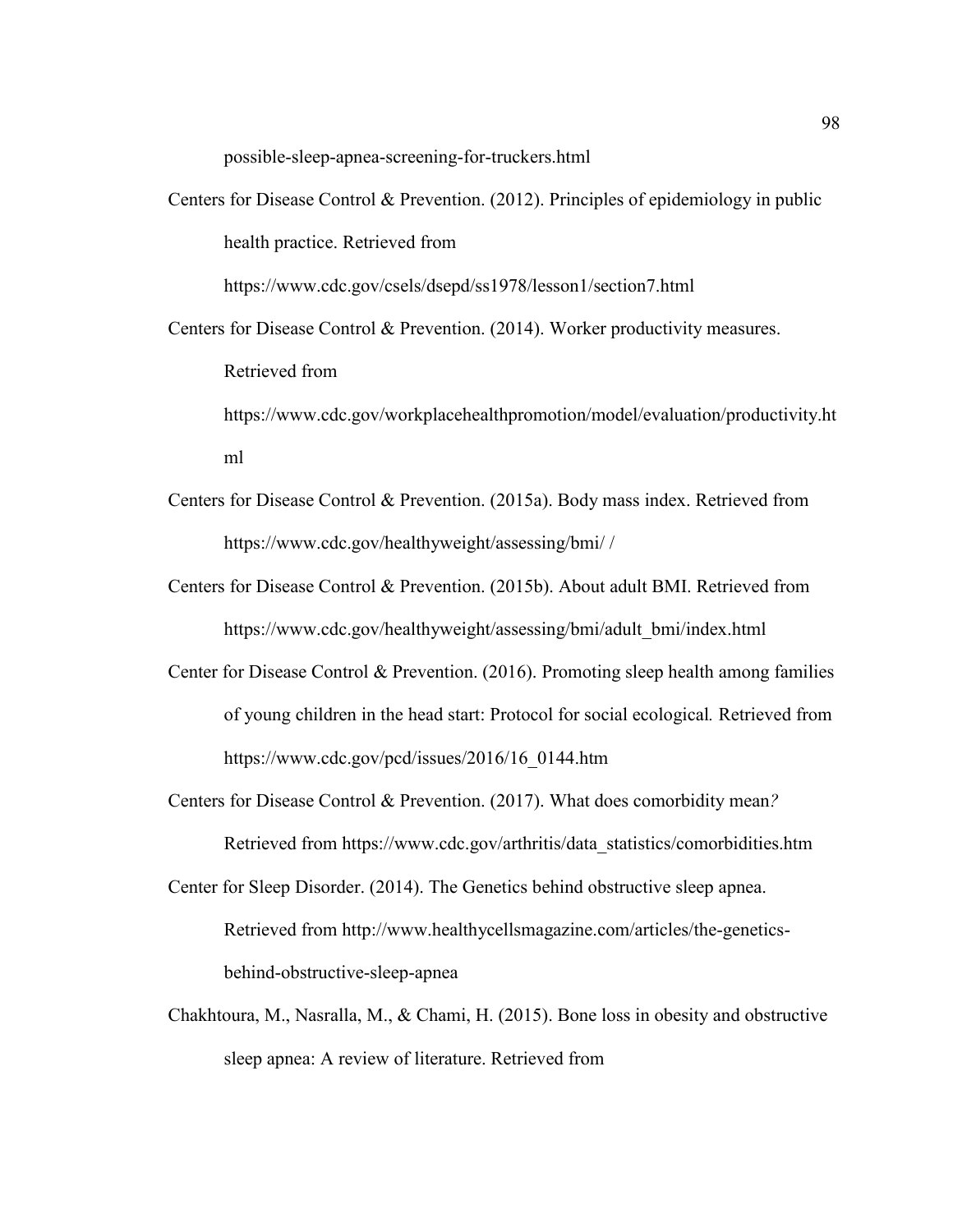possible-sleep-apnea-screening-for-truckers.html

Centers for Disease Control & Prevention. (2012). Principles of epidemiology in public health practice. Retrieved from https://www.cdc.gov/csels/dsepd/ss1978/lesson1/section7.html

Centers for Disease Control & Prevention. (2014). Worker productivity measures. Retrieved from https://www.cdc.gov/workplacehealthpromotion/model/evaluation/productivity.html

Centers for Disease Control & Prevention. (2015a). Body mass index. Retrieved from https://www.cdc.gov/healthyweight/assessing/bmi/ /

Centers for Disease Control & Prevention. (2015b). About adult BMI. Retrieved from https://www.cdc.gov/healthyweight/assessing/bmi/adult_bmi/index.html

Center for Disease Control & Prevention. (2016). Promoting sleep health among families of young children in the head start: Protocol for social ecological*.* Retrieved from https://www.cdc.gov/pcd/issues/2016/16_0144.htm

Centers for Disease Control & Prevention. (2017). What does comorbidity mean*?* Retrieved from https://www.cdc.gov/arthritis/data_statistics/comorbidities.htm

Center for Sleep Disorder. (2014). The Genetics behind obstructive sleep apnea. Retrieved from http://www.healthycellsmagazine.com/articles/the-genetics-behind-obstructive-sleep-apnea

Chakhtoura, M., Nasralla, M., & Chami, H. (2015). Bone loss in obesity and obstructive sleep apnea: A review of literature. Retrieved from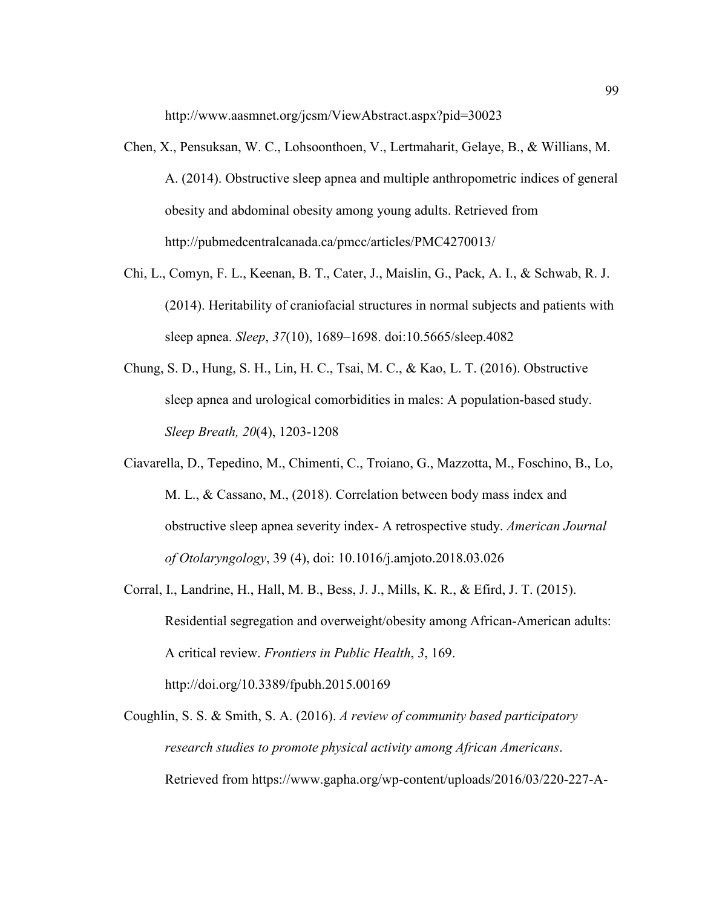http://www.aasmnet.org/jcsm/ViewAbstract.aspx?pid=30023

Chen, X., Pensuksan, W. C., Lohsoonthoen, V., Lertmaharit, Gelaye, B., & Willians, M. A. (2014). Obstructive sleep apnea and multiple anthropometric indices of general obesity and abdominal obesity among young adults. Retrieved from http://pubmedcentralcanada.ca/pmcc/articles/PMC4270013/

Chi, L., Comyn, F. L., Keenan, B. T., Cater, J., Maislin, G., Pack, A. I., & Schwab, R. J. (2014). Heritability of craniofacial structures in normal subjects and patients with sleep apnea. *Sleep*, *37*(10), 1689–1698. doi:10.5665/sleep.4082

Chung, S. D., Hung, S. H., Lin, H. C., Tsai, M. C., & Kao, L. T. (2016). Obstructive sleep apnea and urological comorbidities in males: A population-based study. *Sleep Breath, 20*(4), 1203-1208

Ciavarella, D., Tepedino, M., Chimenti, C., Troiano, G., Mazzotta, M., Foschino, B., Lo, M. L., & Cassano, M., (2018). Correlation between body mass index and obstructive sleep apnea severity index- A retrospective study. *American Journal of Otolaryngology*, 39 (4), doi: 10.1016/j.amjoto.2018.03.026

Corral, I., Landrine, H., Hall, M. B., Bess, J. J., Mills, K. R., & Efird, J. T. (2015). Residential segregation and overweight/obesity among African-American adults: A critical review. *Frontiers in Public Health*, *3*, 169. http://doi.org/10.3389/fpubh.2015.00169

Coughlin, S. S. & Smith, S. A. (2016). *A review of community based participatory research studies to promote physical activity among African Americans*. Retrieved from https://www.gapha.org/wp-content/uploads/2016/03/220-227-A-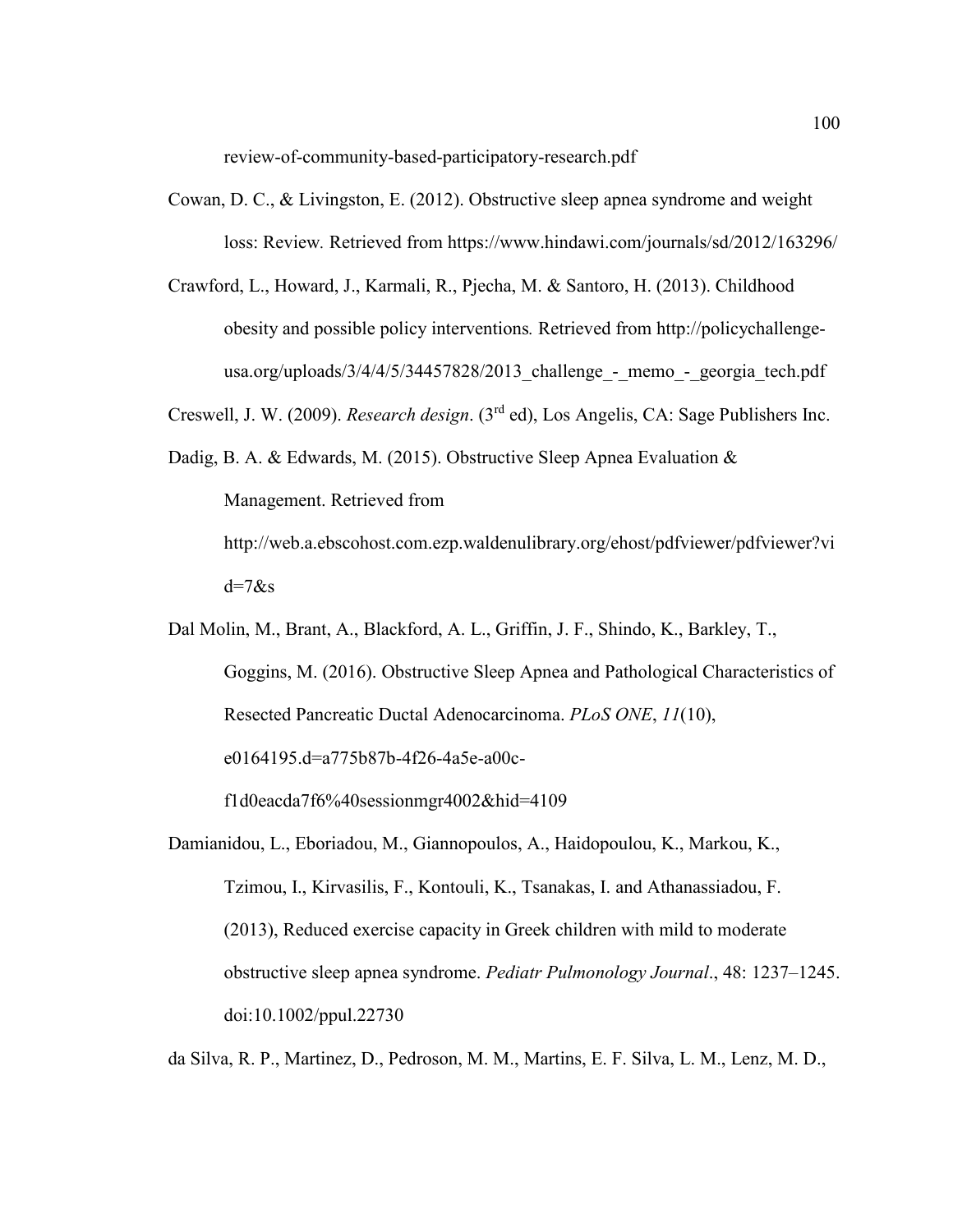review-of-community-based-participatory-research.pdf

Cowan, D. C., & Livingston, E. (2012). Obstructive sleep apnea syndrome and weight loss: Review. Retrieved from https://www.hindawi.com/journals/sd/2012/163296/

Crawford, L., Howard, J., Karmali, R., Pjecha, M. & Santoro, H. (2013). Childhood obesity and possible policy interventions*.* Retrieved from http://policychallenge-usa.org/uploads/3/4/4/5/34457828/2013_challenge_-_memo_-_georgia_tech.pdf

Creswell, J. W. (2009). *Research design*. (3rd ed), Los Angelis, CA: Sage Publishers Inc.

Dadig, B. A. & Edwards, M. (2015). Obstructive Sleep Apnea Evaluation & Management. Retrieved from http://web.a.ebscohost.com.ezp.waldenulibrary.org/ehost/pdfviewer/pdfviewer?vid=7&s

Dal Molin, M., Brant, A., Blackford, A. L., Griffin, J. F., Shindo, K., Barkley, T., Goggins, M. (2016). Obstructive Sleep Apnea and Pathological Characteristics of Resected Pancreatic Ductal Adenocarcinoma. *PLoS ONE*, *11*(10), e0164195.d=a775b87b-4f26-4a5e-a00c-f1d0eacda7f6%40sessionmgr4002&hid=4109

Damianidou, L., Eboriadou, M., Giannopoulos, A., Haidopoulou, K., Markou, K., Tzimou, I., Kirvasilis, F., Kontouli, K., Tsanakas, I. and Athanassiadou, F. (2013), Reduced exercise capacity in Greek children with mild to moderate obstructive sleep apnea syndrome. *Pediatr Pulmonology Journal*., 48: 1237–1245. doi:10.1002/ppul.22730

da Silva, R. P., Martinez, D., Pedroson, M. M., Martins, E. F. Silva, L. M., Lenz, M. D.,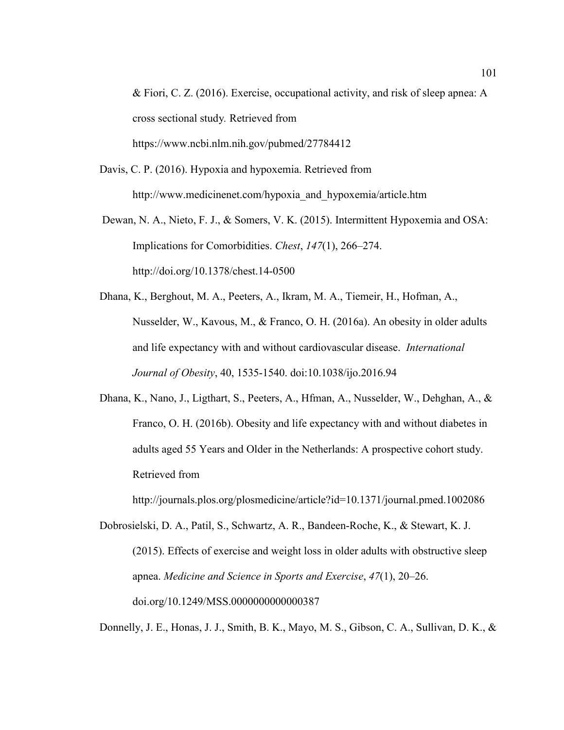& Fiori, C. Z. (2016). Exercise, occupational activity, and risk of sleep apnea: A cross sectional study. Retrieved from https://www.ncbi.nlm.nih.gov/pubmed/27784412

Davis, C. P. (2016). Hypoxia and hypoxemia. Retrieved from http://www.medicinenet.com/hypoxia_and_hypoxemia/article.htm

Dewan, N. A., Nieto, F. J., & Somers, V. K. (2015). Intermittent Hypoxemia and OSA: Implications for Comorbidities. *Chest*, *147*(1), 266–274. http://doi.org/10.1378/chest.14-0500

Dhana, K., Berghout, M. A., Peeters, A., Ikram, M. A., Tiemeir, H., Hofman, A., Nusselder, W., Kavous, M., & Franco, O. H. (2016a). An obesity in older adults and life expectancy with and without cardiovascular disease. *International Journal of Obesity*, 40, 1535-1540. doi:10.1038/ijo.2016.94

Dhana, K., Nano, J., Ligthart, S., Peeters, A., Hfman, A., Nusselder, W., Dehghan, A., & Franco, O. H. (2016b). Obesity and life expectancy with and without diabetes in adults aged 55 Years and Older in the Netherlands: A prospective cohort study. Retrieved from http://journals.plos.org/plosmedicine/article?id=10.1371/journal.pmed.1002086

Dobrosielski, D. A., Patil, S., Schwartz, A. R., Bandeen-Roche, K., & Stewart, K. J. (2015). Effects of exercise and weight loss in older adults with obstructive sleep apnea. *Medicine and Science in Sports and Exercise*, *47*(1), 20–26. doi.org/10.1249/MSS.0000000000000387

Donnelly, J. E., Honas, J. J., Smith, B. K., Mayo, M. S., Gibson, C. A., Sullivan, D. K., &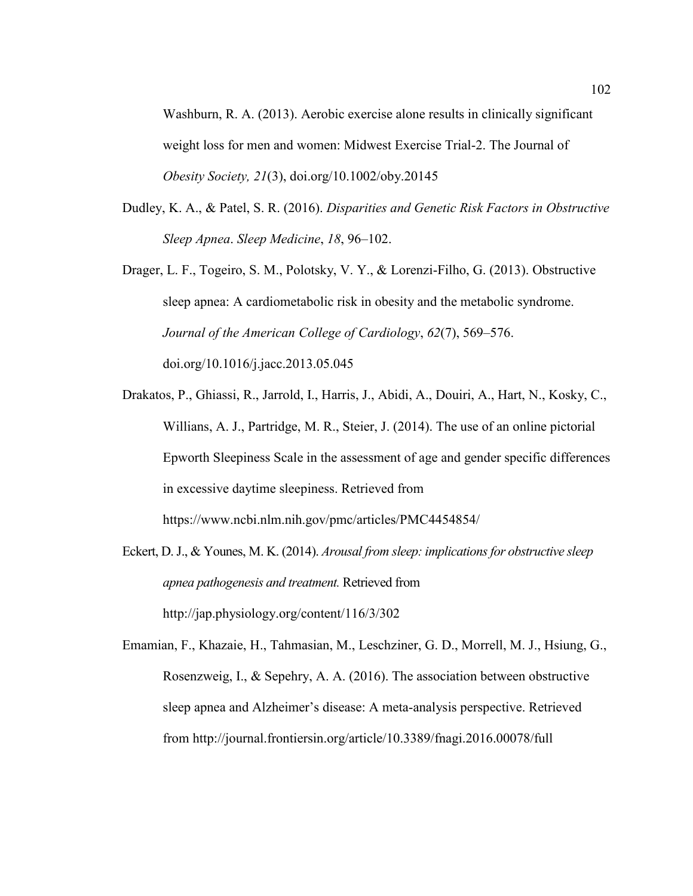Washburn, R. A. (2013). Aerobic exercise alone results in clinically significant weight loss for men and women: Midwest Exercise Trial-2. The Journal of *Obesity Society, 21*(3), doi.org/10.1002/oby.20145

Dudley, K. A., & Patel, S. R. (2016). *Disparities and Genetic Risk Factors in Obstructive Sleep Apnea*. *Sleep Medicine*, *18*, 96–102.

Drager, L. F., Togeiro, S. M., Polotsky, V. Y., & Lorenzi-Filho, G. (2013). Obstructive sleep apnea: A cardiometabolic risk in obesity and the metabolic syndrome. *Journal of the American College of Cardiology*, *62*(7), 569–576. doi.org/10.1016/j.jacc.2013.05.045

Drakatos, P., Ghiassi, R., Jarrold, I., Harris, J., Abidi, A., Douiri, A., Hart, N., Kosky, C., Willians, A. J., Partridge, M. R., Steier, J. (2014). The use of an online pictorial Epworth Sleepiness Scale in the assessment of age and gender specific differences in excessive daytime sleepiness. Retrieved from https://www.ncbi.nlm.nih.gov/pmc/articles/PMC4454854/

Eckert, D. J., & Younes, M. K. (2014). *Arousal from sleep: implications for obstructive sleep apnea pathogenesis and treatment.* Retrieved from http://jap.physiology.org/content/116/3/302

Emamian, F., Khazaie, H., Tahmasian, M., Leschziner, G. D., Morrell, M. J., Hsiung, G., Rosenzweig, I., & Sepehry, A. A. (2016). The association between obstructive sleep apnea and Alzheimer's disease: A meta-analysis perspective. Retrieved from http://journal.frontiersin.org/article/10.3389/fnagi.2016.00078/full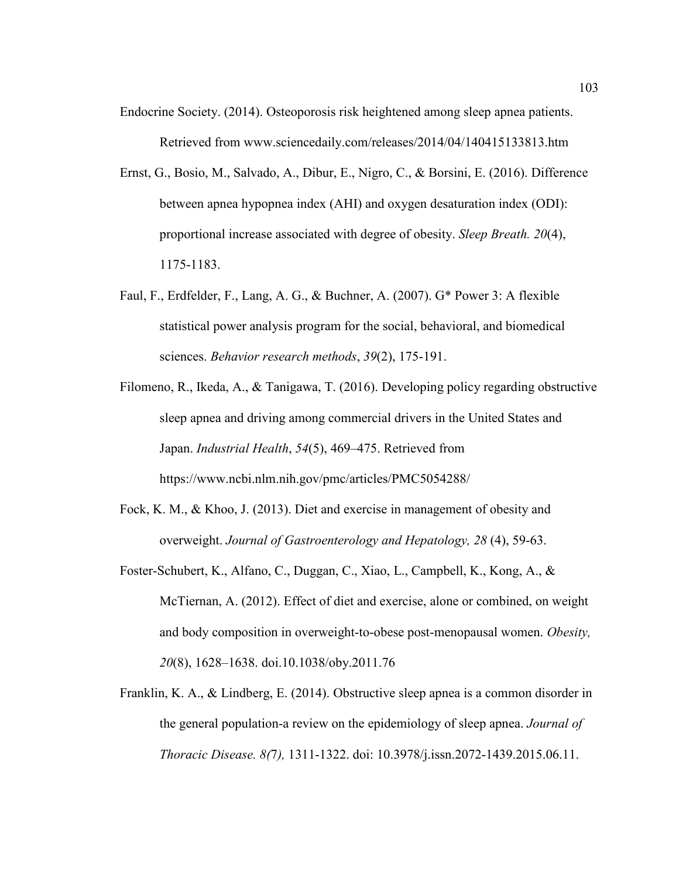Endocrine Society. (2014). Osteoporosis risk heightened among sleep apnea patients. Retrieved from www.sciencedaily.com/releases/2014/04/140415133813.htm

Ernst, G., Bosio, M., Salvado, A., Dibur, E., Nigro, C., & Borsini, E. (2016). Difference between apnea hypopnea index (AHI) and oxygen desaturation index (ODI): proportional increase associated with degree of obesity. *Sleep Breath. 20*(4), 1175-1183.

Faul, F., Erdfelder, F., Lang, A. G., & Buchner, A. (2007). G* Power 3: A flexible statistical power analysis program for the social, behavioral, and biomedical sciences. *Behavior research methods*, *39*(2), 175-191.

Filomeno, R., Ikeda, A., & Tanigawa, T. (2016). Developing policy regarding obstructive sleep apnea and driving among commercial drivers in the United States and Japan. *Industrial Health*, *54*(5), 469–475. Retrieved from https://www.ncbi.nlm.nih.gov/pmc/articles/PMC5054288/

Fock, K. M., & Khoo, J. (2013). Diet and exercise in management of obesity and overweight. *Journal of Gastroenterology and Hepatology, 28* (4), 59-63.

Foster-Schubert, K., Alfano, C., Duggan, C., Xiao, L., Campbell, K., Kong, A., & McTiernan, A. (2012). Effect of diet and exercise, alone or combined, on weight and body composition in overweight-to-obese post-menopausal women. *Obesity, 20*(8), 1628–1638. doi.10.1038/oby.2011.76

Franklin, K. A., & Lindberg, E. (2014). Obstructive sleep apnea is a common disorder in the general population-a review on the epidemiology of sleep apnea. *Journal of Thoracic Disease. 8(7),* 1311-1322. doi: 10.3978/j.issn.2072-1439.2015.06.11.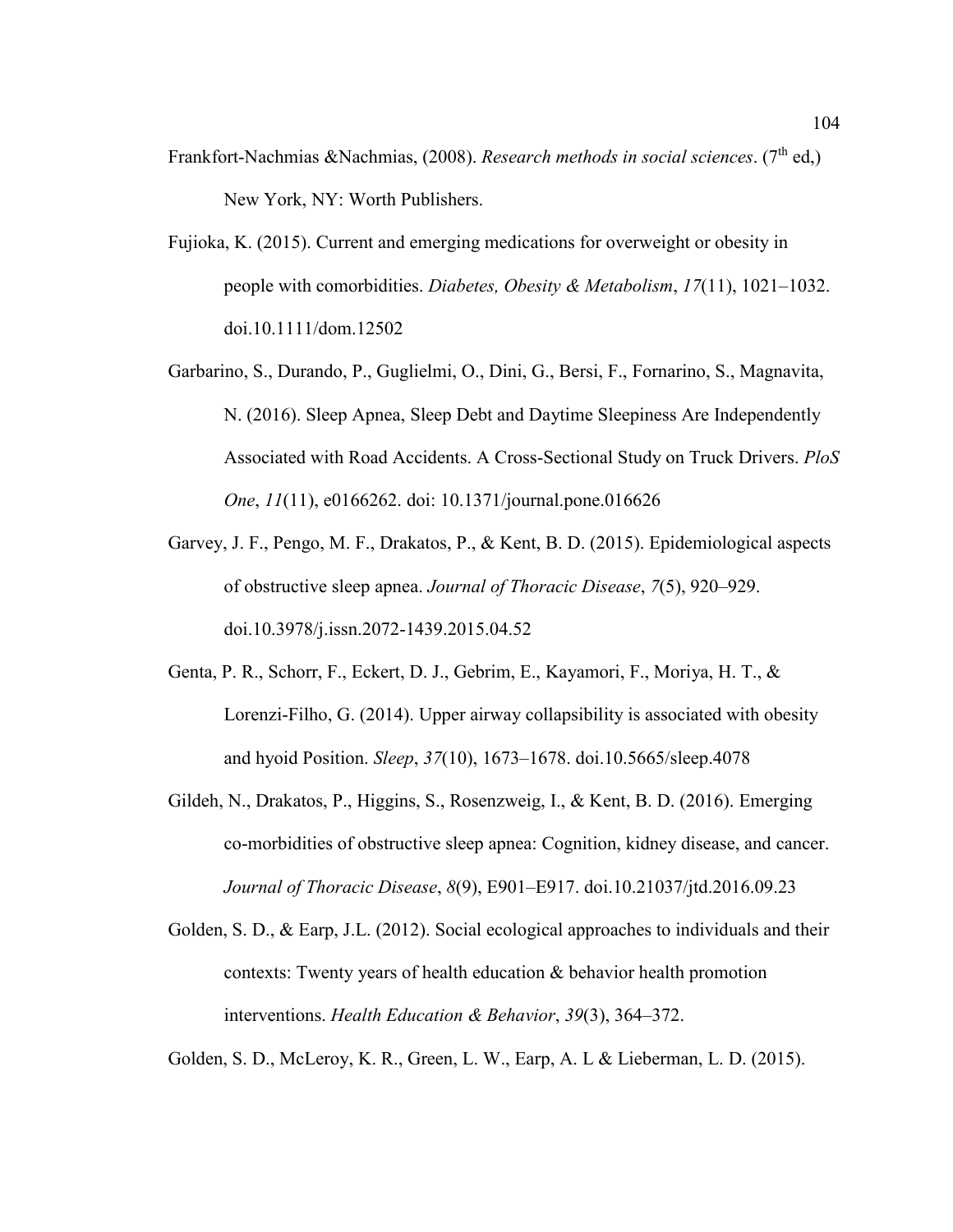Frankfort-Nachmias &Nachmias, (2008). *Research methods in social sciences*. (7th ed,) New York, NY: Worth Publishers.

Fujioka, K. (2015). Current and emerging medications for overweight or obesity in people with comorbidities. *Diabetes, Obesity & Metabolism*, *17*(11), 1021–1032. doi.10.1111/dom.12502

Garbarino, S., Durando, P., Guglielmi, O., Dini, G., Bersi, F., Fornarino, S., Magnavita, N. (2016). Sleep Apnea, Sleep Debt and Daytime Sleepiness Are Independently Associated with Road Accidents. A Cross-Sectional Study on Truck Drivers. *PloS One*, *11*(11), e0166262. doi: 10.1371/journal.pone.016626

Garvey, J. F., Pengo, M. F., Drakatos, P., & Kent, B. D. (2015). Epidemiological aspects of obstructive sleep apnea. *Journal of Thoracic Disease*, *7*(5), 920–929. doi.10.3978/j.issn.2072-1439.2015.04.52

Genta, P. R., Schorr, F., Eckert, D. J., Gebrim, E., Kayamori, F., Moriya, H. T., & Lorenzi-Filho, G. (2014). Upper airway collapsibility is associated with obesity and hyoid Position. *Sleep*, *37*(10), 1673–1678. doi.10.5665/sleep.4078

Gildeh, N., Drakatos, P., Higgins, S., Rosenzweig, I., & Kent, B. D. (2016). Emerging co-morbidities of obstructive sleep apnea: Cognition, kidney disease, and cancer. *Journal of Thoracic Disease*, *8*(9), E901–E917. doi.10.21037/jtd.2016.09.23

Golden, S. D., & Earp, J.L. (2012). Social ecological approaches to individuals and their contexts: Twenty years of health education & behavior health promotion interventions. *Health Education & Behavior*, *39*(3), 364–372.

Golden, S. D., McLeroy, K. R., Green, L. W., Earp, A. L & Lieberman, L. D. (2015).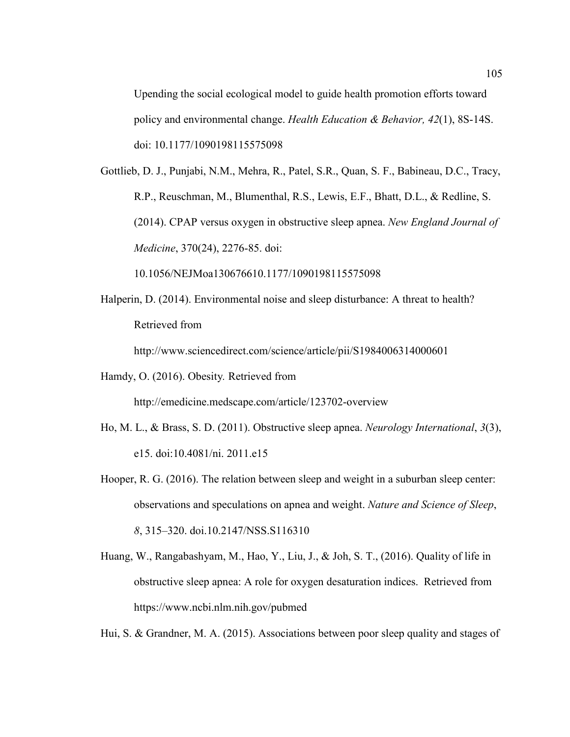Upending the social ecological model to guide health promotion efforts toward policy and environmental change. *Health Education & Behavior, 42*(1), 8S-14S. doi: 10.1177/1090198115575098

Gottlieb, D. J., Punjabi, N.M., Mehra, R., Patel, S.R., Quan, S. F., Babineau, D.C., Tracy, R.P., Reuschman, M., Blumenthal, R.S., Lewis, E.F., Bhatt, D.L., & Redline, S. (2014). CPAP versus oxygen in obstructive sleep apnea. *New England Journal of Medicine*, 370(24), 2276-85. doi: 10.1056/NEJMoa130676610.1177/1090198115575098

Halperin, D. (2014). Environmental noise and sleep disturbance: A threat to health? Retrieved from http://www.sciencedirect.com/science/article/pii/S1984006314000601

Hamdy, O. (2016). Obesity*.* Retrieved from http://emedicine.medscape.com/article/123702-overview

Ho, M. L., & Brass, S. D. (2011). Obstructive sleep apnea. *Neurology International*, *3*(3), e15. doi:10.4081/ni. 2011.e15

Hooper, R. G. (2016). The relation between sleep and weight in a suburban sleep center: observations and speculations on apnea and weight. *Nature and Science of Sleep*, *8*, 315–320. doi.10.2147/NSS.S116310

Huang, W., Rangabashyam, M., Hao, Y., Liu, J., & Joh, S. T., (2016). Quality of life in obstructive sleep apnea: A role for oxygen desaturation indices. Retrieved from https://www.ncbi.nlm.nih.gov/pubmed

Hui, S. & Grandner, M. A. (2015). Associations between poor sleep quality and stages of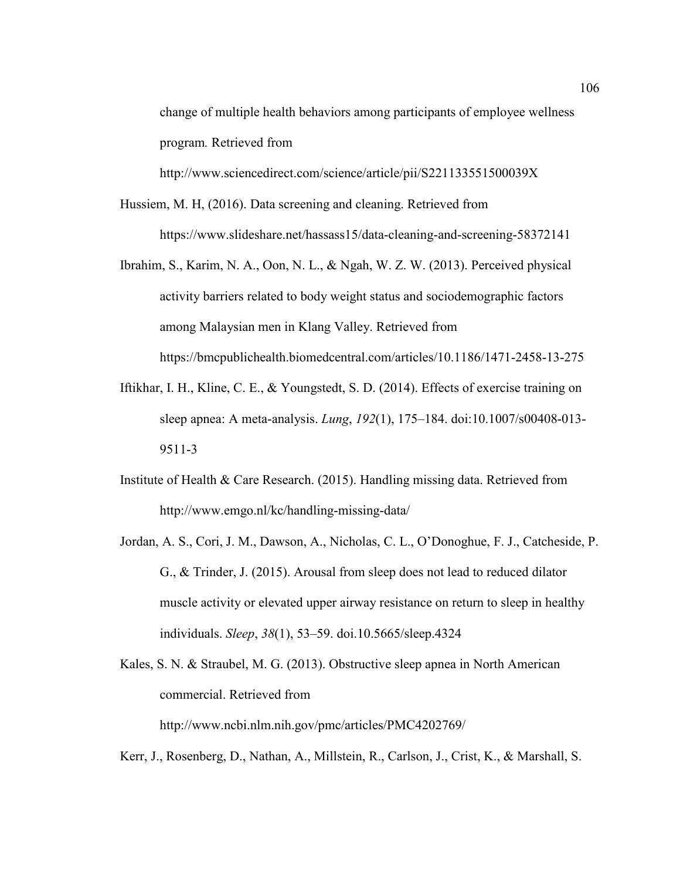change of multiple health behaviors among participants of employee wellness program*.* Retrieved from http://www.sciencedirect.com/science/article/pii/S221133551500039X

Hussiem, M. H, (2016). Data screening and cleaning. Retrieved from https://www.slideshare.net/hassass15/data-cleaning-and-screening-58372141

Ibrahim, S., Karim, N. A., Oon, N. L., & Ngah, W. Z. W. (2013). Perceived physical activity barriers related to body weight status and sociodemographic factors among Malaysian men in Klang Valley. Retrieved from https://bmcpublichealth.biomedcentral.com/articles/10.1186/1471-2458-13-275

Iftikhar, I. H., Kline, C. E., & Youngstedt, S. D. (2014). Effects of exercise training on sleep apnea: A meta-analysis. *Lung*, *192*(1), 175–184. doi:10.1007/s00408-013-9511-3

Institute of Health & Care Research. (2015). Handling missing data. Retrieved from http://www.emgo.nl/kc/handling-missing-data/

Jordan, A. S., Cori, J. M., Dawson, A., Nicholas, C. L., O'Donoghue, F. J., Catcheside, P. G., & Trinder, J. (2015). Arousal from sleep does not lead to reduced dilator muscle activity or elevated upper airway resistance on return to sleep in healthy individuals. *Sleep*, *38*(1), 53–59. doi.10.5665/sleep.4324

Kales, S. N. & Straubel, M. G. (2013). Obstructive sleep apnea in North American commercial. Retrieved from http://www.ncbi.nlm.nih.gov/pmc/articles/PMC4202769/

Kerr, J., Rosenberg, D., Nathan, A., Millstein, R., Carlson, J., Crist, K., & Marshall, S.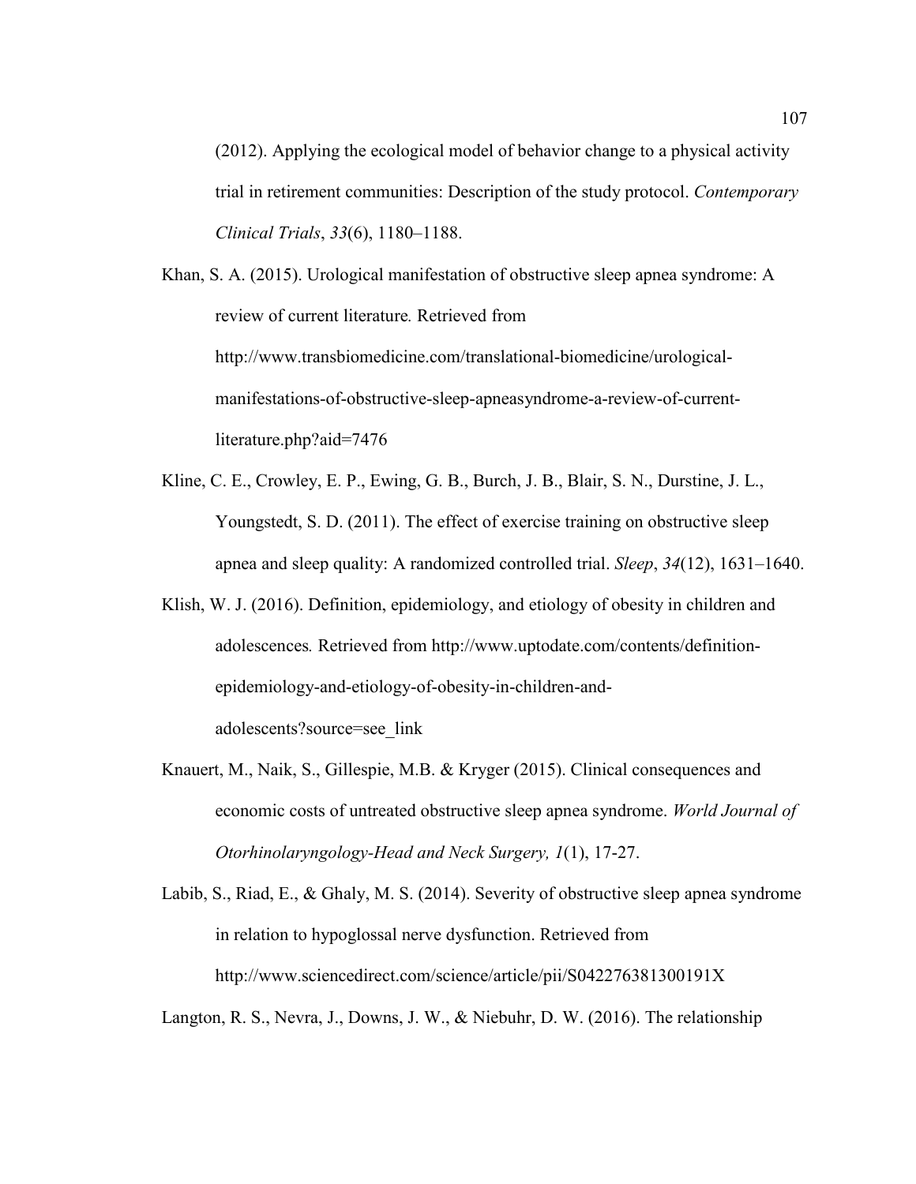(2012). Applying the ecological model of behavior change to a physical activity trial in retirement communities: Description of the study protocol. *Contemporary Clinical Trials*, *33*(6), 1180–1188.

Khan, S. A. (2015). Urological manifestation of obstructive sleep apnea syndrome: A review of current literature*.* Retrieved from http://www.transbiomedicine.com/translational-biomedicine/urological-manifestations-of-obstructive-sleep-apneasyndrome-a-review-of-current-literature.php?aid=7476

Kline, C. E., Crowley, E. P., Ewing, G. B., Burch, J. B., Blair, S. N., Durstine, J. L., Youngstedt, S. D. (2011). The effect of exercise training on obstructive sleep apnea and sleep quality: A randomized controlled trial. *Sleep*, *34*(12), 1631–1640.

Klish, W. J. (2016). Definition, epidemiology, and etiology of obesity in children and adolescences*.* Retrieved from http://www.uptodate.com/contents/definition-epidemiology-and-etiology-of-obesity-in-children-and-adolescents?source=see_link

Knauert, M., Naik, S., Gillespie, M.B. & Kryger (2015). Clinical consequences and economic costs of untreated obstructive sleep apnea syndrome. *World Journal of Otorhinolaryngology-Head and Neck Surgery, 1*(1), 17-27.

Labib, S., Riad, E., & Ghaly, M. S. (2014). Severity of obstructive sleep apnea syndrome in relation to hypoglossal nerve dysfunction. Retrieved from http://www.sciencedirect.com/science/article/pii/S042276381300191X

Langton, R. S., Nevra, J., Downs, J. W., & Niebuhr, D. W. (2016). The relationship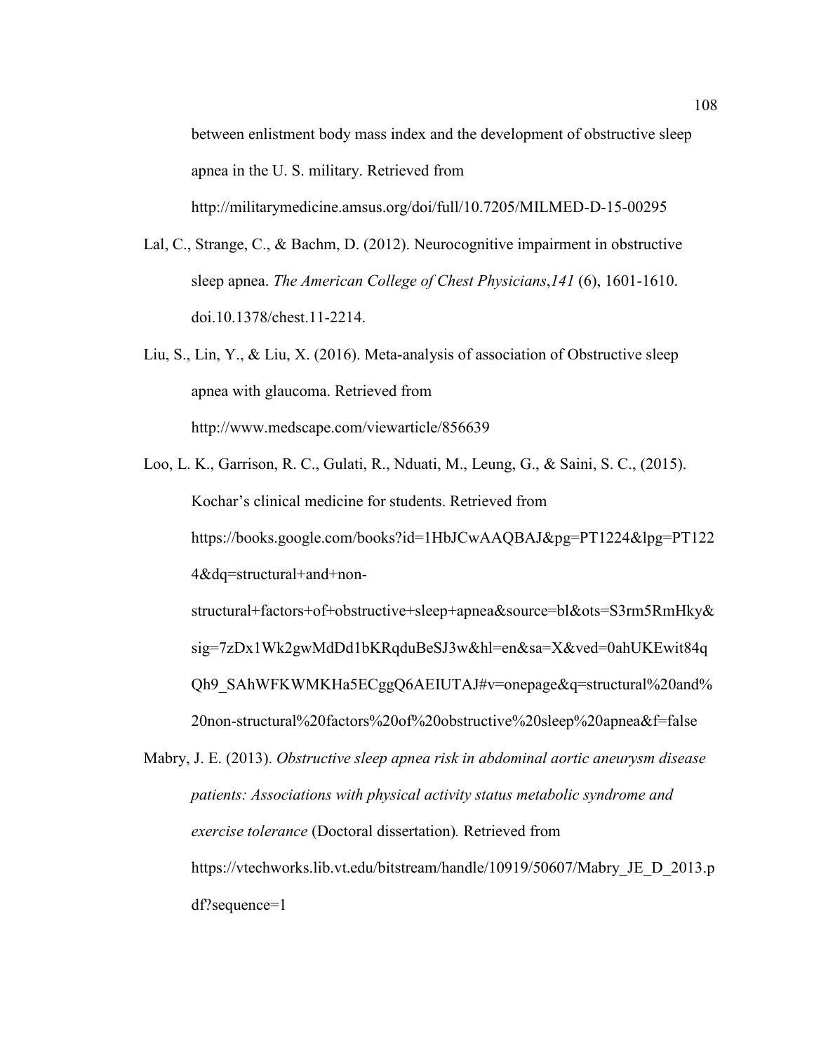between enlistment body mass index and the development of obstructive sleep apnea in the U. S. military. Retrieved from http://militarymedicine.amsus.org/doi/full/10.7205/MILMED-D-15-00295

Lal, C., Strange, C., & Bachm, D. (2012). Neurocognitive impairment in obstructive sleep apnea. *The American College of Chest Physicians*,*141* (6), 1601-1610. doi.10.1378/chest.11-2214.

Liu, S., Lin, Y., & Liu, X. (2016). Meta-analysis of association of Obstructive sleep apnea with glaucoma. Retrieved from http://www.medscape.com/viewarticle/856639

Loo, L. K., Garrison, R. C., Gulati, R., Nduati, M., Leung, G., & Saini, S. C., (2015). Kochar's clinical medicine for students. Retrieved from https://books.google.com/books?id=1HbJCwAAQBAJ&pg=PT1224&lpg=PT1224&dq=structural+and+non-structural+factors+of+obstructive+sleep+apnea&source=bl&ots=S3rm5RmHky&sig=7zDx1Wk2gwMdDd1bKRqduBeSJ3w&hl=en&sa=X&ved=0ahUKEwit84qQh9_SAhWFKWMKHa5ECggQ6AEIUTAJ#v=onepage&q=structural%20and%20non-structural%20factors%20of%20obstructive%20sleep%20apnea&f=false

Mabry, J. E. (2013). *Obstructive sleep apnea risk in abdominal aortic aneurysm disease patients: Associations with physical activity status metabolic syndrome and exercise tolerance* (Doctoral dissertation). Retrieved from https://vtechworks.lib.vt.edu/bitstream/handle/10919/50607/Mabry_JE_D_2013.pdf?sequence=1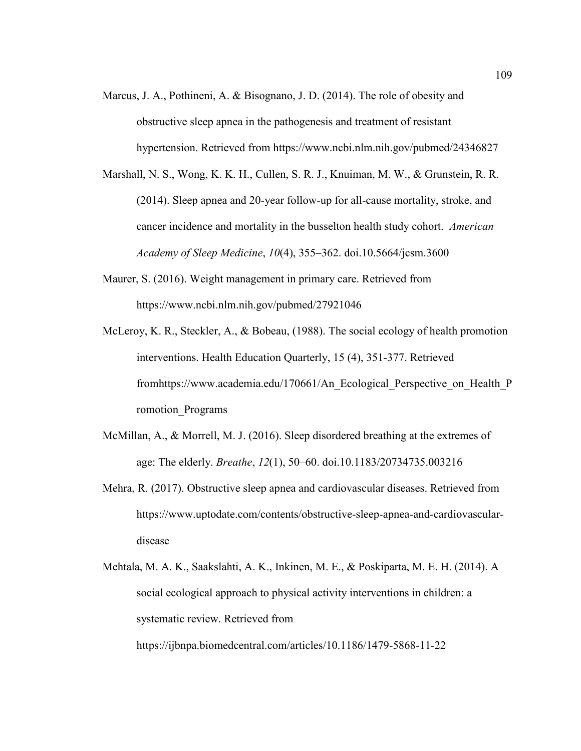Marcus, J. A., Pothineni, A. & Bisognano, J. D. (2014). The role of obesity and obstructive sleep apnea in the pathogenesis and treatment of resistant hypertension. Retrieved from https://www.ncbi.nlm.nih.gov/pubmed/24346827

Marshall, N. S., Wong, K. K. H., Cullen, S. R. J., Knuiman, M. W., & Grunstein, R. R. (2014). Sleep apnea and 20-year follow-up for all-cause mortality, stroke, and cancer incidence and mortality in the busselton health study cohort. *American Academy of Sleep Medicine*, *10*(4), 355–362. doi.10.5664/jcsm.3600

Maurer, S. (2016). Weight management in primary care. Retrieved from https://www.ncbi.nlm.nih.gov/pubmed/27921046

McLeroy, K. R., Steckler, A., & Bobeau, (1988). The social ecology of health promotion interventions. Health Education Quarterly, 15 (4), 351-377. Retrieved fromhttps://www.academia.edu/170661/An_Ecological_Perspective_on_Health_Promotion_Programs

McMillan, A., & Morrell, M. J. (2016). Sleep disordered breathing at the extremes of age: The elderly. *Breathe*, *12*(1), 50–60. doi.10.1183/20734735.003216

Mehra, R. (2017). Obstructive sleep apnea and cardiovascular diseases. Retrieved from https://www.uptodate.com/contents/obstructive-sleep-apnea-and-cardiovascular-disease

Mehtala, M. A. K., Saakslahti, A. K., Inkinen, M. E., & Poskiparta, M. E. H. (2014). A social ecological approach to physical activity interventions in children: a systematic review. Retrieved from https://ijbnpa.biomedcentral.com/articles/10.1186/1479-5868-11-22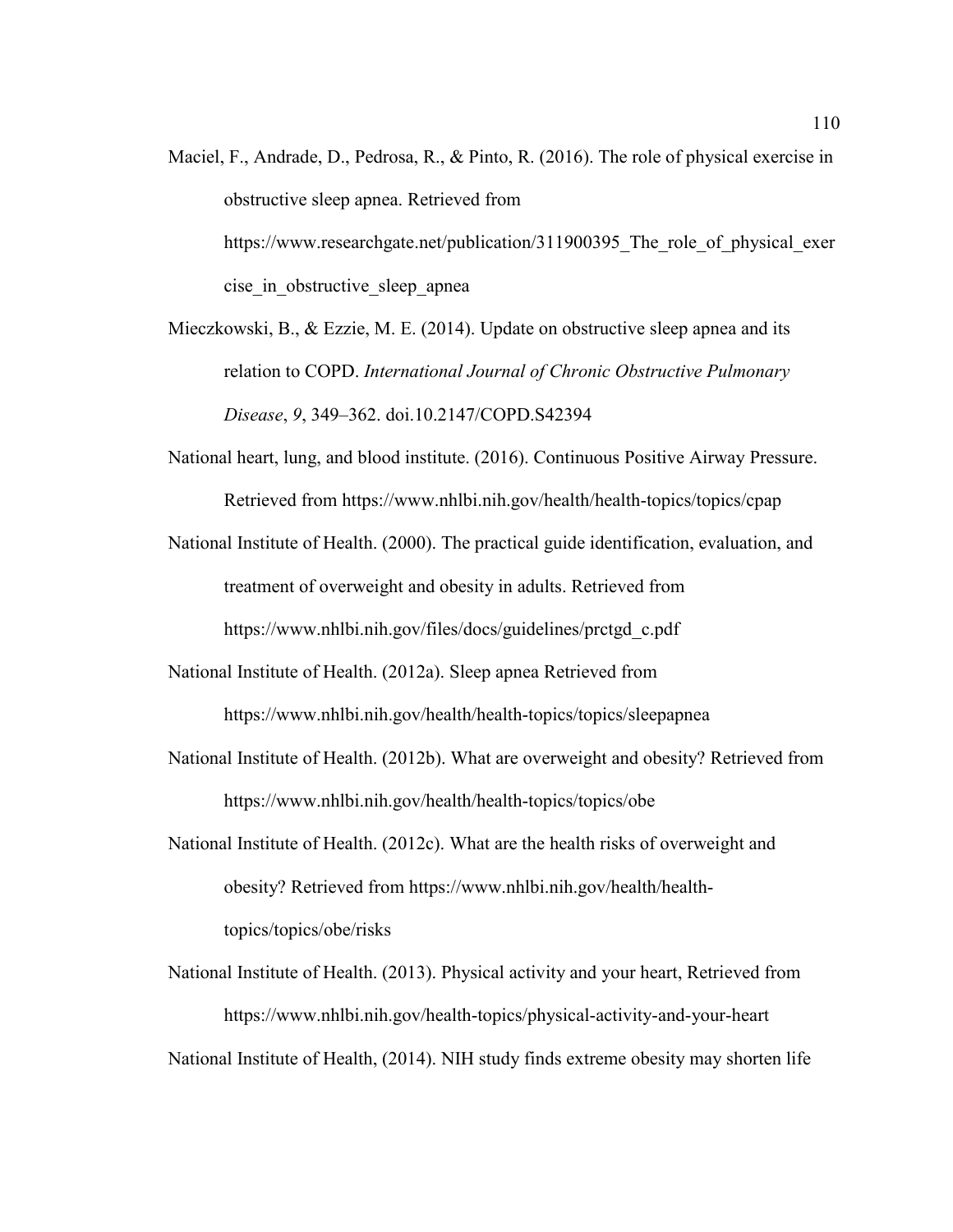Maciel, F., Andrade, D., Pedrosa, R., & Pinto, R. (2016). The role of physical exercise in obstructive sleep apnea. Retrieved from https://www.researchgate.net/publication/311900395_The_role_of_physical_exercise_in_obstructive_sleep_apnea

Mieczkowski, B., & Ezzie, M. E. (2014). Update on obstructive sleep apnea and its relation to COPD. *International Journal of Chronic Obstructive Pulmonary Disease*, *9*, 349–362. doi.10.2147/COPD.S42394

National heart, lung, and blood institute. (2016). Continuous Positive Airway Pressure. Retrieved from https://www.nhlbi.nih.gov/health/health-topics/topics/cpap

National Institute of Health. (2000). The practical guide identification, evaluation, and treatment of overweight and obesity in adults. Retrieved from https://www.nhlbi.nih.gov/files/docs/guidelines/prctgd_c.pdf

National Institute of Health. (2012a). Sleep apnea Retrieved from https://www.nhlbi.nih.gov/health/health-topics/topics/sleepapnea

National Institute of Health. (2012b). What are overweight and obesity? Retrieved from https://www.nhlbi.nih.gov/health/health-topics/topics/obe

National Institute of Health. (2012c). What are the health risks of overweight and obesity? Retrieved from https://www.nhlbi.nih.gov/health/health-topics/topics/obe/risks

National Institute of Health. (2013). Physical activity and your heart, Retrieved from https://www.nhlbi.nih.gov/health-topics/physical-activity-and-your-heart

National Institute of Health, (2014). NIH study finds extreme obesity may shorten life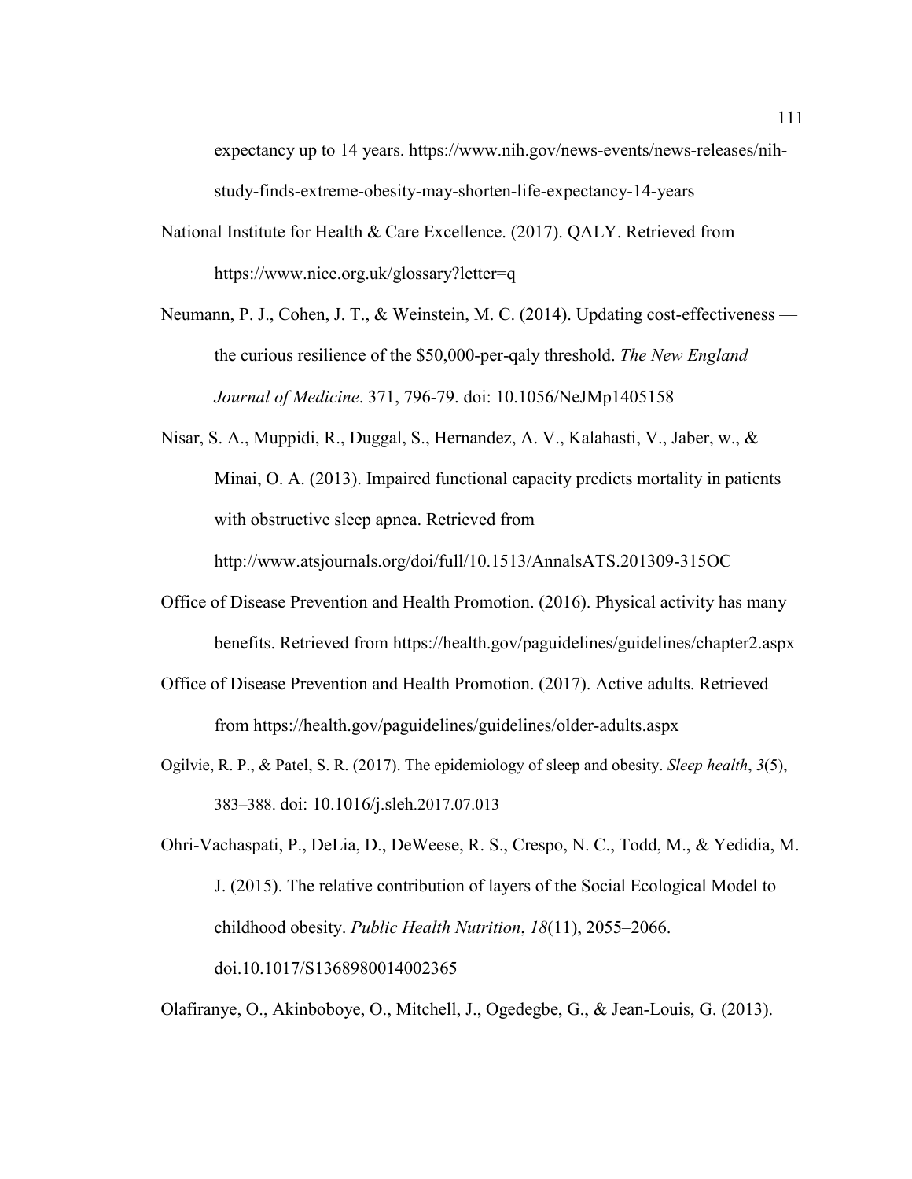expectancy up to 14 years. https://www.nih.gov/news-events/news-releases/nih-study-finds-extreme-obesity-may-shorten-life-expectancy-14-years

National Institute for Health & Care Excellence. (2017). QALY. Retrieved from https://www.nice.org.uk/glossary?letter=q

Neumann, P. J., Cohen, J. T., & Weinstein, M. C. (2014). Updating cost-effectiveness — the curious resilience of the $50,000-per-qaly threshold. *The New England Journal of Medicine*. 371, 796-79. doi: 10.1056/NeJMp1405158

Nisar, S. A., Muppidi, R., Duggal, S., Hernandez, A. V., Kalahasti, V., Jaber, w., & Minai, O. A. (2013). Impaired functional capacity predicts mortality in patients with obstructive sleep apnea. Retrieved from http://www.atsjournals.org/doi/full/10.1513/AnnalsATS.201309-315OC

Office of Disease Prevention and Health Promotion. (2016). Physical activity has many benefits. Retrieved from https://health.gov/paguidelines/guidelines/chapter2.aspx

Office of Disease Prevention and Health Promotion. (2017). Active adults. Retrieved from https://health.gov/paguidelines/guidelines/older-adults.aspx

Ogilvie, R. P., & Patel, S. R. (2017). The epidemiology of sleep and obesity. *Sleep health*, *3*(5), 383–388. doi: 10.1016/j.sleh.2017.07.013

Ohri-Vachaspati, P., DeLia, D., DeWeese, R. S., Crespo, N. C., Todd, M., & Yedidia, M. J. (2015). The relative contribution of layers of the Social Ecological Model to childhood obesity. *Public Health Nutrition*, *18*(11), 2055–2066. doi.10.1017/S1368980014002365

Olafiranye, O., Akinboboye, O., Mitchell, J., Ogedegbe, G., & Jean-Louis, G. (2013).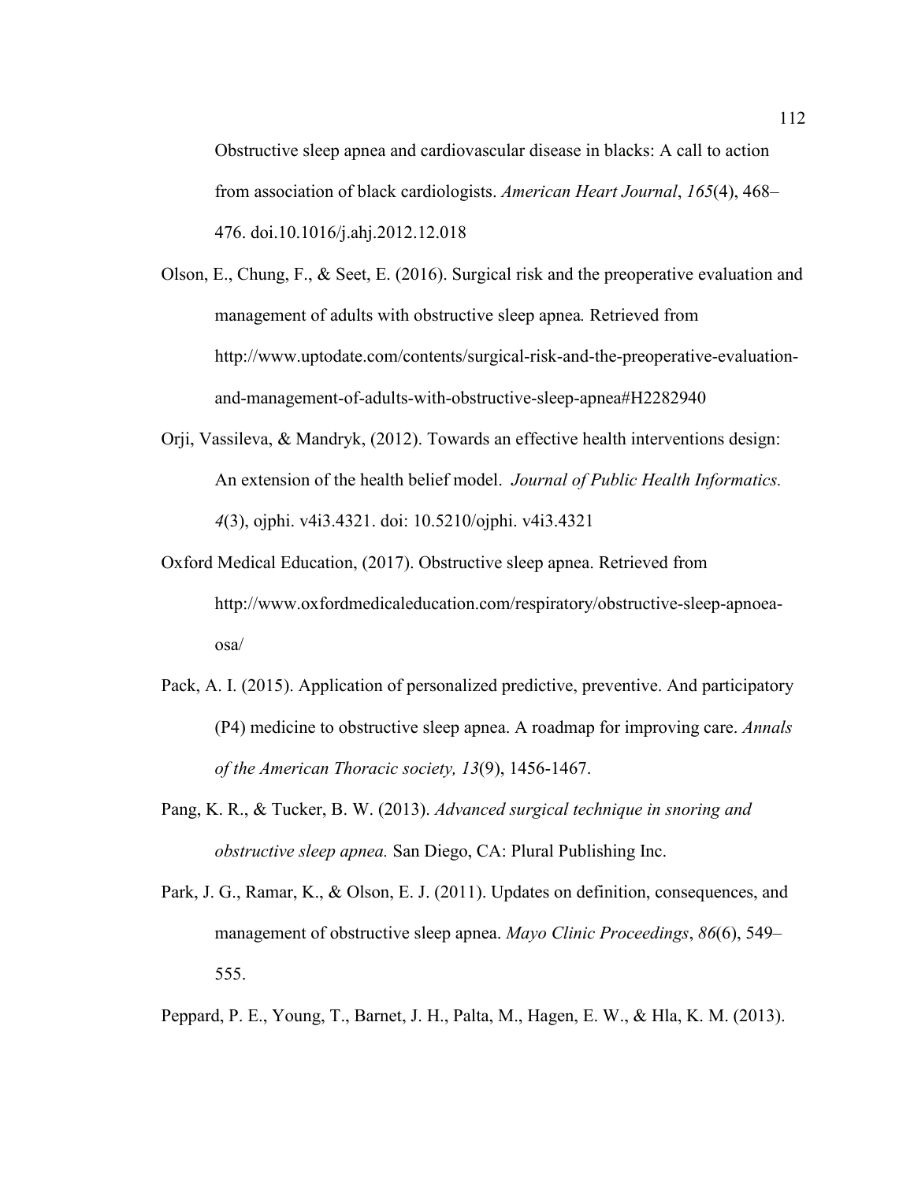Obstructive sleep apnea and cardiovascular disease in blacks: A call to action from association of black cardiologists. *American Heart Journal*, *165*(4), 468–476. doi.10.1016/j.ahj.2012.12.018

Olson, E., Chung, F., & Seet, E. (2016). Surgical risk and the preoperative evaluation and management of adults with obstructive sleep apnea*.* Retrieved from http://www.uptodate.com/contents/surgical-risk-and-the-preoperative-evaluation-and-management-of-adults-with-obstructive-sleep-apnea#H2282940

Orji, Vassileva, & Mandryk, (2012). Towards an effective health interventions design: An extension of the health belief model. *Journal of Public Health Informatics. 4*(3), ojphi. v4i3.4321. doi: 10.5210/ojphi. v4i3.4321

Oxford Medical Education, (2017). Obstructive sleep apnea. Retrieved from http://www.oxfordmedicaleducation.com/respiratory/obstructive-sleep-apnoea-osa/

Pack, A. I. (2015). Application of personalized predictive, preventive. And participatory (P4) medicine to obstructive sleep apnea. A roadmap for improving care. *Annals of the American Thoracic society, 13*(9), 1456-1467.

Pang, K. R., & Tucker, B. W. (2013). *Advanced surgical technique in snoring and obstructive sleep apnea.* San Diego, CA: Plural Publishing Inc.

Park, J. G., Ramar, K., & Olson, E. J. (2011). Updates on definition, consequences, and management of obstructive sleep apnea. *Mayo Clinic Proceedings*, *86*(6), 549–555.

Peppard, P. E., Young, T., Barnet, J. H., Palta, M., Hagen, E. W., & Hla, K. M. (2013).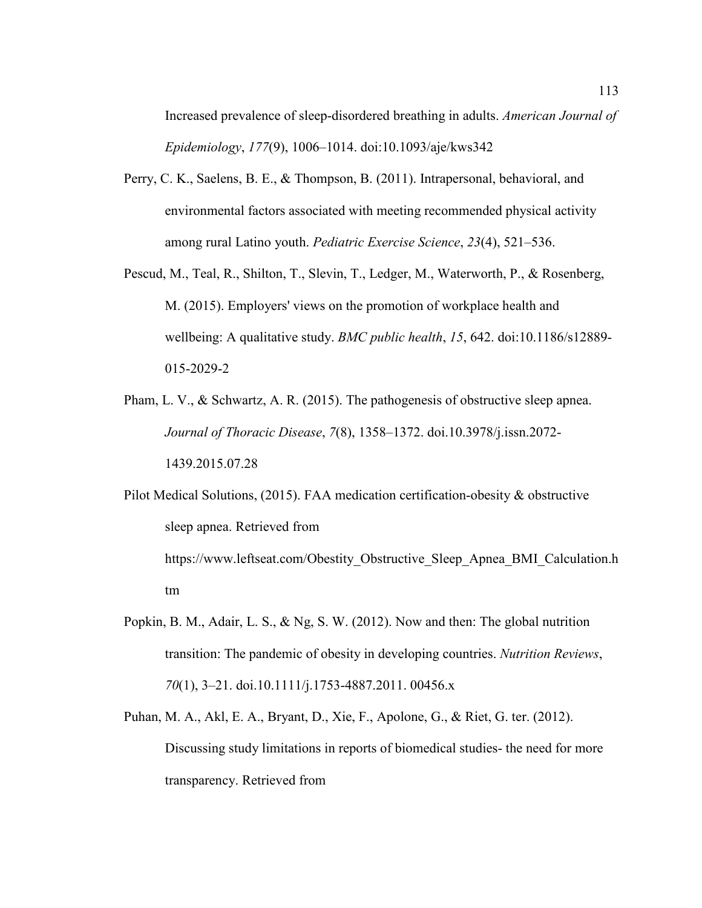Increased prevalence of sleep-disordered breathing in adults. *American Journal of Epidemiology*, *177*(9), 1006–1014. doi:10.1093/aje/kws342

Perry, C. K., Saelens, B. E., & Thompson, B. (2011). Intrapersonal, behavioral, and environmental factors associated with meeting recommended physical activity among rural Latino youth. *Pediatric Exercise Science*, *23*(4), 521–536.

Pescud, M., Teal, R., Shilton, T., Slevin, T., Ledger, M., Waterworth, P., & Rosenberg, M. (2015). Employers' views on the promotion of workplace health and wellbeing: A qualitative study. *BMC public health*, *15*, 642. doi:10.1186/s12889-015-2029-2

Pham, L. V., & Schwartz, A. R. (2015). The pathogenesis of obstructive sleep apnea. *Journal of Thoracic Disease*, *7*(8), 1358–1372. doi.10.3978/j.issn.2072-1439.2015.07.28

Pilot Medical Solutions, (2015). FAA medication certification-obesity & obstructive sleep apnea. Retrieved from https://www.leftseat.com/Obestity_Obstructive_Sleep_Apnea_BMI_Calculation.htm

Popkin, B. M., Adair, L. S., & Ng, S. W. (2012). Now and then: The global nutrition transition: The pandemic of obesity in developing countries. *Nutrition Reviews*, *70*(1), 3–21. doi.10.1111/j.1753-4887.2011. 00456.x

Puhan, M. A., Akl, E. A., Bryant, D., Xie, F., Apolone, G., & Riet, G. ter. (2012). Discussing study limitations in reports of biomedical studies- the need for more transparency. Retrieved from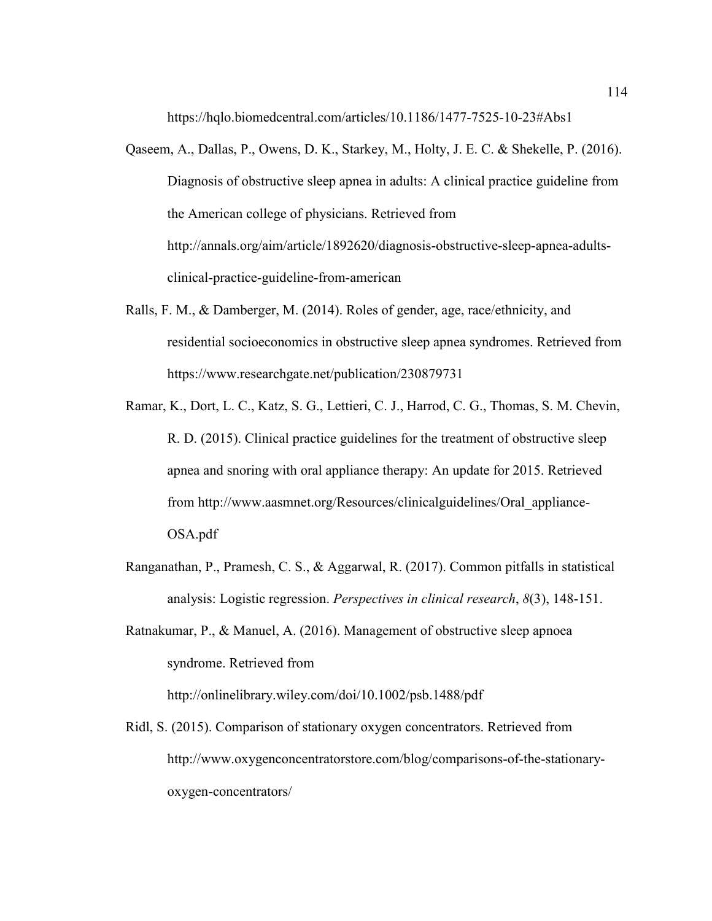https://hqlo.biomedcentral.com/articles/10.1186/1477-7525-10-23#Abs1

Qaseem, A., Dallas, P., Owens, D. K., Starkey, M., Holty, J. E. C. & Shekelle, P. (2016). Diagnosis of obstructive sleep apnea in adults: A clinical practice guideline from the American college of physicians. Retrieved from http://annals.org/aim/article/1892620/diagnosis-obstructive-sleep-apnea-adults-clinical-practice-guideline-from-american

Ralls, F. M., & Damberger, M. (2014). Roles of gender, age, race/ethnicity, and residential socioeconomics in obstructive sleep apnea syndromes. Retrieved from https://www.researchgate.net/publication/230879731

Ramar, K., Dort, L. C., Katz, S. G., Lettieri, C. J., Harrod, C. G., Thomas, S. M. Chevin, R. D. (2015). Clinical practice guidelines for the treatment of obstructive sleep apnea and snoring with oral appliance therapy: An update for 2015. Retrieved from http://www.aasmnet.org/Resources/clinicalguidelines/Oral_appliance-OSA.pdf

Ranganathan, P., Pramesh, C. S., & Aggarwal, R. (2017). Common pitfalls in statistical analysis: Logistic regression. *Perspectives in clinical research*, *8*(3), 148-151.

Ratnakumar, P., & Manuel, A. (2016). Management of obstructive sleep apnoea syndrome. Retrieved from http://onlinelibrary.wiley.com/doi/10.1002/psb.1488/pdf

Ridl, S. (2015). Comparison of stationary oxygen concentrators. Retrieved from http://www.oxygenconcentratorstore.com/blog/comparisons-of-the-stationary-oxygen-concentrators/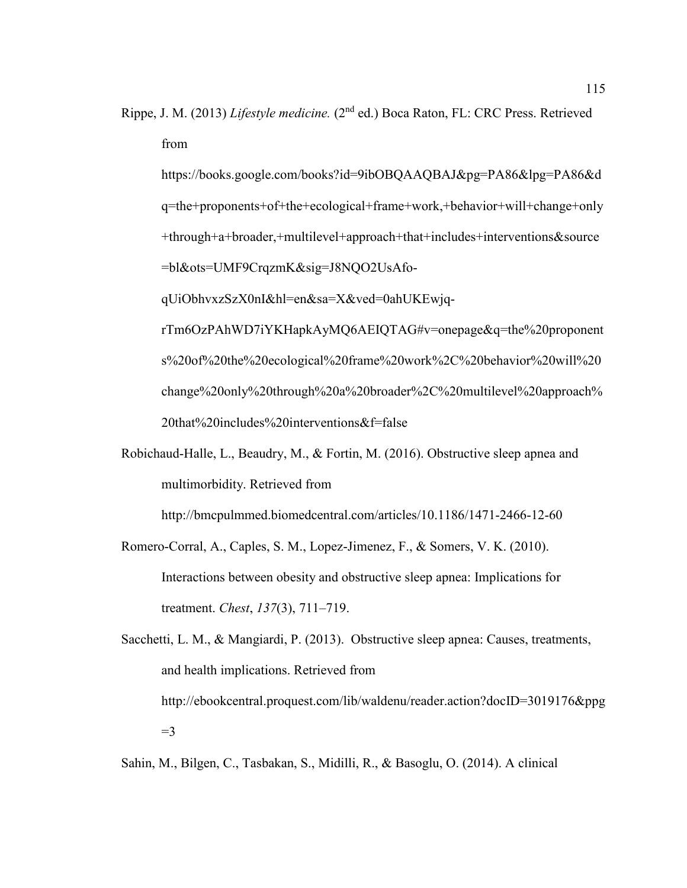Rippe, J. M. (2013) *Lifestyle medicine.* (2nd ed.) Boca Raton, FL: CRC Press. Retrieved from https://books.google.com/books?id=9ibOBQAAQBAJ&pg=PA86&lpg=PA86&dq=the+proponents+of+the+ecological+frame+work,+behavior+will+change+only+through+a+broader,+multilevel+approach+that+includes+interventions&source=bl&ots=UMF9CrqzmK&sig=J8NQO2UsAfo-qUiObhvxzSzX0nI&hl=en&sa=X&ved=0ahUKEwjq-rTm6OzPAhWD7iYKHapkAyMQ6AEIQTAG#v=onepage&q=the%20proponents%20of%20the%20ecological%20frame%20work%2C%20behavior%20will%20change%20only%20through%20a%20broader%2C%20multilevel%20approach%20that%20includes%20interventions&f=false

Robichaud-Halle, L., Beaudry, M., & Fortin, M. (2016). Obstructive sleep apnea and multimorbidity. Retrieved from http://bmcpulmmed.biomedcentral.com/articles/10.1186/1471-2466-12-60

Romero-Corral, A., Caples, S. M., Lopez-Jimenez, F., & Somers, V. K. (2010). Interactions between obesity and obstructive sleep apnea: Implications for treatment. *Chest*, *137*(3), 711–719.

Sacchetti, L. M., & Mangiardi, P. (2013). Obstructive sleep apnea: Causes, treatments, and health implications. Retrieved from http://ebookcentral.proquest.com/lib/waldenu/reader.action?docID=3019176&ppg=3

Sahin, M., Bilgen, C., Tasbakan, S., Midilli, R., & Basoglu, O. (2014). A clinical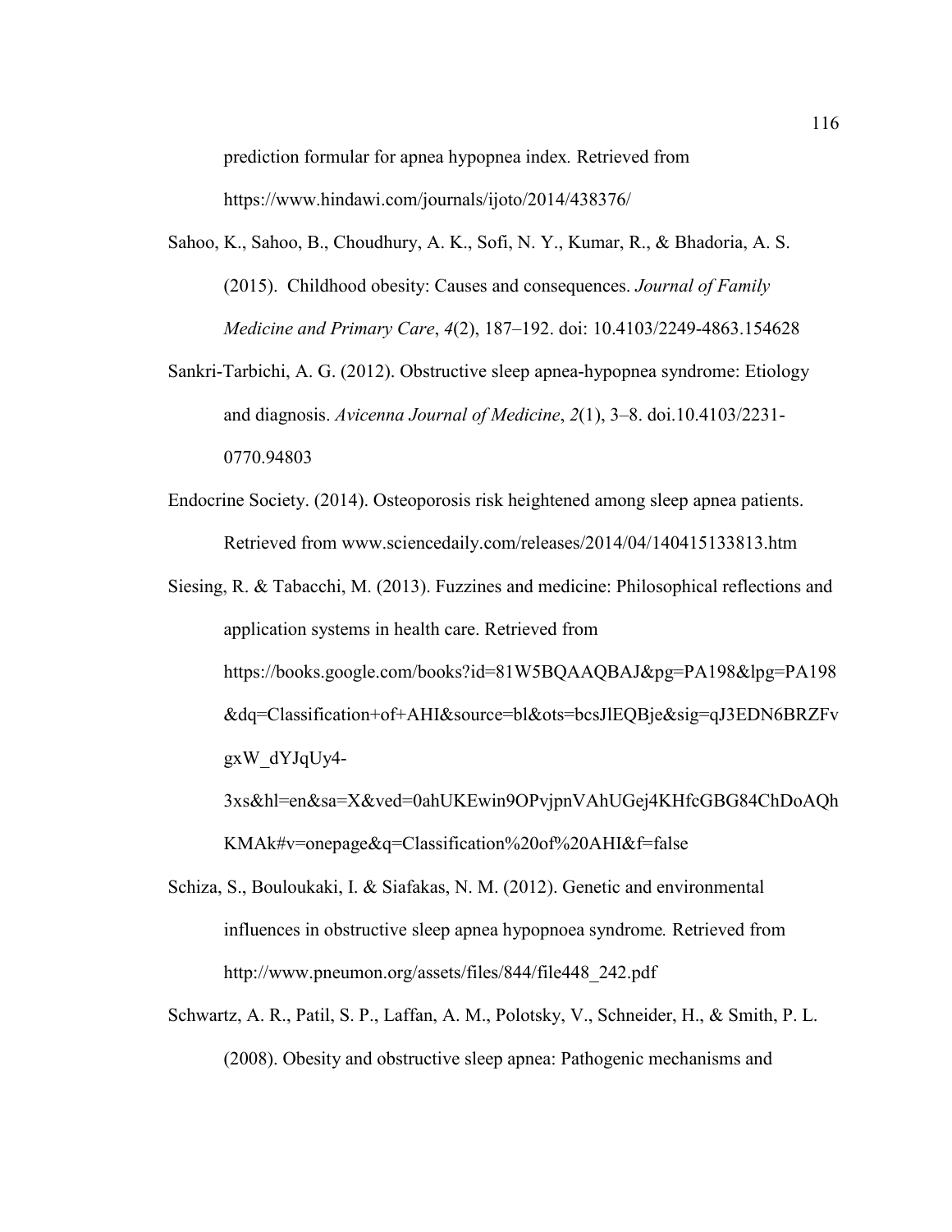prediction formular for apnea hypopnea index. Retrieved from https://www.hindawi.com/journals/ijoto/2014/438376/

Sahoo, K., Sahoo, B., Choudhury, A. K., Sofi, N. Y., Kumar, R., & Bhadoria, A. S. (2015). Childhood obesity: Causes and consequences. *Journal of Family Medicine and Primary Care*, *4*(2), 187–192. doi: 10.4103/2249-4863.154628

Sankri-Tarbichi, A. G. (2012). Obstructive sleep apnea-hypopnea syndrome: Etiology and diagnosis. *Avicenna Journal of Medicine*, *2*(1), 3–8. doi.10.4103/2231-0770.94803

Endocrine Society. (2014). Osteoporosis risk heightened among sleep apnea patients. Retrieved from www.sciencedaily.com/releases/2014/04/140415133813.htm

Siesing, R. & Tabacchi, M. (2013). Fuzzines and medicine: Philosophical reflections and application systems in health care. Retrieved from https://books.google.com/books?id=81W5BQAAQBAJ&pg=PA198&lpg=PA198&dq=Classification+of+AHI&source=bl&ots=bcsJlEQBje&sig=qJ3EDN6BRZFvgxW_dYJqUy4-3xs&hl=en&sa=X&ved=0ahUKEwin9OPvjpnVAhUGej4KHfcGBG84ChDoAQhKMAk#v=onepage&q=Classification%20of%20AHI&f=false

Schiza, S., Bouloukaki, I. & Siafakas, N. M. (2012). Genetic and environmental influences in obstructive sleep apnea hypopnoea syndrome*.* Retrieved from http://www.pneumon.org/assets/files/844/file448_242.pdf

Schwartz, A. R., Patil, S. P., Laffan, A. M., Polotsky, V., Schneider, H., & Smith, P. L. (2008). Obesity and obstructive sleep apnea: Pathogenic mechanisms and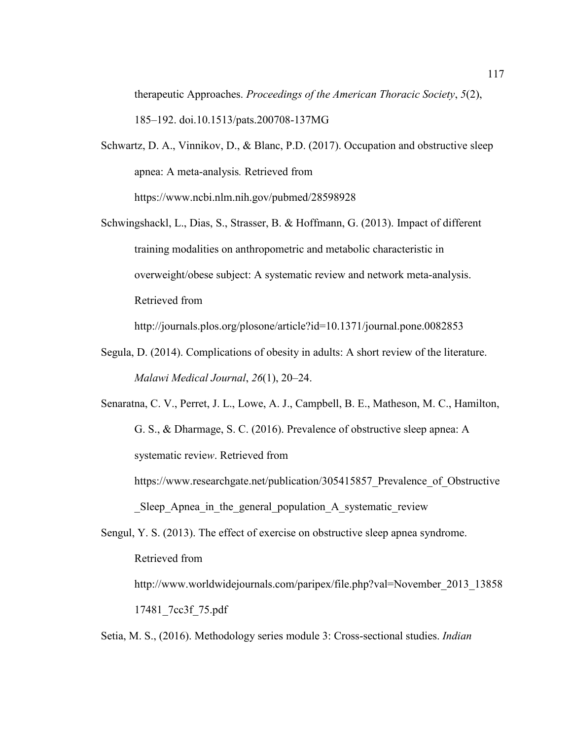therapeutic Approaches. *Proceedings of the American Thoracic Society*, *5*(2), 185–192. doi.10.1513/pats.200708-137MG

Schwartz, D. A., Vinnikov, D., & Blanc, P.D. (2017). Occupation and obstructive sleep apnea: A meta-analysis. Retrieved from https://www.ncbi.nlm.nih.gov/pubmed/28598928

Schwingshackl, L., Dias, S., Strasser, B. & Hoffmann, G. (2013). Impact of different training modalities on anthropometric and metabolic characteristic in overweight/obese subject: A systematic review and network meta-analysis. Retrieved from http://journals.plos.org/plosone/article?id=10.1371/journal.pone.0082853

Segula, D. (2014). Complications of obesity in adults: A short review of the literature. *Malawi Medical Journal*, *26*(1), 20–24.

Senaratna, C. V., Perret, J. L., Lowe, A. J., Campbell, B. E., Matheson, M. C., Hamilton, G. S., & Dharmage, S. C. (2016). Prevalence of obstructive sleep apnea: A systematic review. Retrieved from https://www.researchgate.net/publication/305415857_Prevalence_of_Obstructive_Sleep_Apnea_in_the_general_population_A_systematic_review

Sengul, Y. S. (2013). The effect of exercise on obstructive sleep apnea syndrome. Retrieved from http://www.worldwidejournals.com/paripex/file.php?val=November_2013_1385817481_7cc3f_75.pdf

Setia, M. S., (2016). Methodology series module 3: Cross-sectional studies. *Indian*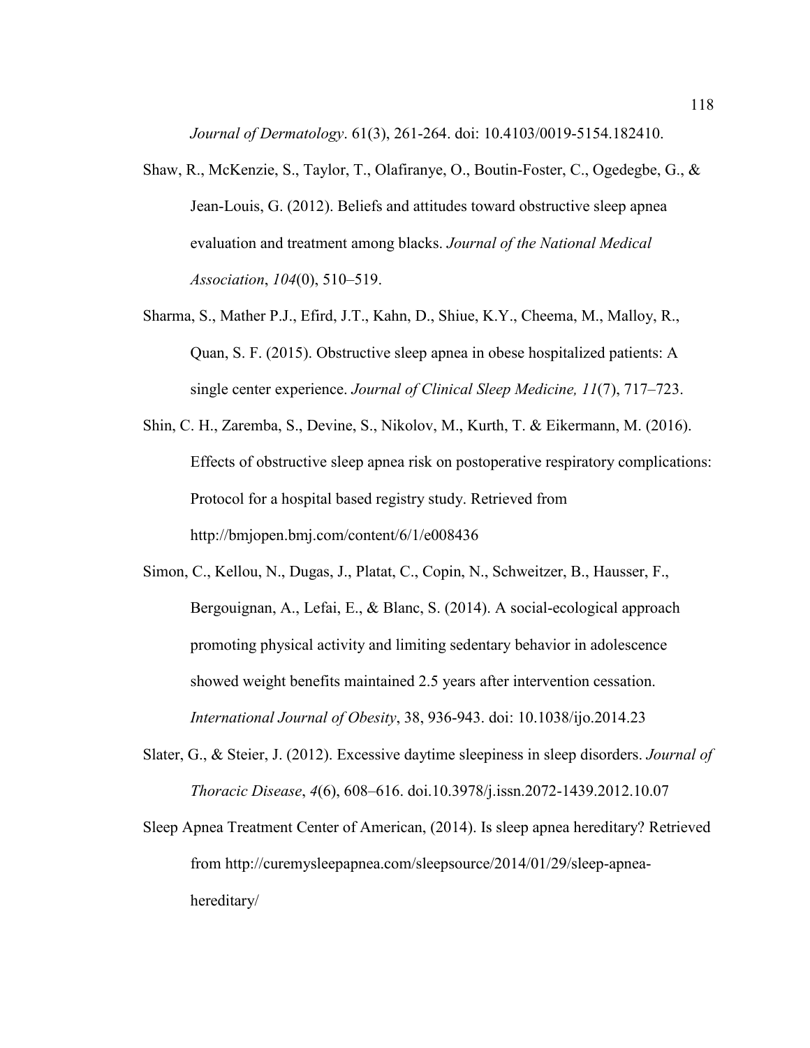*Journal of Dermatology*. 61(3), 261-264. doi: 10.4103/0019-5154.182410.

Shaw, R., McKenzie, S., Taylor, T., Olafiranye, O., Boutin-Foster, C., Ogedegbe, G., & Jean-Louis, G. (2012). Beliefs and attitudes toward obstructive sleep apnea evaluation and treatment among blacks. *Journal of the National Medical Association*, *104*(0), 510–519.

Sharma, S., Mather P.J., Efird, J.T., Kahn, D., Shiue, K.Y., Cheema, M., Malloy, R., Quan, S. F. (2015). Obstructive sleep apnea in obese hospitalized patients: A single center experience. *Journal of Clinical Sleep Medicine, 11*(7), 717–723.

Shin, C. H., Zaremba, S., Devine, S., Nikolov, M., Kurth, T. & Eikermann, M. (2016). Effects of obstructive sleep apnea risk on postoperative respiratory complications: Protocol for a hospital based registry study. Retrieved from http://bmjopen.bmj.com/content/6/1/e008436

Simon, C., Kellou, N., Dugas, J., Platat, C., Copin, N., Schweitzer, B., Hausser, F., Bergouignan, A., Lefai, E., & Blanc, S. (2014). A social-ecological approach promoting physical activity and limiting sedentary behavior in adolescence showed weight benefits maintained 2.5 years after intervention cessation. *International Journal of Obesity*, 38, 936-943. doi: 10.1038/ijo.2014.23

Slater, G., & Steier, J. (2012). Excessive daytime sleepiness in sleep disorders. *Journal of Thoracic Disease*, *4*(6), 608–616. doi.10.3978/j.issn.2072-1439.2012.10.07

Sleep Apnea Treatment Center of American, (2014). Is sleep apnea hereditary? Retrieved from http://curemysleepapnea.com/sleepsource/2014/01/29/sleep-apnea-hereditary/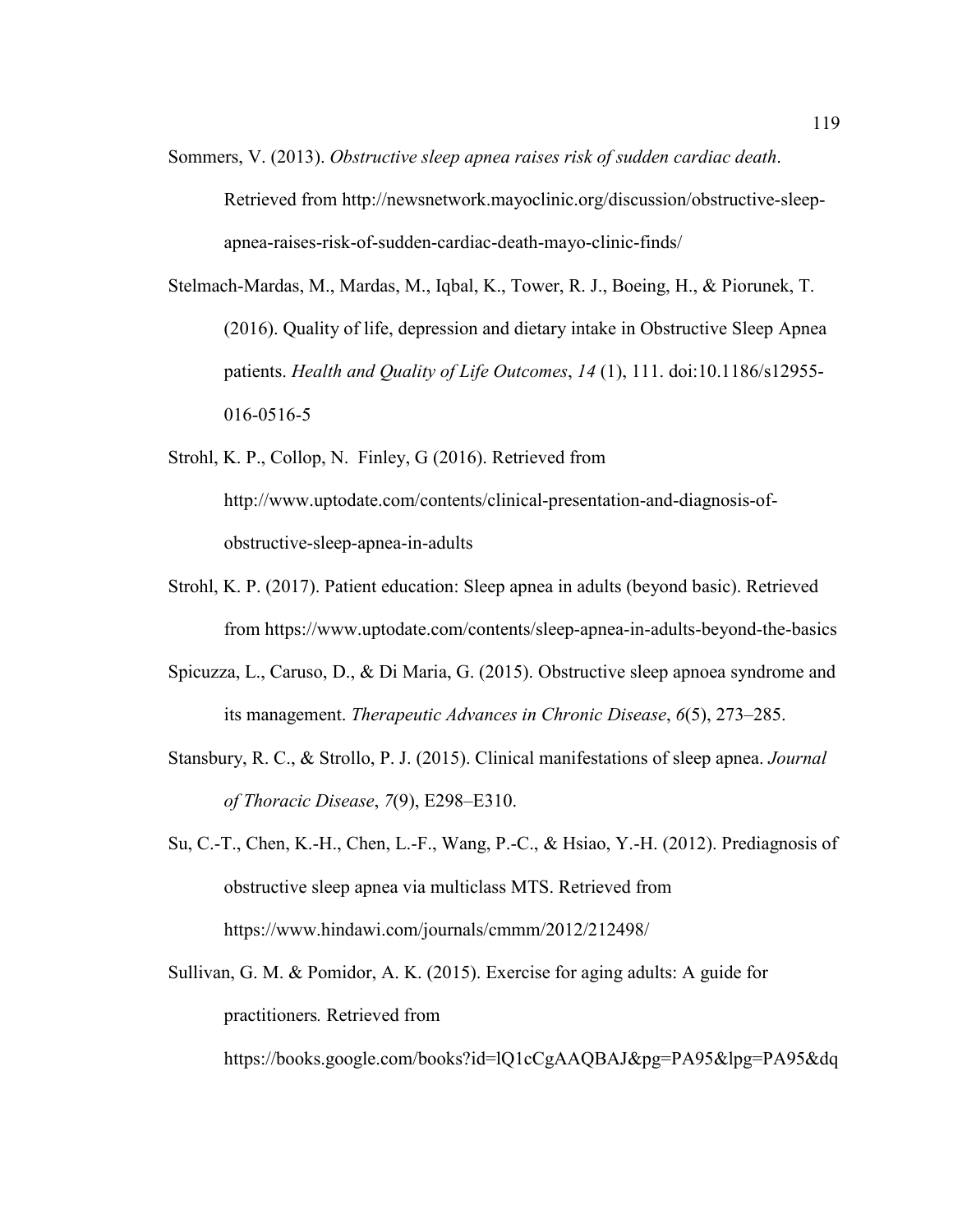Sommers, V. (2013). *Obstructive sleep apnea raises risk of sudden cardiac death*. Retrieved from http://newsnetwork.mayoclinic.org/discussion/obstructive-sleep-apnea-raises-risk-of-sudden-cardiac-death-mayo-clinic-finds/

Stelmach-Mardas, M., Mardas, M., Iqbal, K., Tower, R. J., Boeing, H., & Piorunek, T. (2016). Quality of life, depression and dietary intake in Obstructive Sleep Apnea patients. *Health and Quality of Life Outcomes*, *14* (1), 111. doi:10.1186/s12955-016-0516-5

Strohl, K. P., Collop, N. Finley, G (2016). Retrieved from http://www.uptodate.com/contents/clinical-presentation-and-diagnosis-of-obstructive-sleep-apnea-in-adults

Strohl, K. P. (2017). Patient education: Sleep apnea in adults (beyond basic). Retrieved from https://www.uptodate.com/contents/sleep-apnea-in-adults-beyond-the-basics

Spicuzza, L., Caruso, D., & Di Maria, G. (2015). Obstructive sleep apnoea syndrome and its management. *Therapeutic Advances in Chronic Disease*, *6*(5), 273–285.

Stansbury, R. C., & Strollo, P. J. (2015). Clinical manifestations of sleep apnea. *Journal of Thoracic Disease*, *7*(9), E298–E310.

Su, C.-T., Chen, K.-H., Chen, L.-F., Wang, P.-C., & Hsiao, Y.-H. (2012). Prediagnosis of obstructive sleep apnea via multiclass MTS. Retrieved from https://www.hindawi.com/journals/cmmm/2012/212498/

Sullivan, G. M. & Pomidor, A. K. (2015). Exercise for aging adults: A guide for practitioners*.* Retrieved from https://books.google.com/books?id=lQ1cCgAAQBAJ&pg=PA95&lpg=PA95&dq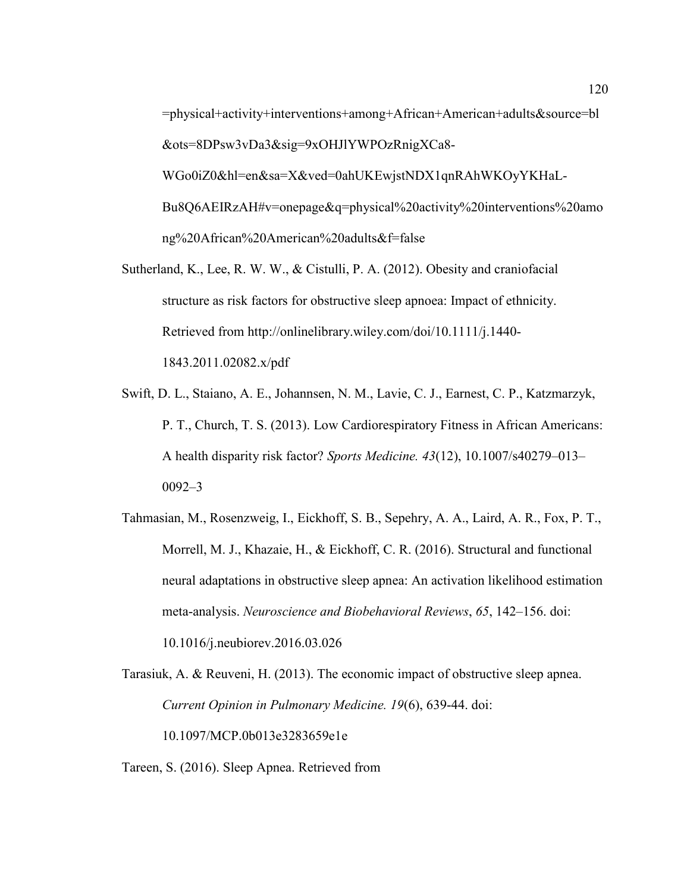=physical+activity+interventions+among+African+American+adults&source=bl&ots=8DPsw3vDa3&sig=9xOHJlYWPOzRnigXCa8-WGo0iZ0&hl=en&sa=X&ved=0ahUKEwjstNDX1qnRAhWKOyYKHaL-Bu8Q6AEIRzAH#v=onepage&q=physical%20activity%20interventions%20among%20African%20American%20adults&f=false

Sutherland, K., Lee, R. W. W., & Cistulli, P. A. (2012). Obesity and craniofacial structure as risk factors for obstructive sleep apnoea: Impact of ethnicity. Retrieved from http://onlinelibrary.wiley.com/doi/10.1111/j.1440-1843.2011.02082.x/pdf

Swift, D. L., Staiano, A. E., Johannsen, N. M., Lavie, C. J., Earnest, C. P., Katzmarzyk, P. T., Church, T. S. (2013). Low Cardiorespiratory Fitness in African Americans: A health disparity risk factor? *Sports Medicine. 43*(12), 10.1007/s40279–013–0092–3

Tahmasian, M., Rosenzweig, I., Eickhoff, S. B., Sepehry, A. A., Laird, A. R., Fox, P. T., Morrell, M. J., Khazaie, H., & Eickhoff, C. R. (2016). Structural and functional neural adaptations in obstructive sleep apnea: An activation likelihood estimation meta-analysis. *Neuroscience and Biobehavioral Reviews*, *65*, 142–156. doi: 10.1016/j.neubiorev.2016.03.026

Tarasiuk, A. & Reuveni, H. (2013). The economic impact of obstructive sleep apnea. *Current Opinion in Pulmonary Medicine. 19*(6), 639-44. doi: 10.1097/MCP.0b013e3283659e1e

Tareen, S. (2016). Sleep Apnea. Retrieved from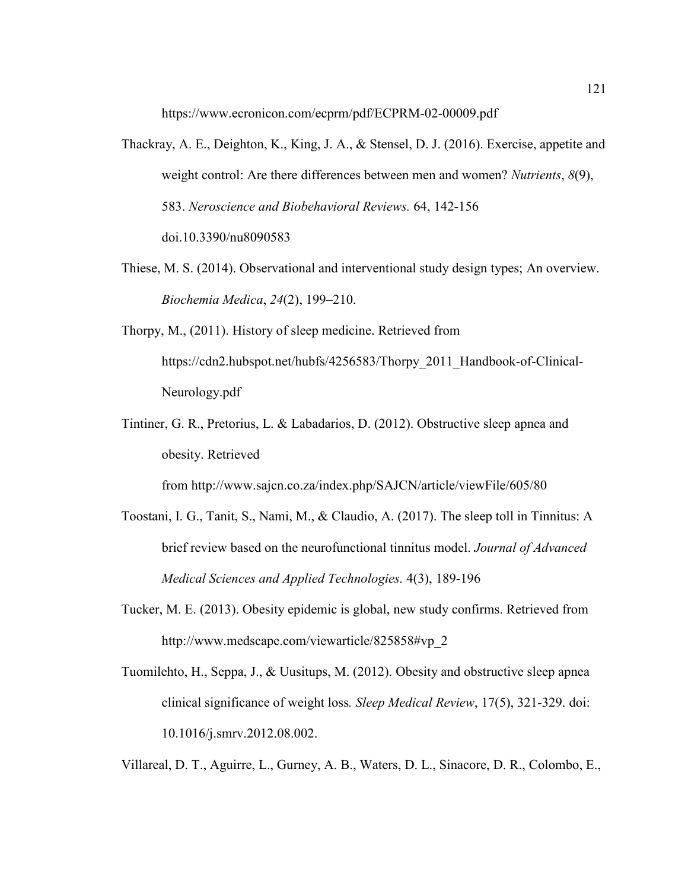https://www.ecronicon.com/ecprm/pdf/ECPRM-02-00009.pdf

Thackray, A. E., Deighton, K., King, J. A., & Stensel, D. J. (2016). Exercise, appetite and weight control: Are there differences between men and women? *Nutrients*, *8*(9), 583. *Neroscience and Biobehavioral Reviews.* 64, 142-156 doi.10.3390/nu8090583

Thiese, M. S. (2014). Observational and interventional study design types; An overview. *Biochemia Medica*, *24*(2), 199–210.

Thorpy, M., (2011). History of sleep medicine. Retrieved from https://cdn2.hubspot.net/hubfs/4256583/Thorpy_2011_Handbook-of-Clinical-Neurology.pdf

Tintiner, G. R., Pretorius, L. & Labadarios, D. (2012). Obstructive sleep apnea and obesity. Retrieved from http://www.sajcn.co.za/index.php/SAJCN/article/viewFile/605/80

Toostani, I. G., Tanit, S., Nami, M., & Claudio, A. (2017). The sleep toll in Tinnitus: A brief review based on the neurofunctional tinnitus model. *Journal of Advanced Medical Sciences and Applied Technologies.* 4(3), 189-196

Tucker, M. E. (2013). Obesity epidemic is global, new study confirms. Retrieved from http://www.medscape.com/viewarticle/825858#vp_2

Tuomilehto, H., Seppa, J., & Uusitups, M. (2012). Obesity and obstructive sleep apnea clinical significance of weight loss*. Sleep Medical Review*, 17(5), 321-329. doi: 10.1016/j.smrv.2012.08.002.

Villareal, D. T., Aguirre, L., Gurney, A. B., Waters, D. L., Sinacore, D. R., Colombo, E.,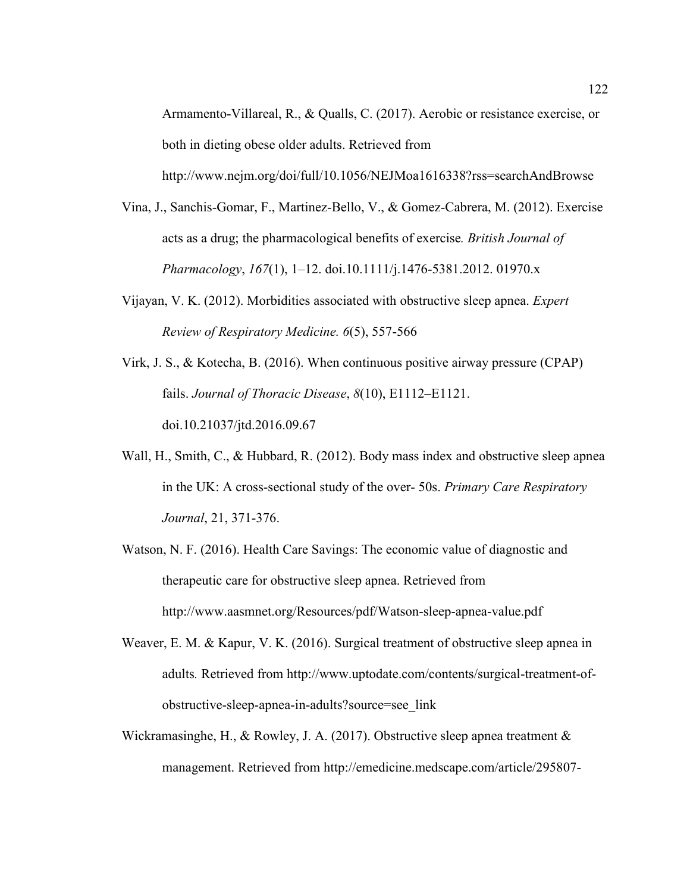Armamento-Villareal, R., & Qualls, C. (2017). Aerobic or resistance exercise, or both in dieting obese older adults. Retrieved from http://www.nejm.org/doi/full/10.1056/NEJMoa1616338?rss=searchAndBrowse

Vina, J., Sanchis-Gomar, F., Martinez-Bello, V., & Gomez-Cabrera, M. (2012). Exercise acts as a drug; the pharmacological benefits of exercise*. British Journal of Pharmacology*, *167*(1), 1–12. doi.10.1111/j.1476-5381.2012. 01970.x

Vijayan, V. K. (2012). Morbidities associated with obstructive sleep apnea. *Expert Review of Respiratory Medicine. 6*(5), 557-566

Virk, J. S., & Kotecha, B. (2016). When continuous positive airway pressure (CPAP) fails. *Journal of Thoracic Disease*, *8*(10), E1112–E1121. doi.10.21037/jtd.2016.09.67

Wall, H., Smith, C., & Hubbard, R. (2012). Body mass index and obstructive sleep apnea in the UK: A cross-sectional study of the over- 50s. *Primary Care Respiratory Journal*, 21, 371-376.

Watson, N. F. (2016). Health Care Savings: The economic value of diagnostic and therapeutic care for obstructive sleep apnea. Retrieved from http://www.aasmnet.org/Resources/pdf/Watson-sleep-apnea-value.pdf

Weaver, E. M. & Kapur, V. K. (2016). Surgical treatment of obstructive sleep apnea in adults*.* Retrieved from http://www.uptodate.com/contents/surgical-treatment-of-obstructive-sleep-apnea-in-adults?source=see_link

Wickramasinghe, H., & Rowley, J. A. (2017). Obstructive sleep apnea treatment & management. Retrieved from http://emedicine.medscape.com/article/295807-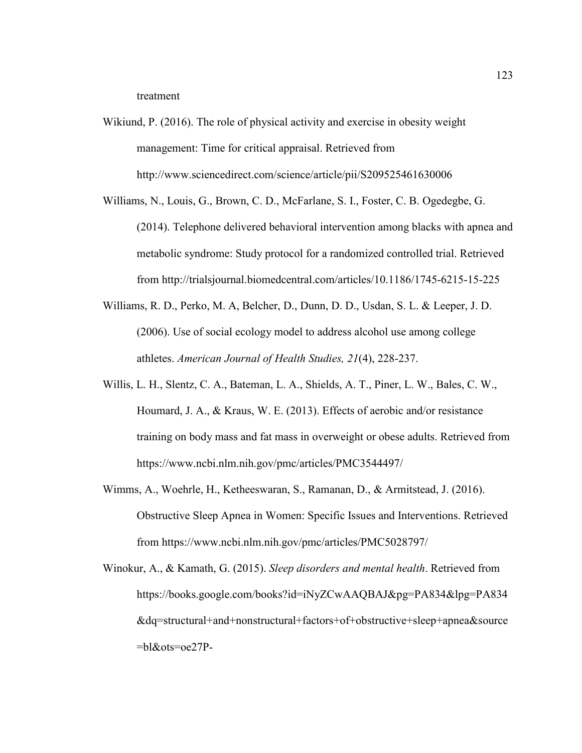treatment

Wikiund, P. (2016). The role of physical activity and exercise in obesity weight management: Time for critical appraisal. Retrieved from http://www.sciencedirect.com/science/article/pii/S209525461630006

Williams, N., Louis, G., Brown, C. D., McFarlane, S. I., Foster, C. B. Ogedegbe, G. (2014). Telephone delivered behavioral intervention among blacks with apnea and metabolic syndrome: Study protocol for a randomized controlled trial. Retrieved from http://trialsjournal.biomedcentral.com/articles/10.1186/1745-6215-15-225

Williams, R. D., Perko, M. A, Belcher, D., Dunn, D. D., Usdan, S. L. & Leeper, J. D. (2006). Use of social ecology model to address alcohol use among college athletes. *American Journal of Health Studies, 21*(4), 228-237.

Willis, L. H., Slentz, C. A., Bateman, L. A., Shields, A. T., Piner, L. W., Bales, C. W., Houmard, J. A., & Kraus, W. E. (2013). Effects of aerobic and/or resistance training on body mass and fat mass in overweight or obese adults. Retrieved from https://www.ncbi.nlm.nih.gov/pmc/articles/PMC3544497/

Wimms, A., Woehrle, H., Ketheeswaran, S., Ramanan, D., & Armitstead, J. (2016). Obstructive Sleep Apnea in Women: Specific Issues and Interventions. Retrieved from https://www.ncbi.nlm.nih.gov/pmc/articles/PMC5028797/

Winokur, A., & Kamath, G. (2015). *Sleep disorders and mental health*. Retrieved from https://books.google.com/books?id=iNyZCwAAQBAJ&pg=PA834&lpg=PA834&dq=structural+and+nonstructural+factors+of+obstructive+sleep+apnea&source=bl&ots=oe27P-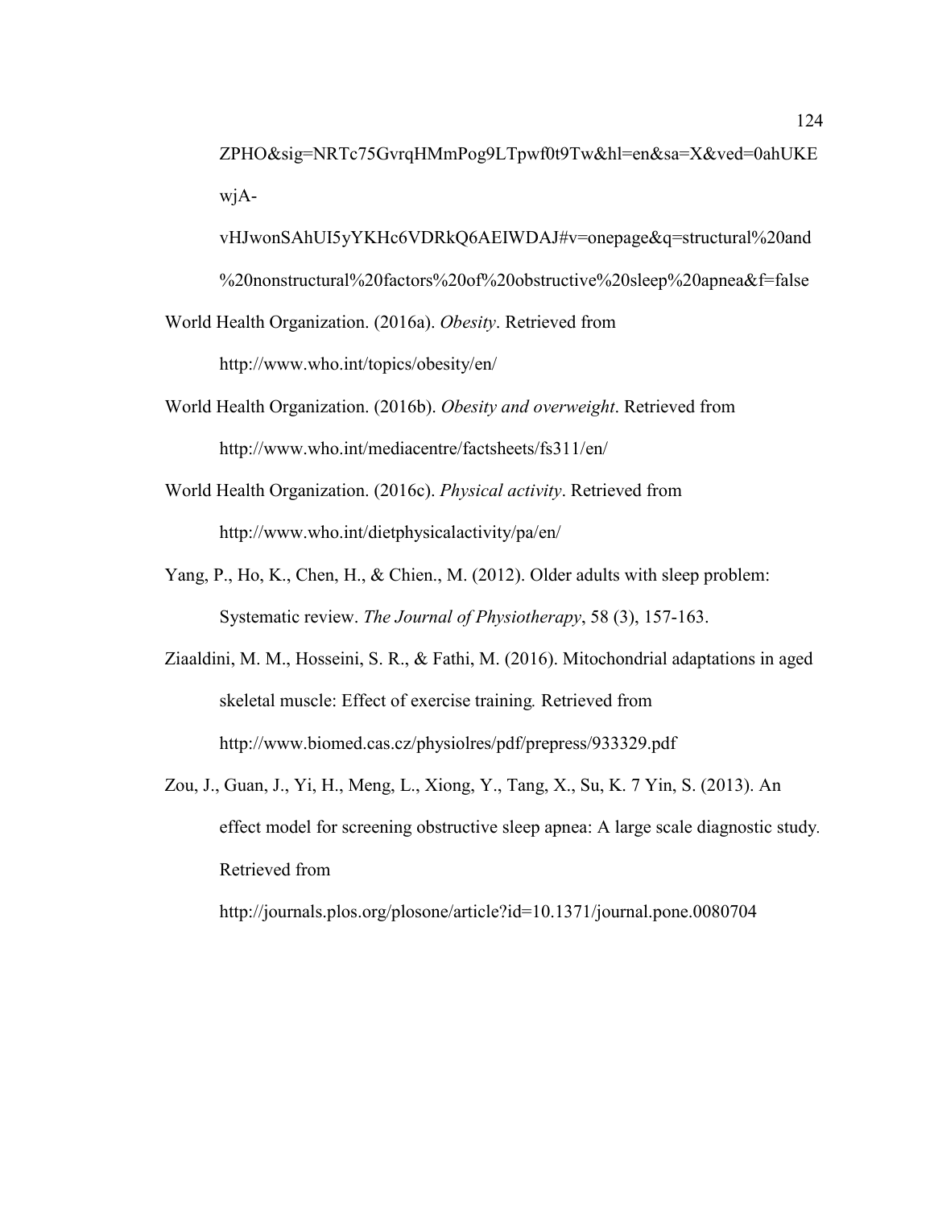ZPHO&sig=NRTc75GvrqHMmPog9LTpwf0t9Tw&hl=en&sa=X&ved=0ahUKEwjA-vHJwonSAhUI5yYKHc6VDRkQ6AEIWDAJ#v=onepage&q=structural%20and%20nonstructural%20factors%20of%20obstructive%20sleep%20apnea&f=false

World Health Organization. (2016a). *Obesity*. Retrieved from http://www.who.int/topics/obesity/en/

World Health Organization. (2016b). *Obesity and overweight*. Retrieved from http://www.who.int/mediacentre/factsheets/fs311/en/

World Health Organization. (2016c). *Physical activity*. Retrieved from http://www.who.int/dietphysicalactivity/pa/en/

Yang, P., Ho, K., Chen, H., & Chien., M. (2012). Older adults with sleep problem: Systematic review. *The Journal of Physiotherapy*, 58 (3), 157-163.

Ziaaldini, M. M., Hosseini, S. R., & Fathi, M. (2016). Mitochondrial adaptations in aged skeletal muscle: Effect of exercise training. Retrieved from http://www.biomed.cas.cz/physiolres/pdf/prepress/933329.pdf

Zou, J., Guan, J., Yi, H., Meng, L., Xiong, Y., Tang, X., Su, K. 7 Yin, S. (2013). An effect model for screening obstructive sleep apnea: A large scale diagnostic study. Retrieved from http://journals.plos.org/plosone/article?id=10.1371/journal.pone.0080704